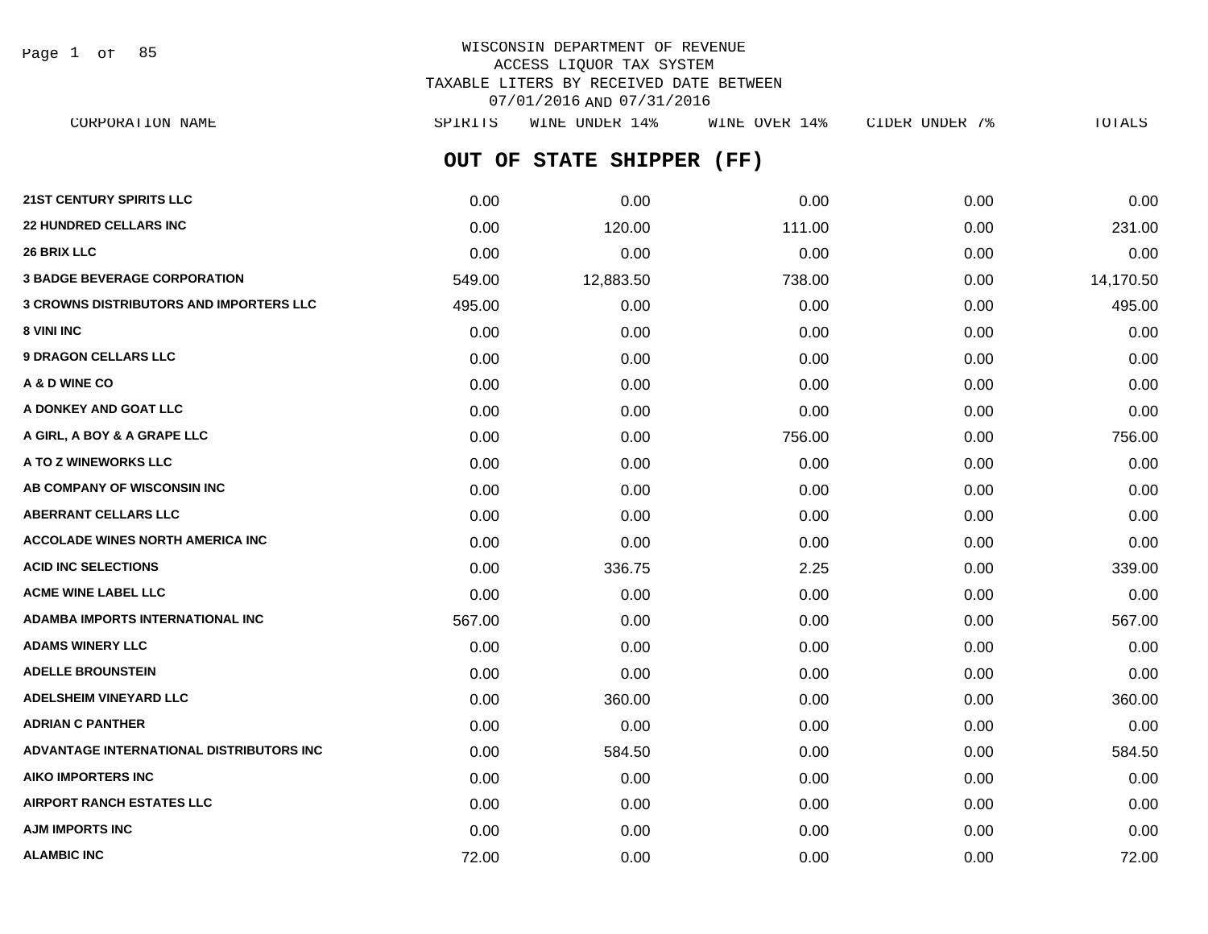WISCONSIN DEPARTMENT OF REVENUE
ACCESS LIQUOR TAX SYSTEM
TAXABLE LITERS BY RECEIVED DATE BETWEEN
07/01/2016 AND 07/31/2016

## OUT OF STATE SHIPPER (FF)

| CORPORATION NAME | SPIRITS | WINE UNDER 14% | WINE OVER 14% | CIDER UNDER 7% | TOTALS |
|---|---|---|---|---|---|
| **21ST CENTURY SPIRITS LLC** | 0.00 | 0.00 | 0.00 | 0.00 | 0.00 |
| **22 HUNDRED CELLARS INC** | 0.00 | 120.00 | 111.00 | 0.00 | 231.00 |
| **26 BRIX LLC** | 0.00 | 0.00 | 0.00 | 0.00 | 0.00 |
| **3 BADGE BEVERAGE CORPORATION** | 549.00 | 12,883.50 | 738.00 | 0.00 | 14,170.50 |
| **3 CROWNS DISTRIBUTORS AND IMPORTERS LLC** | 495.00 | 0.00 | 0.00 | 0.00 | 495.00 |
| **8 VINI INC** | 0.00 | 0.00 | 0.00 | 0.00 | 0.00 |
| **9 DRAGON CELLARS LLC** | 0.00 | 0.00 | 0.00 | 0.00 | 0.00 |
| **A & D WINE CO** | 0.00 | 0.00 | 0.00 | 0.00 | 0.00 |
| **A DONKEY AND GOAT LLC** | 0.00 | 0.00 | 0.00 | 0.00 | 0.00 |
| **A GIRL, A BOY & A GRAPE LLC** | 0.00 | 0.00 | 756.00 | 0.00 | 756.00 |
| **A TO Z WINEWORKS LLC** | 0.00 | 0.00 | 0.00 | 0.00 | 0.00 |
| **AB COMPANY OF WISCONSIN INC** | 0.00 | 0.00 | 0.00 | 0.00 | 0.00 |
| **ABERRANT CELLARS LLC** | 0.00 | 0.00 | 0.00 | 0.00 | 0.00 |
| **ACCOLADE WINES NORTH AMERICA INC** | 0.00 | 0.00 | 0.00 | 0.00 | 0.00 |
| **ACID INC SELECTIONS** | 0.00 | 336.75 | 2.25 | 0.00 | 339.00 |
| **ACME WINE LABEL LLC** | 0.00 | 0.00 | 0.00 | 0.00 | 0.00 |
| **ADAMBA IMPORTS INTERNATIONAL INC** | 567.00 | 0.00 | 0.00 | 0.00 | 567.00 |
| **ADAMS WINERY LLC** | 0.00 | 0.00 | 0.00 | 0.00 | 0.00 |
| **ADELLE BROUNSTEIN** | 0.00 | 0.00 | 0.00 | 0.00 | 0.00 |
| **ADELSHEIM VINEYARD LLC** | 0.00 | 360.00 | 0.00 | 0.00 | 360.00 |
| **ADRIAN C PANTHER** | 0.00 | 0.00 | 0.00 | 0.00 | 0.00 |
| **ADVANTAGE INTERNATIONAL DISTRIBUTORS INC** | 0.00 | 584.50 | 0.00 | 0.00 | 584.50 |
| **AIKO IMPORTERS INC** | 0.00 | 0.00 | 0.00 | 0.00 | 0.00 |
| **AIRPORT RANCH ESTATES LLC** | 0.00 | 0.00 | 0.00 | 0.00 | 0.00 |
| **AJM IMPORTS INC** | 0.00 | 0.00 | 0.00 | 0.00 | 0.00 |
| **ALAMBIC INC** | 72.00 | 0.00 | 0.00 | 0.00 | 72.00 |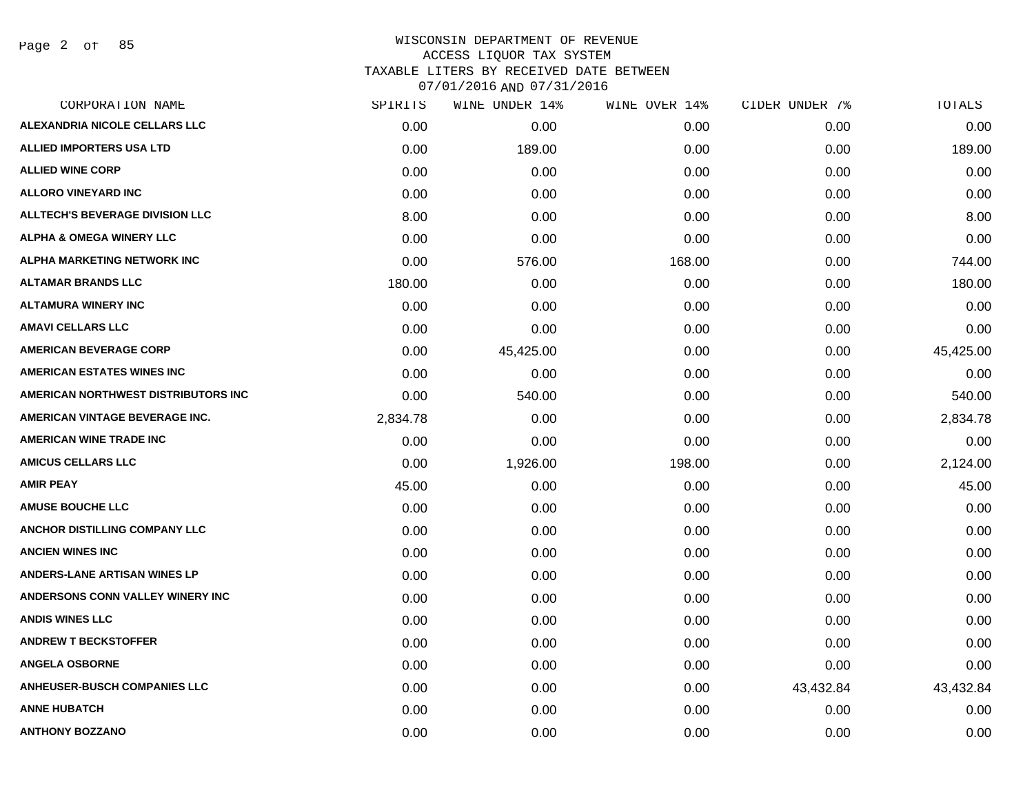# WISCONSIN DEPARTMENT OF REVENUE
## ACCESS LIQUOR TAX SYSTEM
## TAXABLE LITERS BY RECEIVED DATE BETWEEN 07/01/2016 AND 07/31/2016

| CORPORATION NAME | SPIRITS | WINE UNDER 14% | WINE OVER 14% | CIDER UNDER 7% | TOTALS |
|---|---|---|---|---|---|
| ALEXANDRIA NICOLE CELLARS LLC | 0.00 | 0.00 | 0.00 | 0.00 | 0.00 |
| ALLIED IMPORTERS USA LTD | 0.00 | 189.00 | 0.00 | 0.00 | 189.00 |
| ALLIED WINE CORP | 0.00 | 0.00 | 0.00 | 0.00 | 0.00 |
| ALLORO VINEYARD INC | 0.00 | 0.00 | 0.00 | 0.00 | 0.00 |
| ALLTECH'S BEVERAGE DIVISION LLC | 8.00 | 0.00 | 0.00 | 0.00 | 8.00 |
| ALPHA & OMEGA WINERY LLC | 0.00 | 0.00 | 0.00 | 0.00 | 0.00 |
| ALPHA MARKETING NETWORK INC | 0.00 | 576.00 | 168.00 | 0.00 | 744.00 |
| ALTAMAR BRANDS LLC | 180.00 | 0.00 | 0.00 | 0.00 | 180.00 |
| ALTAMURA WINERY INC | 0.00 | 0.00 | 0.00 | 0.00 | 0.00 |
| AMAVI CELLARS LLC | 0.00 | 0.00 | 0.00 | 0.00 | 0.00 |
| AMERICAN BEVERAGE CORP | 0.00 | 45,425.00 | 0.00 | 0.00 | 45,425.00 |
| AMERICAN ESTATES WINES INC | 0.00 | 0.00 | 0.00 | 0.00 | 0.00 |
| AMERICAN NORTHWEST DISTRIBUTORS INC | 0.00 | 540.00 | 0.00 | 0.00 | 540.00 |
| AMERICAN VINTAGE BEVERAGE INC. | 2,834.78 | 0.00 | 0.00 | 0.00 | 2,834.78 |
| AMERICAN WINE TRADE INC | 0.00 | 0.00 | 0.00 | 0.00 | 0.00 |
| AMICUS CELLARS LLC | 0.00 | 1,926.00 | 198.00 | 0.00 | 2,124.00 |
| AMIR PEAY | 45.00 | 0.00 | 0.00 | 0.00 | 45.00 |
| AMUSE BOUCHE LLC | 0.00 | 0.00 | 0.00 | 0.00 | 0.00 |
| ANCHOR DISTILLING COMPANY LLC | 0.00 | 0.00 | 0.00 | 0.00 | 0.00 |
| ANCIEN WINES INC | 0.00 | 0.00 | 0.00 | 0.00 | 0.00 |
| ANDERS-LANE ARTISAN WINES LP | 0.00 | 0.00 | 0.00 | 0.00 | 0.00 |
| ANDERSONS CONN VALLEY WINERY INC | 0.00 | 0.00 | 0.00 | 0.00 | 0.00 |
| ANDIS WINES LLC | 0.00 | 0.00 | 0.00 | 0.00 | 0.00 |
| ANDREW T BECKSTOFFER | 0.00 | 0.00 | 0.00 | 0.00 | 0.00 |
| ANGELA OSBORNE | 0.00 | 0.00 | 0.00 | 0.00 | 0.00 |
| ANHEUSER-BUSCH COMPANIES LLC | 0.00 | 0.00 | 0.00 | 43,432.84 | 43,432.84 |
| ANNE HUBATCH | 0.00 | 0.00 | 0.00 | 0.00 | 0.00 |
| ANTHONY BOZZANO | 0.00 | 0.00 | 0.00 | 0.00 | 0.00 |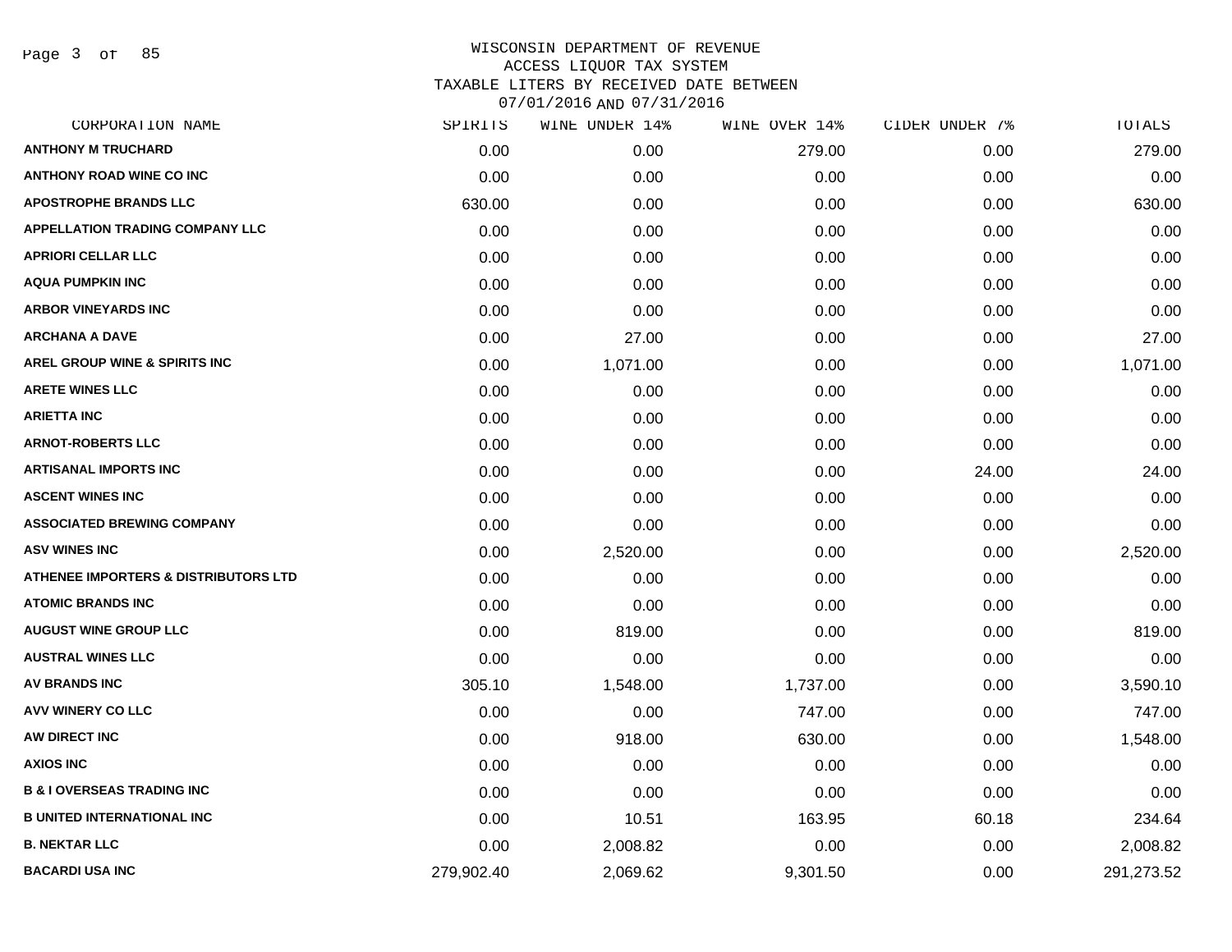# WISCONSIN DEPARTMENT OF REVENUE
## ACCESS LIQUOR TAX SYSTEM
## TAXABLE LITERS BY RECEIVED DATE BETWEEN 07/01/2016 AND 07/31/2016

| CORPORATION NAME | SPIRITS | WINE UNDER 14% | WINE OVER 14% | CIDER UNDER 7% | TOTALS |
|---|---|---|---|---|---|
| ANTHONY M TRUCHARD | 0.00 | 0.00 | 279.00 | 0.00 | 279.00 |
| ANTHONY ROAD WINE CO INC | 0.00 | 0.00 | 0.00 | 0.00 | 0.00 |
| APOSTROPHE BRANDS LLC | 630.00 | 0.00 | 0.00 | 0.00 | 630.00 |
| APPELLATION TRADING COMPANY LLC | 0.00 | 0.00 | 0.00 | 0.00 | 0.00 |
| APRIORI CELLAR LLC | 0.00 | 0.00 | 0.00 | 0.00 | 0.00 |
| AQUA PUMPKIN INC | 0.00 | 0.00 | 0.00 | 0.00 | 0.00 |
| ARBOR VINEYARDS INC | 0.00 | 0.00 | 0.00 | 0.00 | 0.00 |
| ARCHANA A DAVE | 0.00 | 27.00 | 0.00 | 0.00 | 27.00 |
| AREL GROUP WINE & SPIRITS INC | 0.00 | 1,071.00 | 0.00 | 0.00 | 1,071.00 |
| ARETE WINES LLC | 0.00 | 0.00 | 0.00 | 0.00 | 0.00 |
| ARIETTA INC | 0.00 | 0.00 | 0.00 | 0.00 | 0.00 |
| ARNOT-ROBERTS LLC | 0.00 | 0.00 | 0.00 | 0.00 | 0.00 |
| ARTISANAL IMPORTS INC | 0.00 | 0.00 | 0.00 | 24.00 | 24.00 |
| ASCENT WINES INC | 0.00 | 0.00 | 0.00 | 0.00 | 0.00 |
| ASSOCIATED BREWING COMPANY | 0.00 | 0.00 | 0.00 | 0.00 | 0.00 |
| ASV WINES INC | 0.00 | 2,520.00 | 0.00 | 0.00 | 2,520.00 |
| ATHENEE IMPORTERS & DISTRIBUTORS LTD | 0.00 | 0.00 | 0.00 | 0.00 | 0.00 |
| ATOMIC BRANDS INC | 0.00 | 0.00 | 0.00 | 0.00 | 0.00 |
| AUGUST WINE GROUP LLC | 0.00 | 819.00 | 0.00 | 0.00 | 819.00 |
| AUSTRAL WINES LLC | 0.00 | 0.00 | 0.00 | 0.00 | 0.00 |
| AV BRANDS INC | 305.10 | 1,548.00 | 1,737.00 | 0.00 | 3,590.10 |
| AVV WINERY CO LLC | 0.00 | 0.00 | 747.00 | 0.00 | 747.00 |
| AW DIRECT INC | 0.00 | 918.00 | 630.00 | 0.00 | 1,548.00 |
| AXIOS INC | 0.00 | 0.00 | 0.00 | 0.00 | 0.00 |
| B & I OVERSEAS TRADING INC | 0.00 | 0.00 | 0.00 | 0.00 | 0.00 |
| B UNITED INTERNATIONAL INC | 0.00 | 10.51 | 163.95 | 60.18 | 234.64 |
| B. NEKTAR LLC | 0.00 | 2,008.82 | 0.00 | 0.00 | 2,008.82 |
| BACARDI USA INC | 279,902.40 | 2,069.62 | 9,301.50 | 0.00 | 291,273.52 |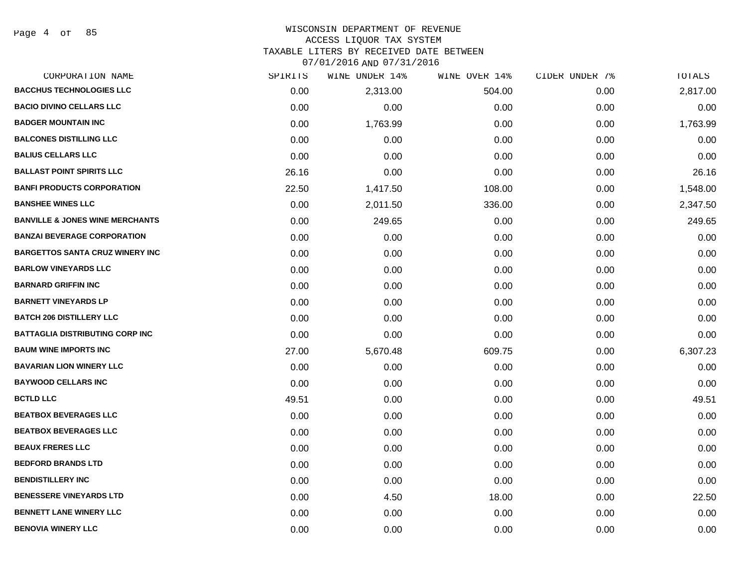# WISCONSIN DEPARTMENT OF REVENUE
## ACCESS LIQUOR TAX SYSTEM
## TAXABLE LITERS BY RECEIVED DATE BETWEEN 07/01/2016 AND 07/31/2016

| CORPORATION NAME | SPIRITS | WINE UNDER 14% | WINE OVER 14% | CIDER UNDER 7% | TOTALS |
|---|---|---|---|---|---|
| BACCHUS TECHNOLOGIES LLC | 0.00 | 2,313.00 | 504.00 | 0.00 | 2,817.00 |
| BACIO DIVINO CELLARS LLC | 0.00 | 0.00 | 0.00 | 0.00 | 0.00 |
| BADGER MOUNTAIN INC | 0.00 | 1,763.99 | 0.00 | 0.00 | 1,763.99 |
| BALCONES DISTILLING LLC | 0.00 | 0.00 | 0.00 | 0.00 | 0.00 |
| BALIUS CELLARS LLC | 0.00 | 0.00 | 0.00 | 0.00 | 0.00 |
| BALLAST POINT SPIRITS LLC | 26.16 | 0.00 | 0.00 | 0.00 | 26.16 |
| BANFI PRODUCTS CORPORATION | 22.50 | 1,417.50 | 108.00 | 0.00 | 1,548.00 |
| BANSHEE WINES LLC | 0.00 | 2,011.50 | 336.00 | 0.00 | 2,347.50 |
| BANVILLE & JONES WINE MERCHANTS | 0.00 | 249.65 | 0.00 | 0.00 | 249.65 |
| BANZAI BEVERAGE CORPORATION | 0.00 | 0.00 | 0.00 | 0.00 | 0.00 |
| BARGETTOS SANTA CRUZ WINERY INC | 0.00 | 0.00 | 0.00 | 0.00 | 0.00 |
| BARLOW VINEYARDS LLC | 0.00 | 0.00 | 0.00 | 0.00 | 0.00 |
| BARNARD GRIFFIN INC | 0.00 | 0.00 | 0.00 | 0.00 | 0.00 |
| BARNETT VINEYARDS LP | 0.00 | 0.00 | 0.00 | 0.00 | 0.00 |
| BATCH 206 DISTILLERY LLC | 0.00 | 0.00 | 0.00 | 0.00 | 0.00 |
| BATTAGLIA DISTRIBUTING CORP INC | 0.00 | 0.00 | 0.00 | 0.00 | 0.00 |
| BAUM WINE IMPORTS INC | 27.00 | 5,670.48 | 609.75 | 0.00 | 6,307.23 |
| BAVARIAN LION WINERY LLC | 0.00 | 0.00 | 0.00 | 0.00 | 0.00 |
| BAYWOOD CELLARS INC | 0.00 | 0.00 | 0.00 | 0.00 | 0.00 |
| BCTLD LLC | 49.51 | 0.00 | 0.00 | 0.00 | 49.51 |
| BEATBOX BEVERAGES LLC | 0.00 | 0.00 | 0.00 | 0.00 | 0.00 |
| BEATBOX BEVERAGES LLC | 0.00 | 0.00 | 0.00 | 0.00 | 0.00 |
| BEAUX FRERES LLC | 0.00 | 0.00 | 0.00 | 0.00 | 0.00 |
| BEDFORD BRANDS LTD | 0.00 | 0.00 | 0.00 | 0.00 | 0.00 |
| BENDISTILLERY INC | 0.00 | 0.00 | 0.00 | 0.00 | 0.00 |
| BENESSERE VINEYARDS LTD | 0.00 | 4.50 | 18.00 | 0.00 | 22.50 |
| BENNETT LANE WINERY LLC | 0.00 | 0.00 | 0.00 | 0.00 | 0.00 |
| BENOVIA WINERY LLC | 0.00 | 0.00 | 0.00 | 0.00 | 0.00 |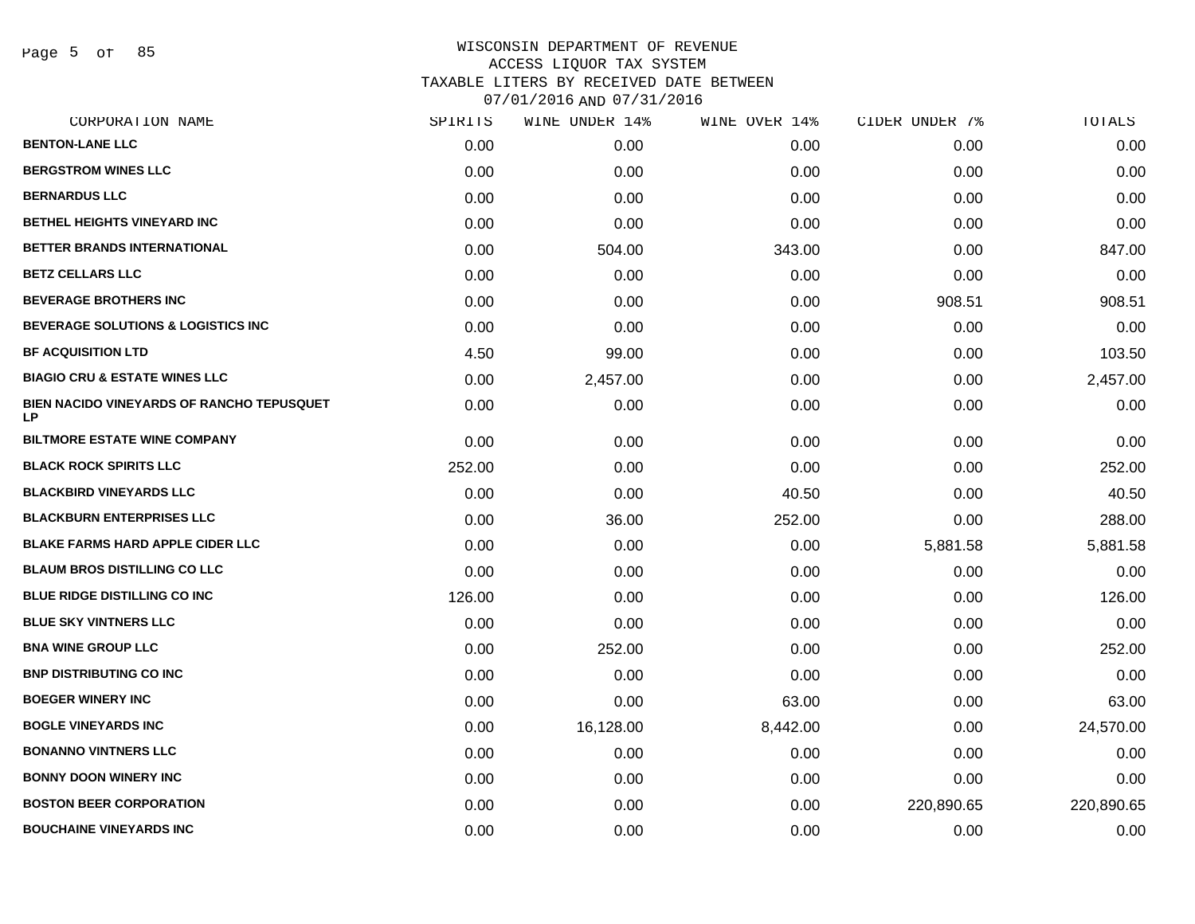# WISCONSIN DEPARTMENT OF REVENUE
## ACCESS LIQUOR TAX SYSTEM
### TAXABLE LITERS BY RECEIVED DATE BETWEEN 07/01/2016 AND 07/31/2016

| CORPORATION NAME | SPIRITS | WINE UNDER 14% | WINE OVER 14% | CIDER UNDER 7% | TOTALS |
|---|---|---|---|---|---|
| BENTON-LANE LLC | 0.00 | 0.00 | 0.00 | 0.00 | 0.00 |
| BERGSTROM WINES LLC | 0.00 | 0.00 | 0.00 | 0.00 | 0.00 |
| BERNARDUS LLC | 0.00 | 0.00 | 0.00 | 0.00 | 0.00 |
| BETHEL HEIGHTS VINEYARD INC | 0.00 | 0.00 | 0.00 | 0.00 | 0.00 |
| BETTER BRANDS INTERNATIONAL | 0.00 | 504.00 | 343.00 | 0.00 | 847.00 |
| BETZ CELLARS LLC | 0.00 | 0.00 | 0.00 | 0.00 | 0.00 |
| BEVERAGE BROTHERS INC | 0.00 | 0.00 | 0.00 | 908.51 | 908.51 |
| BEVERAGE SOLUTIONS & LOGISTICS INC | 0.00 | 0.00 | 0.00 | 0.00 | 0.00 |
| BF ACQUISITION LTD | 4.50 | 99.00 | 0.00 | 0.00 | 103.50 |
| BIAGIO CRU & ESTATE WINES LLC | 0.00 | 2,457.00 | 0.00 | 0.00 | 2,457.00 |
| BIEN NACIDO VINEYARDS OF RANCHO TEPUSQUET LP | 0.00 | 0.00 | 0.00 | 0.00 | 0.00 |
| BILTMORE ESTATE WINE COMPANY | 0.00 | 0.00 | 0.00 | 0.00 | 0.00 |
| BLACK ROCK SPIRITS LLC | 252.00 | 0.00 | 0.00 | 0.00 | 252.00 |
| BLACKBIRD VINEYARDS LLC | 0.00 | 0.00 | 40.50 | 0.00 | 40.50 |
| BLACKBURN ENTERPRISES LLC | 0.00 | 36.00 | 252.00 | 0.00 | 288.00 |
| BLAKE FARMS HARD APPLE CIDER LLC | 0.00 | 0.00 | 0.00 | 5,881.58 | 5,881.58 |
| BLAUM BROS DISTILLING CO LLC | 0.00 | 0.00 | 0.00 | 0.00 | 0.00 |
| BLUE RIDGE DISTILLING CO INC | 126.00 | 0.00 | 0.00 | 0.00 | 126.00 |
| BLUE SKY VINTNERS LLC | 0.00 | 0.00 | 0.00 | 0.00 | 0.00 |
| BNA WINE GROUP LLC | 0.00 | 252.00 | 0.00 | 0.00 | 252.00 |
| BNP DISTRIBUTING CO INC | 0.00 | 0.00 | 0.00 | 0.00 | 0.00 |
| BOEGER WINERY INC | 0.00 | 0.00 | 63.00 | 0.00 | 63.00 |
| BOGLE VINEYARDS INC | 0.00 | 16,128.00 | 8,442.00 | 0.00 | 24,570.00 |
| BONANNO VINTNERS LLC | 0.00 | 0.00 | 0.00 | 0.00 | 0.00 |
| BONNY DOON WINERY INC | 0.00 | 0.00 | 0.00 | 0.00 | 0.00 |
| BOSTON BEER CORPORATION | 0.00 | 0.00 | 0.00 | 220,890.65 | 220,890.65 |
| BOUCHAINE VINEYARDS INC | 0.00 | 0.00 | 0.00 | 0.00 | 0.00 |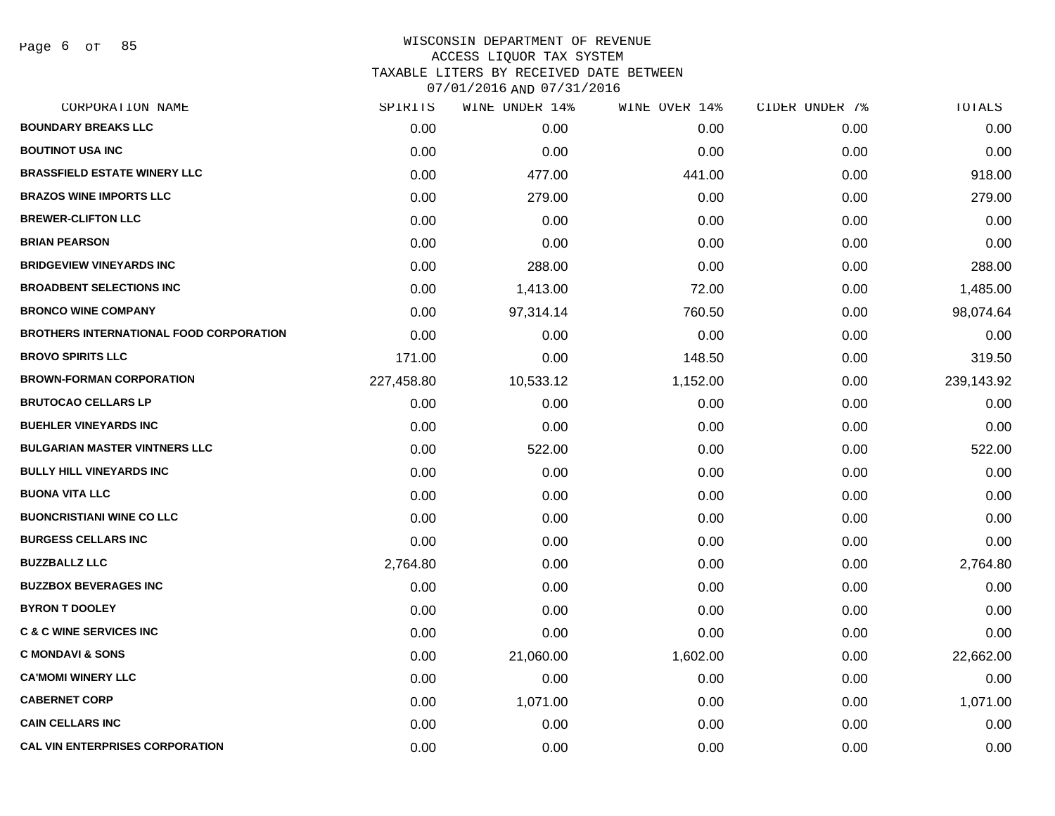# WISCONSIN DEPARTMENT OF REVENUE
## ACCESS LIQUOR TAX SYSTEM
## TAXABLE LITERS BY RECEIVED DATE BETWEEN 07/01/2016 AND 07/31/2016

| CORPORATION NAME | SPIRITS | WINE UNDER 14% | WINE OVER 14% | CIDER UNDER 7% | TOTALS |
|---|---|---|---|---|---|
| BOUNDARY BREAKS LLC | 0.00 | 0.00 | 0.00 | 0.00 | 0.00 |
| BOUTINOT USA INC | 0.00 | 0.00 | 0.00 | 0.00 | 0.00 |
| BRASSFIELD ESTATE WINERY LLC | 0.00 | 477.00 | 441.00 | 0.00 | 918.00 |
| BRAZOS WINE IMPORTS LLC | 0.00 | 279.00 | 0.00 | 0.00 | 279.00 |
| BREWER-CLIFTON LLC | 0.00 | 0.00 | 0.00 | 0.00 | 0.00 |
| BRIAN PEARSON | 0.00 | 0.00 | 0.00 | 0.00 | 0.00 |
| BRIDGEVIEW VINEYARDS INC | 0.00 | 288.00 | 0.00 | 0.00 | 288.00 |
| BROADBENT SELECTIONS INC | 0.00 | 1,413.00 | 72.00 | 0.00 | 1,485.00 |
| BRONCO WINE COMPANY | 0.00 | 97,314.14 | 760.50 | 0.00 | 98,074.64 |
| BROTHERS INTERNATIONAL FOOD CORPORATION | 0.00 | 0.00 | 0.00 | 0.00 | 0.00 |
| BROVO SPIRITS LLC | 171.00 | 0.00 | 148.50 | 0.00 | 319.50 |
| BROWN-FORMAN CORPORATION | 227,458.80 | 10,533.12 | 1,152.00 | 0.00 | 239,143.92 |
| BRUTOCAO CELLARS LP | 0.00 | 0.00 | 0.00 | 0.00 | 0.00 |
| BUEHLER VINEYARDS INC | 0.00 | 0.00 | 0.00 | 0.00 | 0.00 |
| BULGARIAN MASTER VINTNERS LLC | 0.00 | 522.00 | 0.00 | 0.00 | 522.00 |
| BULLY HILL VINEYARDS INC | 0.00 | 0.00 | 0.00 | 0.00 | 0.00 |
| BUONA VITA LLC | 0.00 | 0.00 | 0.00 | 0.00 | 0.00 |
| BUONCRISTIANI WINE CO LLC | 0.00 | 0.00 | 0.00 | 0.00 | 0.00 |
| BURGESS CELLARS INC | 0.00 | 0.00 | 0.00 | 0.00 | 0.00 |
| BUZZBALLZ LLC | 2,764.80 | 0.00 | 0.00 | 0.00 | 2,764.80 |
| BUZZBOX BEVERAGES INC | 0.00 | 0.00 | 0.00 | 0.00 | 0.00 |
| BYRON T DOOLEY | 0.00 | 0.00 | 0.00 | 0.00 | 0.00 |
| C & C WINE SERVICES INC | 0.00 | 0.00 | 0.00 | 0.00 | 0.00 |
| C MONDAVI & SONS | 0.00 | 21,060.00 | 1,602.00 | 0.00 | 22,662.00 |
| CA'MOMI WINERY LLC | 0.00 | 0.00 | 0.00 | 0.00 | 0.00 |
| CABERNET CORP | 0.00 | 1,071.00 | 0.00 | 0.00 | 1,071.00 |
| CAIN CELLARS INC | 0.00 | 0.00 | 0.00 | 0.00 | 0.00 |
| CAL VIN ENTERPRISES CORPORATION | 0.00 | 0.00 | 0.00 | 0.00 | 0.00 |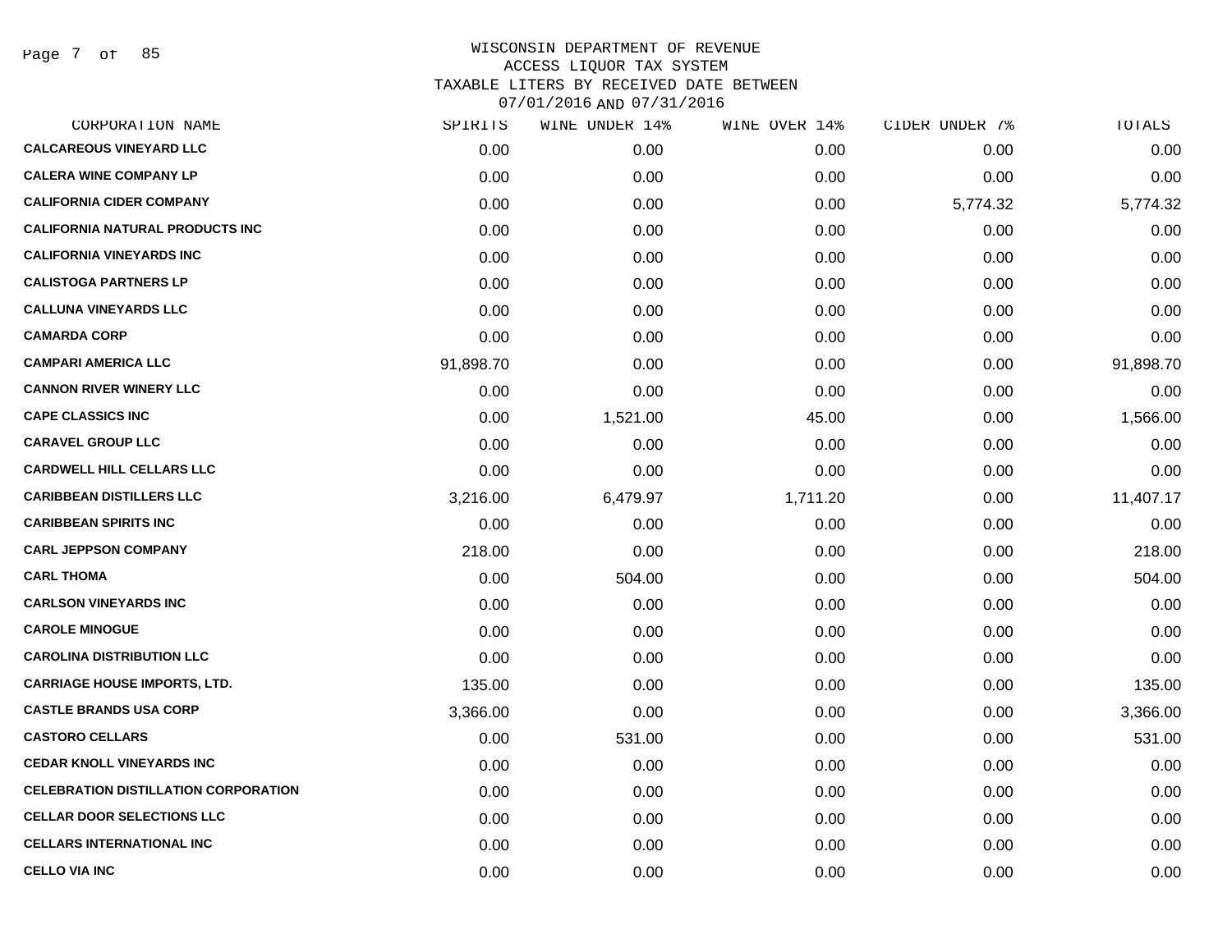WISCONSIN DEPARTMENT OF REVENUE
ACCESS LIQUOR TAX SYSTEM
TAXABLE LITERS BY RECEIVED DATE BETWEEN
07/01/2016 AND 07/31/2016

| CORPORATION NAME | SPIRITS | WINE UNDER 14% | WINE OVER 14% | CIDER UNDER 7% | TOTALS |
|---|---|---|---|---|---|
| CALCAREOUS VINEYARD LLC | 0.00 | 0.00 | 0.00 | 0.00 | 0.00 |
| CALERA WINE COMPANY LP | 0.00 | 0.00 | 0.00 | 0.00 | 0.00 |
| CALIFORNIA CIDER COMPANY | 0.00 | 0.00 | 0.00 | 5,774.32 | 5,774.32 |
| CALIFORNIA NATURAL PRODUCTS INC | 0.00 | 0.00 | 0.00 | 0.00 | 0.00 |
| CALIFORNIA VINEYARDS INC | 0.00 | 0.00 | 0.00 | 0.00 | 0.00 |
| CALISTOGA PARTNERS LP | 0.00 | 0.00 | 0.00 | 0.00 | 0.00 |
| CALLUNA VINEYARDS LLC | 0.00 | 0.00 | 0.00 | 0.00 | 0.00 |
| CAMARDA CORP | 0.00 | 0.00 | 0.00 | 0.00 | 0.00 |
| CAMPARI AMERICA LLC | 91,898.70 | 0.00 | 0.00 | 0.00 | 91,898.70 |
| CANNON RIVER WINERY LLC | 0.00 | 0.00 | 0.00 | 0.00 | 0.00 |
| CAPE CLASSICS INC | 0.00 | 1,521.00 | 45.00 | 0.00 | 1,566.00 |
| CARAVEL GROUP LLC | 0.00 | 0.00 | 0.00 | 0.00 | 0.00 |
| CARDWELL HILL CELLARS LLC | 0.00 | 0.00 | 0.00 | 0.00 | 0.00 |
| CARIBBEAN DISTILLERS LLC | 3,216.00 | 6,479.97 | 1,711.20 | 0.00 | 11,407.17 |
| CARIBBEAN SPIRITS INC | 0.00 | 0.00 | 0.00 | 0.00 | 0.00 |
| CARL JEPPSON COMPANY | 218.00 | 0.00 | 0.00 | 0.00 | 218.00 |
| CARL THOMA | 0.00 | 504.00 | 0.00 | 0.00 | 504.00 |
| CARLSON VINEYARDS INC | 0.00 | 0.00 | 0.00 | 0.00 | 0.00 |
| CAROLE MINOGUE | 0.00 | 0.00 | 0.00 | 0.00 | 0.00 |
| CAROLINA DISTRIBUTION LLC | 0.00 | 0.00 | 0.00 | 0.00 | 0.00 |
| CARRIAGE HOUSE IMPORTS, LTD. | 135.00 | 0.00 | 0.00 | 0.00 | 135.00 |
| CASTLE BRANDS USA CORP | 3,366.00 | 0.00 | 0.00 | 0.00 | 3,366.00 |
| CASTORO CELLARS | 0.00 | 531.00 | 0.00 | 0.00 | 531.00 |
| CEDAR KNOLL VINEYARDS INC | 0.00 | 0.00 | 0.00 | 0.00 | 0.00 |
| CELEBRATION DISTILLATION CORPORATION | 0.00 | 0.00 | 0.00 | 0.00 | 0.00 |
| CELLAR DOOR SELECTIONS LLC | 0.00 | 0.00 | 0.00 | 0.00 | 0.00 |
| CELLARS INTERNATIONAL INC | 0.00 | 0.00 | 0.00 | 0.00 | 0.00 |
| CELLO VIA INC | 0.00 | 0.00 | 0.00 | 0.00 | 0.00 |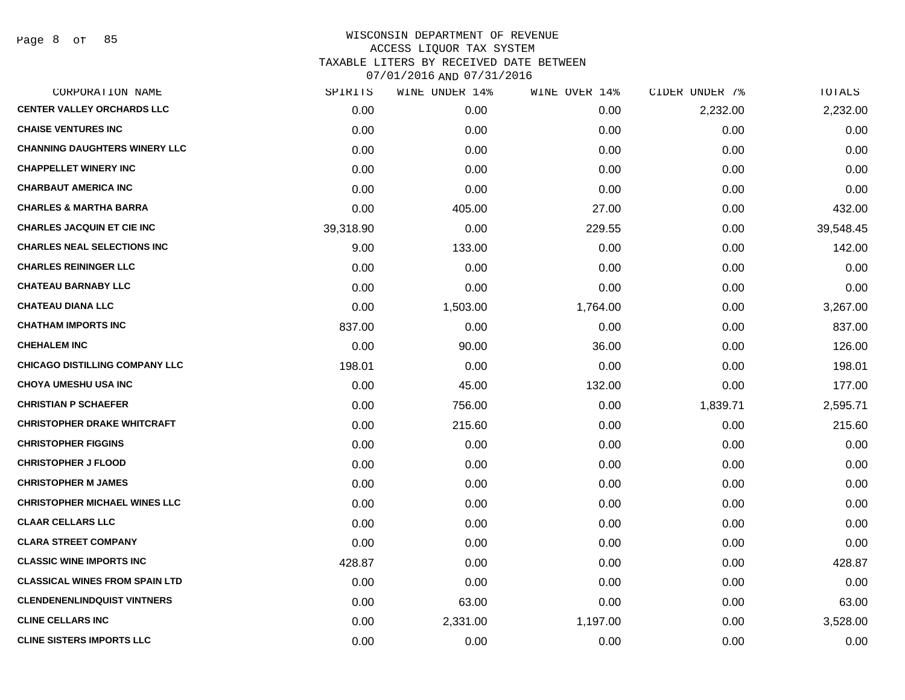# WISCONSIN DEPARTMENT OF REVENUE
## ACCESS LIQUOR TAX SYSTEM
### TAXABLE LITERS BY RECEIVED DATE BETWEEN 07/01/2016 AND 07/31/2016

| CORPORATION NAME | SPIRITS | WINE UNDER 14% | WINE OVER 14% | CIDER UNDER 7% | TOTALS |
|---|---|---|---|---|---|
| CENTER VALLEY ORCHARDS LLC | 0.00 | 0.00 | 0.00 | 2,232.00 | 2,232.00 |
| CHAISE VENTURES INC | 0.00 | 0.00 | 0.00 | 0.00 | 0.00 |
| CHANNING DAUGHTERS WINERY LLC | 0.00 | 0.00 | 0.00 | 0.00 | 0.00 |
| CHAPPELLET WINERY INC | 0.00 | 0.00 | 0.00 | 0.00 | 0.00 |
| CHARBAUT AMERICA INC | 0.00 | 0.00 | 0.00 | 0.00 | 0.00 |
| CHARLES & MARTHA BARRA | 0.00 | 405.00 | 27.00 | 0.00 | 432.00 |
| CHARLES JACQUIN ET CIE INC | 39,318.90 | 0.00 | 229.55 | 0.00 | 39,548.45 |
| CHARLES NEAL SELECTIONS INC | 9.00 | 133.00 | 0.00 | 0.00 | 142.00 |
| CHARLES REININGER LLC | 0.00 | 0.00 | 0.00 | 0.00 | 0.00 |
| CHATEAU BARNABY LLC | 0.00 | 0.00 | 0.00 | 0.00 | 0.00 |
| CHATEAU DIANA LLC | 0.00 | 1,503.00 | 1,764.00 | 0.00 | 3,267.00 |
| CHATHAM IMPORTS INC | 837.00 | 0.00 | 0.00 | 0.00 | 837.00 |
| CHEHALEM INC | 0.00 | 90.00 | 36.00 | 0.00 | 126.00 |
| CHICAGO DISTILLING COMPANY LLC | 198.01 | 0.00 | 0.00 | 0.00 | 198.01 |
| CHOYA UMESHU USA INC | 0.00 | 45.00 | 132.00 | 0.00 | 177.00 |
| CHRISTIAN P SCHAEFER | 0.00 | 756.00 | 0.00 | 1,839.71 | 2,595.71 |
| CHRISTOPHER DRAKE WHITCRAFT | 0.00 | 215.60 | 0.00 | 0.00 | 215.60 |
| CHRISTOPHER FIGGINS | 0.00 | 0.00 | 0.00 | 0.00 | 0.00 |
| CHRISTOPHER J FLOOD | 0.00 | 0.00 | 0.00 | 0.00 | 0.00 |
| CHRISTOPHER M JAMES | 0.00 | 0.00 | 0.00 | 0.00 | 0.00 |
| CHRISTOPHER MICHAEL WINES LLC | 0.00 | 0.00 | 0.00 | 0.00 | 0.00 |
| CLAAR CELLARS LLC | 0.00 | 0.00 | 0.00 | 0.00 | 0.00 |
| CLARA STREET COMPANY | 0.00 | 0.00 | 0.00 | 0.00 | 0.00 |
| CLASSIC WINE IMPORTS INC | 428.87 | 0.00 | 0.00 | 0.00 | 428.87 |
| CLASSICAL WINES FROM SPAIN LTD | 0.00 | 0.00 | 0.00 | 0.00 | 0.00 |
| CLENDENENLINDQUIST VINTNERS | 0.00 | 63.00 | 0.00 | 0.00 | 63.00 |
| CLINE CELLARS INC | 0.00 | 2,331.00 | 1,197.00 | 0.00 | 3,528.00 |
| CLINE SISTERS IMPORTS LLC | 0.00 | 0.00 | 0.00 | 0.00 | 0.00 |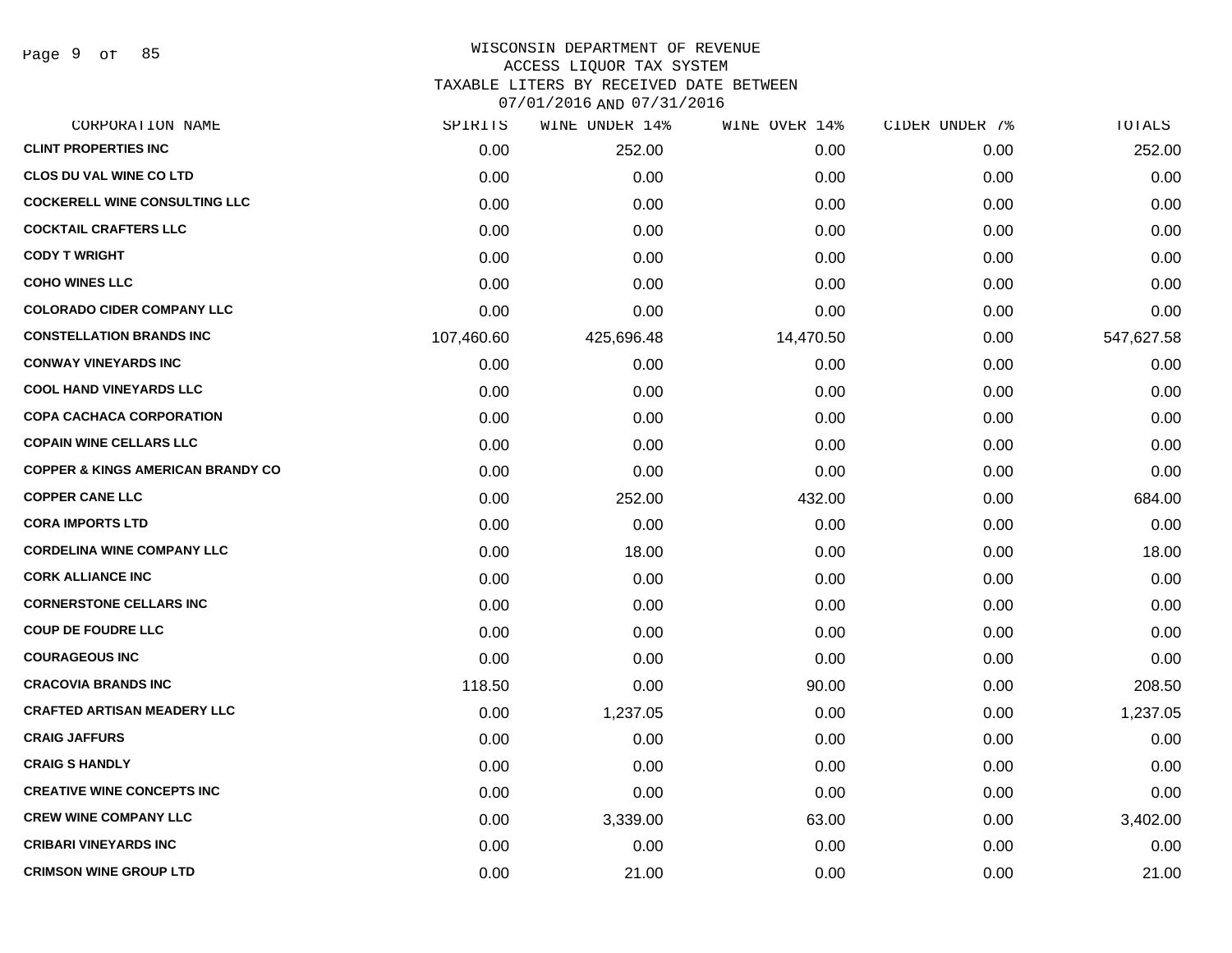WISCONSIN DEPARTMENT OF REVENUE
ACCESS LIQUOR TAX SYSTEM
TAXABLE LITERS BY RECEIVED DATE BETWEEN
07/01/2016 AND 07/31/2016

| CORPORATION NAME | SPIRITS | WINE UNDER 14% | WINE OVER 14% | CIDER UNDER 7% | TOTALS |
|---|---|---|---|---|---|
| CLINT PROPERTIES INC | 0.00 | 252.00 | 0.00 | 0.00 | 252.00 |
| CLOS DU VAL WINE CO LTD | 0.00 | 0.00 | 0.00 | 0.00 | 0.00 |
| COCKERELL WINE CONSULTING LLC | 0.00 | 0.00 | 0.00 | 0.00 | 0.00 |
| COCKTAIL CRAFTERS LLC | 0.00 | 0.00 | 0.00 | 0.00 | 0.00 |
| CODY T WRIGHT | 0.00 | 0.00 | 0.00 | 0.00 | 0.00 |
| COHO WINES LLC | 0.00 | 0.00 | 0.00 | 0.00 | 0.00 |
| COLORADO CIDER COMPANY LLC | 0.00 | 0.00 | 0.00 | 0.00 | 0.00 |
| CONSTELLATION BRANDS INC | 107,460.60 | 425,696.48 | 14,470.50 | 0.00 | 547,627.58 |
| CONWAY VINEYARDS INC | 0.00 | 0.00 | 0.00 | 0.00 | 0.00 |
| COOL HAND VINEYARDS LLC | 0.00 | 0.00 | 0.00 | 0.00 | 0.00 |
| COPA CACHACA CORPORATION | 0.00 | 0.00 | 0.00 | 0.00 | 0.00 |
| COPAIN WINE CELLARS LLC | 0.00 | 0.00 | 0.00 | 0.00 | 0.00 |
| COPPER & KINGS AMERICAN BRANDY CO | 0.00 | 0.00 | 0.00 | 0.00 | 0.00 |
| COPPER CANE LLC | 0.00 | 252.00 | 432.00 | 0.00 | 684.00 |
| CORA IMPORTS LTD | 0.00 | 0.00 | 0.00 | 0.00 | 0.00 |
| CORDELINA WINE COMPANY LLC | 0.00 | 18.00 | 0.00 | 0.00 | 18.00 |
| CORK ALLIANCE INC | 0.00 | 0.00 | 0.00 | 0.00 | 0.00 |
| CORNERSTONE CELLARS INC | 0.00 | 0.00 | 0.00 | 0.00 | 0.00 |
| COUP DE FOUDRE LLC | 0.00 | 0.00 | 0.00 | 0.00 | 0.00 |
| COURAGEOUS INC | 0.00 | 0.00 | 0.00 | 0.00 | 0.00 |
| CRACOVIA BRANDS INC | 118.50 | 0.00 | 90.00 | 0.00 | 208.50 |
| CRAFTED ARTISAN MEADERY LLC | 0.00 | 1,237.05 | 0.00 | 0.00 | 1,237.05 |
| CRAIG JAFFURS | 0.00 | 0.00 | 0.00 | 0.00 | 0.00 |
| CRAIG S HANDLY | 0.00 | 0.00 | 0.00 | 0.00 | 0.00 |
| CREATIVE WINE CONCEPTS INC | 0.00 | 0.00 | 0.00 | 0.00 | 0.00 |
| CREW WINE COMPANY LLC | 0.00 | 3,339.00 | 63.00 | 0.00 | 3,402.00 |
| CRIBARI VINEYARDS INC | 0.00 | 0.00 | 0.00 | 0.00 | 0.00 |
| CRIMSON WINE GROUP LTD | 0.00 | 21.00 | 0.00 | 0.00 | 21.00 |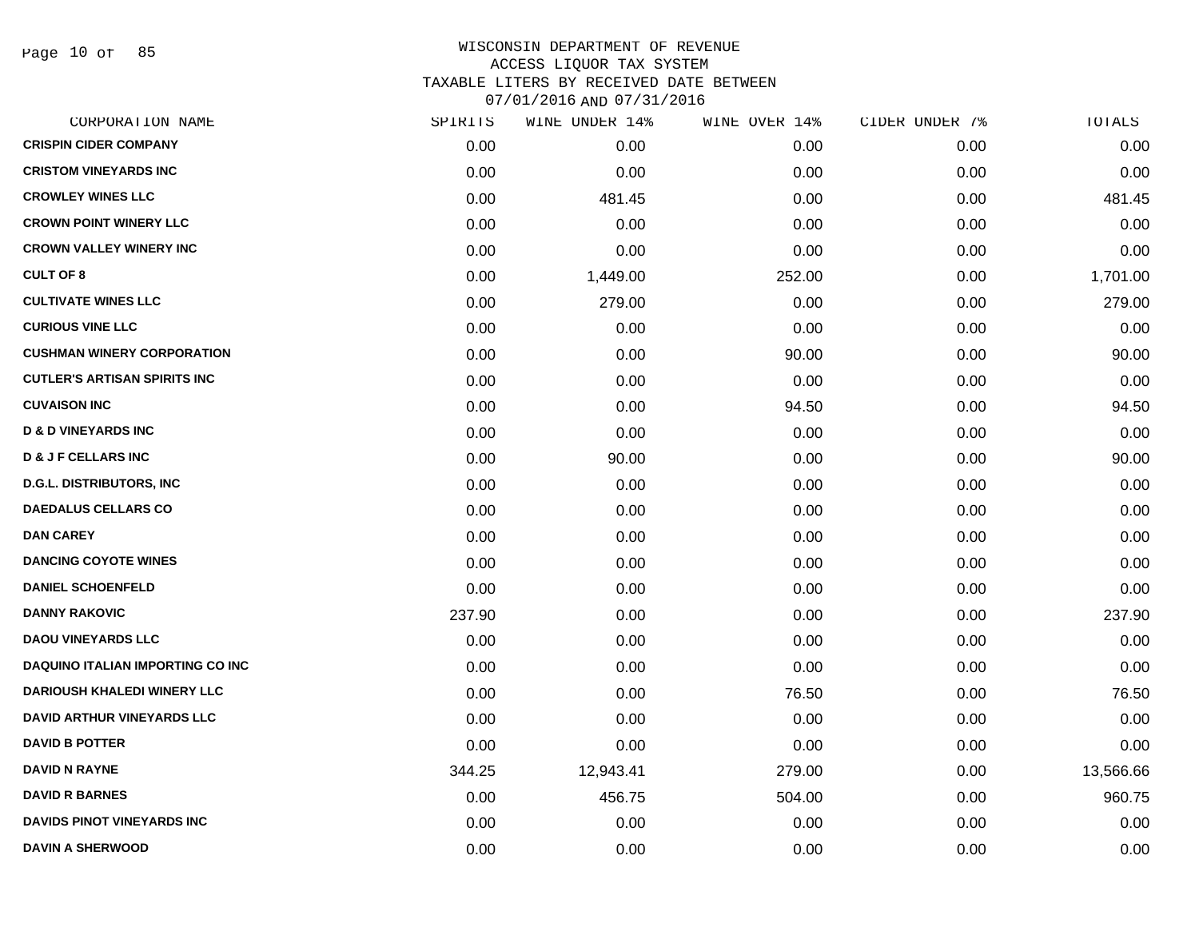# WISCONSIN DEPARTMENT OF REVENUE
## ACCESS LIQUOR TAX SYSTEM
### TAXABLE LITERS BY RECEIVED DATE BETWEEN 07/01/2016 AND 07/31/2016

| CORPORATION NAME | SPIRITS | WINE UNDER 14% | WINE OVER 14% | CIDER UNDER 7% | TOTALS |
|---|---|---|---|---|---|
| CRISPIN CIDER COMPANY | 0.00 | 0.00 | 0.00 | 0.00 | 0.00 |
| CRISTOM VINEYARDS INC | 0.00 | 0.00 | 0.00 | 0.00 | 0.00 |
| CROWLEY WINES LLC | 0.00 | 481.45 | 0.00 | 0.00 | 481.45 |
| CROWN POINT WINERY LLC | 0.00 | 0.00 | 0.00 | 0.00 | 0.00 |
| CROWN VALLEY WINERY INC | 0.00 | 0.00 | 0.00 | 0.00 | 0.00 |
| CULT OF 8 | 0.00 | 1,449.00 | 252.00 | 0.00 | 1,701.00 |
| CULTIVATE WINES LLC | 0.00 | 279.00 | 0.00 | 0.00 | 279.00 |
| CURIOUS VINE LLC | 0.00 | 0.00 | 0.00 | 0.00 | 0.00 |
| CUSHMAN WINERY CORPORATION | 0.00 | 0.00 | 90.00 | 0.00 | 90.00 |
| CUTLER'S ARTISAN SPIRITS INC | 0.00 | 0.00 | 0.00 | 0.00 | 0.00 |
| CUVAISON INC | 0.00 | 0.00 | 94.50 | 0.00 | 94.50 |
| D & D VINEYARDS INC | 0.00 | 0.00 | 0.00 | 0.00 | 0.00 |
| D & J F CELLARS INC | 0.00 | 90.00 | 0.00 | 0.00 | 90.00 |
| D.G.L. DISTRIBUTORS, INC | 0.00 | 0.00 | 0.00 | 0.00 | 0.00 |
| DAEDALUS CELLARS CO | 0.00 | 0.00 | 0.00 | 0.00 | 0.00 |
| DAN CAREY | 0.00 | 0.00 | 0.00 | 0.00 | 0.00 |
| DANCING COYOTE WINES | 0.00 | 0.00 | 0.00 | 0.00 | 0.00 |
| DANIEL SCHOENFELD | 0.00 | 0.00 | 0.00 | 0.00 | 0.00 |
| DANNY RAKOVIC | 237.90 | 0.00 | 0.00 | 0.00 | 237.90 |
| DAOU VINEYARDS LLC | 0.00 | 0.00 | 0.00 | 0.00 | 0.00 |
| DAQUINO ITALIAN IMPORTING CO INC | 0.00 | 0.00 | 0.00 | 0.00 | 0.00 |
| DARIOUSH KHALEDI WINERY LLC | 0.00 | 0.00 | 76.50 | 0.00 | 76.50 |
| DAVID ARTHUR VINEYARDS LLC | 0.00 | 0.00 | 0.00 | 0.00 | 0.00 |
| DAVID B POTTER | 0.00 | 0.00 | 0.00 | 0.00 | 0.00 |
| DAVID N RAYNE | 344.25 | 12,943.41 | 279.00 | 0.00 | 13,566.66 |
| DAVID R BARNES | 0.00 | 456.75 | 504.00 | 0.00 | 960.75 |
| DAVIDS PINOT VINEYARDS INC | 0.00 | 0.00 | 0.00 | 0.00 | 0.00 |
| DAVIN A SHERWOOD | 0.00 | 0.00 | 0.00 | 0.00 | 0.00 |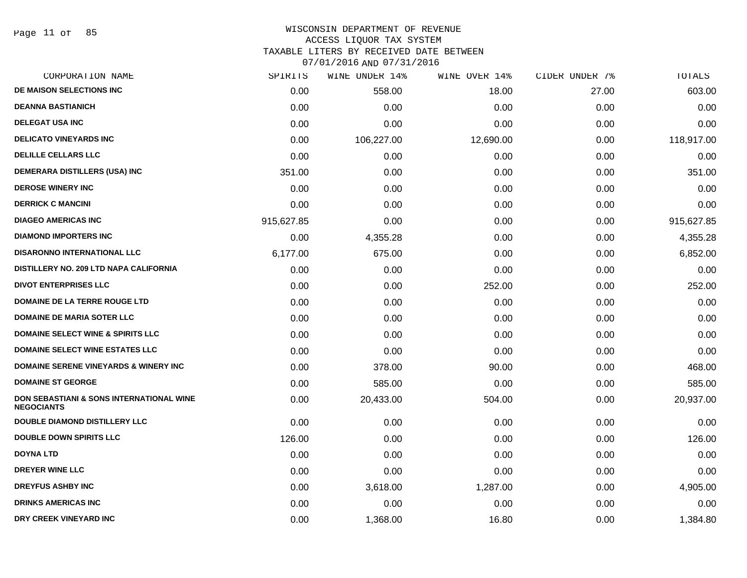WISCONSIN DEPARTMENT OF REVENUE
ACCESS LIQUOR TAX SYSTEM
TAXABLE LITERS BY RECEIVED DATE BETWEEN
07/01/2016 AND 07/31/2016

| CORPORATION NAME | SPIRITS | WINE UNDER 14% | WINE OVER 14% | CIDER UNDER 7% | TOTALS |
|---|---|---|---|---|---|
| DE MAISON SELECTIONS INC | 0.00 | 558.00 | 18.00 | 27.00 | 603.00 |
| DEANNA BASTIANICH | 0.00 | 0.00 | 0.00 | 0.00 | 0.00 |
| DELEGAT USA INC | 0.00 | 0.00 | 0.00 | 0.00 | 0.00 |
| DELICATO VINEYARDS INC | 0.00 | 106,227.00 | 12,690.00 | 0.00 | 118,917.00 |
| DELILLE CELLARS LLC | 0.00 | 0.00 | 0.00 | 0.00 | 0.00 |
| DEMERARA DISTILLERS (USA) INC | 351.00 | 0.00 | 0.00 | 0.00 | 351.00 |
| DEROSE WINERY INC | 0.00 | 0.00 | 0.00 | 0.00 | 0.00 |
| DERRICK C MANCINI | 0.00 | 0.00 | 0.00 | 0.00 | 0.00 |
| DIAGEO AMERICAS INC | 915,627.85 | 0.00 | 0.00 | 0.00 | 915,627.85 |
| DIAMOND IMPORTERS INC | 0.00 | 4,355.28 | 0.00 | 0.00 | 4,355.28 |
| DISARONNO INTERNATIONAL LLC | 6,177.00 | 675.00 | 0.00 | 0.00 | 6,852.00 |
| DISTILLERY NO. 209 LTD NAPA CALIFORNIA | 0.00 | 0.00 | 0.00 | 0.00 | 0.00 |
| DIVOT ENTERPRISES LLC | 0.00 | 0.00 | 252.00 | 0.00 | 252.00 |
| DOMAINE DE LA TERRE ROUGE LTD | 0.00 | 0.00 | 0.00 | 0.00 | 0.00 |
| DOMAINE DE MARIA SOTER LLC | 0.00 | 0.00 | 0.00 | 0.00 | 0.00 |
| DOMAINE SELECT WINE & SPIRITS LLC | 0.00 | 0.00 | 0.00 | 0.00 | 0.00 |
| DOMAINE SELECT WINE ESTATES LLC | 0.00 | 0.00 | 0.00 | 0.00 | 0.00 |
| DOMAINE SERENE VINEYARDS & WINERY INC | 0.00 | 378.00 | 90.00 | 0.00 | 468.00 |
| DOMAINE ST GEORGE | 0.00 | 585.00 | 0.00 | 0.00 | 585.00 |
| DON SEBASTIANI & SONS INTERNATIONAL WINE NEGOCIANTS | 0.00 | 20,433.00 | 504.00 | 0.00 | 20,937.00 |
| DOUBLE DIAMOND DISTILLERY LLC | 0.00 | 0.00 | 0.00 | 0.00 | 0.00 |
| DOUBLE DOWN SPIRITS LLC | 126.00 | 0.00 | 0.00 | 0.00 | 126.00 |
| DOYNA LTD | 0.00 | 0.00 | 0.00 | 0.00 | 0.00 |
| DREYER WINE LLC | 0.00 | 0.00 | 0.00 | 0.00 | 0.00 |
| DREYFUS ASHBY INC | 0.00 | 3,618.00 | 1,287.00 | 0.00 | 4,905.00 |
| DRINKS AMERICAS INC | 0.00 | 0.00 | 0.00 | 0.00 | 0.00 |
| DRY CREEK VINEYARD INC | 0.00 | 1,368.00 | 16.80 | 0.00 | 1,384.80 |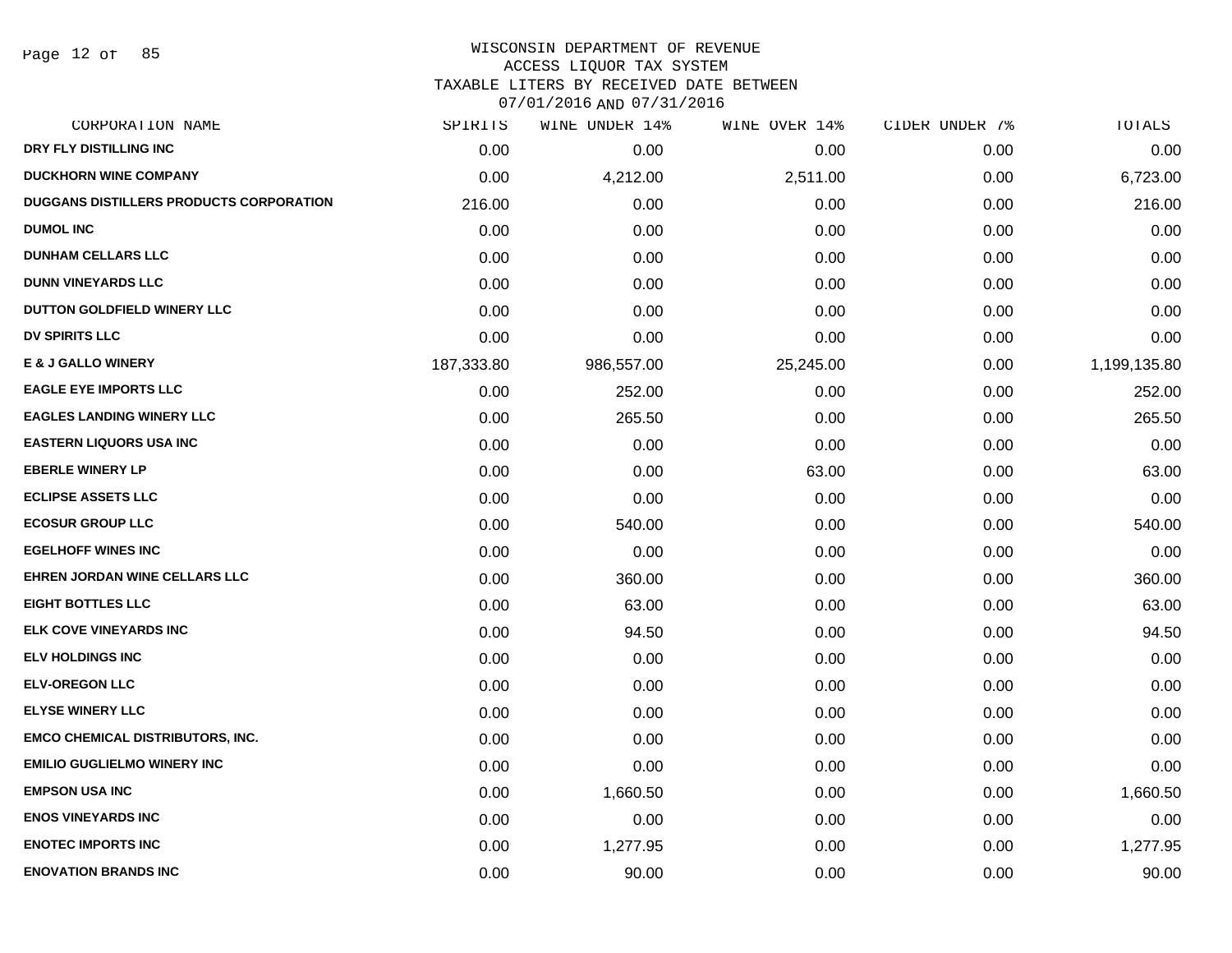WISCONSIN DEPARTMENT OF REVENUE
ACCESS LIQUOR TAX SYSTEM
TAXABLE LITERS BY RECEIVED DATE BETWEEN
07/01/2016 AND 07/31/2016

| CORPORATION NAME | SPIRITS | WINE UNDER 14% | WINE OVER 14% | CIDER UNDER 7% | TOTALS |
|---|---|---|---|---|---|
| DRY FLY DISTILLING INC | 0.00 | 0.00 | 0.00 | 0.00 | 0.00 |
| DUCKHORN WINE COMPANY | 0.00 | 4,212.00 | 2,511.00 | 0.00 | 6,723.00 |
| DUGGANS DISTILLERS PRODUCTS CORPORATION | 216.00 | 0.00 | 0.00 | 0.00 | 216.00 |
| DUMOL INC | 0.00 | 0.00 | 0.00 | 0.00 | 0.00 |
| DUNHAM CELLARS LLC | 0.00 | 0.00 | 0.00 | 0.00 | 0.00 |
| DUNN VINEYARDS LLC | 0.00 | 0.00 | 0.00 | 0.00 | 0.00 |
| DUTTON GOLDFIELD WINERY LLC | 0.00 | 0.00 | 0.00 | 0.00 | 0.00 |
| DV SPIRITS LLC | 0.00 | 0.00 | 0.00 | 0.00 | 0.00 |
| E & J GALLO WINERY | 187,333.80 | 986,557.00 | 25,245.00 | 0.00 | 1,199,135.80 |
| EAGLE EYE IMPORTS LLC | 0.00 | 252.00 | 0.00 | 0.00 | 252.00 |
| EAGLES LANDING WINERY LLC | 0.00 | 265.50 | 0.00 | 0.00 | 265.50 |
| EASTERN LIQUORS USA INC | 0.00 | 0.00 | 0.00 | 0.00 | 0.00 |
| EBERLE WINERY LP | 0.00 | 0.00 | 63.00 | 0.00 | 63.00 |
| ECLIPSE ASSETS LLC | 0.00 | 0.00 | 0.00 | 0.00 | 0.00 |
| ECOSUR GROUP LLC | 0.00 | 540.00 | 0.00 | 0.00 | 540.00 |
| EGELHOFF WINES INC | 0.00 | 0.00 | 0.00 | 0.00 | 0.00 |
| EHREN JORDAN WINE CELLARS LLC | 0.00 | 360.00 | 0.00 | 0.00 | 360.00 |
| EIGHT BOTTLES LLC | 0.00 | 63.00 | 0.00 | 0.00 | 63.00 |
| ELK COVE VINEYARDS INC | 0.00 | 94.50 | 0.00 | 0.00 | 94.50 |
| ELV HOLDINGS INC | 0.00 | 0.00 | 0.00 | 0.00 | 0.00 |
| ELV-OREGON LLC | 0.00 | 0.00 | 0.00 | 0.00 | 0.00 |
| ELYSE WINERY LLC | 0.00 | 0.00 | 0.00 | 0.00 | 0.00 |
| EMCO CHEMICAL DISTRIBUTORS, INC. | 0.00 | 0.00 | 0.00 | 0.00 | 0.00 |
| EMILIO GUGLIELMO WINERY INC | 0.00 | 0.00 | 0.00 | 0.00 | 0.00 |
| EMPSON USA INC | 0.00 | 1,660.50 | 0.00 | 0.00 | 1,660.50 |
| ENOS VINEYARDS INC | 0.00 | 0.00 | 0.00 | 0.00 | 0.00 |
| ENOTEC IMPORTS INC | 0.00 | 1,277.95 | 0.00 | 0.00 | 1,277.95 |
| ENOVATION BRANDS INC | 0.00 | 90.00 | 0.00 | 0.00 | 90.00 |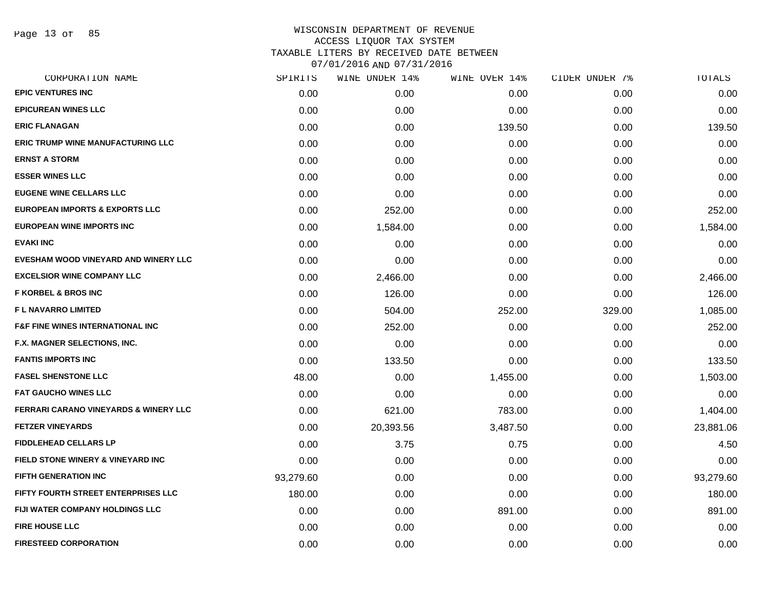WISCONSIN DEPARTMENT OF REVENUE
ACCESS LIQUOR TAX SYSTEM
TAXABLE LITERS BY RECEIVED DATE BETWEEN
07/01/2016 AND 07/31/2016

| CORPORATION NAME | SPIRITS | WINE UNDER 14% | WINE OVER 14% | CIDER UNDER 7% | TOTALS |
|---|---|---|---|---|---|
| EPIC VENTURES INC | 0.00 | 0.00 | 0.00 | 0.00 | 0.00 |
| EPICUREAN WINES LLC | 0.00 | 0.00 | 0.00 | 0.00 | 0.00 |
| ERIC FLANAGAN | 0.00 | 0.00 | 139.50 | 0.00 | 139.50 |
| ERIC TRUMP WINE MANUFACTURING LLC | 0.00 | 0.00 | 0.00 | 0.00 | 0.00 |
| ERNST A STORM | 0.00 | 0.00 | 0.00 | 0.00 | 0.00 |
| ESSER WINES LLC | 0.00 | 0.00 | 0.00 | 0.00 | 0.00 |
| EUGENE WINE CELLARS LLC | 0.00 | 0.00 | 0.00 | 0.00 | 0.00 |
| EUROPEAN IMPORTS & EXPORTS LLC | 0.00 | 252.00 | 0.00 | 0.00 | 252.00 |
| EUROPEAN WINE IMPORTS INC | 0.00 | 1,584.00 | 0.00 | 0.00 | 1,584.00 |
| EVAKI INC | 0.00 | 0.00 | 0.00 | 0.00 | 0.00 |
| EVESHAM WOOD VINEYARD AND WINERY LLC | 0.00 | 0.00 | 0.00 | 0.00 | 0.00 |
| EXCELSIOR WINE COMPANY LLC | 0.00 | 2,466.00 | 0.00 | 0.00 | 2,466.00 |
| F KORBEL & BROS INC | 0.00 | 126.00 | 0.00 | 0.00 | 126.00 |
| F L NAVARRO LIMITED | 0.00 | 504.00 | 252.00 | 329.00 | 1,085.00 |
| F&F FINE WINES INTERNATIONAL INC | 0.00 | 252.00 | 0.00 | 0.00 | 252.00 |
| F.X. MAGNER SELECTIONS, INC. | 0.00 | 0.00 | 0.00 | 0.00 | 0.00 |
| FANTIS IMPORTS INC | 0.00 | 133.50 | 0.00 | 0.00 | 133.50 |
| FASEL SHENSTONE LLC | 48.00 | 0.00 | 1,455.00 | 0.00 | 1,503.00 |
| FAT GAUCHO WINES LLC | 0.00 | 0.00 | 0.00 | 0.00 | 0.00 |
| FERRARI CARANO VINEYARDS & WINERY LLC | 0.00 | 621.00 | 783.00 | 0.00 | 1,404.00 |
| FETZER VINEYARDS | 0.00 | 20,393.56 | 3,487.50 | 0.00 | 23,881.06 |
| FIDDLEHEAD CELLARS LP | 0.00 | 3.75 | 0.75 | 0.00 | 4.50 |
| FIELD STONE WINERY & VINEYARD INC | 0.00 | 0.00 | 0.00 | 0.00 | 0.00 |
| FIFTH GENERATION INC | 93,279.60 | 0.00 | 0.00 | 0.00 | 93,279.60 |
| FIFTY FOURTH STREET ENTERPRISES LLC | 180.00 | 0.00 | 0.00 | 0.00 | 180.00 |
| FIJI WATER COMPANY HOLDINGS LLC | 0.00 | 0.00 | 891.00 | 0.00 | 891.00 |
| FIRE HOUSE LLC | 0.00 | 0.00 | 0.00 | 0.00 | 0.00 |
| FIRESTEED CORPORATION | 0.00 | 0.00 | 0.00 | 0.00 | 0.00 |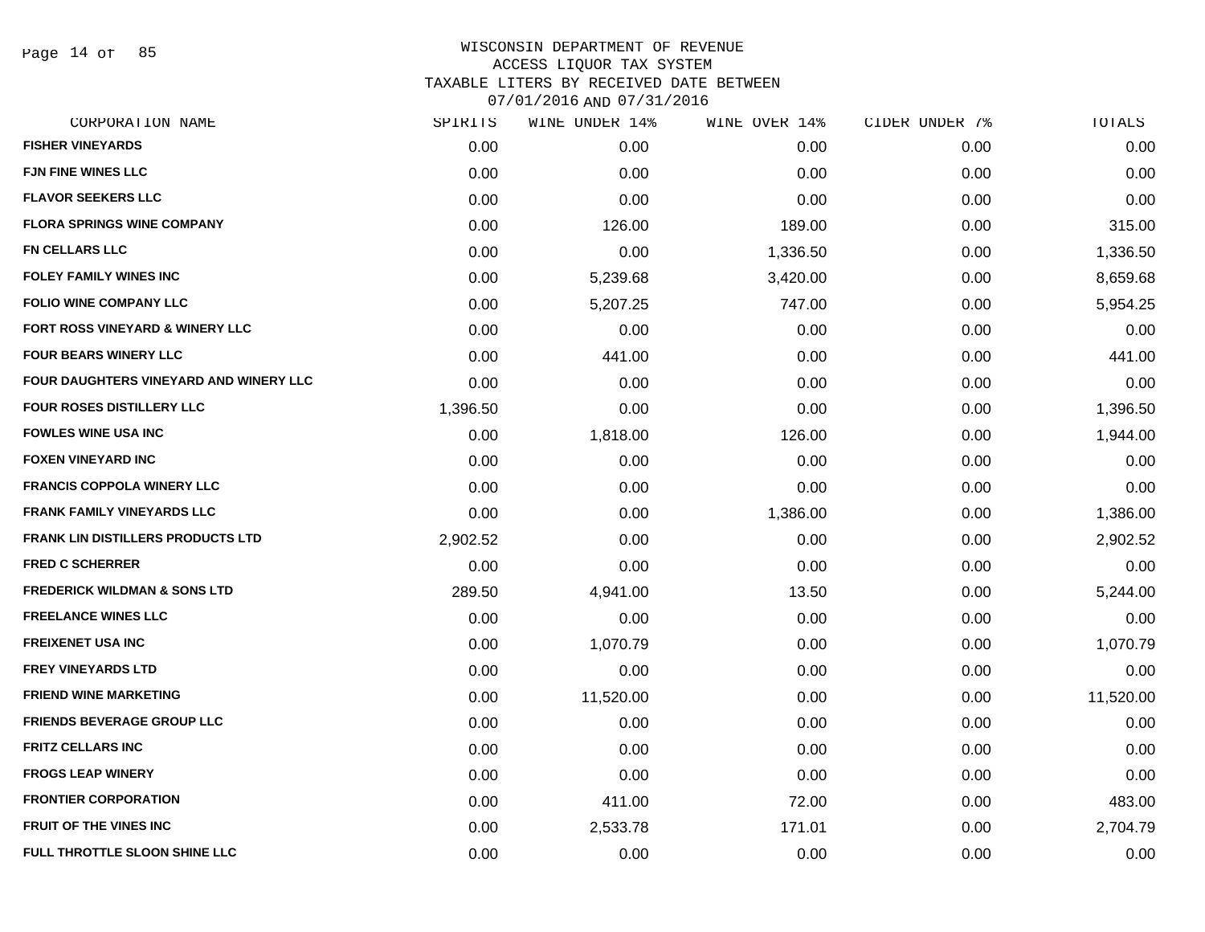# WISCONSIN DEPARTMENT OF REVENUE
## ACCESS LIQUOR TAX SYSTEM
## TAXABLE LITERS BY RECEIVED DATE BETWEEN 07/01/2016 AND 07/31/2016

| CORPORATION NAME | SPIRITS | WINE UNDER 14% | WINE OVER 14% | CIDER UNDER 7% | TOTALS |
|---|---|---|---|---|---|
| FISHER VINEYARDS | 0.00 | 0.00 | 0.00 | 0.00 | 0.00 |
| FJN FINE WINES LLC | 0.00 | 0.00 | 0.00 | 0.00 | 0.00 |
| FLAVOR SEEKERS LLC | 0.00 | 0.00 | 0.00 | 0.00 | 0.00 |
| FLORA SPRINGS WINE COMPANY | 0.00 | 126.00 | 189.00 | 0.00 | 315.00 |
| FN CELLARS LLC | 0.00 | 0.00 | 1,336.50 | 0.00 | 1,336.50 |
| FOLEY FAMILY WINES INC | 0.00 | 5,239.68 | 3,420.00 | 0.00 | 8,659.68 |
| FOLIO WINE COMPANY LLC | 0.00 | 5,207.25 | 747.00 | 0.00 | 5,954.25 |
| FORT ROSS VINEYARD & WINERY LLC | 0.00 | 0.00 | 0.00 | 0.00 | 0.00 |
| FOUR BEARS WINERY LLC | 0.00 | 441.00 | 0.00 | 0.00 | 441.00 |
| FOUR DAUGHTERS VINEYARD AND WINERY LLC | 0.00 | 0.00 | 0.00 | 0.00 | 0.00 |
| FOUR ROSES DISTILLERY LLC | 1,396.50 | 0.00 | 0.00 | 0.00 | 1,396.50 |
| FOWLES WINE USA INC | 0.00 | 1,818.00 | 126.00 | 0.00 | 1,944.00 |
| FOXEN VINEYARD INC | 0.00 | 0.00 | 0.00 | 0.00 | 0.00 |
| FRANCIS COPPOLA WINERY LLC | 0.00 | 0.00 | 0.00 | 0.00 | 0.00 |
| FRANK FAMILY VINEYARDS LLC | 0.00 | 0.00 | 1,386.00 | 0.00 | 1,386.00 |
| FRANK LIN DISTILLERS PRODUCTS LTD | 2,902.52 | 0.00 | 0.00 | 0.00 | 2,902.52 |
| FRED C SCHERRER | 0.00 | 0.00 | 0.00 | 0.00 | 0.00 |
| FREDERICK WILDMAN & SONS LTD | 289.50 | 4,941.00 | 13.50 | 0.00 | 5,244.00 |
| FREELANCE WINES LLC | 0.00 | 0.00 | 0.00 | 0.00 | 0.00 |
| FREIXENET USA INC | 0.00 | 1,070.79 | 0.00 | 0.00 | 1,070.79 |
| FREY VINEYARDS LTD | 0.00 | 0.00 | 0.00 | 0.00 | 0.00 |
| FRIEND WINE MARKETING | 0.00 | 11,520.00 | 0.00 | 0.00 | 11,520.00 |
| FRIENDS BEVERAGE GROUP LLC | 0.00 | 0.00 | 0.00 | 0.00 | 0.00 |
| FRITZ CELLARS INC | 0.00 | 0.00 | 0.00 | 0.00 | 0.00 |
| FROGS LEAP WINERY | 0.00 | 0.00 | 0.00 | 0.00 | 0.00 |
| FRONTIER CORPORATION | 0.00 | 411.00 | 72.00 | 0.00 | 483.00 |
| FRUIT OF THE VINES INC | 0.00 | 2,533.78 | 171.01 | 0.00 | 2,704.79 |
| FULL THROTTLE SLOON SHINE LLC | 0.00 | 0.00 | 0.00 | 0.00 | 0.00 |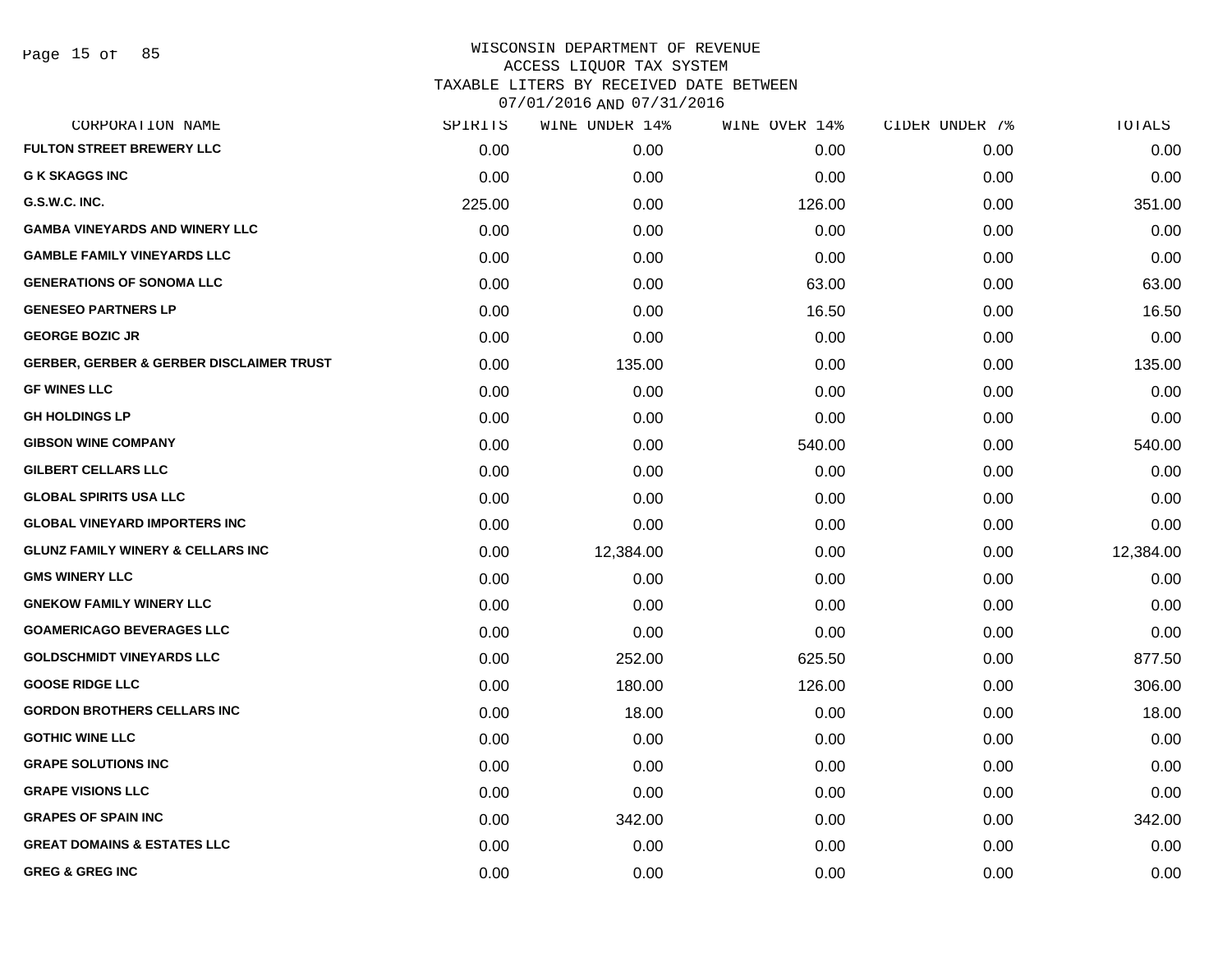# WISCONSIN DEPARTMENT OF REVENUE
## ACCESS LIQUOR TAX SYSTEM
## TAXABLE LITERS BY RECEIVED DATE BETWEEN 07/01/2016 AND 07/31/2016

| CORPORATION NAME | SPIRITS | WINE UNDER 14% | WINE OVER 14% | CIDER UNDER 7% | TOTALS |
|---|---|---|---|---|---|
| FULTON STREET BREWERY LLC | 0.00 | 0.00 | 0.00 | 0.00 | 0.00 |
| G K SKAGGS INC | 0.00 | 0.00 | 0.00 | 0.00 | 0.00 |
| G.S.W.C. INC. | 225.00 | 0.00 | 126.00 | 0.00 | 351.00 |
| GAMBA VINEYARDS AND WINERY LLC | 0.00 | 0.00 | 0.00 | 0.00 | 0.00 |
| GAMBLE FAMILY VINEYARDS LLC | 0.00 | 0.00 | 0.00 | 0.00 | 0.00 |
| GENERATIONS OF SONOMA LLC | 0.00 | 0.00 | 63.00 | 0.00 | 63.00 |
| GENESEO PARTNERS LP | 0.00 | 0.00 | 16.50 | 0.00 | 16.50 |
| GEORGE BOZIC JR | 0.00 | 0.00 | 0.00 | 0.00 | 0.00 |
| GERBER, GERBER & GERBER DISCLAIMER TRUST | 0.00 | 135.00 | 0.00 | 0.00 | 135.00 |
| GF WINES LLC | 0.00 | 0.00 | 0.00 | 0.00 | 0.00 |
| GH HOLDINGS LP | 0.00 | 0.00 | 0.00 | 0.00 | 0.00 |
| GIBSON WINE COMPANY | 0.00 | 0.00 | 540.00 | 0.00 | 540.00 |
| GILBERT CELLARS LLC | 0.00 | 0.00 | 0.00 | 0.00 | 0.00 |
| GLOBAL SPIRITS USA LLC | 0.00 | 0.00 | 0.00 | 0.00 | 0.00 |
| GLOBAL VINEYARD IMPORTERS INC | 0.00 | 0.00 | 0.00 | 0.00 | 0.00 |
| GLUNZ FAMILY WINERY & CELLARS INC | 0.00 | 12,384.00 | 0.00 | 0.00 | 12,384.00 |
| GMS WINERY LLC | 0.00 | 0.00 | 0.00 | 0.00 | 0.00 |
| GNEKOW FAMILY WINERY LLC | 0.00 | 0.00 | 0.00 | 0.00 | 0.00 |
| GOAMERICAGO BEVERAGES LLC | 0.00 | 0.00 | 0.00 | 0.00 | 0.00 |
| GOLDSCHMIDT VINEYARDS LLC | 0.00 | 252.00 | 625.50 | 0.00 | 877.50 |
| GOOSE RIDGE LLC | 0.00 | 180.00 | 126.00 | 0.00 | 306.00 |
| GORDON BROTHERS CELLARS INC | 0.00 | 18.00 | 0.00 | 0.00 | 18.00 |
| GOTHIC WINE LLC | 0.00 | 0.00 | 0.00 | 0.00 | 0.00 |
| GRAPE SOLUTIONS INC | 0.00 | 0.00 | 0.00 | 0.00 | 0.00 |
| GRAPE VISIONS LLC | 0.00 | 0.00 | 0.00 | 0.00 | 0.00 |
| GRAPES OF SPAIN INC | 0.00 | 342.00 | 0.00 | 0.00 | 342.00 |
| GREAT DOMAINS & ESTATES LLC | 0.00 | 0.00 | 0.00 | 0.00 | 0.00 |
| GREG & GREG INC | 0.00 | 0.00 | 0.00 | 0.00 | 0.00 |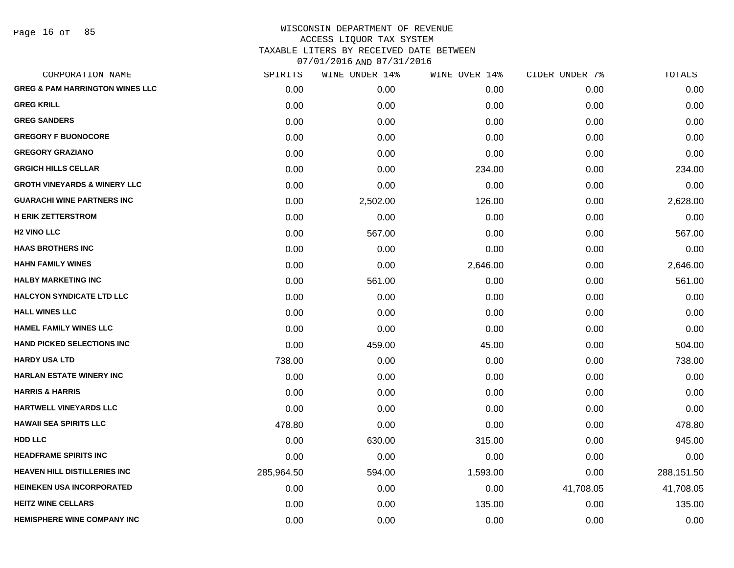# WISCONSIN DEPARTMENT OF REVENUE
## ACCESS LIQUOR TAX SYSTEM
## TAXABLE LITERS BY RECEIVED DATE BETWEEN 07/01/2016 AND 07/31/2016

| CORPORATION NAME | SPIRITS | WINE UNDER 14% | WINE OVER 14% | CIDER UNDER 7% | TOTALS |
|---|---|---|---|---|---|
| GREG & PAM HARRINGTON WINES LLC | 0.00 | 0.00 | 0.00 | 0.00 | 0.00 |
| GREG KRILL | 0.00 | 0.00 | 0.00 | 0.00 | 0.00 |
| GREG SANDERS | 0.00 | 0.00 | 0.00 | 0.00 | 0.00 |
| GREGORY F BUONOCORE | 0.00 | 0.00 | 0.00 | 0.00 | 0.00 |
| GREGORY GRAZIANO | 0.00 | 0.00 | 0.00 | 0.00 | 0.00 |
| GRGICH HILLS CELLAR | 0.00 | 0.00 | 234.00 | 0.00 | 234.00 |
| GROTH VINEYARDS & WINERY LLC | 0.00 | 0.00 | 0.00 | 0.00 | 0.00 |
| GUARACHI WINE PARTNERS INC | 0.00 | 2,502.00 | 126.00 | 0.00 | 2,628.00 |
| H ERIK ZETTERSTROM | 0.00 | 0.00 | 0.00 | 0.00 | 0.00 |
| H2 VINO LLC | 0.00 | 567.00 | 0.00 | 0.00 | 567.00 |
| HAAS BROTHERS INC | 0.00 | 0.00 | 0.00 | 0.00 | 0.00 |
| HAHN FAMILY WINES | 0.00 | 0.00 | 2,646.00 | 0.00 | 2,646.00 |
| HALBY MARKETING INC | 0.00 | 561.00 | 0.00 | 0.00 | 561.00 |
| HALCYON SYNDICATE LTD LLC | 0.00 | 0.00 | 0.00 | 0.00 | 0.00 |
| HALL WINES LLC | 0.00 | 0.00 | 0.00 | 0.00 | 0.00 |
| HAMEL FAMILY WINES LLC | 0.00 | 0.00 | 0.00 | 0.00 | 0.00 |
| HAND PICKED SELECTIONS INC | 0.00 | 459.00 | 45.00 | 0.00 | 504.00 |
| HARDY USA LTD | 738.00 | 0.00 | 0.00 | 0.00 | 738.00 |
| HARLAN ESTATE WINERY INC | 0.00 | 0.00 | 0.00 | 0.00 | 0.00 |
| HARRIS & HARRIS | 0.00 | 0.00 | 0.00 | 0.00 | 0.00 |
| HARTWELL VINEYARDS LLC | 0.00 | 0.00 | 0.00 | 0.00 | 0.00 |
| HAWAII SEA SPIRITS LLC | 478.80 | 0.00 | 0.00 | 0.00 | 478.80 |
| HDD LLC | 0.00 | 630.00 | 315.00 | 0.00 | 945.00 |
| HEADFRAME SPIRITS INC | 0.00 | 0.00 | 0.00 | 0.00 | 0.00 |
| HEAVEN HILL DISTILLERIES INC | 285,964.50 | 594.00 | 1,593.00 | 0.00 | 288,151.50 |
| HEINEKEN USA INCORPORATED | 0.00 | 0.00 | 0.00 | 41,708.05 | 41,708.05 |
| HEITZ WINE CELLARS | 0.00 | 0.00 | 135.00 | 0.00 | 135.00 |
| HEMISPHERE WINE COMPANY INC | 0.00 | 0.00 | 0.00 | 0.00 | 0.00 |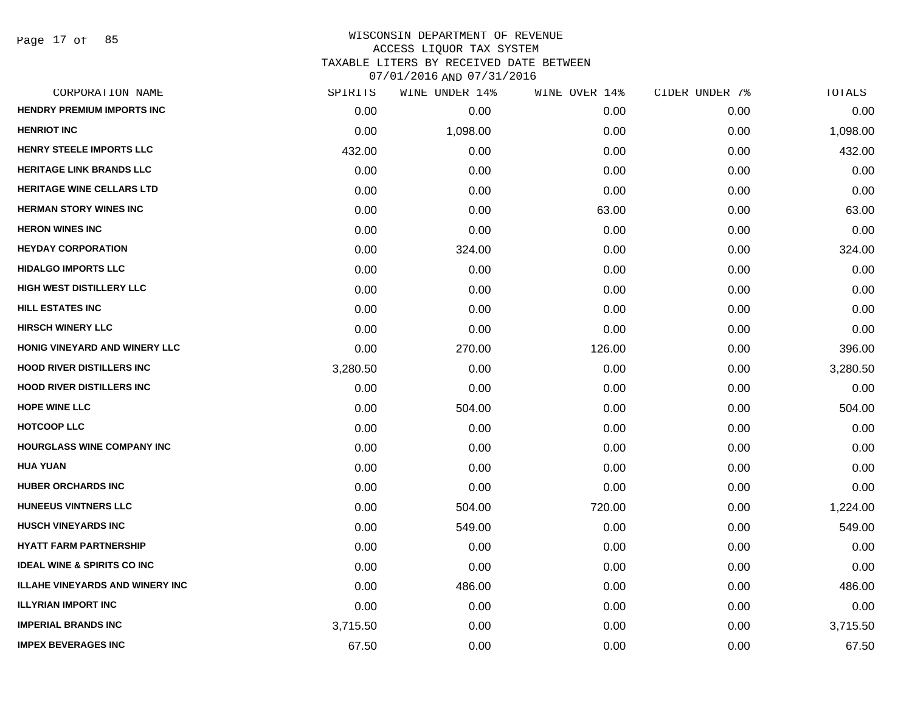# WISCONSIN DEPARTMENT OF REVENUE
## ACCESS LIQUOR TAX SYSTEM
## TAXABLE LITERS BY RECEIVED DATE BETWEEN 07/01/2016 AND 07/31/2016

| CORPORATION NAME | SPIRITS | WINE UNDER 14% | WINE OVER 14% | CIDER UNDER 7% | TOTALS |
|---|---|---|---|---|---|
| HENDRY PREMIUM IMPORTS INC | 0.00 | 0.00 | 0.00 | 0.00 | 0.00 |
| HENRIOT INC | 0.00 | 1,098.00 | 0.00 | 0.00 | 1,098.00 |
| HENRY STEELE IMPORTS LLC | 432.00 | 0.00 | 0.00 | 0.00 | 432.00 |
| HERITAGE LINK BRANDS LLC | 0.00 | 0.00 | 0.00 | 0.00 | 0.00 |
| HERITAGE WINE CELLARS LTD | 0.00 | 0.00 | 0.00 | 0.00 | 0.00 |
| HERMAN STORY WINES INC | 0.00 | 0.00 | 63.00 | 0.00 | 63.00 |
| HERON WINES INC | 0.00 | 0.00 | 0.00 | 0.00 | 0.00 |
| HEYDAY CORPORATION | 0.00 | 324.00 | 0.00 | 0.00 | 324.00 |
| HIDALGO IMPORTS LLC | 0.00 | 0.00 | 0.00 | 0.00 | 0.00 |
| HIGH WEST DISTILLERY LLC | 0.00 | 0.00 | 0.00 | 0.00 | 0.00 |
| HILL ESTATES INC | 0.00 | 0.00 | 0.00 | 0.00 | 0.00 |
| HIRSCH WINERY LLC | 0.00 | 0.00 | 0.00 | 0.00 | 0.00 |
| HONIG VINEYARD AND WINERY LLC | 0.00 | 270.00 | 126.00 | 0.00 | 396.00 |
| HOOD RIVER DISTILLERS INC | 3,280.50 | 0.00 | 0.00 | 0.00 | 3,280.50 |
| HOOD RIVER DISTILLERS INC | 0.00 | 0.00 | 0.00 | 0.00 | 0.00 |
| HOPE WINE LLC | 0.00 | 504.00 | 0.00 | 0.00 | 504.00 |
| HOTCOOP LLC | 0.00 | 0.00 | 0.00 | 0.00 | 0.00 |
| HOURGLASS WINE COMPANY INC | 0.00 | 0.00 | 0.00 | 0.00 | 0.00 |
| HUA YUAN | 0.00 | 0.00 | 0.00 | 0.00 | 0.00 |
| HUBER ORCHARDS INC | 0.00 | 0.00 | 0.00 | 0.00 | 0.00 |
| HUNEEUS VINTNERS LLC | 0.00 | 504.00 | 720.00 | 0.00 | 1,224.00 |
| HUSCH VINEYARDS INC | 0.00 | 549.00 | 0.00 | 0.00 | 549.00 |
| HYATT FARM PARTNERSHIP | 0.00 | 0.00 | 0.00 | 0.00 | 0.00 |
| IDEAL WINE & SPIRITS CO INC | 0.00 | 0.00 | 0.00 | 0.00 | 0.00 |
| ILLAHE VINEYARDS AND WINERY INC | 0.00 | 486.00 | 0.00 | 0.00 | 486.00 |
| ILLYRIAN IMPORT INC | 0.00 | 0.00 | 0.00 | 0.00 | 0.00 |
| IMPERIAL BRANDS INC | 3,715.50 | 0.00 | 0.00 | 0.00 | 3,715.50 |
| IMPEX BEVERAGES INC | 67.50 | 0.00 | 0.00 | 0.00 | 67.50 |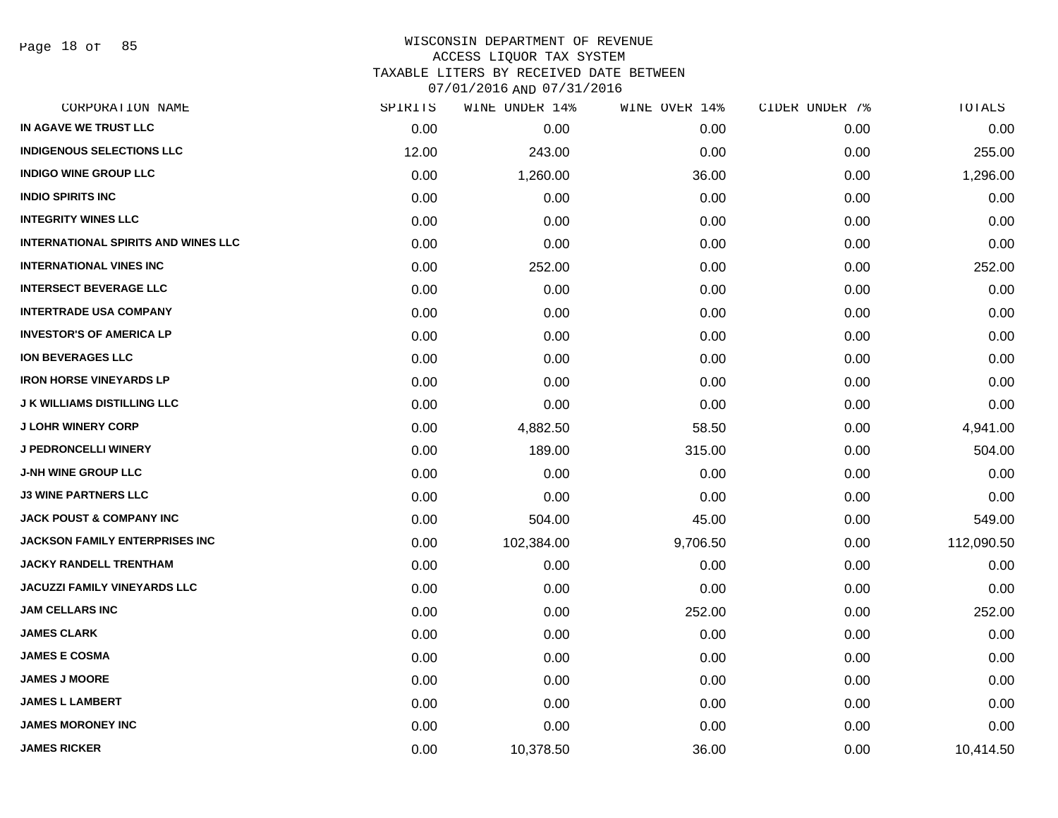# WISCONSIN DEPARTMENT OF REVENUE
## ACCESS LIQUOR TAX SYSTEM
## TAXABLE LITERS BY RECEIVED DATE BETWEEN 07/01/2016 AND 07/31/2016

| CORPORATION NAME | SPIRITS | WINE UNDER 14% | WINE OVER 14% | CIDER UNDER 7% | TOTALS |
|---|---|---|---|---|---|
| IN AGAVE WE TRUST LLC | 0.00 | 0.00 | 0.00 | 0.00 | 0.00 |
| INDIGENOUS SELECTIONS LLC | 12.00 | 243.00 | 0.00 | 0.00 | 255.00 |
| INDIGO WINE GROUP LLC | 0.00 | 1,260.00 | 36.00 | 0.00 | 1,296.00 |
| INDIO SPIRITS INC | 0.00 | 0.00 | 0.00 | 0.00 | 0.00 |
| INTEGRITY WINES LLC | 0.00 | 0.00 | 0.00 | 0.00 | 0.00 |
| INTERNATIONAL SPIRITS AND WINES LLC | 0.00 | 0.00 | 0.00 | 0.00 | 0.00 |
| INTERNATIONAL VINES INC | 0.00 | 252.00 | 0.00 | 0.00 | 252.00 |
| INTERSECT BEVERAGE LLC | 0.00 | 0.00 | 0.00 | 0.00 | 0.00 |
| INTERTRADE USA COMPANY | 0.00 | 0.00 | 0.00 | 0.00 | 0.00 |
| INVESTOR'S OF AMERICA LP | 0.00 | 0.00 | 0.00 | 0.00 | 0.00 |
| ION BEVERAGES LLC | 0.00 | 0.00 | 0.00 | 0.00 | 0.00 |
| IRON HORSE VINEYARDS LP | 0.00 | 0.00 | 0.00 | 0.00 | 0.00 |
| J K WILLIAMS DISTILLING LLC | 0.00 | 0.00 | 0.00 | 0.00 | 0.00 |
| J LOHR WINERY CORP | 0.00 | 4,882.50 | 58.50 | 0.00 | 4,941.00 |
| J PEDRONCELLI WINERY | 0.00 | 189.00 | 315.00 | 0.00 | 504.00 |
| J-NH WINE GROUP LLC | 0.00 | 0.00 | 0.00 | 0.00 | 0.00 |
| J3 WINE PARTNERS LLC | 0.00 | 0.00 | 0.00 | 0.00 | 0.00 |
| JACK POUST & COMPANY INC | 0.00 | 504.00 | 45.00 | 0.00 | 549.00 |
| JACKSON FAMILY ENTERPRISES INC | 0.00 | 102,384.00 | 9,706.50 | 0.00 | 112,090.50 |
| JACKY RANDELL TRENTHAM | 0.00 | 0.00 | 0.00 | 0.00 | 0.00 |
| JACUZZI FAMILY VINEYARDS LLC | 0.00 | 0.00 | 0.00 | 0.00 | 0.00 |
| JAM CELLARS INC | 0.00 | 0.00 | 252.00 | 0.00 | 252.00 |
| JAMES CLARK | 0.00 | 0.00 | 0.00 | 0.00 | 0.00 |
| JAMES E COSMA | 0.00 | 0.00 | 0.00 | 0.00 | 0.00 |
| JAMES J MOORE | 0.00 | 0.00 | 0.00 | 0.00 | 0.00 |
| JAMES L LAMBERT | 0.00 | 0.00 | 0.00 | 0.00 | 0.00 |
| JAMES MORONEY INC | 0.00 | 0.00 | 0.00 | 0.00 | 0.00 |
| JAMES RICKER | 0.00 | 10,378.50 | 36.00 | 0.00 | 10,414.50 |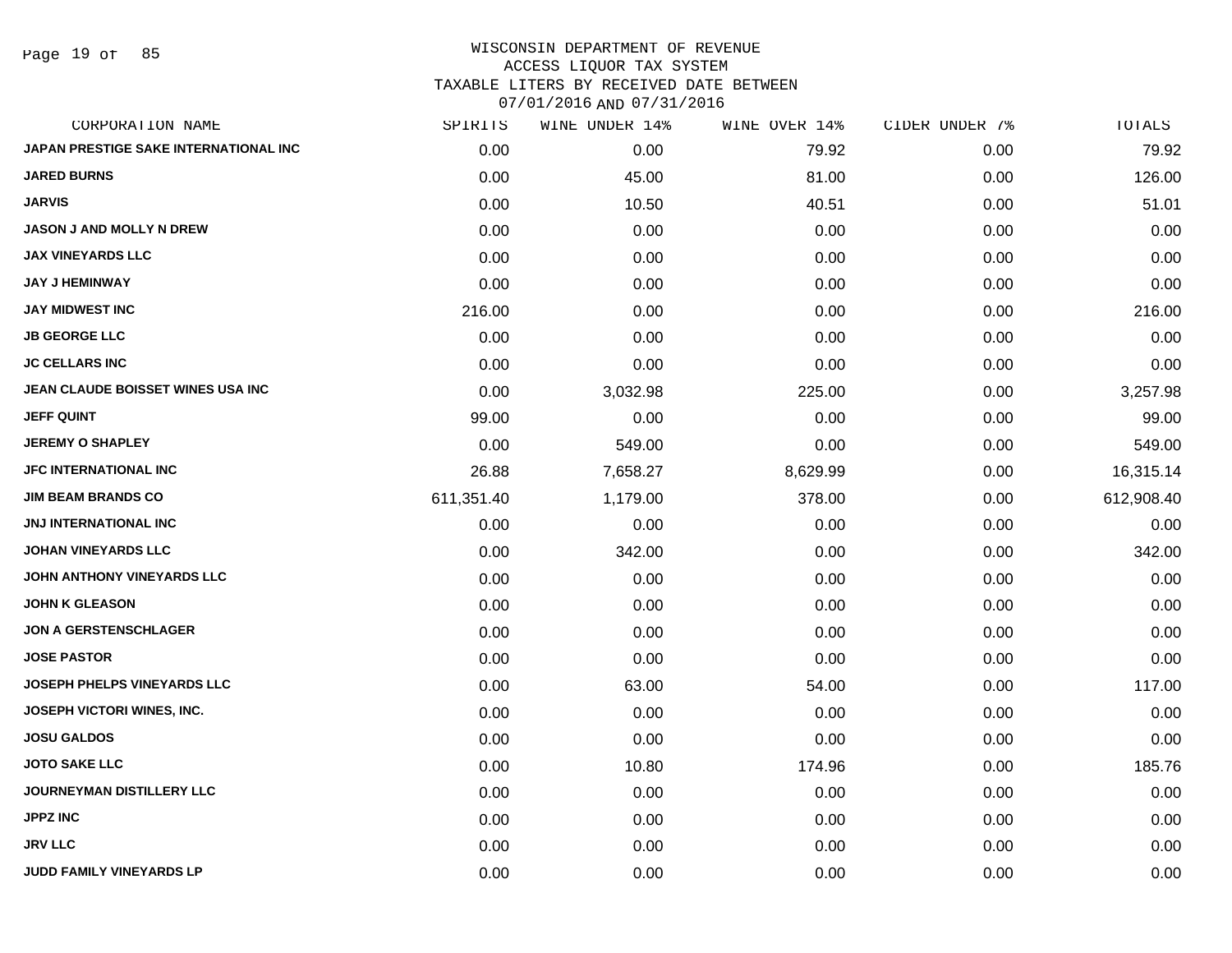WISCONSIN DEPARTMENT OF REVENUE
ACCESS LIQUOR TAX SYSTEM
TAXABLE LITERS BY RECEIVED DATE BETWEEN
07/01/2016 AND 07/31/2016

| CORPORATION NAME | SPIRITS | WINE UNDER 14% | WINE OVER 14% | CIDER UNDER 7% | TOTALS |
|---|---|---|---|---|---|
| JAPAN PRESTIGE SAKE INTERNATIONAL INC | 0.00 | 0.00 | 79.92 | 0.00 | 79.92 |
| JARED BURNS | 0.00 | 45.00 | 81.00 | 0.00 | 126.00 |
| JARVIS | 0.00 | 10.50 | 40.51 | 0.00 | 51.01 |
| JASON J AND MOLLY N DREW | 0.00 | 0.00 | 0.00 | 0.00 | 0.00 |
| JAX VINEYARDS LLC | 0.00 | 0.00 | 0.00 | 0.00 | 0.00 |
| JAY J HEMINWAY | 0.00 | 0.00 | 0.00 | 0.00 | 0.00 |
| JAY MIDWEST INC | 216.00 | 0.00 | 0.00 | 0.00 | 216.00 |
| JB GEORGE LLC | 0.00 | 0.00 | 0.00 | 0.00 | 0.00 |
| JC CELLARS INC | 0.00 | 0.00 | 0.00 | 0.00 | 0.00 |
| JEAN CLAUDE BOISSET WINES USA INC | 0.00 | 3,032.98 | 225.00 | 0.00 | 3,257.98 |
| JEFF QUINT | 99.00 | 0.00 | 0.00 | 0.00 | 99.00 |
| JEREMY O SHAPLEY | 0.00 | 549.00 | 0.00 | 0.00 | 549.00 |
| JFC INTERNATIONAL INC | 26.88 | 7,658.27 | 8,629.99 | 0.00 | 16,315.14 |
| JIM BEAM BRANDS CO | 611,351.40 | 1,179.00 | 378.00 | 0.00 | 612,908.40 |
| JNJ INTERNATIONAL INC | 0.00 | 0.00 | 0.00 | 0.00 | 0.00 |
| JOHAN VINEYARDS LLC | 0.00 | 342.00 | 0.00 | 0.00 | 342.00 |
| JOHN ANTHONY VINEYARDS LLC | 0.00 | 0.00 | 0.00 | 0.00 | 0.00 |
| JOHN K GLEASON | 0.00 | 0.00 | 0.00 | 0.00 | 0.00 |
| JON A GERSTENSCHLAGER | 0.00 | 0.00 | 0.00 | 0.00 | 0.00 |
| JOSE PASTOR | 0.00 | 0.00 | 0.00 | 0.00 | 0.00 |
| JOSEPH PHELPS VINEYARDS LLC | 0.00 | 63.00 | 54.00 | 0.00 | 117.00 |
| JOSEPH VICTORI WINES, INC. | 0.00 | 0.00 | 0.00 | 0.00 | 0.00 |
| JOSU GALDOS | 0.00 | 0.00 | 0.00 | 0.00 | 0.00 |
| JOTO SAKE LLC | 0.00 | 10.80 | 174.96 | 0.00 | 185.76 |
| JOURNEYMAN DISTILLERY LLC | 0.00 | 0.00 | 0.00 | 0.00 | 0.00 |
| JPPZ INC | 0.00 | 0.00 | 0.00 | 0.00 | 0.00 |
| JRV LLC | 0.00 | 0.00 | 0.00 | 0.00 | 0.00 |
| JUDD FAMILY VINEYARDS LP | 0.00 | 0.00 | 0.00 | 0.00 | 0.00 |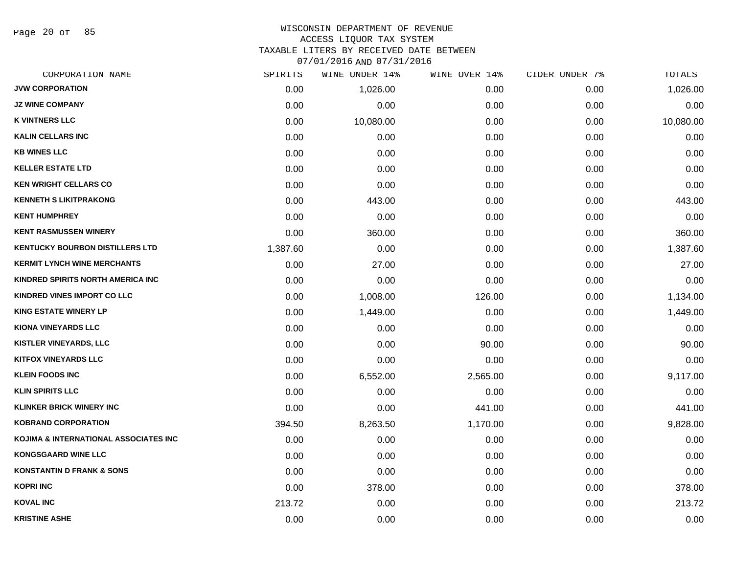WISCONSIN DEPARTMENT OF REVENUE
ACCESS LIQUOR TAX SYSTEM
TAXABLE LITERS BY RECEIVED DATE BETWEEN
07/01/2016 AND 07/31/2016

| CORPORATION NAME | SPIRITS | WINE UNDER 14% | WINE OVER 14% | CIDER UNDER 7% | TOTALS |
|---|---|---|---|---|---|
| JVW CORPORATION | 0.00 | 1,026.00 | 0.00 | 0.00 | 1,026.00 |
| JZ WINE COMPANY | 0.00 | 0.00 | 0.00 | 0.00 | 0.00 |
| K VINTNERS LLC | 0.00 | 10,080.00 | 0.00 | 0.00 | 10,080.00 |
| KALIN CELLARS INC | 0.00 | 0.00 | 0.00 | 0.00 | 0.00 |
| KB WINES LLC | 0.00 | 0.00 | 0.00 | 0.00 | 0.00 |
| KELLER ESTATE LTD | 0.00 | 0.00 | 0.00 | 0.00 | 0.00 |
| KEN WRIGHT CELLARS CO | 0.00 | 0.00 | 0.00 | 0.00 | 0.00 |
| KENNETH S LIKITPRAKONG | 0.00 | 443.00 | 0.00 | 0.00 | 443.00 |
| KENT HUMPHREY | 0.00 | 0.00 | 0.00 | 0.00 | 0.00 |
| KENT RASMUSSEN WINERY | 0.00 | 360.00 | 0.00 | 0.00 | 360.00 |
| KENTUCKY BOURBON DISTILLERS LTD | 1,387.60 | 0.00 | 0.00 | 0.00 | 1,387.60 |
| KERMIT LYNCH WINE MERCHANTS | 0.00 | 27.00 | 0.00 | 0.00 | 27.00 |
| KINDRED SPIRITS NORTH AMERICA INC | 0.00 | 0.00 | 0.00 | 0.00 | 0.00 |
| KINDRED VINES IMPORT CO LLC | 0.00 | 1,008.00 | 126.00 | 0.00 | 1,134.00 |
| KING ESTATE WINERY LP | 0.00 | 1,449.00 | 0.00 | 0.00 | 1,449.00 |
| KIONA VINEYARDS LLC | 0.00 | 0.00 | 0.00 | 0.00 | 0.00 |
| KISTLER VINEYARDS, LLC | 0.00 | 0.00 | 90.00 | 0.00 | 90.00 |
| KITFOX VINEYARDS LLC | 0.00 | 0.00 | 0.00 | 0.00 | 0.00 |
| KLEIN FOODS INC | 0.00 | 6,552.00 | 2,565.00 | 0.00 | 9,117.00 |
| KLIN SPIRITS LLC | 0.00 | 0.00 | 0.00 | 0.00 | 0.00 |
| KLINKER BRICK WINERY INC | 0.00 | 0.00 | 441.00 | 0.00 | 441.00 |
| KOBRAND CORPORATION | 394.50 | 8,263.50 | 1,170.00 | 0.00 | 9,828.00 |
| KOJIMA & INTERNATIONAL ASSOCIATES INC | 0.00 | 0.00 | 0.00 | 0.00 | 0.00 |
| KONGSGAARD WINE LLC | 0.00 | 0.00 | 0.00 | 0.00 | 0.00 |
| KONSTANTIN D FRANK & SONS | 0.00 | 0.00 | 0.00 | 0.00 | 0.00 |
| KOPRI INC | 0.00 | 378.00 | 0.00 | 0.00 | 378.00 |
| KOVAL INC | 213.72 | 0.00 | 0.00 | 0.00 | 213.72 |
| KRISTINE ASHE | 0.00 | 0.00 | 0.00 | 0.00 | 0.00 |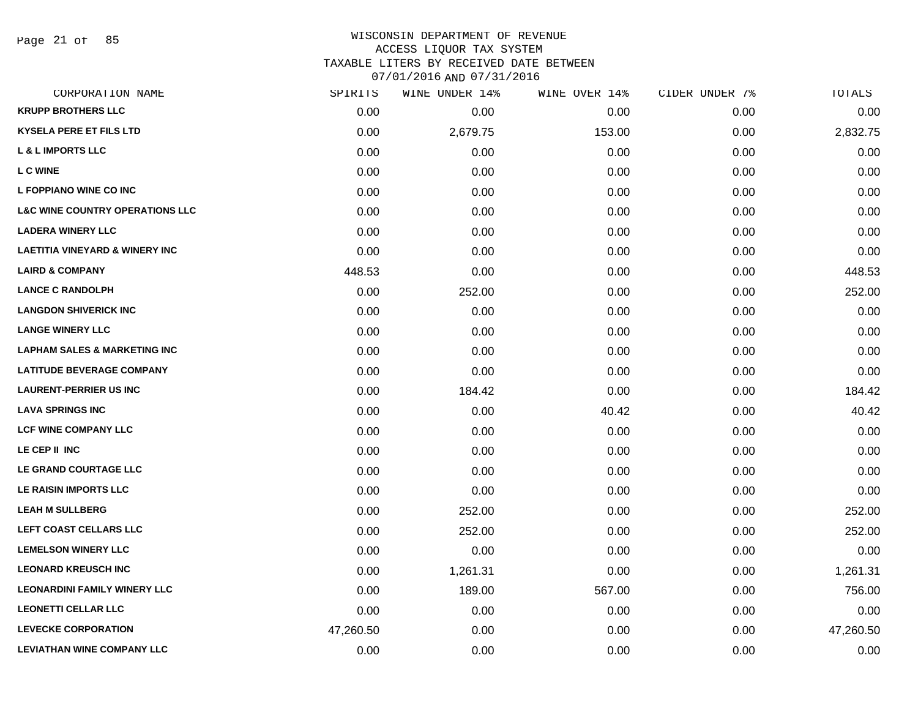# WISCONSIN DEPARTMENT OF REVENUE
## ACCESS LIQUOR TAX SYSTEM
### TAXABLE LITERS BY RECEIVED DATE BETWEEN 07/01/2016 AND 07/31/2016

| CORPORATION NAME | SPIRITS | WINE UNDER 14% | WINE OVER 14% | CIDER UNDER 7% | TOTALS |
|---|---|---|---|---|---|
| KRUPP BROTHERS LLC | 0.00 | 0.00 | 0.00 | 0.00 | 0.00 |
| KYSELA PERE ET FILS LTD | 0.00 | 2,679.75 | 153.00 | 0.00 | 2,832.75 |
| L & L IMPORTS LLC | 0.00 | 0.00 | 0.00 | 0.00 | 0.00 |
| L C WINE | 0.00 | 0.00 | 0.00 | 0.00 | 0.00 |
| L FOPPIANO WINE CO INC | 0.00 | 0.00 | 0.00 | 0.00 | 0.00 |
| L&C WINE COUNTRY OPERATIONS LLC | 0.00 | 0.00 | 0.00 | 0.00 | 0.00 |
| LADERA WINERY LLC | 0.00 | 0.00 | 0.00 | 0.00 | 0.00 |
| LAETITIA VINEYARD & WINERY INC | 0.00 | 0.00 | 0.00 | 0.00 | 0.00 |
| LAIRD & COMPANY | 448.53 | 0.00 | 0.00 | 0.00 | 448.53 |
| LANCE C RANDOLPH | 0.00 | 252.00 | 0.00 | 0.00 | 252.00 |
| LANGDON SHIVERICK INC | 0.00 | 0.00 | 0.00 | 0.00 | 0.00 |
| LANGE WINERY LLC | 0.00 | 0.00 | 0.00 | 0.00 | 0.00 |
| LAPHAM SALES & MARKETING INC | 0.00 | 0.00 | 0.00 | 0.00 | 0.00 |
| LATITUDE BEVERAGE COMPANY | 0.00 | 0.00 | 0.00 | 0.00 | 0.00 |
| LAURENT-PERRIER US INC | 0.00 | 184.42 | 0.00 | 0.00 | 184.42 |
| LAVA SPRINGS INC | 0.00 | 0.00 | 40.42 | 0.00 | 40.42 |
| LCF WINE COMPANY LLC | 0.00 | 0.00 | 0.00 | 0.00 | 0.00 |
| LE CEP II INC | 0.00 | 0.00 | 0.00 | 0.00 | 0.00 |
| LE GRAND COURTAGE LLC | 0.00 | 0.00 | 0.00 | 0.00 | 0.00 |
| LE RAISIN IMPORTS LLC | 0.00 | 0.00 | 0.00 | 0.00 | 0.00 |
| LEAH M SULLBERG | 0.00 | 252.00 | 0.00 | 0.00 | 252.00 |
| LEFT COAST CELLARS LLC | 0.00 | 252.00 | 0.00 | 0.00 | 252.00 |
| LEMELSON WINERY LLC | 0.00 | 0.00 | 0.00 | 0.00 | 0.00 |
| LEONARD KREUSCH INC | 0.00 | 1,261.31 | 0.00 | 0.00 | 1,261.31 |
| LEONARDINI FAMILY WINERY LLC | 0.00 | 189.00 | 567.00 | 0.00 | 756.00 |
| LEONETTI CELLAR LLC | 0.00 | 0.00 | 0.00 | 0.00 | 0.00 |
| LEVECKE CORPORATION | 47,260.50 | 0.00 | 0.00 | 0.00 | 47,260.50 |
| LEVIATHAN WINE COMPANY LLC | 0.00 | 0.00 | 0.00 | 0.00 | 0.00 |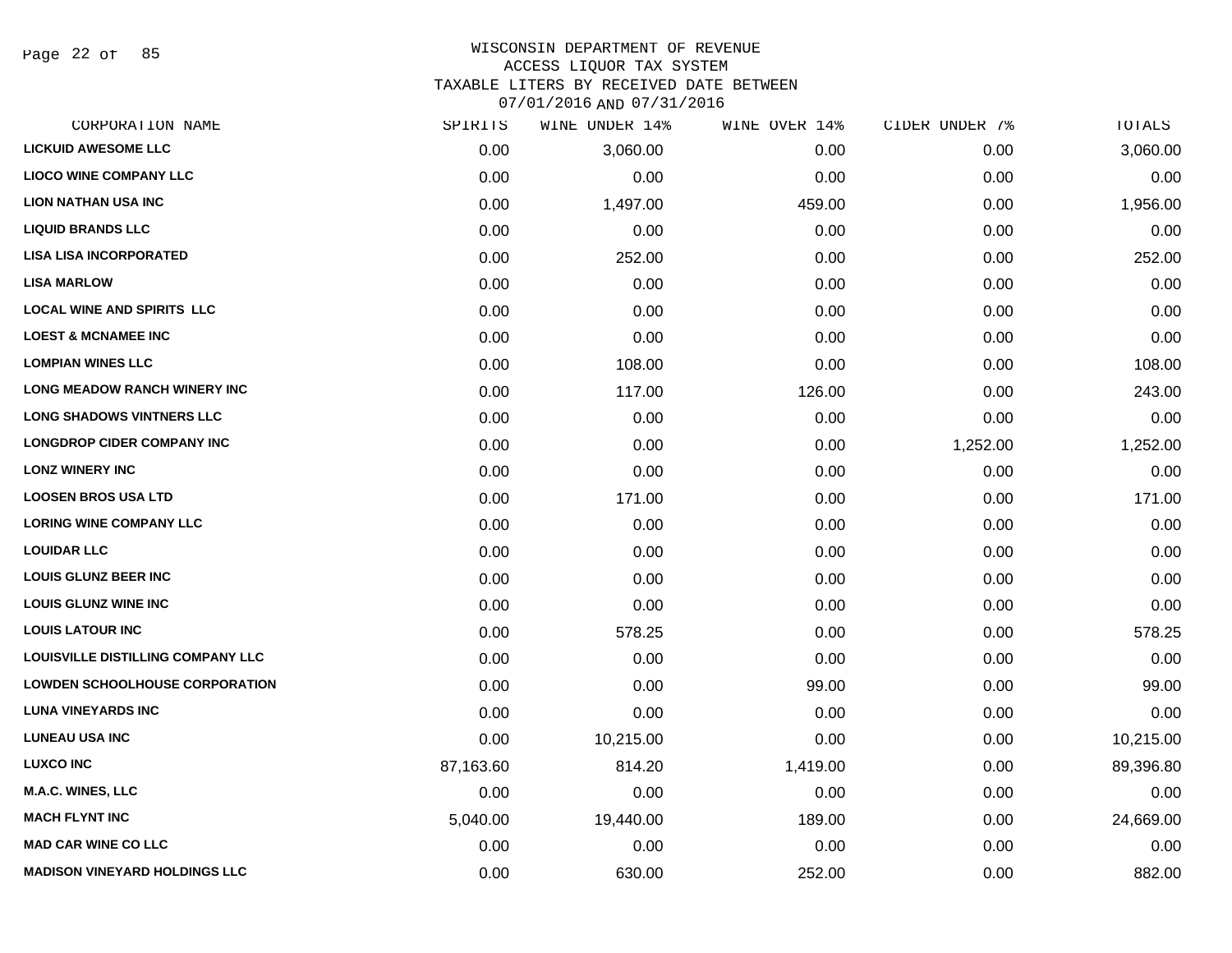# WISCONSIN DEPARTMENT OF REVENUE
## ACCESS LIQUOR TAX SYSTEM
### TAXABLE LITERS BY RECEIVED DATE BETWEEN 07/01/2016 AND 07/31/2016

| CORPORATION NAME | SPIRITS | WINE UNDER 14% | WINE OVER 14% | CIDER UNDER 7% | TOTALS |
|---|---|---|---|---|---|
| LICKUID AWESOME LLC | 0.00 | 3,060.00 | 0.00 | 0.00 | 3,060.00 |
| LIOCO WINE COMPANY LLC | 0.00 | 0.00 | 0.00 | 0.00 | 0.00 |
| LION NATHAN USA INC | 0.00 | 1,497.00 | 459.00 | 0.00 | 1,956.00 |
| LIQUID BRANDS LLC | 0.00 | 0.00 | 0.00 | 0.00 | 0.00 |
| LISA LISA INCORPORATED | 0.00 | 252.00 | 0.00 | 0.00 | 252.00 |
| LISA MARLOW | 0.00 | 0.00 | 0.00 | 0.00 | 0.00 |
| LOCAL WINE AND SPIRITS LLC | 0.00 | 0.00 | 0.00 | 0.00 | 0.00 |
| LOEST & MCNAMEE INC | 0.00 | 0.00 | 0.00 | 0.00 | 0.00 |
| LOMPIAN WINES LLC | 0.00 | 108.00 | 0.00 | 0.00 | 108.00 |
| LONG MEADOW RANCH WINERY INC | 0.00 | 117.00 | 126.00 | 0.00 | 243.00 |
| LONG SHADOWS VINTNERS LLC | 0.00 | 0.00 | 0.00 | 0.00 | 0.00 |
| LONGDROP CIDER COMPANY INC | 0.00 | 0.00 | 0.00 | 1,252.00 | 1,252.00 |
| LONZ WINERY INC | 0.00 | 0.00 | 0.00 | 0.00 | 0.00 |
| LOOSEN BROS USA LTD | 0.00 | 171.00 | 0.00 | 0.00 | 171.00 |
| LORING WINE COMPANY LLC | 0.00 | 0.00 | 0.00 | 0.00 | 0.00 |
| LOUIDAR LLC | 0.00 | 0.00 | 0.00 | 0.00 | 0.00 |
| LOUIS GLUNZ BEER INC | 0.00 | 0.00 | 0.00 | 0.00 | 0.00 |
| LOUIS GLUNZ WINE INC | 0.00 | 0.00 | 0.00 | 0.00 | 0.00 |
| LOUIS LATOUR INC | 0.00 | 578.25 | 0.00 | 0.00 | 578.25 |
| LOUISVILLE DISTILLING COMPANY LLC | 0.00 | 0.00 | 0.00 | 0.00 | 0.00 |
| LOWDEN SCHOOLHOUSE CORPORATION | 0.00 | 0.00 | 99.00 | 0.00 | 99.00 |
| LUNA VINEYARDS INC | 0.00 | 0.00 | 0.00 | 0.00 | 0.00 |
| LUNEAU USA INC | 0.00 | 10,215.00 | 0.00 | 0.00 | 10,215.00 |
| LUXCO INC | 87,163.60 | 814.20 | 1,419.00 | 0.00 | 89,396.80 |
| M.A.C. WINES, LLC | 0.00 | 0.00 | 0.00 | 0.00 | 0.00 |
| MACH FLYNT INC | 5,040.00 | 19,440.00 | 189.00 | 0.00 | 24,669.00 |
| MAD CAR WINE CO LLC | 0.00 | 0.00 | 0.00 | 0.00 | 0.00 |
| MADISON VINEYARD HOLDINGS LLC | 0.00 | 630.00 | 252.00 | 0.00 | 882.00 |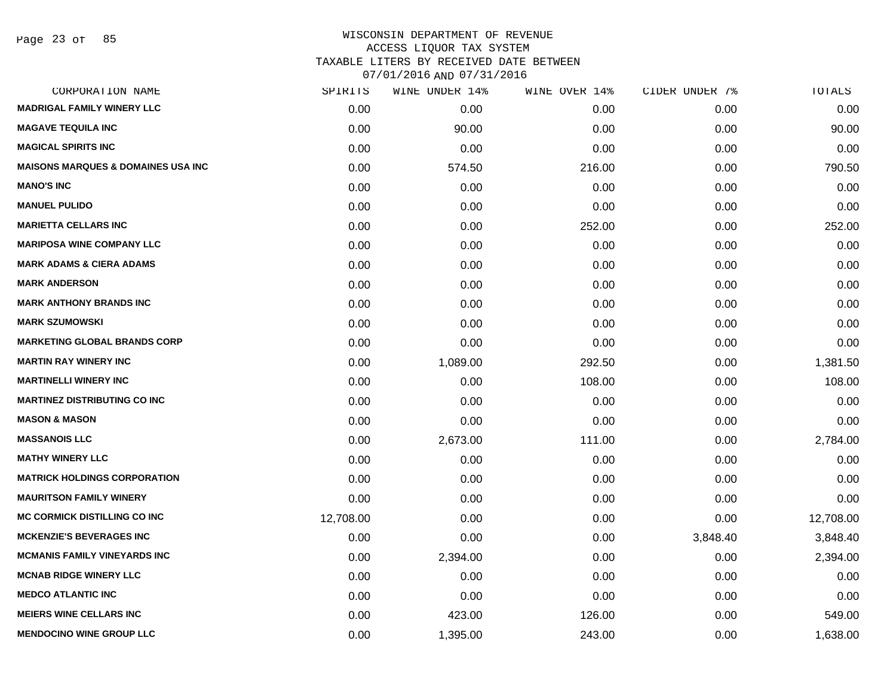WISCONSIN DEPARTMENT OF REVENUE
ACCESS LIQUOR TAX SYSTEM
TAXABLE LITERS BY RECEIVED DATE BETWEEN
07/01/2016 AND 07/31/2016

| CORPORATION NAME | SPIRITS | WINE UNDER 14% | WINE OVER 14% | CIDER UNDER 7% | TOTALS |
|---|---|---|---|---|---|
| MADRIGAL FAMILY WINERY LLC | 0.00 | 0.00 | 0.00 | 0.00 | 0.00 |
| MAGAVE TEQUILA INC | 0.00 | 90.00 | 0.00 | 0.00 | 90.00 |
| MAGICAL SPIRITS INC | 0.00 | 0.00 | 0.00 | 0.00 | 0.00 |
| MAISONS MARQUES & DOMAINES USA INC | 0.00 | 574.50 | 216.00 | 0.00 | 790.50 |
| MANO'S INC | 0.00 | 0.00 | 0.00 | 0.00 | 0.00 |
| MANUEL PULIDO | 0.00 | 0.00 | 0.00 | 0.00 | 0.00 |
| MARIETTA CELLARS INC | 0.00 | 0.00 | 252.00 | 0.00 | 252.00 |
| MARIPOSA WINE COMPANY LLC | 0.00 | 0.00 | 0.00 | 0.00 | 0.00 |
| MARK ADAMS & CIERA ADAMS | 0.00 | 0.00 | 0.00 | 0.00 | 0.00 |
| MARK ANDERSON | 0.00 | 0.00 | 0.00 | 0.00 | 0.00 |
| MARK ANTHONY BRANDS INC | 0.00 | 0.00 | 0.00 | 0.00 | 0.00 |
| MARK SZUMOWSKI | 0.00 | 0.00 | 0.00 | 0.00 | 0.00 |
| MARKETING GLOBAL BRANDS CORP | 0.00 | 0.00 | 0.00 | 0.00 | 0.00 |
| MARTIN RAY WINERY INC | 0.00 | 1,089.00 | 292.50 | 0.00 | 1,381.50 |
| MARTINELLI WINERY INC | 0.00 | 0.00 | 108.00 | 0.00 | 108.00 |
| MARTINEZ DISTRIBUTING CO INC | 0.00 | 0.00 | 0.00 | 0.00 | 0.00 |
| MASON & MASON | 0.00 | 0.00 | 0.00 | 0.00 | 0.00 |
| MASSANOIS LLC | 0.00 | 2,673.00 | 111.00 | 0.00 | 2,784.00 |
| MATHY WINERY LLC | 0.00 | 0.00 | 0.00 | 0.00 | 0.00 |
| MATRICK HOLDINGS CORPORATION | 0.00 | 0.00 | 0.00 | 0.00 | 0.00 |
| MAURITSON FAMILY WINERY | 0.00 | 0.00 | 0.00 | 0.00 | 0.00 |
| MC CORMICK DISTILLING CO INC | 12,708.00 | 0.00 | 0.00 | 0.00 | 12,708.00 |
| MCKENZIE'S BEVERAGES INC | 0.00 | 0.00 | 0.00 | 3,848.40 | 3,848.40 |
| MCMANIS FAMILY VINEYARDS INC | 0.00 | 2,394.00 | 0.00 | 0.00 | 2,394.00 |
| MCNAB RIDGE WINERY LLC | 0.00 | 0.00 | 0.00 | 0.00 | 0.00 |
| MEDCO ATLANTIC INC | 0.00 | 0.00 | 0.00 | 0.00 | 0.00 |
| MEIERS WINE CELLARS INC | 0.00 | 423.00 | 126.00 | 0.00 | 549.00 |
| MENDOCINO WINE GROUP LLC | 0.00 | 1,395.00 | 243.00 | 0.00 | 1,638.00 |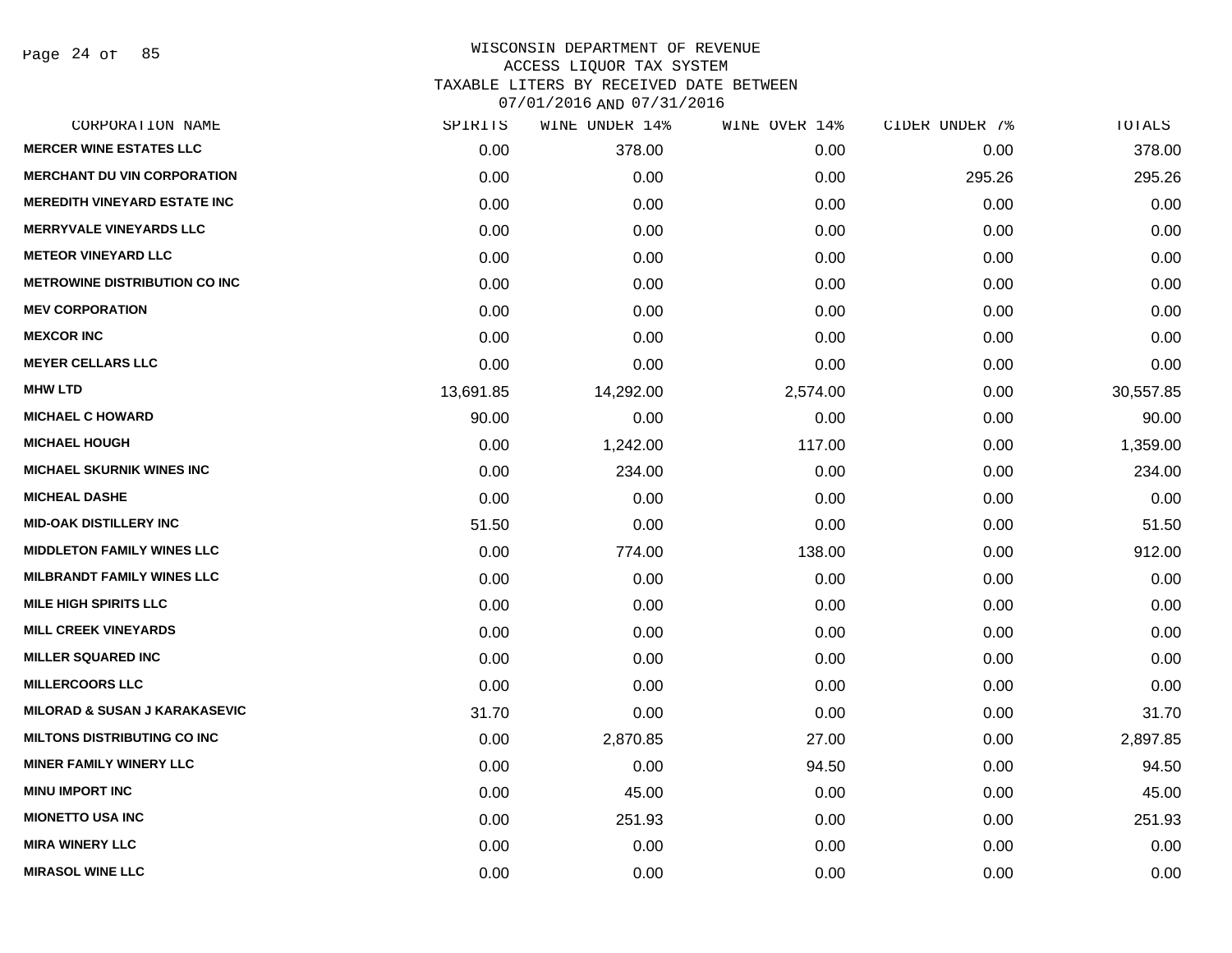WISCONSIN DEPARTMENT OF REVENUE
ACCESS LIQUOR TAX SYSTEM
TAXABLE LITERS BY RECEIVED DATE BETWEEN
07/01/2016 AND 07/31/2016

| CORPORATION NAME | SPIRITS | WINE UNDER 14% | WINE OVER 14% | CIDER UNDER 7% | TOTALS |
|---|---|---|---|---|---|
| MERCER WINE ESTATES LLC | 0.00 | 378.00 | 0.00 | 0.00 | 378.00 |
| MERCHANT DU VIN CORPORATION | 0.00 | 0.00 | 0.00 | 295.26 | 295.26 |
| MEREDITH VINEYARD ESTATE INC | 0.00 | 0.00 | 0.00 | 0.00 | 0.00 |
| MERRYVALE VINEYARDS LLC | 0.00 | 0.00 | 0.00 | 0.00 | 0.00 |
| METEOR VINEYARD LLC | 0.00 | 0.00 | 0.00 | 0.00 | 0.00 |
| METROWINE DISTRIBUTION CO INC | 0.00 | 0.00 | 0.00 | 0.00 | 0.00 |
| MEV CORPORATION | 0.00 | 0.00 | 0.00 | 0.00 | 0.00 |
| MEXCOR INC | 0.00 | 0.00 | 0.00 | 0.00 | 0.00 |
| MEYER CELLARS LLC | 0.00 | 0.00 | 0.00 | 0.00 | 0.00 |
| MHW LTD | 13,691.85 | 14,292.00 | 2,574.00 | 0.00 | 30,557.85 |
| MICHAEL C HOWARD | 90.00 | 0.00 | 0.00 | 0.00 | 90.00 |
| MICHAEL HOUGH | 0.00 | 1,242.00 | 117.00 | 0.00 | 1,359.00 |
| MICHAEL SKURNIK WINES INC | 0.00 | 234.00 | 0.00 | 0.00 | 234.00 |
| MICHEAL DASHE | 0.00 | 0.00 | 0.00 | 0.00 | 0.00 |
| MID-OAK DISTILLERY INC | 51.50 | 0.00 | 0.00 | 0.00 | 51.50 |
| MIDDLETON FAMILY WINES LLC | 0.00 | 774.00 | 138.00 | 0.00 | 912.00 |
| MILBRANDT FAMILY WINES LLC | 0.00 | 0.00 | 0.00 | 0.00 | 0.00 |
| MILE HIGH SPIRITS LLC | 0.00 | 0.00 | 0.00 | 0.00 | 0.00 |
| MILL CREEK VINEYARDS | 0.00 | 0.00 | 0.00 | 0.00 | 0.00 |
| MILLER SQUARED INC | 0.00 | 0.00 | 0.00 | 0.00 | 0.00 |
| MILLERCOORS LLC | 0.00 | 0.00 | 0.00 | 0.00 | 0.00 |
| MILORAD & SUSAN J KARAKASEVIC | 31.70 | 0.00 | 0.00 | 0.00 | 31.70 |
| MILTONS DISTRIBUTING CO INC | 0.00 | 2,870.85 | 27.00 | 0.00 | 2,897.85 |
| MINER FAMILY WINERY LLC | 0.00 | 0.00 | 94.50 | 0.00 | 94.50 |
| MINU IMPORT INC | 0.00 | 45.00 | 0.00 | 0.00 | 45.00 |
| MIONETTO USA INC | 0.00 | 251.93 | 0.00 | 0.00 | 251.93 |
| MIRA WINERY LLC | 0.00 | 0.00 | 0.00 | 0.00 | 0.00 |
| MIRASOL WINE LLC | 0.00 | 0.00 | 0.00 | 0.00 | 0.00 |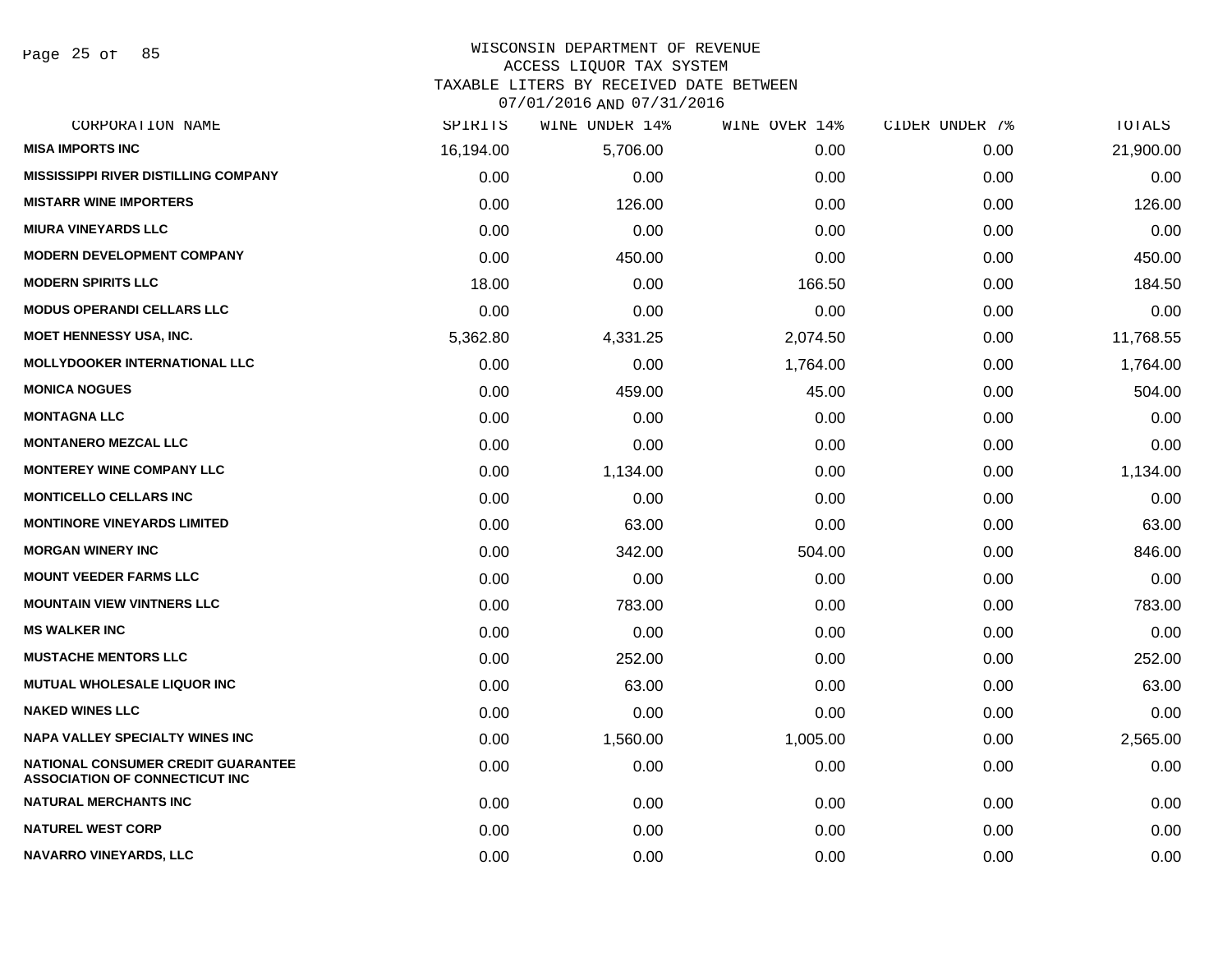WISCONSIN DEPARTMENT OF REVENUE
ACCESS LIQUOR TAX SYSTEM
TAXABLE LITERS BY RECEIVED DATE BETWEEN
07/01/2016 AND 07/31/2016

| CORPORATION NAME | SPIRITS | WINE UNDER 14% | WINE OVER 14% | CIDER UNDER 7% | TOTALS |
|---|---|---|---|---|---|
| MISA IMPORTS INC | 16,194.00 | 5,706.00 | 0.00 | 0.00 | 21,900.00 |
| MISSISSIPPI RIVER DISTILLING COMPANY | 0.00 | 0.00 | 0.00 | 0.00 | 0.00 |
| MISTARR WINE IMPORTERS | 0.00 | 126.00 | 0.00 | 0.00 | 126.00 |
| MIURA VINEYARDS LLC | 0.00 | 0.00 | 0.00 | 0.00 | 0.00 |
| MODERN DEVELOPMENT COMPANY | 0.00 | 450.00 | 0.00 | 0.00 | 450.00 |
| MODERN SPIRITS LLC | 18.00 | 0.00 | 166.50 | 0.00 | 184.50 |
| MODUS OPERANDI CELLARS LLC | 0.00 | 0.00 | 0.00 | 0.00 | 0.00 |
| MOET HENNESSY USA, INC. | 5,362.80 | 4,331.25 | 2,074.50 | 0.00 | 11,768.55 |
| MOLLYDOOKER INTERNATIONAL LLC | 0.00 | 0.00 | 1,764.00 | 0.00 | 1,764.00 |
| MONICA NOGUES | 0.00 | 459.00 | 45.00 | 0.00 | 504.00 |
| MONTAGNA LLC | 0.00 | 0.00 | 0.00 | 0.00 | 0.00 |
| MONTANERO MEZCAL LLC | 0.00 | 0.00 | 0.00 | 0.00 | 0.00 |
| MONTEREY WINE COMPANY LLC | 0.00 | 1,134.00 | 0.00 | 0.00 | 1,134.00 |
| MONTICELLO CELLARS INC | 0.00 | 0.00 | 0.00 | 0.00 | 0.00 |
| MONTINORE VINEYARDS LIMITED | 0.00 | 63.00 | 0.00 | 0.00 | 63.00 |
| MORGAN WINERY INC | 0.00 | 342.00 | 504.00 | 0.00 | 846.00 |
| MOUNT VEEDER FARMS LLC | 0.00 | 0.00 | 0.00 | 0.00 | 0.00 |
| MOUNTAIN VIEW VINTNERS LLC | 0.00 | 783.00 | 0.00 | 0.00 | 783.00 |
| MS WALKER INC | 0.00 | 0.00 | 0.00 | 0.00 | 0.00 |
| MUSTACHE MENTORS LLC | 0.00 | 252.00 | 0.00 | 0.00 | 252.00 |
| MUTUAL WHOLESALE LIQUOR INC | 0.00 | 63.00 | 0.00 | 0.00 | 63.00 |
| NAKED WINES LLC | 0.00 | 0.00 | 0.00 | 0.00 | 0.00 |
| NAPA VALLEY SPECIALTY WINES INC | 0.00 | 1,560.00 | 1,005.00 | 0.00 | 2,565.00 |
| NATIONAL CONSUMER CREDIT GUARANTEE ASSOCIATION OF CONNECTICUT INC | 0.00 | 0.00 | 0.00 | 0.00 | 0.00 |
| NATURAL MERCHANTS INC | 0.00 | 0.00 | 0.00 | 0.00 | 0.00 |
| NATUREL WEST CORP | 0.00 | 0.00 | 0.00 | 0.00 | 0.00 |
| NAVARRO VINEYARDS, LLC | 0.00 | 0.00 | 0.00 | 0.00 | 0.00 |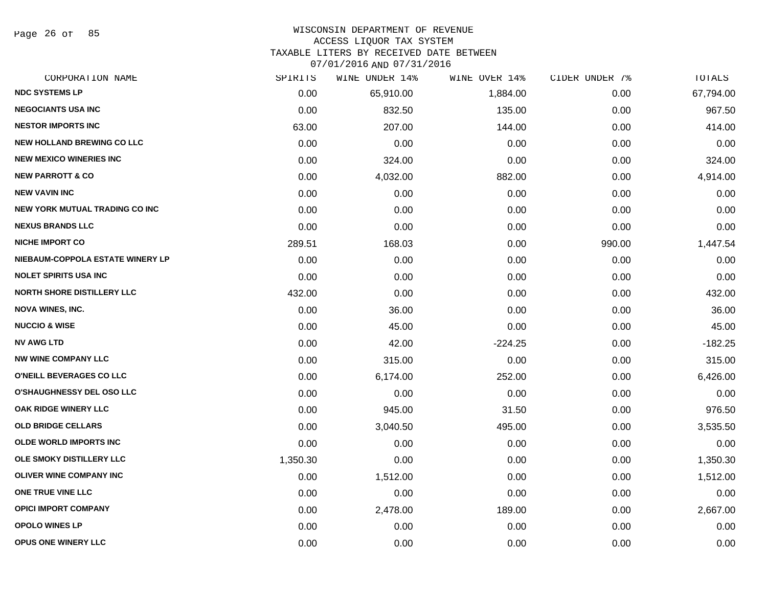WISCONSIN DEPARTMENT OF REVENUE
ACCESS LIQUOR TAX SYSTEM
TAXABLE LITERS BY RECEIVED DATE BETWEEN
07/01/2016 AND 07/31/2016

| CORPORATION NAME | SPIRITS | WINE UNDER 14% | WINE OVER 14% | CIDER UNDER 7% | TOTALS |
|---|---|---|---|---|---|
| NDC SYSTEMS LP | 0.00 | 65,910.00 | 1,884.00 | 0.00 | 67,794.00 |
| NEGOCIANTS USA INC | 0.00 | 832.50 | 135.00 | 0.00 | 967.50 |
| NESTOR IMPORTS INC | 63.00 | 207.00 | 144.00 | 0.00 | 414.00 |
| NEW HOLLAND BREWING CO LLC | 0.00 | 0.00 | 0.00 | 0.00 | 0.00 |
| NEW MEXICO WINERIES INC | 0.00 | 324.00 | 0.00 | 0.00 | 324.00 |
| NEW PARROTT & CO | 0.00 | 4,032.00 | 882.00 | 0.00 | 4,914.00 |
| NEW VAVIN INC | 0.00 | 0.00 | 0.00 | 0.00 | 0.00 |
| NEW YORK MUTUAL TRADING CO INC | 0.00 | 0.00 | 0.00 | 0.00 | 0.00 |
| NEXUS BRANDS LLC | 0.00 | 0.00 | 0.00 | 0.00 | 0.00 |
| NICHE IMPORT CO | 289.51 | 168.03 | 0.00 | 990.00 | 1,447.54 |
| NIEBAUM-COPPOLA ESTATE WINERY LP | 0.00 | 0.00 | 0.00 | 0.00 | 0.00 |
| NOLET SPIRITS USA INC | 0.00 | 0.00 | 0.00 | 0.00 | 0.00 |
| NORTH SHORE DISTILLERY LLC | 432.00 | 0.00 | 0.00 | 0.00 | 432.00 |
| NOVA WINES, INC. | 0.00 | 36.00 | 0.00 | 0.00 | 36.00 |
| NUCCIO & WISE | 0.00 | 45.00 | 0.00 | 0.00 | 45.00 |
| NV AWG LTD | 0.00 | 42.00 | -224.25 | 0.00 | -182.25 |
| NW WINE COMPANY LLC | 0.00 | 315.00 | 0.00 | 0.00 | 315.00 |
| O'NEILL BEVERAGES CO LLC | 0.00 | 6,174.00 | 252.00 | 0.00 | 6,426.00 |
| O'SHAUGHNESSY DEL OSO LLC | 0.00 | 0.00 | 0.00 | 0.00 | 0.00 |
| OAK RIDGE WINERY LLC | 0.00 | 945.00 | 31.50 | 0.00 | 976.50 |
| OLD BRIDGE CELLARS | 0.00 | 3,040.50 | 495.00 | 0.00 | 3,535.50 |
| OLDE WORLD IMPORTS INC | 0.00 | 0.00 | 0.00 | 0.00 | 0.00 |
| OLE SMOKY DISTILLERY LLC | 1,350.30 | 0.00 | 0.00 | 0.00 | 1,350.30 |
| OLIVER WINE COMPANY INC | 0.00 | 1,512.00 | 0.00 | 0.00 | 1,512.00 |
| ONE TRUE VINE LLC | 0.00 | 0.00 | 0.00 | 0.00 | 0.00 |
| OPICI IMPORT COMPANY | 0.00 | 2,478.00 | 189.00 | 0.00 | 2,667.00 |
| OPOLO WINES LP | 0.00 | 0.00 | 0.00 | 0.00 | 0.00 |
| OPUS ONE WINERY LLC | 0.00 | 0.00 | 0.00 | 0.00 | 0.00 |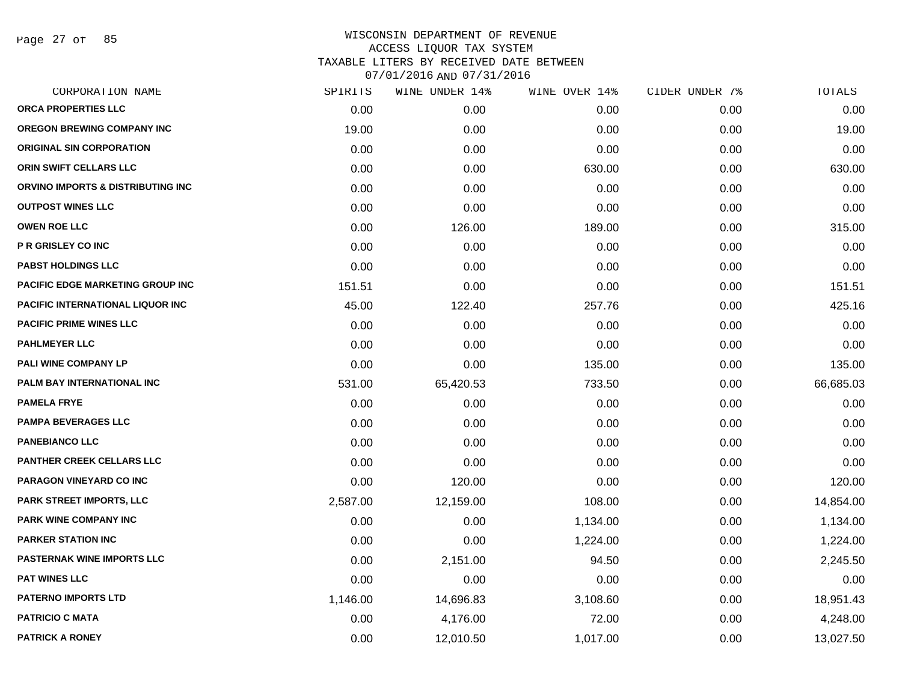WISCONSIN DEPARTMENT OF REVENUE
ACCESS LIQUOR TAX SYSTEM
TAXABLE LITERS BY RECEIVED DATE BETWEEN
07/01/2016 AND 07/31/2016

| CORPORATION NAME | SPIRITS | WINE UNDER 14% | WINE OVER 14% | CIDER UNDER 7% | TOTALS |
|---|---|---|---|---|---|
| ORCA PROPERTIES LLC | 0.00 | 0.00 | 0.00 | 0.00 | 0.00 |
| OREGON BREWING COMPANY INC | 19.00 | 0.00 | 0.00 | 0.00 | 19.00 |
| ORIGINAL SIN CORPORATION | 0.00 | 0.00 | 0.00 | 0.00 | 0.00 |
| ORIN SWIFT CELLARS LLC | 0.00 | 0.00 | 630.00 | 0.00 | 630.00 |
| ORVINO IMPORTS & DISTRIBUTING INC | 0.00 | 0.00 | 0.00 | 0.00 | 0.00 |
| OUTPOST WINES LLC | 0.00 | 0.00 | 0.00 | 0.00 | 0.00 |
| OWEN ROE LLC | 0.00 | 126.00 | 189.00 | 0.00 | 315.00 |
| P R GRISLEY CO INC | 0.00 | 0.00 | 0.00 | 0.00 | 0.00 |
| PABST HOLDINGS LLC | 0.00 | 0.00 | 0.00 | 0.00 | 0.00 |
| PACIFIC EDGE MARKETING GROUP INC | 151.51 | 0.00 | 0.00 | 0.00 | 151.51 |
| PACIFIC INTERNATIONAL LIQUOR INC | 45.00 | 122.40 | 257.76 | 0.00 | 425.16 |
| PACIFIC PRIME WINES LLC | 0.00 | 0.00 | 0.00 | 0.00 | 0.00 |
| PAHLMEYER LLC | 0.00 | 0.00 | 0.00 | 0.00 | 0.00 |
| PALI WINE COMPANY LP | 0.00 | 0.00 | 135.00 | 0.00 | 135.00 |
| PALM BAY INTERNATIONAL INC | 531.00 | 65,420.53 | 733.50 | 0.00 | 66,685.03 |
| PAMELA FRYE | 0.00 | 0.00 | 0.00 | 0.00 | 0.00 |
| PAMPA BEVERAGES LLC | 0.00 | 0.00 | 0.00 | 0.00 | 0.00 |
| PANEBIANCO LLC | 0.00 | 0.00 | 0.00 | 0.00 | 0.00 |
| PANTHER CREEK CELLARS LLC | 0.00 | 0.00 | 0.00 | 0.00 | 0.00 |
| PARAGON VINEYARD CO INC | 0.00 | 120.00 | 0.00 | 0.00 | 120.00 |
| PARK STREET IMPORTS, LLC | 2,587.00 | 12,159.00 | 108.00 | 0.00 | 14,854.00 |
| PARK WINE COMPANY INC | 0.00 | 0.00 | 1,134.00 | 0.00 | 1,134.00 |
| PARKER STATION INC | 0.00 | 0.00 | 1,224.00 | 0.00 | 1,224.00 |
| PASTERNAK WINE IMPORTS LLC | 0.00 | 2,151.00 | 94.50 | 0.00 | 2,245.50 |
| PAT WINES LLC | 0.00 | 0.00 | 0.00 | 0.00 | 0.00 |
| PATERNO IMPORTS LTD | 1,146.00 | 14,696.83 | 3,108.60 | 0.00 | 18,951.43 |
| PATRICIO C MATA | 0.00 | 4,176.00 | 72.00 | 0.00 | 4,248.00 |
| PATRICK A RONEY | 0.00 | 12,010.50 | 1,017.00 | 0.00 | 13,027.50 |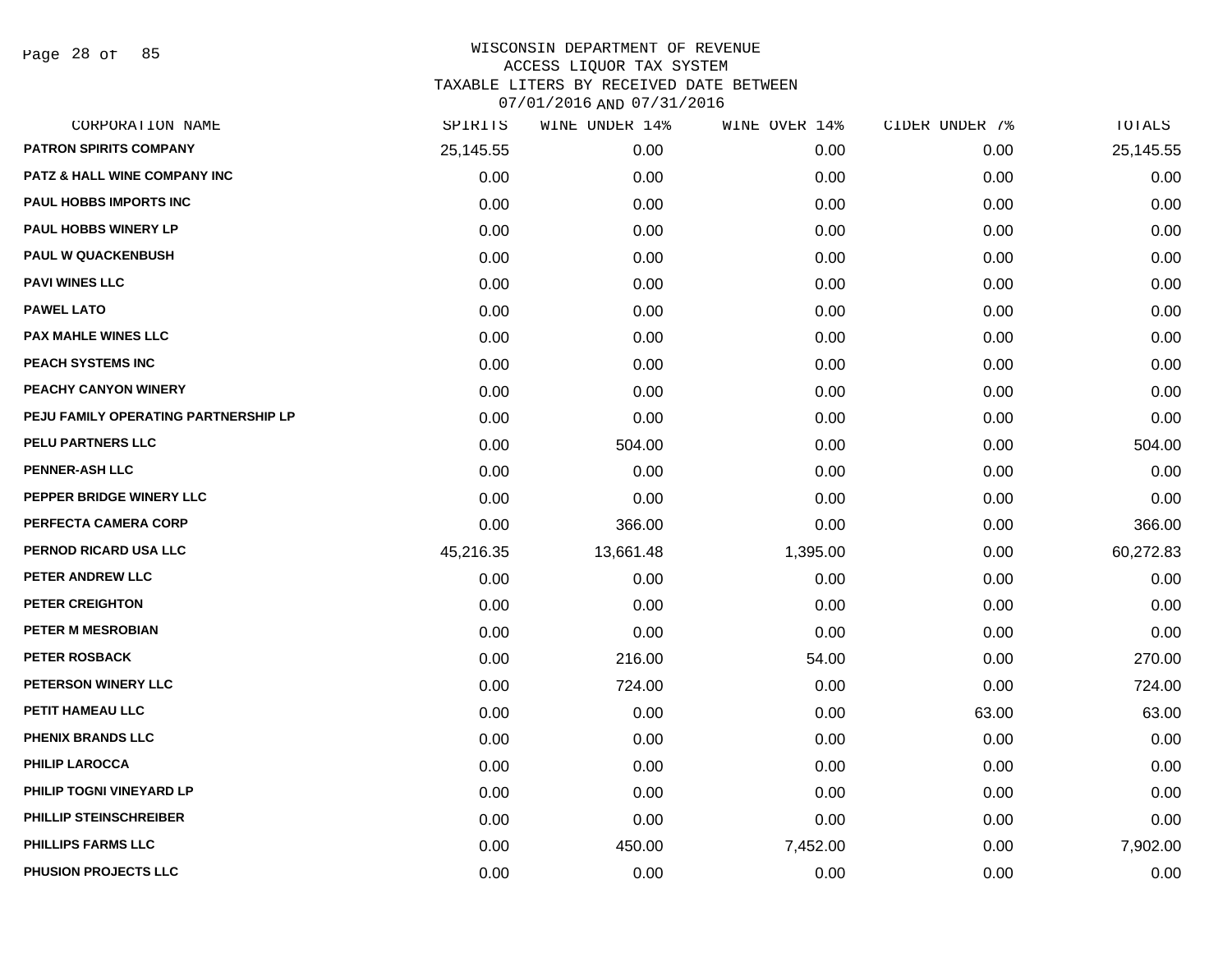WISCONSIN DEPARTMENT OF REVENUE
ACCESS LIQUOR TAX SYSTEM
TAXABLE LITERS BY RECEIVED DATE BETWEEN
07/01/2016 AND 07/31/2016

| CORPORATION NAME | SPIRITS | WINE UNDER 14% | WINE OVER 14% | CIDER UNDER 7% | TOTALS |
|---|---|---|---|---|---|
| PATRON SPIRITS COMPANY | 25,145.55 | 0.00 | 0.00 | 0.00 | 25,145.55 |
| PATZ & HALL WINE COMPANY INC | 0.00 | 0.00 | 0.00 | 0.00 | 0.00 |
| PAUL HOBBS IMPORTS INC | 0.00 | 0.00 | 0.00 | 0.00 | 0.00 |
| PAUL HOBBS WINERY LP | 0.00 | 0.00 | 0.00 | 0.00 | 0.00 |
| PAUL W QUACKENBUSH | 0.00 | 0.00 | 0.00 | 0.00 | 0.00 |
| PAVI WINES LLC | 0.00 | 0.00 | 0.00 | 0.00 | 0.00 |
| PAWEL LATO | 0.00 | 0.00 | 0.00 | 0.00 | 0.00 |
| PAX MAHLE WINES LLC | 0.00 | 0.00 | 0.00 | 0.00 | 0.00 |
| PEACH SYSTEMS INC | 0.00 | 0.00 | 0.00 | 0.00 | 0.00 |
| PEACHY CANYON WINERY | 0.00 | 0.00 | 0.00 | 0.00 | 0.00 |
| PEJU FAMILY OPERATING PARTNERSHIP LP | 0.00 | 0.00 | 0.00 | 0.00 | 0.00 |
| PELU PARTNERS LLC | 0.00 | 504.00 | 0.00 | 0.00 | 504.00 |
| PENNER-ASH LLC | 0.00 | 0.00 | 0.00 | 0.00 | 0.00 |
| PEPPER BRIDGE WINERY LLC | 0.00 | 0.00 | 0.00 | 0.00 | 0.00 |
| PERFECTA CAMERA CORP | 0.00 | 366.00 | 0.00 | 0.00 | 366.00 |
| PERNOD RICARD USA LLC | 45,216.35 | 13,661.48 | 1,395.00 | 0.00 | 60,272.83 |
| PETER ANDREW LLC | 0.00 | 0.00 | 0.00 | 0.00 | 0.00 |
| PETER CREIGHTON | 0.00 | 0.00 | 0.00 | 0.00 | 0.00 |
| PETER M MESROBIAN | 0.00 | 0.00 | 0.00 | 0.00 | 0.00 |
| PETER ROSBACK | 0.00 | 216.00 | 54.00 | 0.00 | 270.00 |
| PETERSON WINERY LLC | 0.00 | 724.00 | 0.00 | 0.00 | 724.00 |
| PETIT HAMEAU LLC | 0.00 | 0.00 | 0.00 | 63.00 | 63.00 |
| PHENIX BRANDS LLC | 0.00 | 0.00 | 0.00 | 0.00 | 0.00 |
| PHILIP LAROCCA | 0.00 | 0.00 | 0.00 | 0.00 | 0.00 |
| PHILIP TOGNI VINEYARD LP | 0.00 | 0.00 | 0.00 | 0.00 | 0.00 |
| PHILLIP STEINSCHREIBER | 0.00 | 0.00 | 0.00 | 0.00 | 0.00 |
| PHILLIPS FARMS LLC | 0.00 | 450.00 | 7,452.00 | 0.00 | 7,902.00 |
| PHUSION PROJECTS LLC | 0.00 | 0.00 | 0.00 | 0.00 | 0.00 |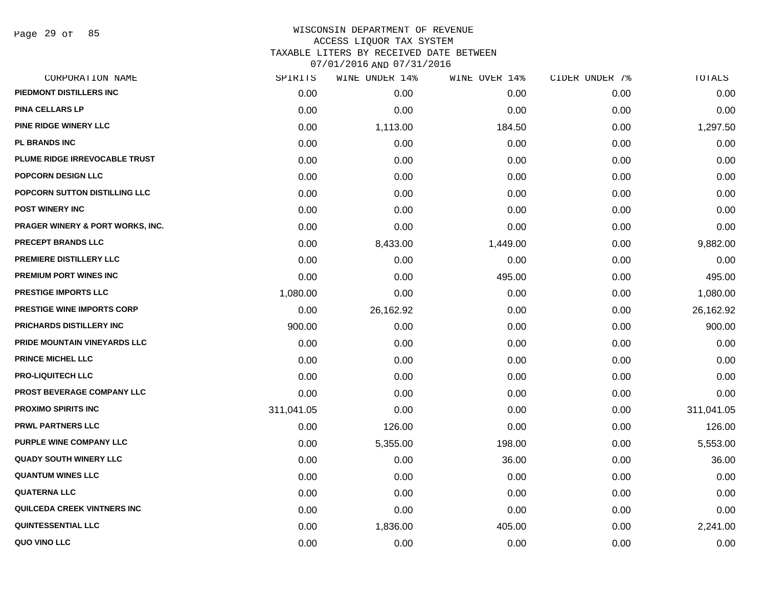WISCONSIN DEPARTMENT OF REVENUE
ACCESS LIQUOR TAX SYSTEM
TAXABLE LITERS BY RECEIVED DATE BETWEEN
07/01/2016 AND 07/31/2016

| CORPORATION NAME | SPIRITS | WINE UNDER 14% | WINE OVER 14% | CIDER UNDER 7% | TOTALS |
|---|---|---|---|---|---|
| PIEDMONT DISTILLERS INC | 0.00 | 0.00 | 0.00 | 0.00 | 0.00 |
| PINA CELLARS LP | 0.00 | 0.00 | 0.00 | 0.00 | 0.00 |
| PINE RIDGE WINERY LLC | 0.00 | 1,113.00 | 184.50 | 0.00 | 1,297.50 |
| PL BRANDS INC | 0.00 | 0.00 | 0.00 | 0.00 | 0.00 |
| PLUME RIDGE IRREVOCABLE TRUST | 0.00 | 0.00 | 0.00 | 0.00 | 0.00 |
| POPCORN DESIGN LLC | 0.00 | 0.00 | 0.00 | 0.00 | 0.00 |
| POPCORN SUTTON DISTILLING LLC | 0.00 | 0.00 | 0.00 | 0.00 | 0.00 |
| POST WINERY INC | 0.00 | 0.00 | 0.00 | 0.00 | 0.00 |
| PRAGER WINERY & PORT WORKS, INC. | 0.00 | 0.00 | 0.00 | 0.00 | 0.00 |
| PRECEPT BRANDS LLC | 0.00 | 8,433.00 | 1,449.00 | 0.00 | 9,882.00 |
| PREMIERE DISTILLERY LLC | 0.00 | 0.00 | 0.00 | 0.00 | 0.00 |
| PREMIUM PORT WINES INC | 0.00 | 0.00 | 495.00 | 0.00 | 495.00 |
| PRESTIGE IMPORTS LLC | 1,080.00 | 0.00 | 0.00 | 0.00 | 1,080.00 |
| PRESTIGE WINE IMPORTS CORP | 0.00 | 26,162.92 | 0.00 | 0.00 | 26,162.92 |
| PRICHARDS DISTILLERY INC | 900.00 | 0.00 | 0.00 | 0.00 | 900.00 |
| PRIDE MOUNTAIN VINEYARDS LLC | 0.00 | 0.00 | 0.00 | 0.00 | 0.00 |
| PRINCE MICHEL LLC | 0.00 | 0.00 | 0.00 | 0.00 | 0.00 |
| PRO-LIQUITECH LLC | 0.00 | 0.00 | 0.00 | 0.00 | 0.00 |
| PROST BEVERAGE COMPANY LLC | 0.00 | 0.00 | 0.00 | 0.00 | 0.00 |
| PROXIMO SPIRITS INC | 311,041.05 | 0.00 | 0.00 | 0.00 | 311,041.05 |
| PRWL PARTNERS LLC | 0.00 | 126.00 | 0.00 | 0.00 | 126.00 |
| PURPLE WINE COMPANY LLC | 0.00 | 5,355.00 | 198.00 | 0.00 | 5,553.00 |
| QUADY SOUTH WINERY LLC | 0.00 | 0.00 | 36.00 | 0.00 | 36.00 |
| QUANTUM WINES LLC | 0.00 | 0.00 | 0.00 | 0.00 | 0.00 |
| QUATERNA LLC | 0.00 | 0.00 | 0.00 | 0.00 | 0.00 |
| QUILCEDA CREEK VINTNERS INC | 0.00 | 0.00 | 0.00 | 0.00 | 0.00 |
| QUINTESSENTIAL LLC | 0.00 | 1,836.00 | 405.00 | 0.00 | 2,241.00 |
| QUO VINO LLC | 0.00 | 0.00 | 0.00 | 0.00 | 0.00 |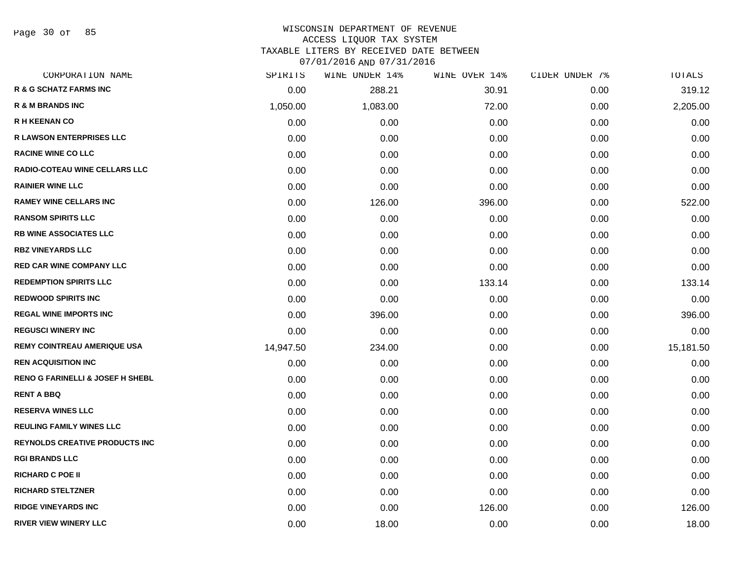# WISCONSIN DEPARTMENT OF REVENUE
## ACCESS LIQUOR TAX SYSTEM
### TAXABLE LITERS BY RECEIVED DATE BETWEEN 07/01/2016 AND 07/31/2016

| CORPORATION NAME | SPIRITS | WINE UNDER 14% | WINE OVER 14% | CIDER UNDER 7% | TOTALS |
|---|---|---|---|---|---|
| R & G SCHATZ FARMS INC | 0.00 | 288.21 | 30.91 | 0.00 | 319.12 |
| R & M BRANDS INC | 1,050.00 | 1,083.00 | 72.00 | 0.00 | 2,205.00 |
| R H KEENAN CO | 0.00 | 0.00 | 0.00 | 0.00 | 0.00 |
| R LAWSON ENTERPRISES LLC | 0.00 | 0.00 | 0.00 | 0.00 | 0.00 |
| RACINE WINE CO LLC | 0.00 | 0.00 | 0.00 | 0.00 | 0.00 |
| RADIO-COTEAU WINE CELLARS LLC | 0.00 | 0.00 | 0.00 | 0.00 | 0.00 |
| RAINIER WINE LLC | 0.00 | 0.00 | 0.00 | 0.00 | 0.00 |
| RAMEY WINE CELLARS INC | 0.00 | 126.00 | 396.00 | 0.00 | 522.00 |
| RANSOM SPIRITS LLC | 0.00 | 0.00 | 0.00 | 0.00 | 0.00 |
| RB WINE ASSOCIATES LLC | 0.00 | 0.00 | 0.00 | 0.00 | 0.00 |
| RBZ VINEYARDS LLC | 0.00 | 0.00 | 0.00 | 0.00 | 0.00 |
| RED CAR WINE COMPANY LLC | 0.00 | 0.00 | 0.00 | 0.00 | 0.00 |
| REDEMPTION SPIRITS LLC | 0.00 | 0.00 | 133.14 | 0.00 | 133.14 |
| REDWOOD SPIRITS INC | 0.00 | 0.00 | 0.00 | 0.00 | 0.00 |
| REGAL WINE IMPORTS INC | 0.00 | 396.00 | 0.00 | 0.00 | 396.00 |
| REGUSCI WINERY INC | 0.00 | 0.00 | 0.00 | 0.00 | 0.00 |
| REMY COINTREAU AMERIQUE USA | 14,947.50 | 234.00 | 0.00 | 0.00 | 15,181.50 |
| REN ACQUISITION INC | 0.00 | 0.00 | 0.00 | 0.00 | 0.00 |
| RENO G FARINELLI & JOSEF H SHEBL | 0.00 | 0.00 | 0.00 | 0.00 | 0.00 |
| RENT A BBQ | 0.00 | 0.00 | 0.00 | 0.00 | 0.00 |
| RESERVA WINES LLC | 0.00 | 0.00 | 0.00 | 0.00 | 0.00 |
| REULING FAMILY WINES LLC | 0.00 | 0.00 | 0.00 | 0.00 | 0.00 |
| REYNOLDS CREATIVE PRODUCTS INC | 0.00 | 0.00 | 0.00 | 0.00 | 0.00 |
| RGI BRANDS LLC | 0.00 | 0.00 | 0.00 | 0.00 | 0.00 |
| RICHARD C POE II | 0.00 | 0.00 | 0.00 | 0.00 | 0.00 |
| RICHARD STELTZNER | 0.00 | 0.00 | 0.00 | 0.00 | 0.00 |
| RIDGE VINEYARDS INC | 0.00 | 0.00 | 126.00 | 0.00 | 126.00 |
| RIVER VIEW WINERY LLC | 0.00 | 18.00 | 0.00 | 0.00 | 18.00 |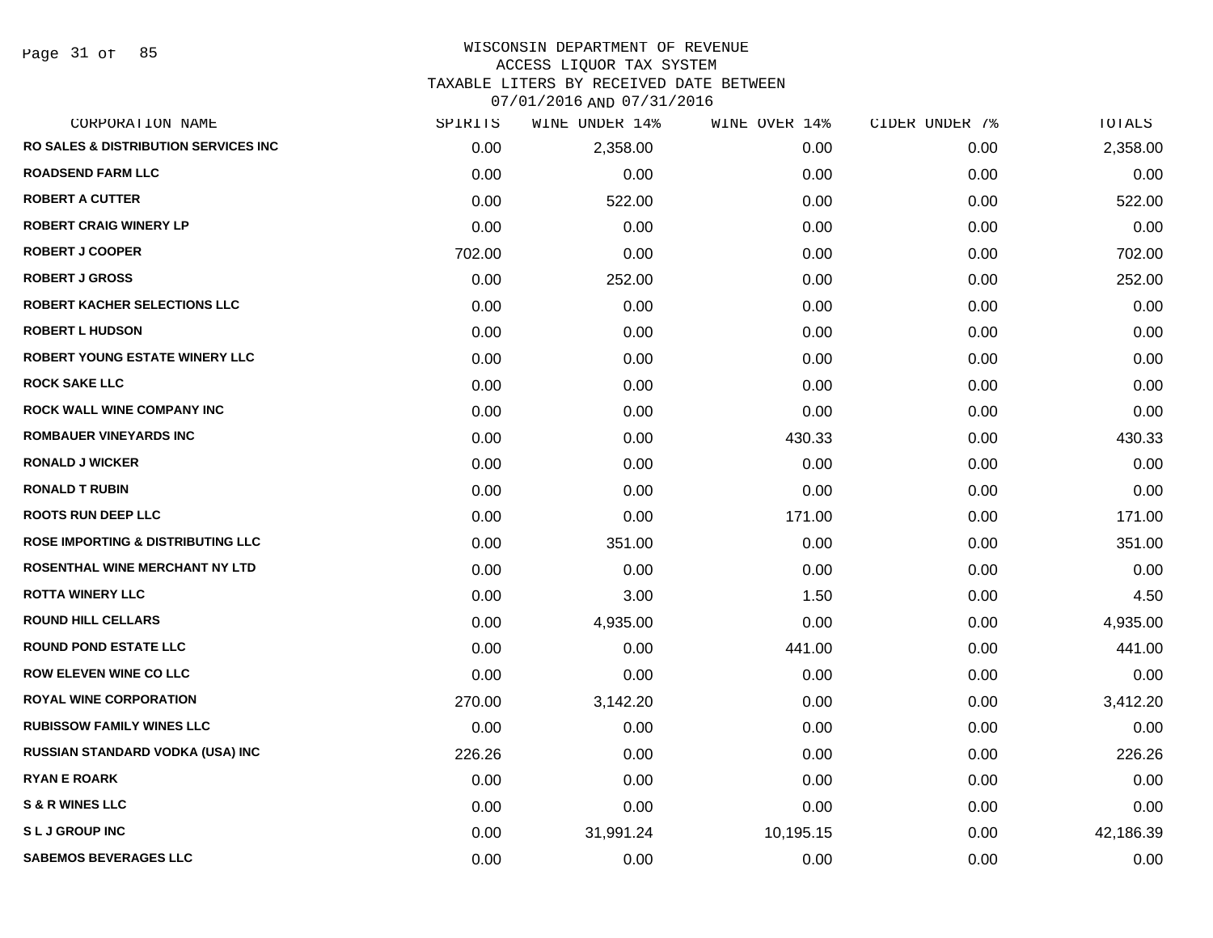# WISCONSIN DEPARTMENT OF REVENUE
## ACCESS LIQUOR TAX SYSTEM
## TAXABLE LITERS BY RECEIVED DATE BETWEEN 07/01/2016 AND 07/31/2016

| CORPORATION NAME | SPIRITS | WINE UNDER 14% | WINE OVER 14% | CIDER UNDER 7% | TOTALS |
|---|---|---|---|---|---|
| RO SALES & DISTRIBUTION SERVICES INC | 0.00 | 2,358.00 | 0.00 | 0.00 | 2,358.00 |
| ROADSEND FARM LLC | 0.00 | 0.00 | 0.00 | 0.00 | 0.00 |
| ROBERT A CUTTER | 0.00 | 522.00 | 0.00 | 0.00 | 522.00 |
| ROBERT CRAIG WINERY LP | 0.00 | 0.00 | 0.00 | 0.00 | 0.00 |
| ROBERT J COOPER | 702.00 | 0.00 | 0.00 | 0.00 | 702.00 |
| ROBERT J GROSS | 0.00 | 252.00 | 0.00 | 0.00 | 252.00 |
| ROBERT KACHER SELECTIONS LLC | 0.00 | 0.00 | 0.00 | 0.00 | 0.00 |
| ROBERT L HUDSON | 0.00 | 0.00 | 0.00 | 0.00 | 0.00 |
| ROBERT YOUNG ESTATE WINERY LLC | 0.00 | 0.00 | 0.00 | 0.00 | 0.00 |
| ROCK SAKE LLC | 0.00 | 0.00 | 0.00 | 0.00 | 0.00 |
| ROCK WALL WINE COMPANY INC | 0.00 | 0.00 | 0.00 | 0.00 | 0.00 |
| ROMBAUER VINEYARDS INC | 0.00 | 0.00 | 430.33 | 0.00 | 430.33 |
| RONALD J WICKER | 0.00 | 0.00 | 0.00 | 0.00 | 0.00 |
| RONALD T RUBIN | 0.00 | 0.00 | 0.00 | 0.00 | 0.00 |
| ROOTS RUN DEEP LLC | 0.00 | 0.00 | 171.00 | 0.00 | 171.00 |
| ROSE IMPORTING & DISTRIBUTING LLC | 0.00 | 351.00 | 0.00 | 0.00 | 351.00 |
| ROSENTHAL WINE MERCHANT NY LTD | 0.00 | 0.00 | 0.00 | 0.00 | 0.00 |
| ROTTA WINERY LLC | 0.00 | 3.00 | 1.50 | 0.00 | 4.50 |
| ROUND HILL CELLARS | 0.00 | 4,935.00 | 0.00 | 0.00 | 4,935.00 |
| ROUND POND ESTATE LLC | 0.00 | 0.00 | 441.00 | 0.00 | 441.00 |
| ROW ELEVEN WINE CO LLC | 0.00 | 0.00 | 0.00 | 0.00 | 0.00 |
| ROYAL WINE CORPORATION | 270.00 | 3,142.20 | 0.00 | 0.00 | 3,412.20 |
| RUBISSOW FAMILY WINES LLC | 0.00 | 0.00 | 0.00 | 0.00 | 0.00 |
| RUSSIAN STANDARD VODKA (USA) INC | 226.26 | 0.00 | 0.00 | 0.00 | 226.26 |
| RYAN E ROARK | 0.00 | 0.00 | 0.00 | 0.00 | 0.00 |
| S & R WINES LLC | 0.00 | 0.00 | 0.00 | 0.00 | 0.00 |
| S L J GROUP INC | 0.00 | 31,991.24 | 10,195.15 | 0.00 | 42,186.39 |
| SABEMOS BEVERAGES LLC | 0.00 | 0.00 | 0.00 | 0.00 | 0.00 |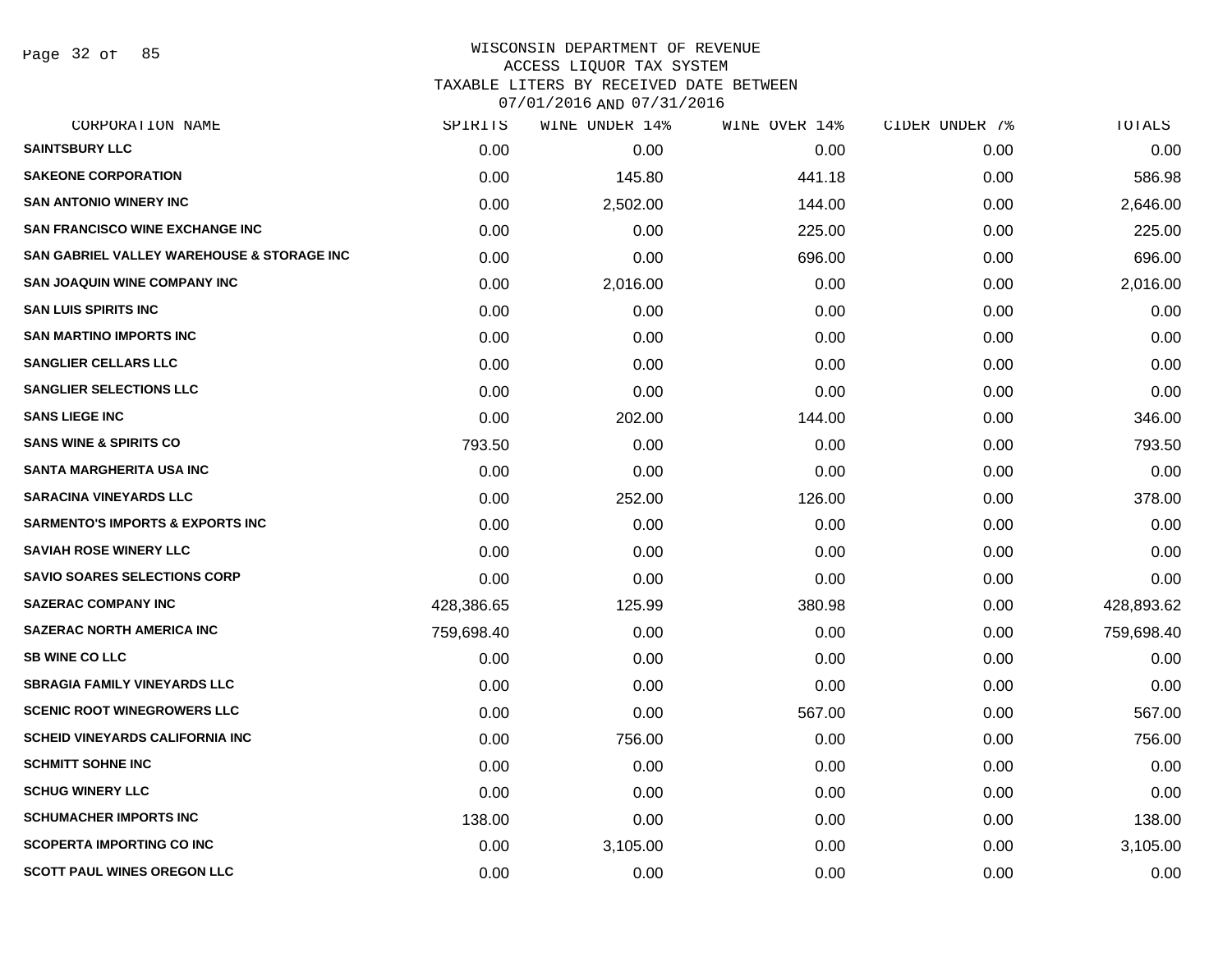WISCONSIN DEPARTMENT OF REVENUE
ACCESS LIQUOR TAX SYSTEM
TAXABLE LITERS BY RECEIVED DATE BETWEEN
07/01/2016 AND 07/31/2016

| CORPORATION NAME | SPIRITS | WINE UNDER 14% | WINE OVER 14% | CIDER UNDER 7% | TOTALS |
|---|---|---|---|---|---|
| SAINTSBURY LLC | 0.00 | 0.00 | 0.00 | 0.00 | 0.00 |
| SAKEONE CORPORATION | 0.00 | 145.80 | 441.18 | 0.00 | 586.98 |
| SAN ANTONIO WINERY INC | 0.00 | 2,502.00 | 144.00 | 0.00 | 2,646.00 |
| SAN FRANCISCO WINE EXCHANGE INC | 0.00 | 0.00 | 225.00 | 0.00 | 225.00 |
| SAN GABRIEL VALLEY WAREHOUSE & STORAGE INC | 0.00 | 0.00 | 696.00 | 0.00 | 696.00 |
| SAN JOAQUIN WINE COMPANY INC | 0.00 | 2,016.00 | 0.00 | 0.00 | 2,016.00 |
| SAN LUIS SPIRITS INC | 0.00 | 0.00 | 0.00 | 0.00 | 0.00 |
| SAN MARTINO IMPORTS INC | 0.00 | 0.00 | 0.00 | 0.00 | 0.00 |
| SANGLIER CELLARS LLC | 0.00 | 0.00 | 0.00 | 0.00 | 0.00 |
| SANGLIER SELECTIONS LLC | 0.00 | 0.00 | 0.00 | 0.00 | 0.00 |
| SANS LIEGE INC | 0.00 | 202.00 | 144.00 | 0.00 | 346.00 |
| SANS WINE & SPIRITS CO | 793.50 | 0.00 | 0.00 | 0.00 | 793.50 |
| SANTA MARGHERITA USA INC | 0.00 | 0.00 | 0.00 | 0.00 | 0.00 |
| SARACINA VINEYARDS LLC | 0.00 | 252.00 | 126.00 | 0.00 | 378.00 |
| SARMENTO'S IMPORTS & EXPORTS INC | 0.00 | 0.00 | 0.00 | 0.00 | 0.00 |
| SAVIAH ROSE WINERY LLC | 0.00 | 0.00 | 0.00 | 0.00 | 0.00 |
| SAVIO SOARES SELECTIONS CORP | 0.00 | 0.00 | 0.00 | 0.00 | 0.00 |
| SAZERAC COMPANY INC | 428,386.65 | 125.99 | 380.98 | 0.00 | 428,893.62 |
| SAZERAC NORTH AMERICA INC | 759,698.40 | 0.00 | 0.00 | 0.00 | 759,698.40 |
| SB WINE CO LLC | 0.00 | 0.00 | 0.00 | 0.00 | 0.00 |
| SBRAGIA FAMILY VINEYARDS LLC | 0.00 | 0.00 | 0.00 | 0.00 | 0.00 |
| SCENIC ROOT WINEGROWERS LLC | 0.00 | 0.00 | 567.00 | 0.00 | 567.00 |
| SCHEID VINEYARDS CALIFORNIA INC | 0.00 | 756.00 | 0.00 | 0.00 | 756.00 |
| SCHMITT SOHNE INC | 0.00 | 0.00 | 0.00 | 0.00 | 0.00 |
| SCHUG WINERY LLC | 0.00 | 0.00 | 0.00 | 0.00 | 0.00 |
| SCHUMACHER IMPORTS INC | 138.00 | 0.00 | 0.00 | 0.00 | 138.00 |
| SCOPERTA IMPORTING CO INC | 0.00 | 3,105.00 | 0.00 | 0.00 | 3,105.00 |
| SCOTT PAUL WINES OREGON LLC | 0.00 | 0.00 | 0.00 | 0.00 | 0.00 |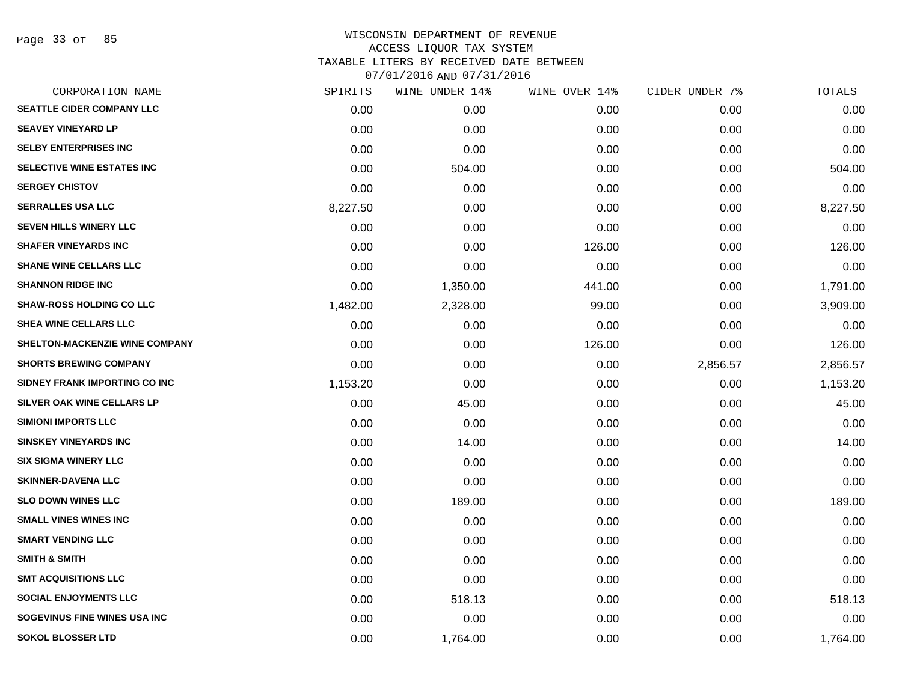WISCONSIN DEPARTMENT OF REVENUE
ACCESS LIQUOR TAX SYSTEM
TAXABLE LITERS BY RECEIVED DATE BETWEEN
07/01/2016 AND 07/31/2016

| CORPORATION NAME | SPIRITS | WINE UNDER 14% | WINE OVER 14% | CIDER UNDER 7% | TOTALS |
|---|---|---|---|---|---|
| SEATTLE CIDER COMPANY LLC | 0.00 | 0.00 | 0.00 | 0.00 | 0.00 |
| SEAVEY VINEYARD LP | 0.00 | 0.00 | 0.00 | 0.00 | 0.00 |
| SELBY ENTERPRISES INC | 0.00 | 0.00 | 0.00 | 0.00 | 0.00 |
| SELECTIVE WINE ESTATES INC | 0.00 | 504.00 | 0.00 | 0.00 | 504.00 |
| SERGEY CHISTOV | 0.00 | 0.00 | 0.00 | 0.00 | 0.00 |
| SERRALLES USA LLC | 8,227.50 | 0.00 | 0.00 | 0.00 | 8,227.50 |
| SEVEN HILLS WINERY LLC | 0.00 | 0.00 | 0.00 | 0.00 | 0.00 |
| SHAFER VINEYARDS INC | 0.00 | 0.00 | 126.00 | 0.00 | 126.00 |
| SHANE WINE CELLARS LLC | 0.00 | 0.00 | 0.00 | 0.00 | 0.00 |
| SHANNON RIDGE INC | 0.00 | 1,350.00 | 441.00 | 0.00 | 1,791.00 |
| SHAW-ROSS HOLDING CO LLC | 1,482.00 | 2,328.00 | 99.00 | 0.00 | 3,909.00 |
| SHEA WINE CELLARS LLC | 0.00 | 0.00 | 0.00 | 0.00 | 0.00 |
| SHELTON-MACKENZIE WINE COMPANY | 0.00 | 0.00 | 126.00 | 0.00 | 126.00 |
| SHORTS BREWING COMPANY | 0.00 | 0.00 | 0.00 | 2,856.57 | 2,856.57 |
| SIDNEY FRANK IMPORTING CO INC | 1,153.20 | 0.00 | 0.00 | 0.00 | 1,153.20 |
| SILVER OAK WINE CELLARS LP | 0.00 | 45.00 | 0.00 | 0.00 | 45.00 |
| SIMIONI IMPORTS LLC | 0.00 | 0.00 | 0.00 | 0.00 | 0.00 |
| SINSKEY VINEYARDS INC | 0.00 | 14.00 | 0.00 | 0.00 | 14.00 |
| SIX SIGMA WINERY LLC | 0.00 | 0.00 | 0.00 | 0.00 | 0.00 |
| SKINNER-DAVENA LLC | 0.00 | 0.00 | 0.00 | 0.00 | 0.00 |
| SLO DOWN WINES LLC | 0.00 | 189.00 | 0.00 | 0.00 | 189.00 |
| SMALL VINES WINES INC | 0.00 | 0.00 | 0.00 | 0.00 | 0.00 |
| SMART VENDING LLC | 0.00 | 0.00 | 0.00 | 0.00 | 0.00 |
| SMITH & SMITH | 0.00 | 0.00 | 0.00 | 0.00 | 0.00 |
| SMT ACQUISITIONS LLC | 0.00 | 0.00 | 0.00 | 0.00 | 0.00 |
| SOCIAL ENJOYMENTS LLC | 0.00 | 518.13 | 0.00 | 0.00 | 518.13 |
| SOGEVINUS FINE WINES USA INC | 0.00 | 0.00 | 0.00 | 0.00 | 0.00 |
| SOKOL BLOSSER LTD | 0.00 | 1,764.00 | 0.00 | 0.00 | 1,764.00 |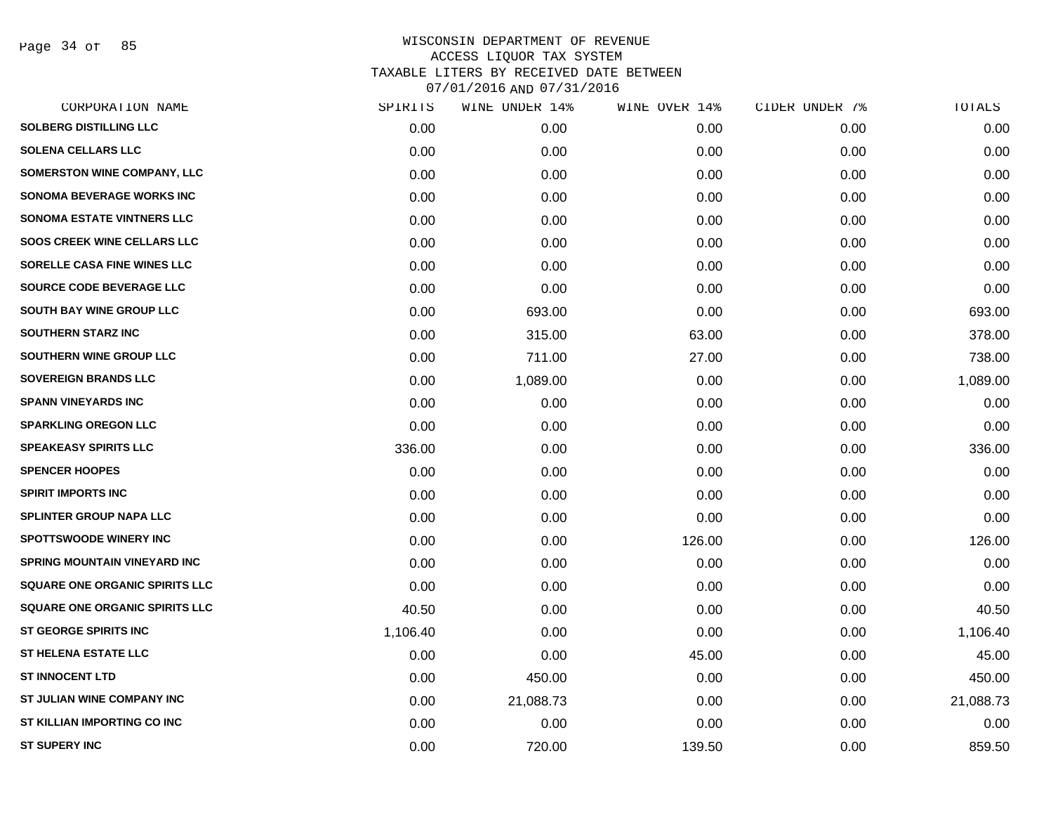# WISCONSIN DEPARTMENT OF REVENUE
## ACCESS LIQUOR TAX SYSTEM
## TAXABLE LITERS BY RECEIVED DATE BETWEEN 07/01/2016 AND 07/31/2016

| CORPORATION NAME | SPIRITS | WINE UNDER 14% | WINE OVER 14% | CIDER UNDER 7% | TOTALS |
|---|---|---|---|---|---|
| SOLBERG DISTILLING LLC | 0.00 | 0.00 | 0.00 | 0.00 | 0.00 |
| SOLENA CELLARS LLC | 0.00 | 0.00 | 0.00 | 0.00 | 0.00 |
| SOMERSTON WINE COMPANY, LLC | 0.00 | 0.00 | 0.00 | 0.00 | 0.00 |
| SONOMA BEVERAGE WORKS INC | 0.00 | 0.00 | 0.00 | 0.00 | 0.00 |
| SONOMA ESTATE VINTNERS LLC | 0.00 | 0.00 | 0.00 | 0.00 | 0.00 |
| SOOS CREEK WINE CELLARS LLC | 0.00 | 0.00 | 0.00 | 0.00 | 0.00 |
| SORELLE CASA FINE WINES LLC | 0.00 | 0.00 | 0.00 | 0.00 | 0.00 |
| SOURCE CODE BEVERAGE LLC | 0.00 | 0.00 | 0.00 | 0.00 | 0.00 |
| SOUTH BAY WINE GROUP LLC | 0.00 | 693.00 | 0.00 | 0.00 | 693.00 |
| SOUTHERN STARZ INC | 0.00 | 315.00 | 63.00 | 0.00 | 378.00 |
| SOUTHERN WINE GROUP LLC | 0.00 | 711.00 | 27.00 | 0.00 | 738.00 |
| SOVEREIGN BRANDS LLC | 0.00 | 1,089.00 | 0.00 | 0.00 | 1,089.00 |
| SPANN VINEYARDS INC | 0.00 | 0.00 | 0.00 | 0.00 | 0.00 |
| SPARKLING OREGON LLC | 0.00 | 0.00 | 0.00 | 0.00 | 0.00 |
| SPEAKEASY SPIRITS LLC | 336.00 | 0.00 | 0.00 | 0.00 | 336.00 |
| SPENCER HOOPES | 0.00 | 0.00 | 0.00 | 0.00 | 0.00 |
| SPIRIT IMPORTS INC | 0.00 | 0.00 | 0.00 | 0.00 | 0.00 |
| SPLINTER GROUP NAPA LLC | 0.00 | 0.00 | 0.00 | 0.00 | 0.00 |
| SPOTTSWOODE WINERY INC | 0.00 | 0.00 | 126.00 | 0.00 | 126.00 |
| SPRING MOUNTAIN VINEYARD INC | 0.00 | 0.00 | 0.00 | 0.00 | 0.00 |
| SQUARE ONE ORGANIC SPIRITS LLC | 0.00 | 0.00 | 0.00 | 0.00 | 0.00 |
| SQUARE ONE ORGANIC SPIRITS LLC | 40.50 | 0.00 | 0.00 | 0.00 | 40.50 |
| ST GEORGE SPIRITS INC | 1,106.40 | 0.00 | 0.00 | 0.00 | 1,106.40 |
| ST HELENA ESTATE LLC | 0.00 | 0.00 | 45.00 | 0.00 | 45.00 |
| ST INNOCENT LTD | 0.00 | 450.00 | 0.00 | 0.00 | 450.00 |
| ST JULIAN WINE COMPANY INC | 0.00 | 21,088.73 | 0.00 | 0.00 | 21,088.73 |
| ST KILLIAN IMPORTING CO INC | 0.00 | 0.00 | 0.00 | 0.00 | 0.00 |
| ST SUPERY INC | 0.00 | 720.00 | 139.50 | 0.00 | 859.50 |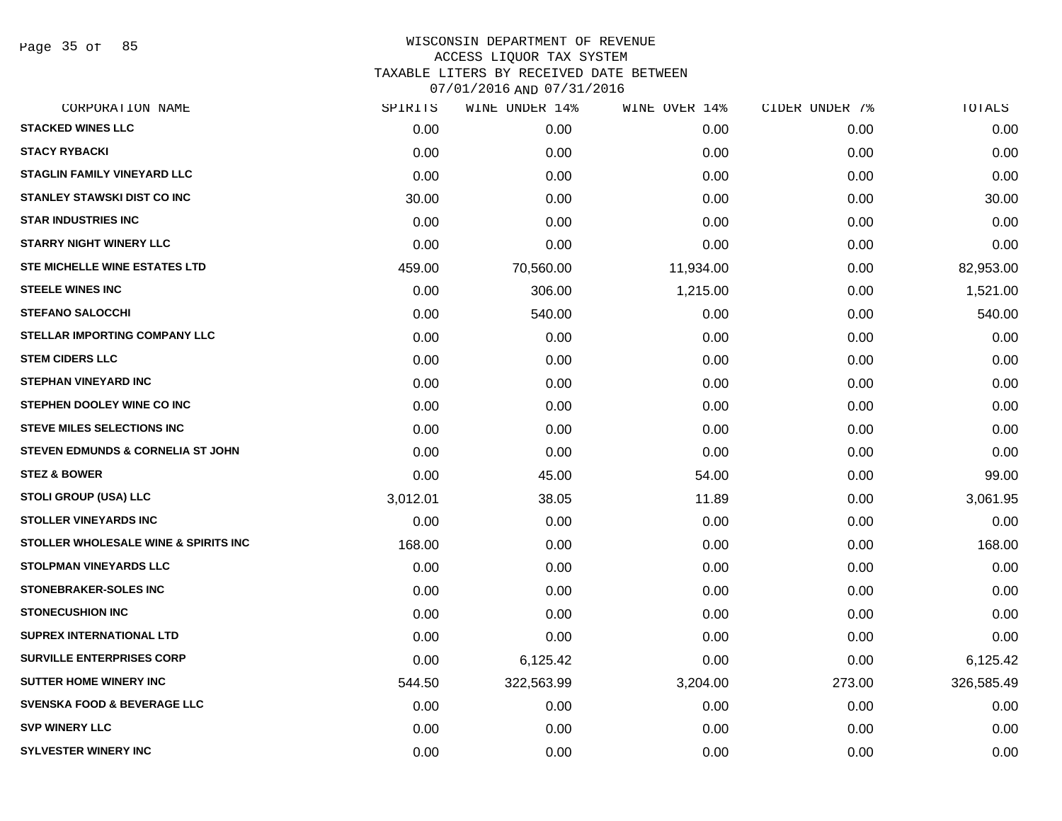# WISCONSIN DEPARTMENT OF REVENUE
## ACCESS LIQUOR TAX SYSTEM
## TAXABLE LITERS BY RECEIVED DATE BETWEEN 07/01/2016 AND 07/31/2016

| CORPORATION NAME | SPIRITS | WINE UNDER 14% | WINE OVER 14% | CIDER UNDER 7% | TOTALS |
|---|---|---|---|---|---|
| STACKED WINES LLC | 0.00 | 0.00 | 0.00 | 0.00 | 0.00 |
| STACY RYBACKI | 0.00 | 0.00 | 0.00 | 0.00 | 0.00 |
| STAGLIN FAMILY VINEYARD LLC | 0.00 | 0.00 | 0.00 | 0.00 | 0.00 |
| STANLEY STAWSKI DIST CO INC | 30.00 | 0.00 | 0.00 | 0.00 | 30.00 |
| STAR INDUSTRIES INC | 0.00 | 0.00 | 0.00 | 0.00 | 0.00 |
| STARRY NIGHT WINERY LLC | 0.00 | 0.00 | 0.00 | 0.00 | 0.00 |
| STE MICHELLE WINE ESTATES LTD | 459.00 | 70,560.00 | 11,934.00 | 0.00 | 82,953.00 |
| STEELE WINES INC | 0.00 | 306.00 | 1,215.00 | 0.00 | 1,521.00 |
| STEFANO SALOCCHI | 0.00 | 540.00 | 0.00 | 0.00 | 540.00 |
| STELLAR IMPORTING COMPANY LLC | 0.00 | 0.00 | 0.00 | 0.00 | 0.00 |
| STEM CIDERS LLC | 0.00 | 0.00 | 0.00 | 0.00 | 0.00 |
| STEPHAN VINEYARD INC | 0.00 | 0.00 | 0.00 | 0.00 | 0.00 |
| STEPHEN DOOLEY WINE CO INC | 0.00 | 0.00 | 0.00 | 0.00 | 0.00 |
| STEVE MILES SELECTIONS INC | 0.00 | 0.00 | 0.00 | 0.00 | 0.00 |
| STEVEN EDMUNDS & CORNELIA ST JOHN | 0.00 | 0.00 | 0.00 | 0.00 | 0.00 |
| STEZ & BOWER | 0.00 | 45.00 | 54.00 | 0.00 | 99.00 |
| STOLI GROUP (USA) LLC | 3,012.01 | 38.05 | 11.89 | 0.00 | 3,061.95 |
| STOLLER VINEYARDS INC | 0.00 | 0.00 | 0.00 | 0.00 | 0.00 |
| STOLLER WHOLESALE WINE & SPIRITS INC | 168.00 | 0.00 | 0.00 | 0.00 | 168.00 |
| STOLPMAN VINEYARDS LLC | 0.00 | 0.00 | 0.00 | 0.00 | 0.00 |
| STONEBRAKER-SOLES INC | 0.00 | 0.00 | 0.00 | 0.00 | 0.00 |
| STONECUSHION INC | 0.00 | 0.00 | 0.00 | 0.00 | 0.00 |
| SUPREX INTERNATIONAL LTD | 0.00 | 0.00 | 0.00 | 0.00 | 0.00 |
| SURVILLE ENTERPRISES CORP | 0.00 | 6,125.42 | 0.00 | 0.00 | 6,125.42 |
| SUTTER HOME WINERY INC | 544.50 | 322,563.99 | 3,204.00 | 273.00 | 326,585.49 |
| SVENSKA FOOD & BEVERAGE LLC | 0.00 | 0.00 | 0.00 | 0.00 | 0.00 |
| SVP WINERY LLC | 0.00 | 0.00 | 0.00 | 0.00 | 0.00 |
| SYLVESTER WINERY INC | 0.00 | 0.00 | 0.00 | 0.00 | 0.00 |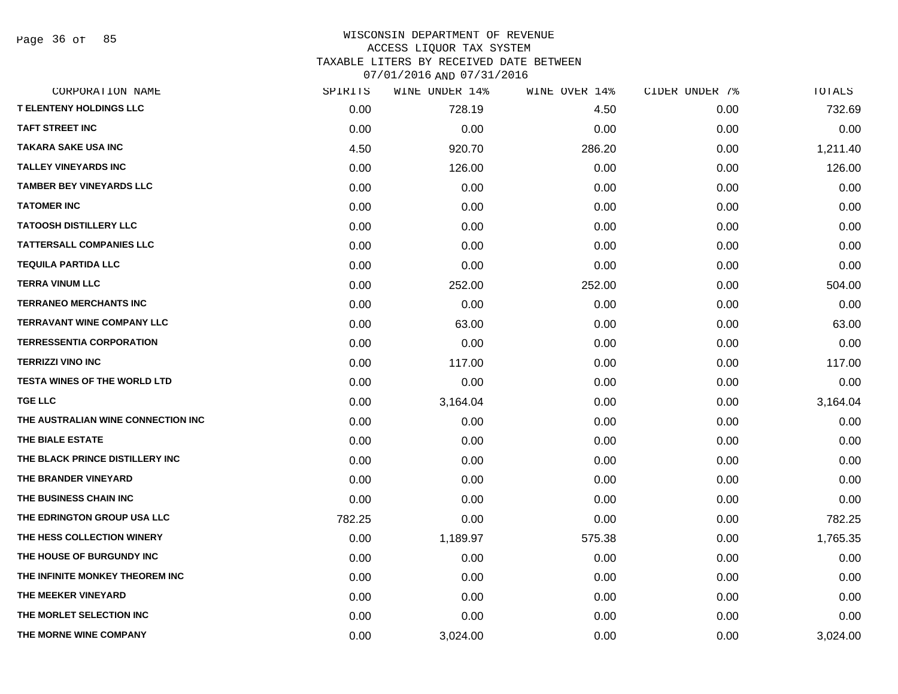# WISCONSIN DEPARTMENT OF REVENUE
## ACCESS LIQUOR TAX SYSTEM
## TAXABLE LITERS BY RECEIVED DATE BETWEEN 07/01/2016 AND 07/31/2016

| CORPORATION NAME | SPIRITS | WINE UNDER 14% | WINE OVER 14% | CIDER UNDER 7% | TOTALS |
|---|---|---|---|---|---|
| T ELENTENY HOLDINGS LLC | 0.00 | 728.19 | 4.50 | 0.00 | 732.69 |
| TAFT STREET INC | 0.00 | 0.00 | 0.00 | 0.00 | 0.00 |
| TAKARA SAKE USA INC | 4.50 | 920.70 | 286.20 | 0.00 | 1,211.40 |
| TALLEY VINEYARDS INC | 0.00 | 126.00 | 0.00 | 0.00 | 126.00 |
| TAMBER BEY VINEYARDS LLC | 0.00 | 0.00 | 0.00 | 0.00 | 0.00 |
| TATOMER INC | 0.00 | 0.00 | 0.00 | 0.00 | 0.00 |
| TATOOSH DISTILLERY LLC | 0.00 | 0.00 | 0.00 | 0.00 | 0.00 |
| TATTERSALL COMPANIES LLC | 0.00 | 0.00 | 0.00 | 0.00 | 0.00 |
| TEQUILA PARTIDA LLC | 0.00 | 0.00 | 0.00 | 0.00 | 0.00 |
| TERRA VINUM LLC | 0.00 | 252.00 | 252.00 | 0.00 | 504.00 |
| TERRANEO MERCHANTS INC | 0.00 | 0.00 | 0.00 | 0.00 | 0.00 |
| TERRAVANT WINE COMPANY LLC | 0.00 | 63.00 | 0.00 | 0.00 | 63.00 |
| TERRESSENTIA CORPORATION | 0.00 | 0.00 | 0.00 | 0.00 | 0.00 |
| TERRIZZI VINO INC | 0.00 | 117.00 | 0.00 | 0.00 | 117.00 |
| TESTA WINES OF THE WORLD LTD | 0.00 | 0.00 | 0.00 | 0.00 | 0.00 |
| TGE LLC | 0.00 | 3,164.04 | 0.00 | 0.00 | 3,164.04 |
| THE AUSTRALIAN WINE CONNECTION INC | 0.00 | 0.00 | 0.00 | 0.00 | 0.00 |
| THE BIALE ESTATE | 0.00 | 0.00 | 0.00 | 0.00 | 0.00 |
| THE BLACK PRINCE DISTILLERY INC | 0.00 | 0.00 | 0.00 | 0.00 | 0.00 |
| THE BRANDER VINEYARD | 0.00 | 0.00 | 0.00 | 0.00 | 0.00 |
| THE BUSINESS CHAIN INC | 0.00 | 0.00 | 0.00 | 0.00 | 0.00 |
| THE EDRINGTON GROUP USA LLC | 782.25 | 0.00 | 0.00 | 0.00 | 782.25 |
| THE HESS COLLECTION WINERY | 0.00 | 1,189.97 | 575.38 | 0.00 | 1,765.35 |
| THE HOUSE OF BURGUNDY INC | 0.00 | 0.00 | 0.00 | 0.00 | 0.00 |
| THE INFINITE MONKEY THEOREM INC | 0.00 | 0.00 | 0.00 | 0.00 | 0.00 |
| THE MEEKER VINEYARD | 0.00 | 0.00 | 0.00 | 0.00 | 0.00 |
| THE MORLET SELECTION INC | 0.00 | 0.00 | 0.00 | 0.00 | 0.00 |
| THE MORNE WINE COMPANY | 0.00 | 3,024.00 | 0.00 | 0.00 | 3,024.00 |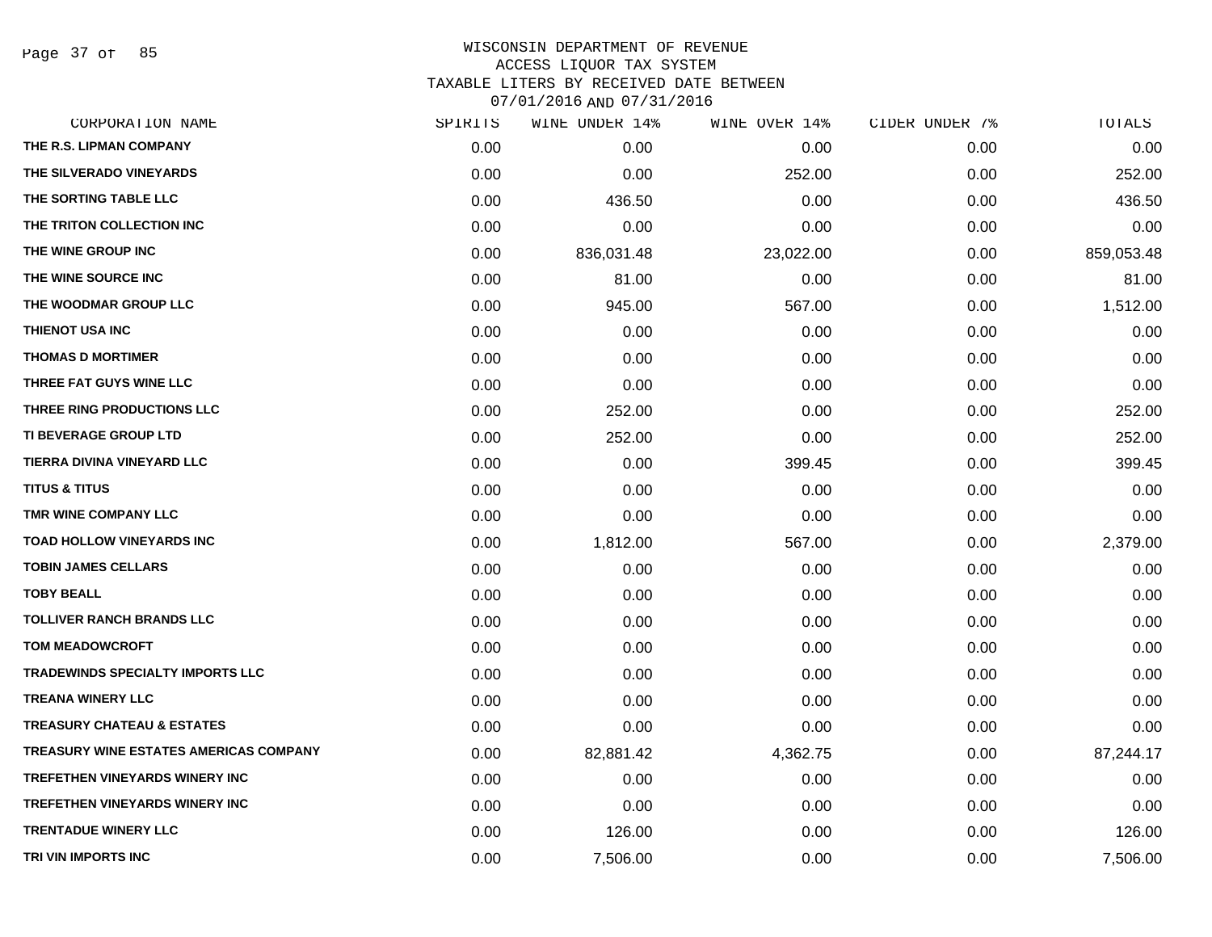# WISCONSIN DEPARTMENT OF REVENUE
## ACCESS LIQUOR TAX SYSTEM
## TAXABLE LITERS BY RECEIVED DATE BETWEEN 07/01/2016 AND 07/31/2016

| CORPORATION NAME | SPIRITS | WINE UNDER 14% | WINE OVER 14% | CIDER UNDER 7% | TOTALS |
|---|---|---|---|---|---|
| THE R.S. LIPMAN COMPANY | 0.00 | 0.00 | 0.00 | 0.00 | 0.00 |
| THE SILVERADO VINEYARDS | 0.00 | 0.00 | 252.00 | 0.00 | 252.00 |
| THE SORTING TABLE LLC | 0.00 | 436.50 | 0.00 | 0.00 | 436.50 |
| THE TRITON COLLECTION INC | 0.00 | 0.00 | 0.00 | 0.00 | 0.00 |
| THE WINE GROUP INC | 0.00 | 836,031.48 | 23,022.00 | 0.00 | 859,053.48 |
| THE WINE SOURCE INC | 0.00 | 81.00 | 0.00 | 0.00 | 81.00 |
| THE WOODMAR GROUP LLC | 0.00 | 945.00 | 567.00 | 0.00 | 1,512.00 |
| THIENOT USA INC | 0.00 | 0.00 | 0.00 | 0.00 | 0.00 |
| THOMAS D MORTIMER | 0.00 | 0.00 | 0.00 | 0.00 | 0.00 |
| THREE FAT GUYS WINE LLC | 0.00 | 0.00 | 0.00 | 0.00 | 0.00 |
| THREE RING PRODUCTIONS LLC | 0.00 | 252.00 | 0.00 | 0.00 | 252.00 |
| TI BEVERAGE GROUP LTD | 0.00 | 252.00 | 0.00 | 0.00 | 252.00 |
| TIERRA DIVINA VINEYARD LLC | 0.00 | 0.00 | 399.45 | 0.00 | 399.45 |
| TITUS & TITUS | 0.00 | 0.00 | 0.00 | 0.00 | 0.00 |
| TMR WINE COMPANY LLC | 0.00 | 0.00 | 0.00 | 0.00 | 0.00 |
| TOAD HOLLOW VINEYARDS INC | 0.00 | 1,812.00 | 567.00 | 0.00 | 2,379.00 |
| TOBIN JAMES CELLARS | 0.00 | 0.00 | 0.00 | 0.00 | 0.00 |
| TOBY BEALL | 0.00 | 0.00 | 0.00 | 0.00 | 0.00 |
| TOLLIVER RANCH BRANDS LLC | 0.00 | 0.00 | 0.00 | 0.00 | 0.00 |
| TOM MEADOWCROFT | 0.00 | 0.00 | 0.00 | 0.00 | 0.00 |
| TRADEWINDS SPECIALTY IMPORTS LLC | 0.00 | 0.00 | 0.00 | 0.00 | 0.00 |
| TREANA WINERY LLC | 0.00 | 0.00 | 0.00 | 0.00 | 0.00 |
| TREASURY CHATEAU & ESTATES | 0.00 | 0.00 | 0.00 | 0.00 | 0.00 |
| TREASURY WINE ESTATES AMERICAS COMPANY | 0.00 | 82,881.42 | 4,362.75 | 0.00 | 87,244.17 |
| TREFETHEN VINEYARDS WINERY INC | 0.00 | 0.00 | 0.00 | 0.00 | 0.00 |
| TREFETHEN VINEYARDS WINERY INC | 0.00 | 0.00 | 0.00 | 0.00 | 0.00 |
| TRENTADUE WINERY LLC | 0.00 | 126.00 | 0.00 | 0.00 | 126.00 |
| TRI VIN IMPORTS INC | 0.00 | 7,506.00 | 0.00 | 0.00 | 7,506.00 |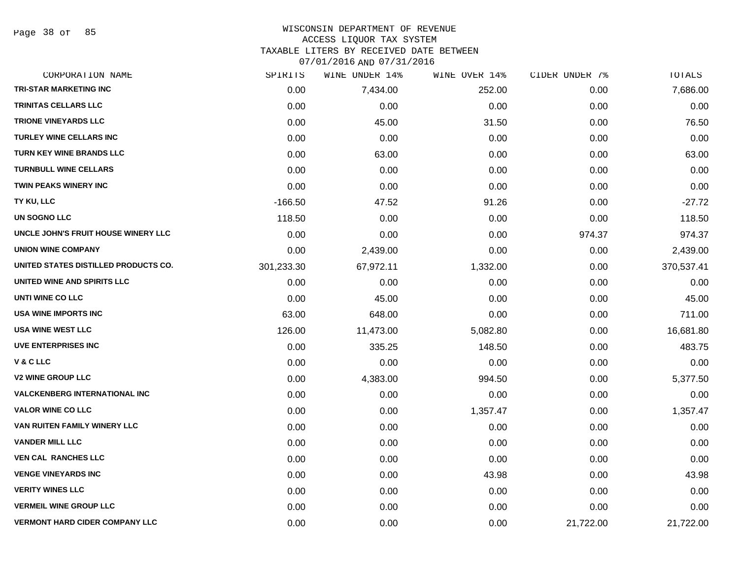# WISCONSIN DEPARTMENT OF REVENUE
## ACCESS LIQUOR TAX SYSTEM
### TAXABLE LITERS BY RECEIVED DATE BETWEEN 07/01/2016 AND 07/31/2016

| CORPORATION NAME | SPIRITS | WINE UNDER 14% | WINE OVER 14% | CIDER UNDER 7% | TOTALS |
|---|---|---|---|---|---|
| TRI-STAR MARKETING INC | 0.00 | 7,434.00 | 252.00 | 0.00 | 7,686.00 |
| TRINITAS CELLARS LLC | 0.00 | 0.00 | 0.00 | 0.00 | 0.00 |
| TRIONE VINEYARDS LLC | 0.00 | 45.00 | 31.50 | 0.00 | 76.50 |
| TURLEY WINE CELLARS INC | 0.00 | 0.00 | 0.00 | 0.00 | 0.00 |
| TURN KEY WINE BRANDS LLC | 0.00 | 63.00 | 0.00 | 0.00 | 63.00 |
| TURNBULL WINE CELLARS | 0.00 | 0.00 | 0.00 | 0.00 | 0.00 |
| TWIN PEAKS WINERY INC | 0.00 | 0.00 | 0.00 | 0.00 | 0.00 |
| TY KU, LLC | -166.50 | 47.52 | 91.26 | 0.00 | -27.72 |
| UN SOGNO LLC | 118.50 | 0.00 | 0.00 | 0.00 | 118.50 |
| UNCLE JOHN'S FRUIT HOUSE WINERY LLC | 0.00 | 0.00 | 0.00 | 974.37 | 974.37 |
| UNION WINE COMPANY | 0.00 | 2,439.00 | 0.00 | 0.00 | 2,439.00 |
| UNITED STATES DISTILLED PRODUCTS CO. | 301,233.30 | 67,972.11 | 1,332.00 | 0.00 | 370,537.41 |
| UNITED WINE AND SPIRITS LLC | 0.00 | 0.00 | 0.00 | 0.00 | 0.00 |
| UNTI WINE CO LLC | 0.00 | 45.00 | 0.00 | 0.00 | 45.00 |
| USA WINE IMPORTS INC | 63.00 | 648.00 | 0.00 | 0.00 | 711.00 |
| USA WINE WEST LLC | 126.00 | 11,473.00 | 5,082.80 | 0.00 | 16,681.80 |
| UVE ENTERPRISES INC | 0.00 | 335.25 | 148.50 | 0.00 | 483.75 |
| V & C LLC | 0.00 | 0.00 | 0.00 | 0.00 | 0.00 |
| V2 WINE GROUP LLC | 0.00 | 4,383.00 | 994.50 | 0.00 | 5,377.50 |
| VALCKENBERG INTERNATIONAL INC | 0.00 | 0.00 | 0.00 | 0.00 | 0.00 |
| VALOR WINE CO LLC | 0.00 | 0.00 | 1,357.47 | 0.00 | 1,357.47 |
| VAN RUITEN FAMILY WINERY LLC | 0.00 | 0.00 | 0.00 | 0.00 | 0.00 |
| VANDER MILL LLC | 0.00 | 0.00 | 0.00 | 0.00 | 0.00 |
| VEN CAL RANCHES LLC | 0.00 | 0.00 | 0.00 | 0.00 | 0.00 |
| VENGE VINEYARDS INC | 0.00 | 0.00 | 43.98 | 0.00 | 43.98 |
| VERITY WINES LLC | 0.00 | 0.00 | 0.00 | 0.00 | 0.00 |
| VERMEIL WINE GROUP LLC | 0.00 | 0.00 | 0.00 | 0.00 | 0.00 |
| VERMONT HARD CIDER COMPANY LLC | 0.00 | 0.00 | 0.00 | 21,722.00 | 21,722.00 |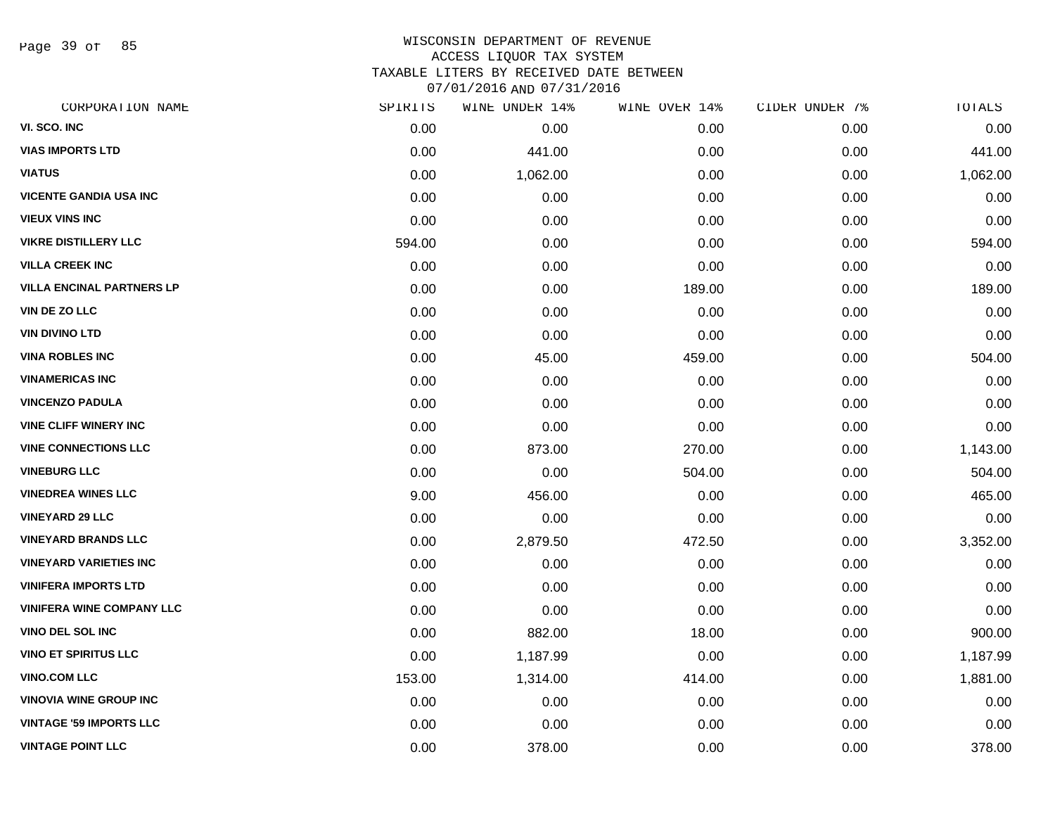WISCONSIN DEPARTMENT OF REVENUE
ACCESS LIQUOR TAX SYSTEM
TAXABLE LITERS BY RECEIVED DATE BETWEEN
07/01/2016 AND 07/31/2016

| CORPORATION NAME | SPIRITS | WINE UNDER 14% | WINE OVER 14% | CIDER UNDER 7% | TOTALS |
|---|---|---|---|---|---|
| VI. SCO. INC | 0.00 | 0.00 | 0.00 | 0.00 | 0.00 |
| VIAS IMPORTS LTD | 0.00 | 441.00 | 0.00 | 0.00 | 441.00 |
| VIATUS | 0.00 | 1,062.00 | 0.00 | 0.00 | 1,062.00 |
| VICENTE GANDIA USA INC | 0.00 | 0.00 | 0.00 | 0.00 | 0.00 |
| VIEUX VINS INC | 0.00 | 0.00 | 0.00 | 0.00 | 0.00 |
| VIKRE DISTILLERY LLC | 594.00 | 0.00 | 0.00 | 0.00 | 594.00 |
| VILLA CREEK INC | 0.00 | 0.00 | 0.00 | 0.00 | 0.00 |
| VILLA ENCINAL PARTNERS LP | 0.00 | 0.00 | 189.00 | 0.00 | 189.00 |
| VIN DE ZO LLC | 0.00 | 0.00 | 0.00 | 0.00 | 0.00 |
| VIN DIVINO LTD | 0.00 | 0.00 | 0.00 | 0.00 | 0.00 |
| VINA ROBLES INC | 0.00 | 45.00 | 459.00 | 0.00 | 504.00 |
| VINAMERICAS INC | 0.00 | 0.00 | 0.00 | 0.00 | 0.00 |
| VINCENZO PADULA | 0.00 | 0.00 | 0.00 | 0.00 | 0.00 |
| VINE CLIFF WINERY INC | 0.00 | 0.00 | 0.00 | 0.00 | 0.00 |
| VINE CONNECTIONS LLC | 0.00 | 873.00 | 270.00 | 0.00 | 1,143.00 |
| VINEBURG LLC | 0.00 | 0.00 | 504.00 | 0.00 | 504.00 |
| VINEDREA WINES LLC | 9.00 | 456.00 | 0.00 | 0.00 | 465.00 |
| VINEYARD 29 LLC | 0.00 | 0.00 | 0.00 | 0.00 | 0.00 |
| VINEYARD BRANDS LLC | 0.00 | 2,879.50 | 472.50 | 0.00 | 3,352.00 |
| VINEYARD VARIETIES INC | 0.00 | 0.00 | 0.00 | 0.00 | 0.00 |
| VINIFERA IMPORTS LTD | 0.00 | 0.00 | 0.00 | 0.00 | 0.00 |
| VINIFERA WINE COMPANY LLC | 0.00 | 0.00 | 0.00 | 0.00 | 0.00 |
| VINO DEL SOL INC | 0.00 | 882.00 | 18.00 | 0.00 | 900.00 |
| VINO ET SPIRITUS LLC | 0.00 | 1,187.99 | 0.00 | 0.00 | 1,187.99 |
| VINO.COM LLC | 153.00 | 1,314.00 | 414.00 | 0.00 | 1,881.00 |
| VINOVIA WINE GROUP INC | 0.00 | 0.00 | 0.00 | 0.00 | 0.00 |
| VINTAGE '59 IMPORTS LLC | 0.00 | 0.00 | 0.00 | 0.00 | 0.00 |
| VINTAGE POINT LLC | 0.00 | 378.00 | 0.00 | 0.00 | 378.00 |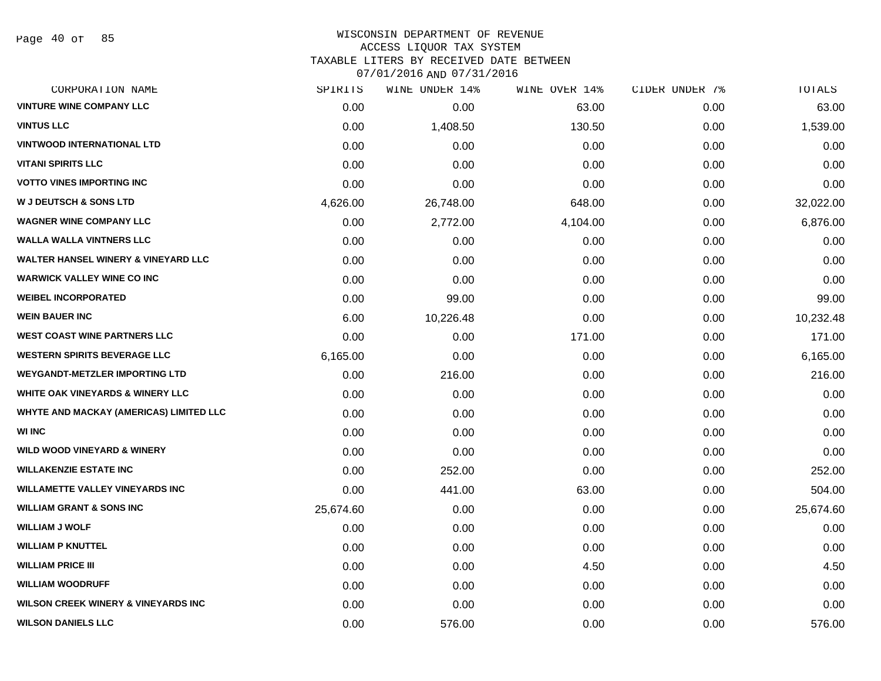# WISCONSIN DEPARTMENT OF REVENUE
## ACCESS LIQUOR TAX SYSTEM
## TAXABLE LITERS BY RECEIVED DATE BETWEEN 07/01/2016 AND 07/31/2016

| CORPORATION NAME | SPIRITS | WINE UNDER 14% | WINE OVER 14% | CIDER UNDER 7% | TOTALS |
|---|---|---|---|---|---|
| VINTURE WINE COMPANY LLC | 0.00 | 0.00 | 63.00 | 0.00 | 63.00 |
| VINTUS LLC | 0.00 | 1,408.50 | 130.50 | 0.00 | 1,539.00 |
| VINTWOOD INTERNATIONAL LTD | 0.00 | 0.00 | 0.00 | 0.00 | 0.00 |
| VITANI SPIRITS LLC | 0.00 | 0.00 | 0.00 | 0.00 | 0.00 |
| VOTTO VINES IMPORTING INC | 0.00 | 0.00 | 0.00 | 0.00 | 0.00 |
| W J DEUTSCH & SONS LTD | 4,626.00 | 26,748.00 | 648.00 | 0.00 | 32,022.00 |
| WAGNER WINE COMPANY LLC | 0.00 | 2,772.00 | 4,104.00 | 0.00 | 6,876.00 |
| WALLA WALLA VINTNERS LLC | 0.00 | 0.00 | 0.00 | 0.00 | 0.00 |
| WALTER HANSEL WINERY & VINEYARD LLC | 0.00 | 0.00 | 0.00 | 0.00 | 0.00 |
| WARWICK VALLEY WINE CO INC | 0.00 | 0.00 | 0.00 | 0.00 | 0.00 |
| WEIBEL INCORPORATED | 0.00 | 99.00 | 0.00 | 0.00 | 99.00 |
| WEIN BAUER INC | 6.00 | 10,226.48 | 0.00 | 0.00 | 10,232.48 |
| WEST COAST WINE PARTNERS LLC | 0.00 | 0.00 | 171.00 | 0.00 | 171.00 |
| WESTERN SPIRITS BEVERAGE LLC | 6,165.00 | 0.00 | 0.00 | 0.00 | 6,165.00 |
| WEYGANDT-METZLER IMPORTING LTD | 0.00 | 216.00 | 0.00 | 0.00 | 216.00 |
| WHITE OAK VINEYARDS & WINERY LLC | 0.00 | 0.00 | 0.00 | 0.00 | 0.00 |
| WHYTE AND MACKAY (AMERICAS) LIMITED LLC | 0.00 | 0.00 | 0.00 | 0.00 | 0.00 |
| WI INC | 0.00 | 0.00 | 0.00 | 0.00 | 0.00 |
| WILD WOOD VINEYARD & WINERY | 0.00 | 0.00 | 0.00 | 0.00 | 0.00 |
| WILLAKENZIE ESTATE INC | 0.00 | 252.00 | 0.00 | 0.00 | 252.00 |
| WILLAMETTE VALLEY VINEYARDS INC | 0.00 | 441.00 | 63.00 | 0.00 | 504.00 |
| WILLIAM GRANT & SONS INC | 25,674.60 | 0.00 | 0.00 | 0.00 | 25,674.60 |
| WILLIAM J WOLF | 0.00 | 0.00 | 0.00 | 0.00 | 0.00 |
| WILLIAM P KNUTTEL | 0.00 | 0.00 | 0.00 | 0.00 | 0.00 |
| WILLIAM PRICE III | 0.00 | 0.00 | 4.50 | 0.00 | 4.50 |
| WILLIAM WOODRUFF | 0.00 | 0.00 | 0.00 | 0.00 | 0.00 |
| WILSON CREEK WINERY & VINEYARDS INC | 0.00 | 0.00 | 0.00 | 0.00 | 0.00 |
| WILSON DANIELS LLC | 0.00 | 576.00 | 0.00 | 0.00 | 576.00 |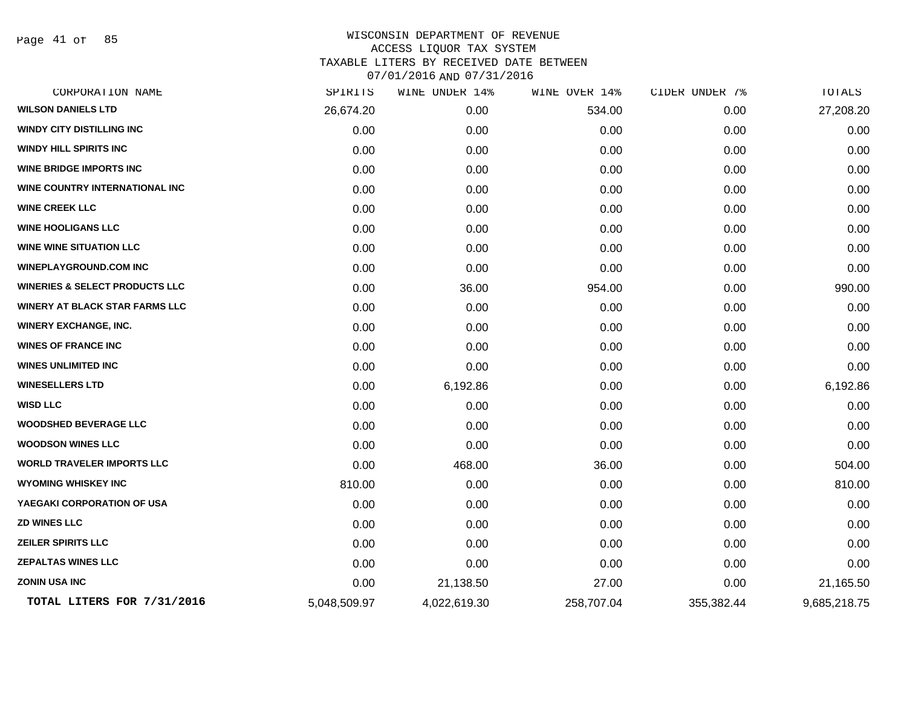WISCONSIN DEPARTMENT OF REVENUE
ACCESS LIQUOR TAX SYSTEM
TAXABLE LITERS BY RECEIVED DATE BETWEEN
07/01/2016 AND 07/31/2016

| CORPORATION NAME | SPIRITS | WINE UNDER 14% | WINE OVER 14% | CIDER UNDER 7% | TOTALS |
|---|---|---|---|---|---|
| WILSON DANIELS LTD | 26,674.20 | 0.00 | 534.00 | 0.00 | 27,208.20 |
| WINDY CITY DISTILLING INC | 0.00 | 0.00 | 0.00 | 0.00 | 0.00 |
| WINDY HILL SPIRITS INC | 0.00 | 0.00 | 0.00 | 0.00 | 0.00 |
| WINE BRIDGE IMPORTS INC | 0.00 | 0.00 | 0.00 | 0.00 | 0.00 |
| WINE COUNTRY INTERNATIONAL INC | 0.00 | 0.00 | 0.00 | 0.00 | 0.00 |
| WINE CREEK LLC | 0.00 | 0.00 | 0.00 | 0.00 | 0.00 |
| WINE HOOLIGANS LLC | 0.00 | 0.00 | 0.00 | 0.00 | 0.00 |
| WINE WINE SITUATION LLC | 0.00 | 0.00 | 0.00 | 0.00 | 0.00 |
| WINEPLAYGROUND.COM INC | 0.00 | 0.00 | 0.00 | 0.00 | 0.00 |
| WINERIES & SELECT PRODUCTS LLC | 0.00 | 36.00 | 954.00 | 0.00 | 990.00 |
| WINERY AT BLACK STAR FARMS LLC | 0.00 | 0.00 | 0.00 | 0.00 | 0.00 |
| WINERY EXCHANGE, INC. | 0.00 | 0.00 | 0.00 | 0.00 | 0.00 |
| WINES OF FRANCE INC | 0.00 | 0.00 | 0.00 | 0.00 | 0.00 |
| WINES UNLIMITED INC | 0.00 | 0.00 | 0.00 | 0.00 | 0.00 |
| WINESELLERS LTD | 0.00 | 6,192.86 | 0.00 | 0.00 | 6,192.86 |
| WISD LLC | 0.00 | 0.00 | 0.00 | 0.00 | 0.00 |
| WOODSHED BEVERAGE LLC | 0.00 | 0.00 | 0.00 | 0.00 | 0.00 |
| WOODSON WINES LLC | 0.00 | 0.00 | 0.00 | 0.00 | 0.00 |
| WORLD TRAVELER IMPORTS LLC | 0.00 | 468.00 | 36.00 | 0.00 | 504.00 |
| WYOMING WHISKEY INC | 810.00 | 0.00 | 0.00 | 0.00 | 810.00 |
| YAEGAKI CORPORATION OF USA | 0.00 | 0.00 | 0.00 | 0.00 | 0.00 |
| ZD WINES LLC | 0.00 | 0.00 | 0.00 | 0.00 | 0.00 |
| ZEILER SPIRITS LLC | 0.00 | 0.00 | 0.00 | 0.00 | 0.00 |
| ZEPALTAS WINES LLC | 0.00 | 0.00 | 0.00 | 0.00 | 0.00 |
| ZONIN USA INC | 0.00 | 21,138.50 | 27.00 | 0.00 | 21,165.50 |
| **TOTAL LITERS FOR 7/31/2016** | 5,048,509.97 | 4,022,619.30 | 258,707.04 | 355,382.44 | 9,685,218.75 |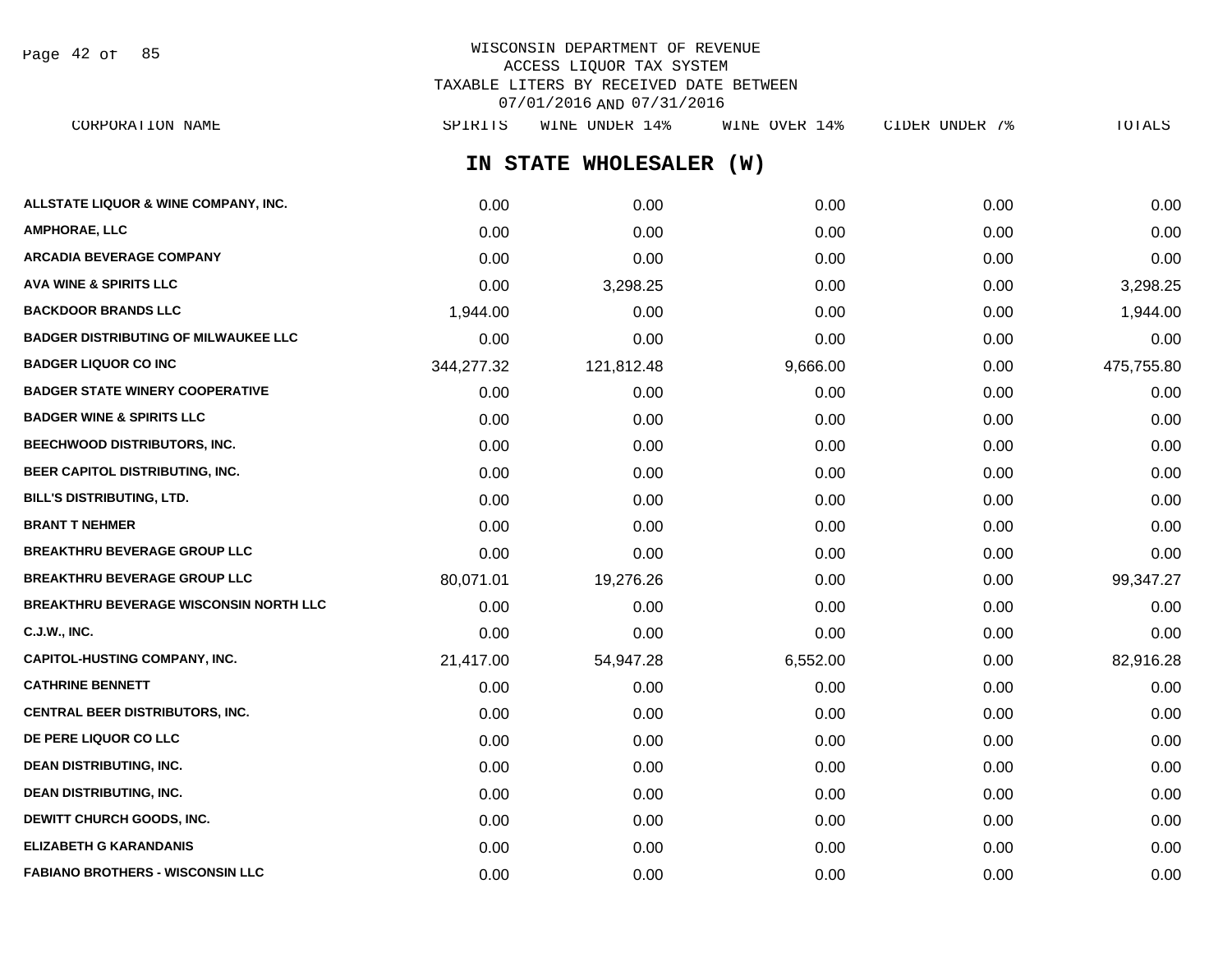WISCONSIN DEPARTMENT OF REVENUE
ACCESS LIQUOR TAX SYSTEM
TAXABLE LITERS BY RECEIVED DATE BETWEEN
07/01/2016 AND 07/31/2016

## IN STATE WHOLESALER (W)

| CORPORATION NAME | SPIRITS | WINE UNDER 14% | WINE OVER 14% | CIDER UNDER 7% | TOTALS |
|---|---|---|---|---|---|
| ALLSTATE LIQUOR & WINE COMPANY, INC. | 0.00 | 0.00 | 0.00 | 0.00 | 0.00 |
| AMPHORAE, LLC | 0.00 | 0.00 | 0.00 | 0.00 | 0.00 |
| ARCADIA BEVERAGE COMPANY | 0.00 | 0.00 | 0.00 | 0.00 | 0.00 |
| AVA WINE & SPIRITS LLC | 0.00 | 3,298.25 | 0.00 | 0.00 | 3,298.25 |
| BACKDOOR BRANDS LLC | 1,944.00 | 0.00 | 0.00 | 0.00 | 1,944.00 |
| BADGER DISTRIBUTING OF MILWAUKEE LLC | 0.00 | 0.00 | 0.00 | 0.00 | 0.00 |
| BADGER LIQUOR CO INC | 344,277.32 | 121,812.48 | 9,666.00 | 0.00 | 475,755.80 |
| BADGER STATE WINERY COOPERATIVE | 0.00 | 0.00 | 0.00 | 0.00 | 0.00 |
| BADGER WINE & SPIRITS LLC | 0.00 | 0.00 | 0.00 | 0.00 | 0.00 |
| BEECHWOOD DISTRIBUTORS, INC. | 0.00 | 0.00 | 0.00 | 0.00 | 0.00 |
| BEER CAPITOL DISTRIBUTING, INC. | 0.00 | 0.00 | 0.00 | 0.00 | 0.00 |
| BILL'S DISTRIBUTING, LTD. | 0.00 | 0.00 | 0.00 | 0.00 | 0.00 |
| BRANT T NEHMER | 0.00 | 0.00 | 0.00 | 0.00 | 0.00 |
| BREAKTHRU BEVERAGE GROUP LLC | 0.00 | 0.00 | 0.00 | 0.00 | 0.00 |
| BREAKTHRU BEVERAGE GROUP LLC | 80,071.01 | 19,276.26 | 0.00 | 0.00 | 99,347.27 |
| BREAKTHRU BEVERAGE WISCONSIN NORTH LLC | 0.00 | 0.00 | 0.00 | 0.00 | 0.00 |
| C.J.W., INC. | 0.00 | 0.00 | 0.00 | 0.00 | 0.00 |
| CAPITOL-HUSTING COMPANY, INC. | 21,417.00 | 54,947.28 | 6,552.00 | 0.00 | 82,916.28 |
| CATHRINE BENNETT | 0.00 | 0.00 | 0.00 | 0.00 | 0.00 |
| CENTRAL BEER DISTRIBUTORS, INC. | 0.00 | 0.00 | 0.00 | 0.00 | 0.00 |
| DE PERE LIQUOR CO LLC | 0.00 | 0.00 | 0.00 | 0.00 | 0.00 |
| DEAN DISTRIBUTING, INC. | 0.00 | 0.00 | 0.00 | 0.00 | 0.00 |
| DEAN DISTRIBUTING, INC. | 0.00 | 0.00 | 0.00 | 0.00 | 0.00 |
| DEWITT CHURCH GOODS, INC. | 0.00 | 0.00 | 0.00 | 0.00 | 0.00 |
| ELIZABETH G KARANDANIS | 0.00 | 0.00 | 0.00 | 0.00 | 0.00 |
| FABIANO BROTHERS - WISCONSIN LLC | 0.00 | 0.00 | 0.00 | 0.00 | 0.00 |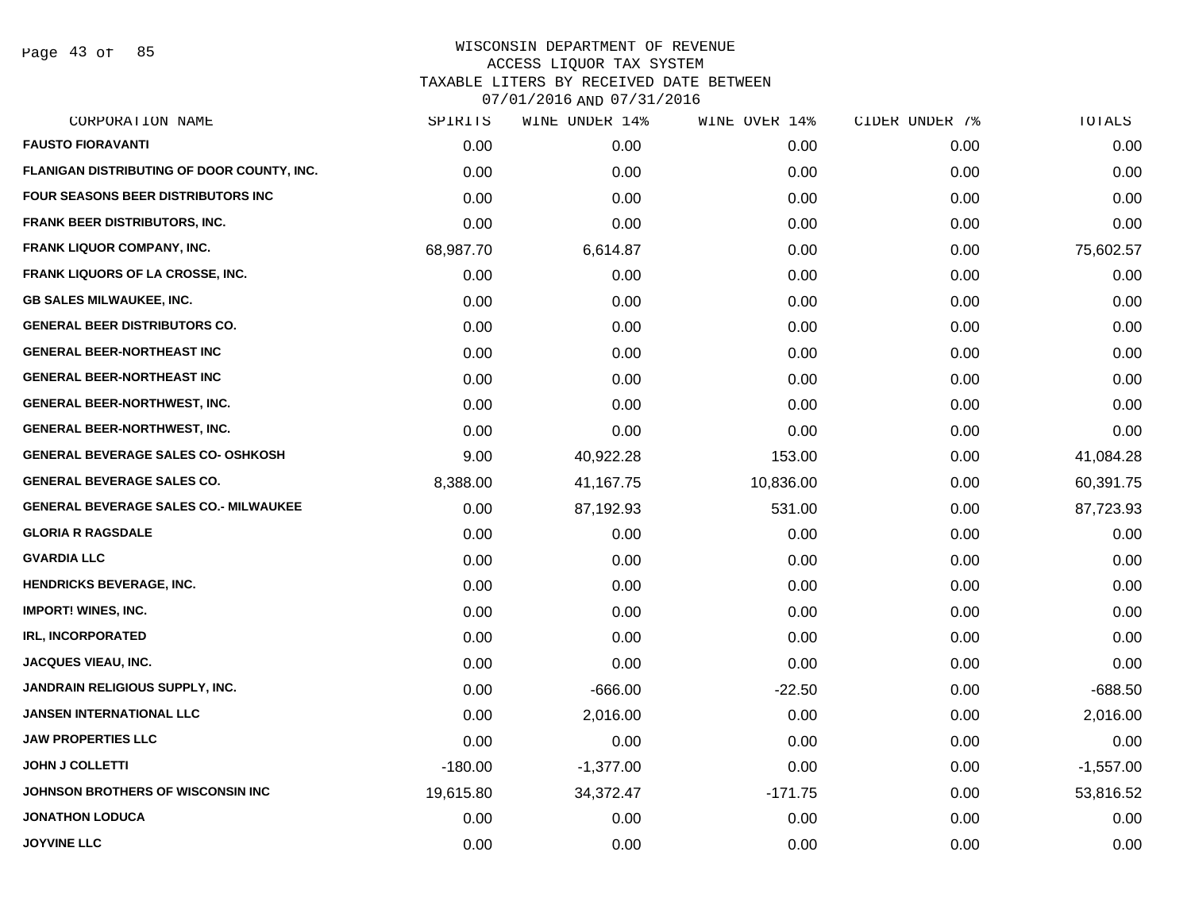WISCONSIN DEPARTMENT OF REVENUE
ACCESS LIQUOR TAX SYSTEM
TAXABLE LITERS BY RECEIVED DATE BETWEEN
07/01/2016 AND 07/31/2016

| CORPORATION NAME | SPIRITS | WINE UNDER 14% | WINE OVER 14% | CIDER UNDER 7% | TOTALS |
|---|---|---|---|---|---|
| FAUSTO FIORAVANTI | 0.00 | 0.00 | 0.00 | 0.00 | 0.00 |
| FLANIGAN DISTRIBUTING OF DOOR COUNTY, INC. | 0.00 | 0.00 | 0.00 | 0.00 | 0.00 |
| FOUR SEASONS BEER DISTRIBUTORS INC | 0.00 | 0.00 | 0.00 | 0.00 | 0.00 |
| FRANK BEER DISTRIBUTORS, INC. | 0.00 | 0.00 | 0.00 | 0.00 | 0.00 |
| FRANK LIQUOR COMPANY, INC. | 68,987.70 | 6,614.87 | 0.00 | 0.00 | 75,602.57 |
| FRANK LIQUORS OF LA CROSSE, INC. | 0.00 | 0.00 | 0.00 | 0.00 | 0.00 |
| GB SALES MILWAUKEE, INC. | 0.00 | 0.00 | 0.00 | 0.00 | 0.00 |
| GENERAL BEER DISTRIBUTORS CO. | 0.00 | 0.00 | 0.00 | 0.00 | 0.00 |
| GENERAL BEER-NORTHEAST INC | 0.00 | 0.00 | 0.00 | 0.00 | 0.00 |
| GENERAL BEER-NORTHEAST INC | 0.00 | 0.00 | 0.00 | 0.00 | 0.00 |
| GENERAL BEER-NORTHWEST, INC. | 0.00 | 0.00 | 0.00 | 0.00 | 0.00 |
| GENERAL BEER-NORTHWEST, INC. | 0.00 | 0.00 | 0.00 | 0.00 | 0.00 |
| GENERAL BEVERAGE SALES CO- OSHKOSH | 9.00 | 40,922.28 | 153.00 | 0.00 | 41,084.28 |
| GENERAL BEVERAGE SALES CO. | 8,388.00 | 41,167.75 | 10,836.00 | 0.00 | 60,391.75 |
| GENERAL BEVERAGE SALES CO.- MILWAUKEE | 0.00 | 87,192.93 | 531.00 | 0.00 | 87,723.93 |
| GLORIA R RAGSDALE | 0.00 | 0.00 | 0.00 | 0.00 | 0.00 |
| GVARDIA LLC | 0.00 | 0.00 | 0.00 | 0.00 | 0.00 |
| HENDRICKS BEVERAGE, INC. | 0.00 | 0.00 | 0.00 | 0.00 | 0.00 |
| IMPORT! WINES, INC. | 0.00 | 0.00 | 0.00 | 0.00 | 0.00 |
| IRL, INCORPORATED | 0.00 | 0.00 | 0.00 | 0.00 | 0.00 |
| JACQUES VIEAU, INC. | 0.00 | 0.00 | 0.00 | 0.00 | 0.00 |
| JANDRAIN RELIGIOUS SUPPLY, INC. | 0.00 | -666.00 | -22.50 | 0.00 | -688.50 |
| JANSEN INTERNATIONAL LLC | 0.00 | 2,016.00 | 0.00 | 0.00 | 2,016.00 |
| JAW PROPERTIES LLC | 0.00 | 0.00 | 0.00 | 0.00 | 0.00 |
| JOHN J COLLETTI | -180.00 | -1,377.00 | 0.00 | 0.00 | -1,557.00 |
| JOHNSON BROTHERS OF WISCONSIN INC | 19,615.80 | 34,372.47 | -171.75 | 0.00 | 53,816.52 |
| JONATHON LODUCA | 0.00 | 0.00 | 0.00 | 0.00 | 0.00 |
| JOYVINE LLC | 0.00 | 0.00 | 0.00 | 0.00 | 0.00 |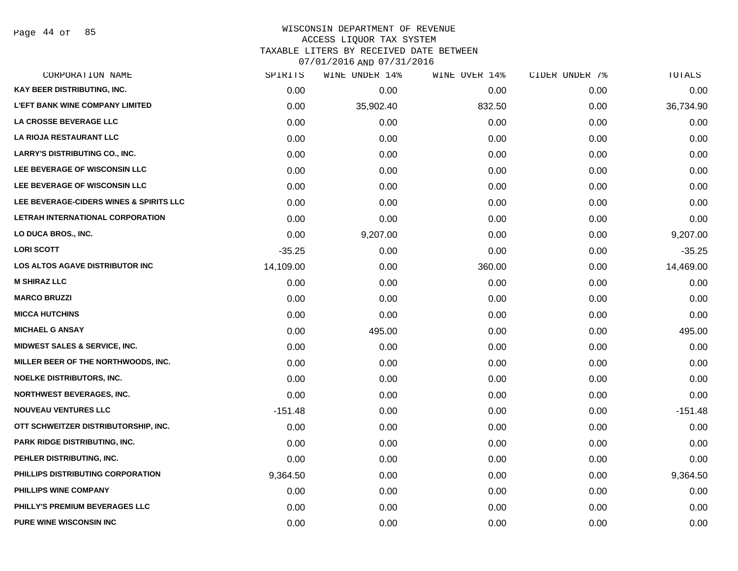WISCONSIN DEPARTMENT OF REVENUE
ACCESS LIQUOR TAX SYSTEM
TAXABLE LITERS BY RECEIVED DATE BETWEEN
07/01/2016 AND 07/31/2016

| CORPORATION NAME | SPIRITS | WINE UNDER 14% | WINE OVER 14% | CIDER UNDER 7% | TOTALS |
|---|---|---|---|---|---|
| KAY BEER DISTRIBUTING, INC. | 0.00 | 0.00 | 0.00 | 0.00 | 0.00 |
| L'EFT BANK WINE COMPANY LIMITED | 0.00 | 35,902.40 | 832.50 | 0.00 | 36,734.90 |
| LA CROSSE BEVERAGE LLC | 0.00 | 0.00 | 0.00 | 0.00 | 0.00 |
| LA RIOJA RESTAURANT LLC | 0.00 | 0.00 | 0.00 | 0.00 | 0.00 |
| LARRY'S DISTRIBUTING CO., INC. | 0.00 | 0.00 | 0.00 | 0.00 | 0.00 |
| LEE BEVERAGE OF WISCONSIN LLC | 0.00 | 0.00 | 0.00 | 0.00 | 0.00 |
| LEE BEVERAGE OF WISCONSIN LLC | 0.00 | 0.00 | 0.00 | 0.00 | 0.00 |
| LEE BEVERAGE-CIDERS WINES & SPIRITS LLC | 0.00 | 0.00 | 0.00 | 0.00 | 0.00 |
| LETRAH INTERNATIONAL CORPORATION | 0.00 | 0.00 | 0.00 | 0.00 | 0.00 |
| LO DUCA BROS., INC. | 0.00 | 9,207.00 | 0.00 | 0.00 | 9,207.00 |
| LORI SCOTT | -35.25 | 0.00 | 0.00 | 0.00 | -35.25 |
| LOS ALTOS AGAVE DISTRIBUTOR INC | 14,109.00 | 0.00 | 360.00 | 0.00 | 14,469.00 |
| M SHIRAZ LLC | 0.00 | 0.00 | 0.00 | 0.00 | 0.00 |
| MARCO BRUZZI | 0.00 | 0.00 | 0.00 | 0.00 | 0.00 |
| MICCA HUTCHINS | 0.00 | 0.00 | 0.00 | 0.00 | 0.00 |
| MICHAEL G ANSAY | 0.00 | 495.00 | 0.00 | 0.00 | 495.00 |
| MIDWEST SALES & SERVICE, INC. | 0.00 | 0.00 | 0.00 | 0.00 | 0.00 |
| MILLER BEER OF THE NORTHWOODS, INC. | 0.00 | 0.00 | 0.00 | 0.00 | 0.00 |
| NOELKE DISTRIBUTORS, INC. | 0.00 | 0.00 | 0.00 | 0.00 | 0.00 |
| NORTHWEST BEVERAGES, INC. | 0.00 | 0.00 | 0.00 | 0.00 | 0.00 |
| NOUVEAU VENTURES LLC | -151.48 | 0.00 | 0.00 | 0.00 | -151.48 |
| OTT SCHWEITZER DISTRIBUTORSHIP, INC. | 0.00 | 0.00 | 0.00 | 0.00 | 0.00 |
| PARK RIDGE DISTRIBUTING, INC. | 0.00 | 0.00 | 0.00 | 0.00 | 0.00 |
| PEHLER DISTRIBUTING, INC. | 0.00 | 0.00 | 0.00 | 0.00 | 0.00 |
| PHILLIPS DISTRIBUTING CORPORATION | 9,364.50 | 0.00 | 0.00 | 0.00 | 9,364.50 |
| PHILLIPS WINE COMPANY | 0.00 | 0.00 | 0.00 | 0.00 | 0.00 |
| PHILLY'S PREMIUM BEVERAGES LLC | 0.00 | 0.00 | 0.00 | 0.00 | 0.00 |
| PURE WINE WISCONSIN INC | 0.00 | 0.00 | 0.00 | 0.00 | 0.00 |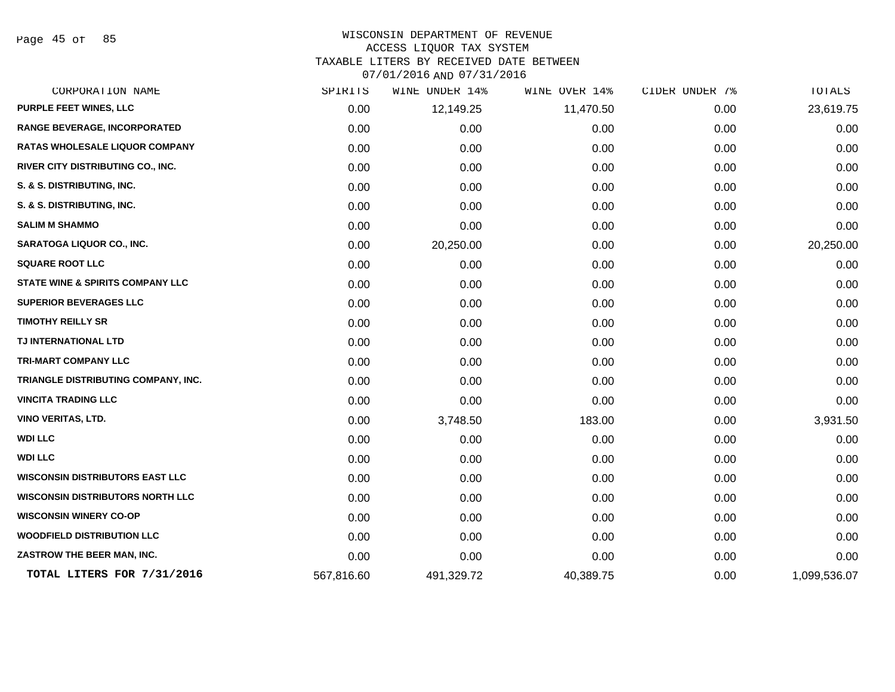WISCONSIN DEPARTMENT OF REVENUE
ACCESS LIQUOR TAX SYSTEM
TAXABLE LITERS BY RECEIVED DATE BETWEEN
07/01/2016 AND 07/31/2016

| CORPORATION NAME | SPIRITS | WINE UNDER 14% | WINE OVER 14% | CIDER UNDER 7% | TOTALS |
|---|---|---|---|---|---|
| PURPLE FEET WINES, LLC | 0.00 | 12,149.25 | 11,470.50 | 0.00 | 23,619.75 |
| RANGE BEVERAGE, INCORPORATED | 0.00 | 0.00 | 0.00 | 0.00 | 0.00 |
| RATAS WHOLESALE LIQUOR COMPANY | 0.00 | 0.00 | 0.00 | 0.00 | 0.00 |
| RIVER CITY DISTRIBUTING CO., INC. | 0.00 | 0.00 | 0.00 | 0.00 | 0.00 |
| S. & S. DISTRIBUTING, INC. | 0.00 | 0.00 | 0.00 | 0.00 | 0.00 |
| S. & S. DISTRIBUTING, INC. | 0.00 | 0.00 | 0.00 | 0.00 | 0.00 |
| SALIM M SHAMMO | 0.00 | 0.00 | 0.00 | 0.00 | 0.00 |
| SARATOGA LIQUOR CO., INC. | 0.00 | 20,250.00 | 0.00 | 0.00 | 20,250.00 |
| SQUARE ROOT LLC | 0.00 | 0.00 | 0.00 | 0.00 | 0.00 |
| STATE WINE & SPIRITS COMPANY LLC | 0.00 | 0.00 | 0.00 | 0.00 | 0.00 |
| SUPERIOR BEVERAGES LLC | 0.00 | 0.00 | 0.00 | 0.00 | 0.00 |
| TIMOTHY REILLY SR | 0.00 | 0.00 | 0.00 | 0.00 | 0.00 |
| TJ INTERNATIONAL LTD | 0.00 | 0.00 | 0.00 | 0.00 | 0.00 |
| TRI-MART COMPANY LLC | 0.00 | 0.00 | 0.00 | 0.00 | 0.00 |
| TRIANGLE DISTRIBUTING COMPANY, INC. | 0.00 | 0.00 | 0.00 | 0.00 | 0.00 |
| VINCITA TRADING LLC | 0.00 | 0.00 | 0.00 | 0.00 | 0.00 |
| VINO VERITAS, LTD. | 0.00 | 3,748.50 | 183.00 | 0.00 | 3,931.50 |
| WDI LLC | 0.00 | 0.00 | 0.00 | 0.00 | 0.00 |
| WDI LLC | 0.00 | 0.00 | 0.00 | 0.00 | 0.00 |
| WISCONSIN DISTRIBUTORS EAST LLC | 0.00 | 0.00 | 0.00 | 0.00 | 0.00 |
| WISCONSIN DISTRIBUTORS NORTH LLC | 0.00 | 0.00 | 0.00 | 0.00 | 0.00 |
| WISCONSIN WINERY CO-OP | 0.00 | 0.00 | 0.00 | 0.00 | 0.00 |
| WOODFIELD DISTRIBUTION LLC | 0.00 | 0.00 | 0.00 | 0.00 | 0.00 |
| ZASTROW THE BEER MAN, INC. | 0.00 | 0.00 | 0.00 | 0.00 | 0.00 |
| **TOTAL LITERS FOR 7/31/2016** | 567,816.60 | 491,329.72 | 40,389.75 | 0.00 | 1,099,536.07 |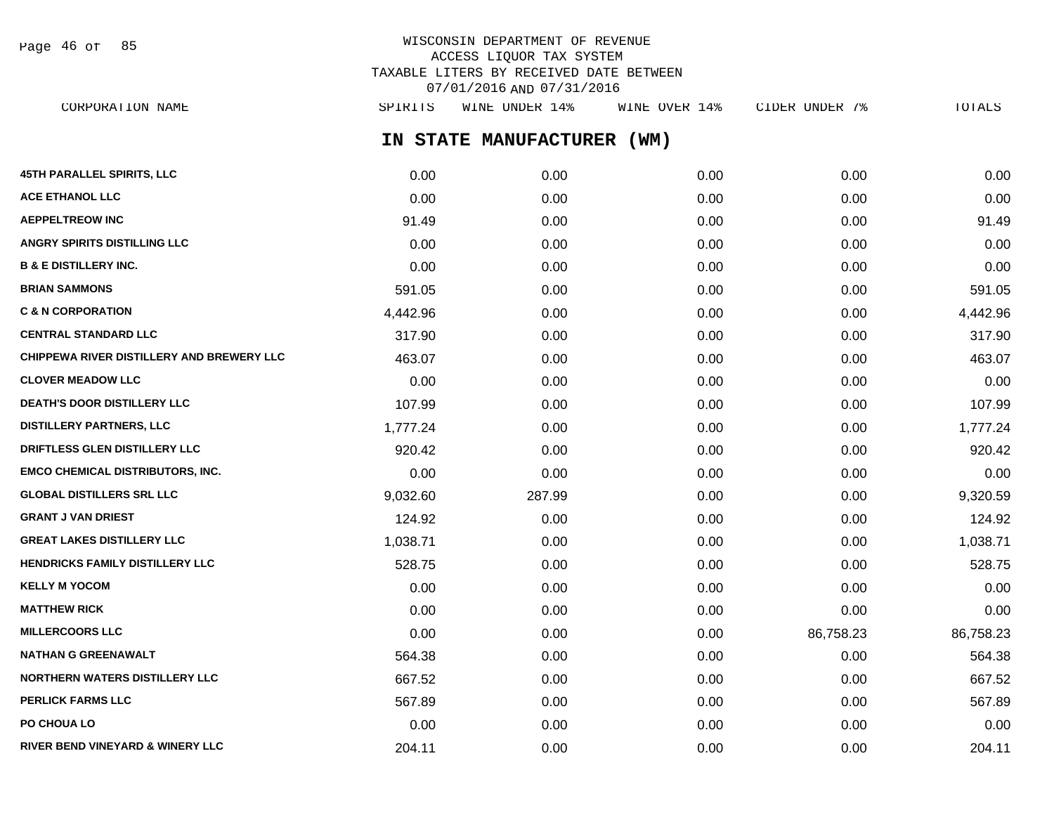WISCONSIN DEPARTMENT OF REVENUE
ACCESS LIQUOR TAX SYSTEM
TAXABLE LITERS BY RECEIVED DATE BETWEEN
07/01/2016 AND 07/31/2016

## IN STATE MANUFACTURER (WM)

| CORPORATION NAME | SPIRITS | WINE UNDER 14% | WINE OVER 14% | CIDER UNDER 7% | TOTALS |
|---|---|---|---|---|---|
| 45TH PARALLEL SPIRITS, LLC | 0.00 | 0.00 | 0.00 | 0.00 | 0.00 |
| ACE ETHANOL LLC | 0.00 | 0.00 | 0.00 | 0.00 | 0.00 |
| AEPPELTREOW INC | 91.49 | 0.00 | 0.00 | 0.00 | 91.49 |
| ANGRY SPIRITS DISTILLING LLC | 0.00 | 0.00 | 0.00 | 0.00 | 0.00 |
| B & E DISTILLERY INC. | 0.00 | 0.00 | 0.00 | 0.00 | 0.00 |
| BRIAN SAMMONS | 591.05 | 0.00 | 0.00 | 0.00 | 591.05 |
| C & N CORPORATION | 4,442.96 | 0.00 | 0.00 | 0.00 | 4,442.96 |
| CENTRAL STANDARD LLC | 317.90 | 0.00 | 0.00 | 0.00 | 317.90 |
| CHIPPEWA RIVER DISTILLERY AND BREWERY LLC | 463.07 | 0.00 | 0.00 | 0.00 | 463.07 |
| CLOVER MEADOW LLC | 0.00 | 0.00 | 0.00 | 0.00 | 0.00 |
| DEATH'S DOOR DISTILLERY LLC | 107.99 | 0.00 | 0.00 | 0.00 | 107.99 |
| DISTILLERY PARTNERS, LLC | 1,777.24 | 0.00 | 0.00 | 0.00 | 1,777.24 |
| DRIFTLESS GLEN DISTILLERY LLC | 920.42 | 0.00 | 0.00 | 0.00 | 920.42 |
| EMCO CHEMICAL DISTRIBUTORS, INC. | 0.00 | 0.00 | 0.00 | 0.00 | 0.00 |
| GLOBAL DISTILLERS SRL LLC | 9,032.60 | 287.99 | 0.00 | 0.00 | 9,320.59 |
| GRANT J VAN DRIEST | 124.92 | 0.00 | 0.00 | 0.00 | 124.92 |
| GREAT LAKES DISTILLERY LLC | 1,038.71 | 0.00 | 0.00 | 0.00 | 1,038.71 |
| HENDRICKS FAMILY DISTILLERY LLC | 528.75 | 0.00 | 0.00 | 0.00 | 528.75 |
| KELLY M YOCOM | 0.00 | 0.00 | 0.00 | 0.00 | 0.00 |
| MATTHEW RICK | 0.00 | 0.00 | 0.00 | 0.00 | 0.00 |
| MILLERCOORS LLC | 0.00 | 0.00 | 0.00 | 86,758.23 | 86,758.23 |
| NATHAN G GREENAWALT | 564.38 | 0.00 | 0.00 | 0.00 | 564.38 |
| NORTHERN WATERS DISTILLERY LLC | 667.52 | 0.00 | 0.00 | 0.00 | 667.52 |
| PERLICK FARMS LLC | 567.89 | 0.00 | 0.00 | 0.00 | 567.89 |
| PO CHOUA LO | 0.00 | 0.00 | 0.00 | 0.00 | 0.00 |
| RIVER BEND VINEYARD & WINERY LLC | 204.11 | 0.00 | 0.00 | 0.00 | 204.11 |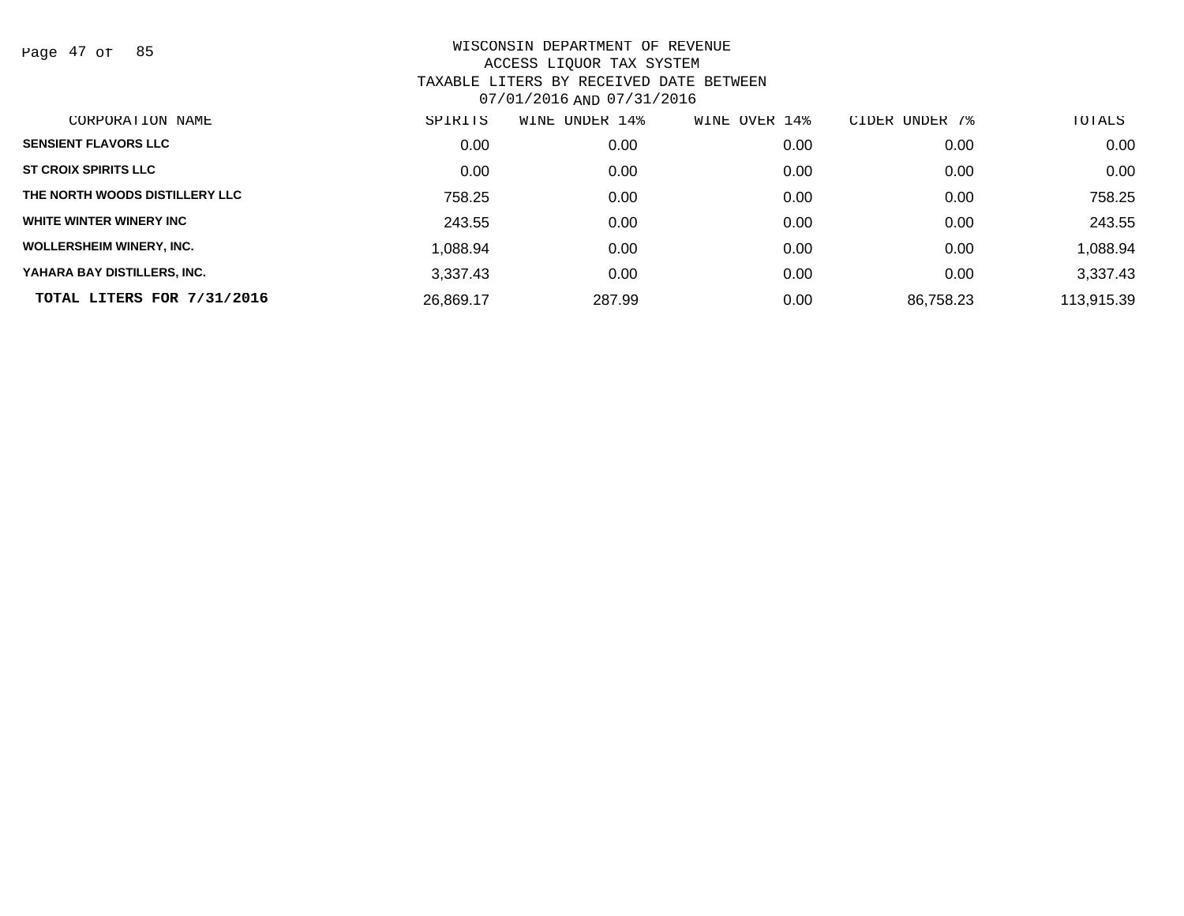WISCONSIN DEPARTMENT OF REVENUE
ACCESS LIQUOR TAX SYSTEM
TAXABLE LITERS BY RECEIVED DATE BETWEEN
07/01/2016 AND 07/31/2016

| CORPORATION NAME | SPIRITS | WINE UNDER 14% | WINE OVER 14% | CIDER UNDER 7% | TOTALS |
|---|---|---|---|---|---|
| SENSIENT FLAVORS LLC | 0.00 | 0.00 | 0.00 | 0.00 | 0.00 |
| ST CROIX SPIRITS LLC | 0.00 | 0.00 | 0.00 | 0.00 | 0.00 |
| THE NORTH WOODS DISTILLERY LLC | 758.25 | 0.00 | 0.00 | 0.00 | 758.25 |
| WHITE WINTER WINERY INC | 243.55 | 0.00 | 0.00 | 0.00 | 243.55 |
| WOLLERSHEIM WINERY, INC. | 1,088.94 | 0.00 | 0.00 | 0.00 | 1,088.94 |
| YAHARA BAY DISTILLERS, INC. | 3,337.43 | 0.00 | 0.00 | 0.00 | 3,337.43 |
| **TOTAL LITERS FOR 7/31/2016** | 26,869.17 | 287.99 | 0.00 | 86,758.23 | 113,915.39 |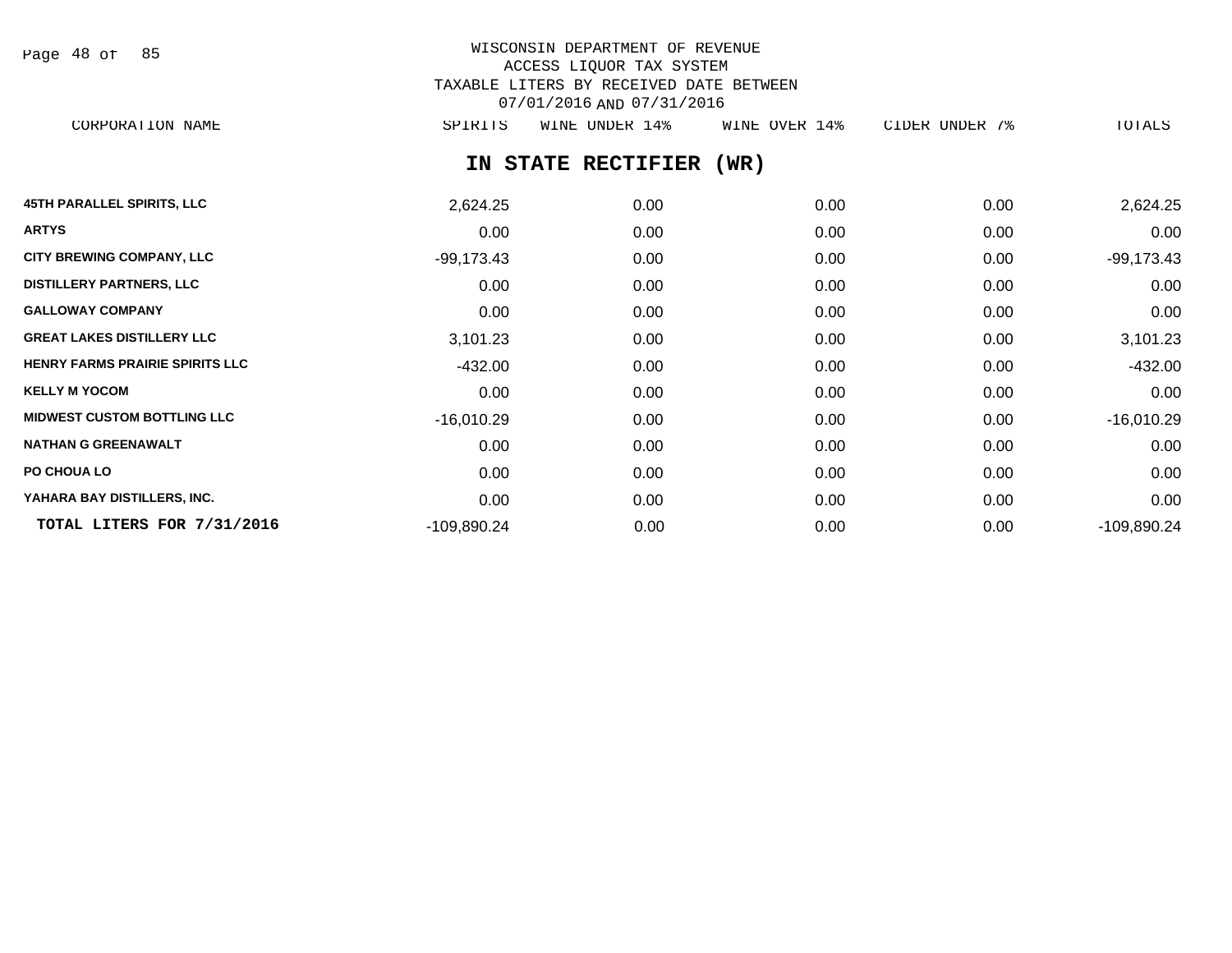WISCONSIN DEPARTMENT OF REVENUE
ACCESS LIQUOR TAX SYSTEM
TAXABLE LITERS BY RECEIVED DATE BETWEEN
07/01/2016 AND 07/31/2016

## IN STATE RECTIFIER (WR)

| CORPORATION NAME | SPIRITS | WINE UNDER 14% | WINE OVER 14% | CIDER UNDER 7% | TOTALS |
|---|---|---|---|---|---|
| 45TH PARALLEL SPIRITS, LLC | 2,624.25 | 0.00 | 0.00 | 0.00 | 2,624.25 |
| ARTYS | 0.00 | 0.00 | 0.00 | 0.00 | 0.00 |
| CITY BREWING COMPANY, LLC | -99,173.43 | 0.00 | 0.00 | 0.00 | -99,173.43 |
| DISTILLERY PARTNERS, LLC | 0.00 | 0.00 | 0.00 | 0.00 | 0.00 |
| GALLOWAY COMPANY | 0.00 | 0.00 | 0.00 | 0.00 | 0.00 |
| GREAT LAKES DISTILLERY LLC | 3,101.23 | 0.00 | 0.00 | 0.00 | 3,101.23 |
| HENRY FARMS PRAIRIE SPIRITS LLC | -432.00 | 0.00 | 0.00 | 0.00 | -432.00 |
| KELLY M YOCOM | 0.00 | 0.00 | 0.00 | 0.00 | 0.00 |
| MIDWEST CUSTOM BOTTLING LLC | -16,010.29 | 0.00 | 0.00 | 0.00 | -16,010.29 |
| NATHAN G GREENAWALT | 0.00 | 0.00 | 0.00 | 0.00 | 0.00 |
| PO CHOUA LO | 0.00 | 0.00 | 0.00 | 0.00 | 0.00 |
| YAHARA BAY DISTILLERS, INC. | 0.00 | 0.00 | 0.00 | 0.00 | 0.00 |
| **TOTAL LITERS FOR 7/31/2016** | -109,890.24 | 0.00 | 0.00 | 0.00 | -109,890.24 |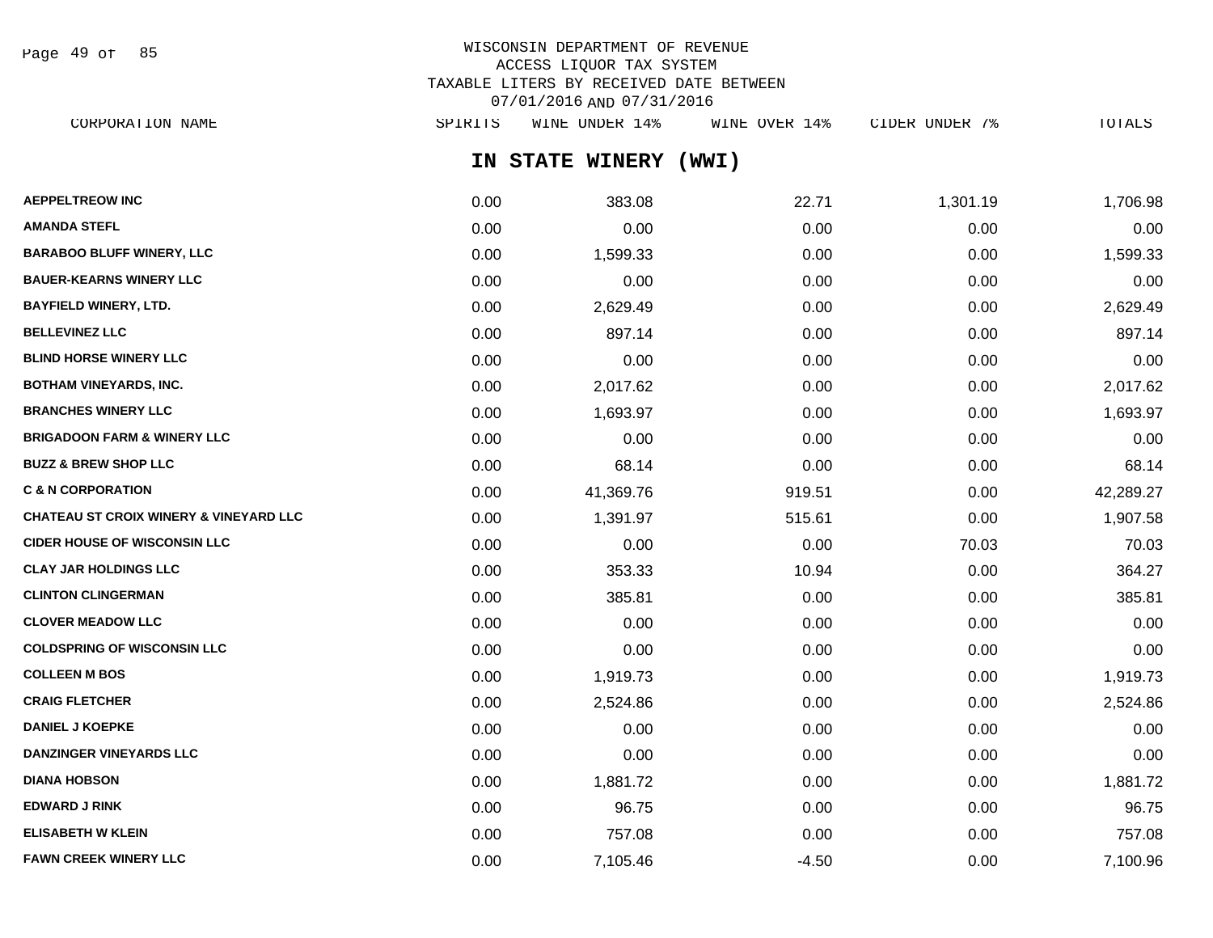WISCONSIN DEPARTMENT OF REVENUE
ACCESS LIQUOR TAX SYSTEM
TAXABLE LITERS BY RECEIVED DATE BETWEEN
07/01/2016 AND 07/31/2016

## IN STATE WINERY (WWI)

| CORPORATION NAME | SPIRITS | WINE UNDER 14% | WINE OVER 14% | CIDER UNDER 7% | TOTALS |
|---|---|---|---|---|---|
| AEPPELTREOW INC | 0.00 | 383.08 | 22.71 | 1,301.19 | 1,706.98 |
| AMANDA STEFL | 0.00 | 0.00 | 0.00 | 0.00 | 0.00 |
| BARABOO BLUFF WINERY, LLC | 0.00 | 1,599.33 | 0.00 | 0.00 | 1,599.33 |
| BAUER-KEARNS WINERY LLC | 0.00 | 0.00 | 0.00 | 0.00 | 0.00 |
| BAYFIELD WINERY, LTD. | 0.00 | 2,629.49 | 0.00 | 0.00 | 2,629.49 |
| BELLEVINEZ LLC | 0.00 | 897.14 | 0.00 | 0.00 | 897.14 |
| BLIND HORSE WINERY LLC | 0.00 | 0.00 | 0.00 | 0.00 | 0.00 |
| BOTHAM VINEYARDS, INC. | 0.00 | 2,017.62 | 0.00 | 0.00 | 2,017.62 |
| BRANCHES WINERY LLC | 0.00 | 1,693.97 | 0.00 | 0.00 | 1,693.97 |
| BRIGADOON FARM & WINERY LLC | 0.00 | 0.00 | 0.00 | 0.00 | 0.00 |
| BUZZ & BREW SHOP LLC | 0.00 | 68.14 | 0.00 | 0.00 | 68.14 |
| C & N CORPORATION | 0.00 | 41,369.76 | 919.51 | 0.00 | 42,289.27 |
| CHATEAU ST CROIX WINERY & VINEYARD LLC | 0.00 | 1,391.97 | 515.61 | 0.00 | 1,907.58 |
| CIDER HOUSE OF WISCONSIN LLC | 0.00 | 0.00 | 0.00 | 70.03 | 70.03 |
| CLAY JAR HOLDINGS LLC | 0.00 | 353.33 | 10.94 | 0.00 | 364.27 |
| CLINTON CLINGERMAN | 0.00 | 385.81 | 0.00 | 0.00 | 385.81 |
| CLOVER MEADOW LLC | 0.00 | 0.00 | 0.00 | 0.00 | 0.00 |
| COLDSPRING OF WISCONSIN LLC | 0.00 | 0.00 | 0.00 | 0.00 | 0.00 |
| COLLEEN M BOS | 0.00 | 1,919.73 | 0.00 | 0.00 | 1,919.73 |
| CRAIG FLETCHER | 0.00 | 2,524.86 | 0.00 | 0.00 | 2,524.86 |
| DANIEL J KOEPKE | 0.00 | 0.00 | 0.00 | 0.00 | 0.00 |
| DANZINGER VINEYARDS LLC | 0.00 | 0.00 | 0.00 | 0.00 | 0.00 |
| DIANA HOBSON | 0.00 | 1,881.72 | 0.00 | 0.00 | 1,881.72 |
| EDWARD J RINK | 0.00 | 96.75 | 0.00 | 0.00 | 96.75 |
| ELISABETH W KLEIN | 0.00 | 757.08 | 0.00 | 0.00 | 757.08 |
| FAWN CREEK WINERY LLC | 0.00 | 7,105.46 | -4.50 | 0.00 | 7,100.96 |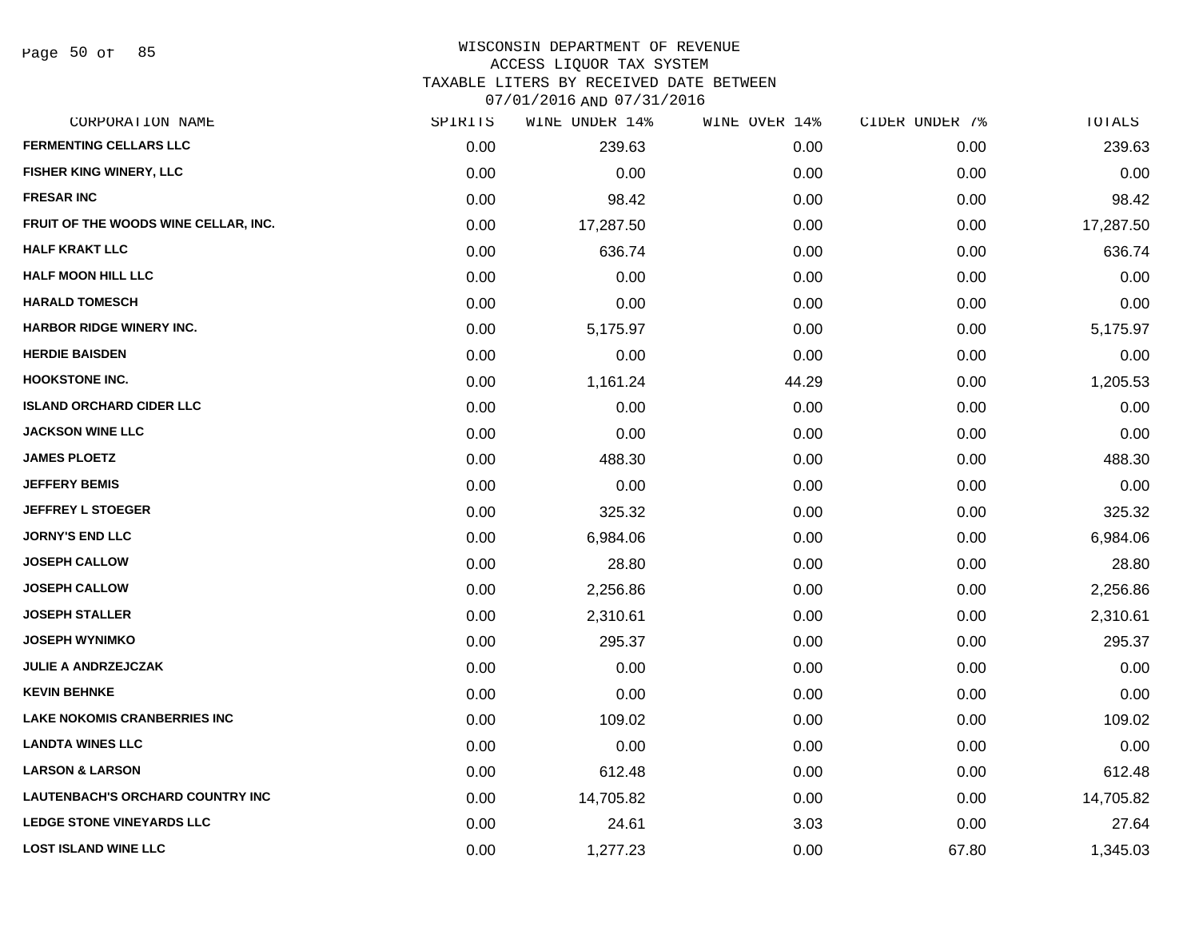# WISCONSIN DEPARTMENT OF REVENUE
## ACCESS LIQUOR TAX SYSTEM
### TAXABLE LITERS BY RECEIVED DATE BETWEEN 07/01/2016 AND 07/31/2016

| CORPORATION NAME | SPIRITS | WINE UNDER 14% | WINE OVER 14% | CIDER UNDER 7% | TOTALS |
|---|---|---|---|---|---|
| FERMENTING CELLARS LLC | 0.00 | 239.63 | 0.00 | 0.00 | 239.63 |
| FISHER KING WINERY, LLC | 0.00 | 0.00 | 0.00 | 0.00 | 0.00 |
| FRESAR INC | 0.00 | 98.42 | 0.00 | 0.00 | 98.42 |
| FRUIT OF THE WOODS WINE CELLAR, INC. | 0.00 | 17,287.50 | 0.00 | 0.00 | 17,287.50 |
| HALF KRAKT LLC | 0.00 | 636.74 | 0.00 | 0.00 | 636.74 |
| HALF MOON HILL LLC | 0.00 | 0.00 | 0.00 | 0.00 | 0.00 |
| HARALD TOMESCH | 0.00 | 0.00 | 0.00 | 0.00 | 0.00 |
| HARBOR RIDGE WINERY INC. | 0.00 | 5,175.97 | 0.00 | 0.00 | 5,175.97 |
| HERDIE BAISDEN | 0.00 | 0.00 | 0.00 | 0.00 | 0.00 |
| HOOKSTONE INC. | 0.00 | 1,161.24 | 44.29 | 0.00 | 1,205.53 |
| ISLAND ORCHARD CIDER LLC | 0.00 | 0.00 | 0.00 | 0.00 | 0.00 |
| JACKSON WINE LLC | 0.00 | 0.00 | 0.00 | 0.00 | 0.00 |
| JAMES PLOETZ | 0.00 | 488.30 | 0.00 | 0.00 | 488.30 |
| JEFFERY BEMIS | 0.00 | 0.00 | 0.00 | 0.00 | 0.00 |
| JEFFREY L STOEGER | 0.00 | 325.32 | 0.00 | 0.00 | 325.32 |
| JORNY'S END LLC | 0.00 | 6,984.06 | 0.00 | 0.00 | 6,984.06 |
| JOSEPH CALLOW | 0.00 | 28.80 | 0.00 | 0.00 | 28.80 |
| JOSEPH CALLOW | 0.00 | 2,256.86 | 0.00 | 0.00 | 2,256.86 |
| JOSEPH STALLER | 0.00 | 2,310.61 | 0.00 | 0.00 | 2,310.61 |
| JOSEPH WYNIMKO | 0.00 | 295.37 | 0.00 | 0.00 | 295.37 |
| JULIE A ANDRZEJCZAK | 0.00 | 0.00 | 0.00 | 0.00 | 0.00 |
| KEVIN BEHNKE | 0.00 | 0.00 | 0.00 | 0.00 | 0.00 |
| LAKE NOKOMIS CRANBERRIES INC | 0.00 | 109.02 | 0.00 | 0.00 | 109.02 |
| LANDTA WINES LLC | 0.00 | 0.00 | 0.00 | 0.00 | 0.00 |
| LARSON & LARSON | 0.00 | 612.48 | 0.00 | 0.00 | 612.48 |
| LAUTENBACH'S ORCHARD COUNTRY INC | 0.00 | 14,705.82 | 0.00 | 0.00 | 14,705.82 |
| LEDGE STONE VINEYARDS LLC | 0.00 | 24.61 | 3.03 | 0.00 | 27.64 |
| LOST ISLAND WINE LLC | 0.00 | 1,277.23 | 0.00 | 67.80 | 1,345.03 |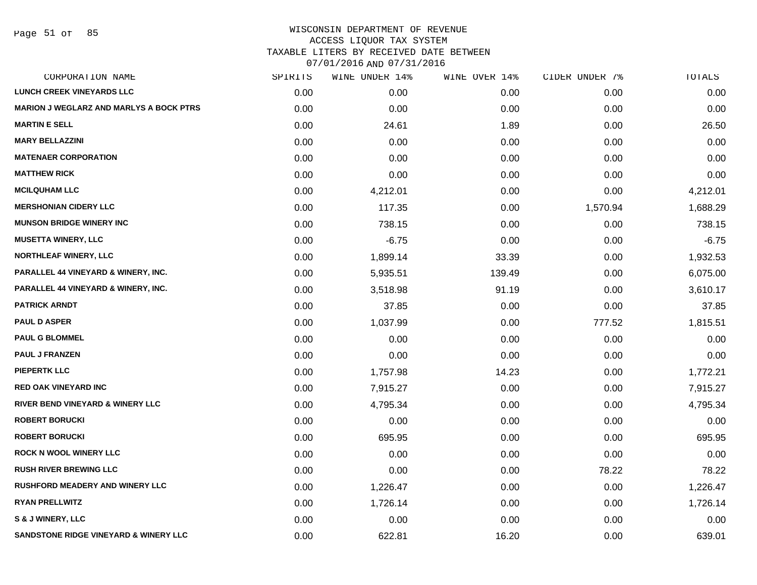# WISCONSIN DEPARTMENT OF REVENUE
## ACCESS LIQUOR TAX SYSTEM
## TAXABLE LITERS BY RECEIVED DATE BETWEEN 07/01/2016 AND 07/31/2016

| CORPORATION NAME | SPIRITS | WINE UNDER 14% | WINE OVER 14% | CIDER UNDER 7% | TOTALS |
|---|---|---|---|---|---|
| LUNCH CREEK VINEYARDS LLC | 0.00 | 0.00 | 0.00 | 0.00 | 0.00 |
| MARION J WEGLARZ AND MARLYS A BOCK PTRS | 0.00 | 0.00 | 0.00 | 0.00 | 0.00 |
| MARTIN E SELL | 0.00 | 24.61 | 1.89 | 0.00 | 26.50 |
| MARY BELLAZZINI | 0.00 | 0.00 | 0.00 | 0.00 | 0.00 |
| MATENAER CORPORATION | 0.00 | 0.00 | 0.00 | 0.00 | 0.00 |
| MATTHEW RICK | 0.00 | 0.00 | 0.00 | 0.00 | 0.00 |
| MCILQUHAM LLC | 0.00 | 4,212.01 | 0.00 | 0.00 | 4,212.01 |
| MERSHONIAN CIDERY LLC | 0.00 | 117.35 | 0.00 | 1,570.94 | 1,688.29 |
| MUNSON BRIDGE WINERY INC | 0.00 | 738.15 | 0.00 | 0.00 | 738.15 |
| MUSETTA WINERY, LLC | 0.00 | -6.75 | 0.00 | 0.00 | -6.75 |
| NORTHLEAF WINERY, LLC | 0.00 | 1,899.14 | 33.39 | 0.00 | 1,932.53 |
| PARALLEL 44 VINEYARD & WINERY, INC. | 0.00 | 5,935.51 | 139.49 | 0.00 | 6,075.00 |
| PARALLEL 44 VINEYARD & WINERY, INC. | 0.00 | 3,518.98 | 91.19 | 0.00 | 3,610.17 |
| PATRICK ARNDT | 0.00 | 37.85 | 0.00 | 0.00 | 37.85 |
| PAUL D ASPER | 0.00 | 1,037.99 | 0.00 | 777.52 | 1,815.51 |
| PAUL G BLOMMEL | 0.00 | 0.00 | 0.00 | 0.00 | 0.00 |
| PAUL J FRANZEN | 0.00 | 0.00 | 0.00 | 0.00 | 0.00 |
| PIEPERTK LLC | 0.00 | 1,757.98 | 14.23 | 0.00 | 1,772.21 |
| RED OAK VINEYARD INC | 0.00 | 7,915.27 | 0.00 | 0.00 | 7,915.27 |
| RIVER BEND VINEYARD & WINERY LLC | 0.00 | 4,795.34 | 0.00 | 0.00 | 4,795.34 |
| ROBERT BORUCKI | 0.00 | 0.00 | 0.00 | 0.00 | 0.00 |
| ROBERT BORUCKI | 0.00 | 695.95 | 0.00 | 0.00 | 695.95 |
| ROCK N WOOL WINERY LLC | 0.00 | 0.00 | 0.00 | 0.00 | 0.00 |
| RUSH RIVER BREWING LLC | 0.00 | 0.00 | 0.00 | 78.22 | 78.22 |
| RUSHFORD MEADERY AND WINERY LLC | 0.00 | 1,226.47 | 0.00 | 0.00 | 1,226.47 |
| RYAN PRELLWITZ | 0.00 | 1,726.14 | 0.00 | 0.00 | 1,726.14 |
| S & J WINERY, LLC | 0.00 | 0.00 | 0.00 | 0.00 | 0.00 |
| SANDSTONE RIDGE VINEYARD & WINERY LLC | 0.00 | 622.81 | 16.20 | 0.00 | 639.01 |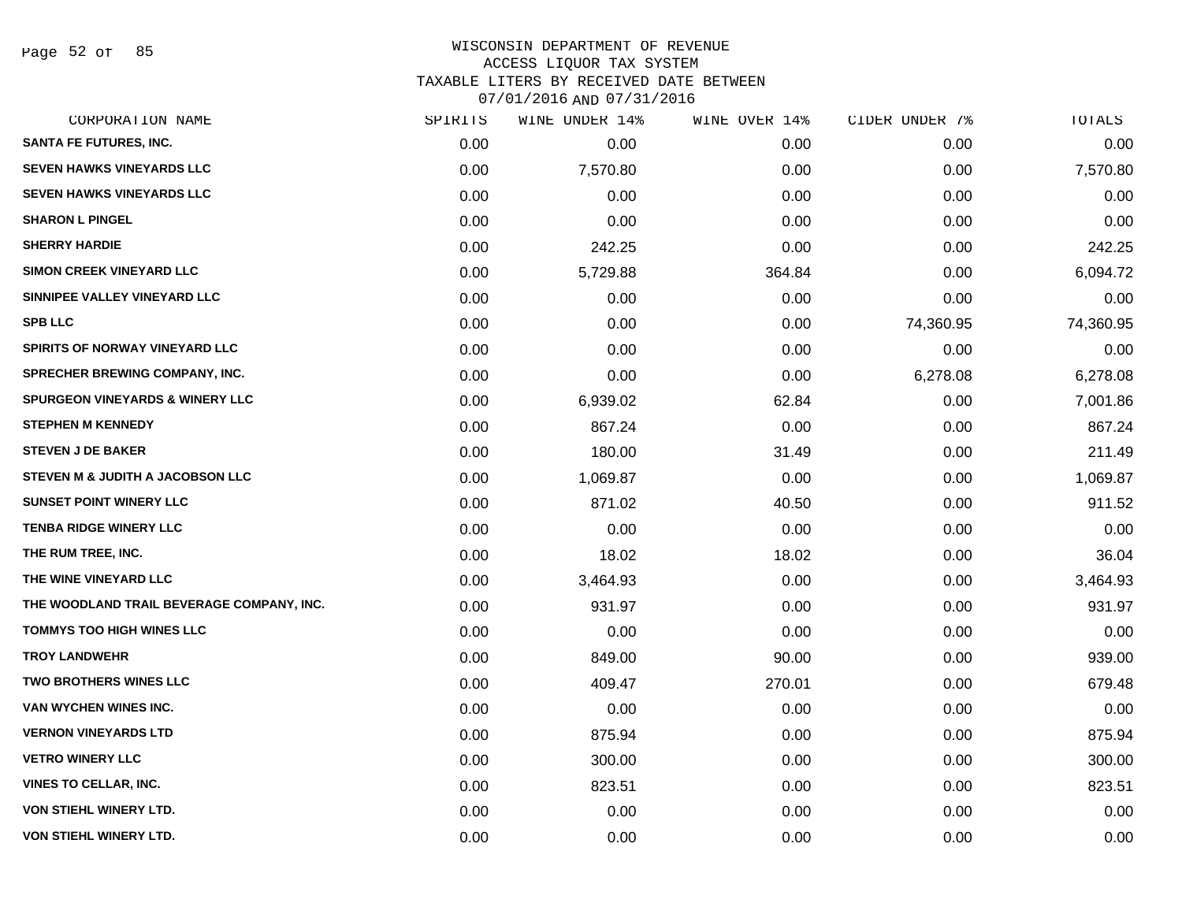# WISCONSIN DEPARTMENT OF REVENUE
## ACCESS LIQUOR TAX SYSTEM
## TAXABLE LITERS BY RECEIVED DATE BETWEEN 07/01/2016 AND 07/31/2016

| CORPORATION NAME | SPIRITS | WINE UNDER 14% | WINE OVER 14% | CIDER UNDER 7% | TOTALS |
|---|---|---|---|---|---|
| SANTA FE FUTURES, INC. | 0.00 | 0.00 | 0.00 | 0.00 | 0.00 |
| SEVEN HAWKS VINEYARDS LLC | 0.00 | 7,570.80 | 0.00 | 0.00 | 7,570.80 |
| SEVEN HAWKS VINEYARDS LLC | 0.00 | 0.00 | 0.00 | 0.00 | 0.00 |
| SHARON L PINGEL | 0.00 | 0.00 | 0.00 | 0.00 | 0.00 |
| SHERRY HARDIE | 0.00 | 242.25 | 0.00 | 0.00 | 242.25 |
| SIMON CREEK VINEYARD LLC | 0.00 | 5,729.88 | 364.84 | 0.00 | 6,094.72 |
| SINNIPEE VALLEY VINEYARD LLC | 0.00 | 0.00 | 0.00 | 0.00 | 0.00 |
| SPB LLC | 0.00 | 0.00 | 0.00 | 74,360.95 | 74,360.95 |
| SPIRITS OF NORWAY VINEYARD LLC | 0.00 | 0.00 | 0.00 | 0.00 | 0.00 |
| SPRECHER BREWING COMPANY, INC. | 0.00 | 0.00 | 0.00 | 6,278.08 | 6,278.08 |
| SPURGEON VINEYARDS & WINERY LLC | 0.00 | 6,939.02 | 62.84 | 0.00 | 7,001.86 |
| STEPHEN M KENNEDY | 0.00 | 867.24 | 0.00 | 0.00 | 867.24 |
| STEVEN J DE BAKER | 0.00 | 180.00 | 31.49 | 0.00 | 211.49 |
| STEVEN M & JUDITH A JACOBSON LLC | 0.00 | 1,069.87 | 0.00 | 0.00 | 1,069.87 |
| SUNSET POINT WINERY LLC | 0.00 | 871.02 | 40.50 | 0.00 | 911.52 |
| TENBA RIDGE WINERY LLC | 0.00 | 0.00 | 0.00 | 0.00 | 0.00 |
| THE RUM TREE, INC. | 0.00 | 18.02 | 18.02 | 0.00 | 36.04 |
| THE WINE VINEYARD LLC | 0.00 | 3,464.93 | 0.00 | 0.00 | 3,464.93 |
| THE WOODLAND TRAIL BEVERAGE COMPANY, INC. | 0.00 | 931.97 | 0.00 | 0.00 | 931.97 |
| TOMMYS TOO HIGH WINES LLC | 0.00 | 0.00 | 0.00 | 0.00 | 0.00 |
| TROY LANDWEHR | 0.00 | 849.00 | 90.00 | 0.00 | 939.00 |
| TWO BROTHERS WINES LLC | 0.00 | 409.47 | 270.01 | 0.00 | 679.48 |
| VAN WYCHEN WINES INC. | 0.00 | 0.00 | 0.00 | 0.00 | 0.00 |
| VERNON VINEYARDS LTD | 0.00 | 875.94 | 0.00 | 0.00 | 875.94 |
| VETRO WINERY LLC | 0.00 | 300.00 | 0.00 | 0.00 | 300.00 |
| VINES TO CELLAR, INC. | 0.00 | 823.51 | 0.00 | 0.00 | 823.51 |
| VON STIEHL WINERY LTD. | 0.00 | 0.00 | 0.00 | 0.00 | 0.00 |
| VON STIEHL WINERY LTD. | 0.00 | 0.00 | 0.00 | 0.00 | 0.00 |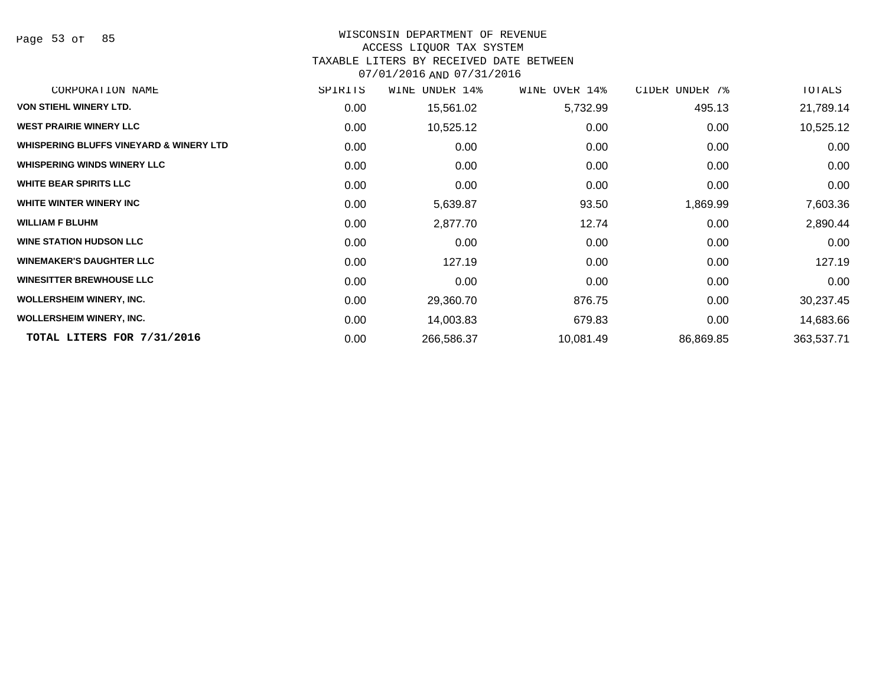# WISCONSIN DEPARTMENT OF REVENUE
## ACCESS LIQUOR TAX SYSTEM
## TAXABLE LITERS BY RECEIVED DATE BETWEEN 07/01/2016 AND 07/31/2016

| CORPORATION NAME | SPIRITS | WINE UNDER 14% | WINE OVER 14% | CIDER UNDER 7% | TOTALS |
|---|---|---|---|---|---|
| VON STIEHL WINERY LTD. | 0.00 | 15,561.02 | 5,732.99 | 495.13 | 21,789.14 |
| WEST PRAIRIE WINERY LLC | 0.00 | 10,525.12 | 0.00 | 0.00 | 10,525.12 |
| WHISPERING BLUFFS VINEYARD & WINERY LTD | 0.00 | 0.00 | 0.00 | 0.00 | 0.00 |
| WHISPERING WINDS WINERY LLC | 0.00 | 0.00 | 0.00 | 0.00 | 0.00 |
| WHITE BEAR SPIRITS LLC | 0.00 | 0.00 | 0.00 | 0.00 | 0.00 |
| WHITE WINTER WINERY INC | 0.00 | 5,639.87 | 93.50 | 1,869.99 | 7,603.36 |
| WILLIAM F BLUHM | 0.00 | 2,877.70 | 12.74 | 0.00 | 2,890.44 |
| WINE STATION HUDSON LLC | 0.00 | 0.00 | 0.00 | 0.00 | 0.00 |
| WINEMAKER'S DAUGHTER LLC | 0.00 | 127.19 | 0.00 | 0.00 | 127.19 |
| WINESITTER BREWHOUSE LLC | 0.00 | 0.00 | 0.00 | 0.00 | 0.00 |
| WOLLERSHEIM WINERY, INC. | 0.00 | 29,360.70 | 876.75 | 0.00 | 30,237.45 |
| WOLLERSHEIM WINERY, INC. | 0.00 | 14,003.83 | 679.83 | 0.00 | 14,683.66 |
| **TOTAL LITERS FOR 7/31/2016** | 0.00 | 266,586.37 | 10,081.49 | 86,869.85 | 363,537.71 |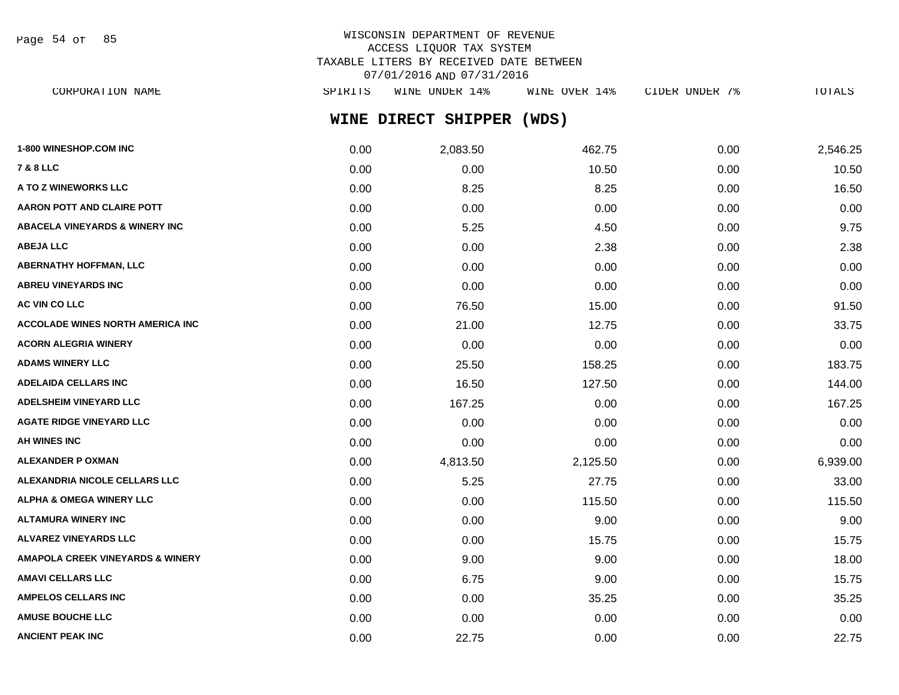WISCONSIN DEPARTMENT OF REVENUE
ACCESS LIQUOR TAX SYSTEM
TAXABLE LITERS BY RECEIVED DATE BETWEEN
07/01/2016 AND 07/31/2016

## WINE DIRECT SHIPPER (WDS)

| CORPORATION NAME | SPIRITS | WINE UNDER 14% | WINE OVER 14% | CIDER UNDER 7% | TOTALS |
|---|---|---|---|---|---|
| 1-800 WINESHOP.COM INC | 0.00 | 2,083.50 | 462.75 | 0.00 | 2,546.25 |
| 7 & 8 LLC | 0.00 | 0.00 | 10.50 | 0.00 | 10.50 |
| A TO Z WINEWORKS LLC | 0.00 | 8.25 | 8.25 | 0.00 | 16.50 |
| AARON POTT AND CLAIRE POTT | 0.00 | 0.00 | 0.00 | 0.00 | 0.00 |
| ABACELA VINEYARDS & WINERY INC | 0.00 | 5.25 | 4.50 | 0.00 | 9.75 |
| ABEJA LLC | 0.00 | 0.00 | 2.38 | 0.00 | 2.38 |
| ABERNATHY HOFFMAN, LLC | 0.00 | 0.00 | 0.00 | 0.00 | 0.00 |
| ABREU VINEYARDS INC | 0.00 | 0.00 | 0.00 | 0.00 | 0.00 |
| AC VIN CO LLC | 0.00 | 76.50 | 15.00 | 0.00 | 91.50 |
| ACCOLADE WINES NORTH AMERICA INC | 0.00 | 21.00 | 12.75 | 0.00 | 33.75 |
| ACORN ALEGRIA WINERY | 0.00 | 0.00 | 0.00 | 0.00 | 0.00 |
| ADAMS WINERY LLC | 0.00 | 25.50 | 158.25 | 0.00 | 183.75 |
| ADELAIDA CELLARS INC | 0.00 | 16.50 | 127.50 | 0.00 | 144.00 |
| ADELSHEIM VINEYARD LLC | 0.00 | 167.25 | 0.00 | 0.00 | 167.25 |
| AGATE RIDGE VINEYARD LLC | 0.00 | 0.00 | 0.00 | 0.00 | 0.00 |
| AH WINES INC | 0.00 | 0.00 | 0.00 | 0.00 | 0.00 |
| ALEXANDER P OXMAN | 0.00 | 4,813.50 | 2,125.50 | 0.00 | 6,939.00 |
| ALEXANDRIA NICOLE CELLARS LLC | 0.00 | 5.25 | 27.75 | 0.00 | 33.00 |
| ALPHA & OMEGA WINERY LLC | 0.00 | 0.00 | 115.50 | 0.00 | 115.50 |
| ALTAMURA WINERY INC | 0.00 | 0.00 | 9.00 | 0.00 | 9.00 |
| ALVAREZ VINEYARDS LLC | 0.00 | 0.00 | 15.75 | 0.00 | 15.75 |
| AMAPOLA CREEK VINEYARDS & WINERY | 0.00 | 9.00 | 9.00 | 0.00 | 18.00 |
| AMAVI CELLARS LLC | 0.00 | 6.75 | 9.00 | 0.00 | 15.75 |
| AMPELOS CELLARS INC | 0.00 | 0.00 | 35.25 | 0.00 | 35.25 |
| AMUSE BOUCHE LLC | 0.00 | 0.00 | 0.00 | 0.00 | 0.00 |
| ANCIENT PEAK INC | 0.00 | 22.75 | 0.00 | 0.00 | 22.75 |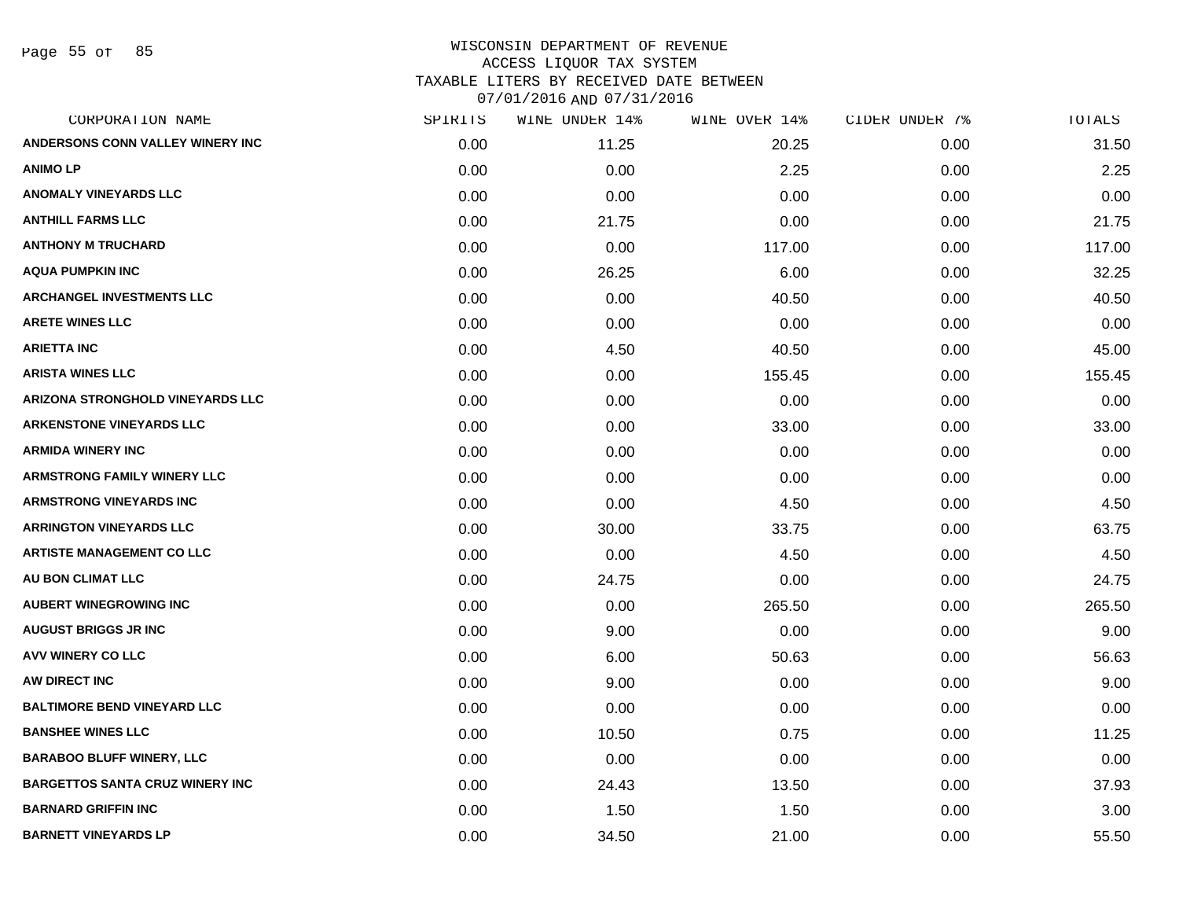WISCONSIN DEPARTMENT OF REVENUE
ACCESS LIQUOR TAX SYSTEM
TAXABLE LITERS BY RECEIVED DATE BETWEEN
07/01/2016 AND 07/31/2016

| CORPORATION NAME | SPIRITS | WINE UNDER 14% | WINE OVER 14% | CIDER UNDER 7% | TOTALS |
|---|---|---|---|---|---|
| ANDERSONS CONN VALLEY WINERY INC | 0.00 | 11.25 | 20.25 | 0.00 | 31.50 |
| ANIMO LP | 0.00 | 0.00 | 2.25 | 0.00 | 2.25 |
| ANOMALY VINEYARDS LLC | 0.00 | 0.00 | 0.00 | 0.00 | 0.00 |
| ANTHILL FARMS LLC | 0.00 | 21.75 | 0.00 | 0.00 | 21.75 |
| ANTHONY M TRUCHARD | 0.00 | 0.00 | 117.00 | 0.00 | 117.00 |
| AQUA PUMPKIN INC | 0.00 | 26.25 | 6.00 | 0.00 | 32.25 |
| ARCHANGEL INVESTMENTS LLC | 0.00 | 0.00 | 40.50 | 0.00 | 40.50 |
| ARETE WINES LLC | 0.00 | 0.00 | 0.00 | 0.00 | 0.00 |
| ARIETTA INC | 0.00 | 4.50 | 40.50 | 0.00 | 45.00 |
| ARISTA WINES LLC | 0.00 | 0.00 | 155.45 | 0.00 | 155.45 |
| ARIZONA STRONGHOLD VINEYARDS LLC | 0.00 | 0.00 | 0.00 | 0.00 | 0.00 |
| ARKENSTONE VINEYARDS LLC | 0.00 | 0.00 | 33.00 | 0.00 | 33.00 |
| ARMIDA WINERY INC | 0.00 | 0.00 | 0.00 | 0.00 | 0.00 |
| ARMSTRONG FAMILY WINERY LLC | 0.00 | 0.00 | 0.00 | 0.00 | 0.00 |
| ARMSTRONG VINEYARDS INC | 0.00 | 0.00 | 4.50 | 0.00 | 4.50 |
| ARRINGTON VINEYARDS LLC | 0.00 | 30.00 | 33.75 | 0.00 | 63.75 |
| ARTISTE MANAGEMENT CO LLC | 0.00 | 0.00 | 4.50 | 0.00 | 4.50 |
| AU BON CLIMAT LLC | 0.00 | 24.75 | 0.00 | 0.00 | 24.75 |
| AUBERT WINEGROWING INC | 0.00 | 0.00 | 265.50 | 0.00 | 265.50 |
| AUGUST BRIGGS JR INC | 0.00 | 9.00 | 0.00 | 0.00 | 9.00 |
| AVV WINERY CO LLC | 0.00 | 6.00 | 50.63 | 0.00 | 56.63 |
| AW DIRECT INC | 0.00 | 9.00 | 0.00 | 0.00 | 9.00 |
| BALTIMORE BEND VINEYARD LLC | 0.00 | 0.00 | 0.00 | 0.00 | 0.00 |
| BANSHEE WINES LLC | 0.00 | 10.50 | 0.75 | 0.00 | 11.25 |
| BARABOO BLUFF WINERY, LLC | 0.00 | 0.00 | 0.00 | 0.00 | 0.00 |
| BARGETTOS SANTA CRUZ WINERY INC | 0.00 | 24.43 | 13.50 | 0.00 | 37.93 |
| BARNARD GRIFFIN INC | 0.00 | 1.50 | 1.50 | 0.00 | 3.00 |
| BARNETT VINEYARDS LP | 0.00 | 34.50 | 21.00 | 0.00 | 55.50 |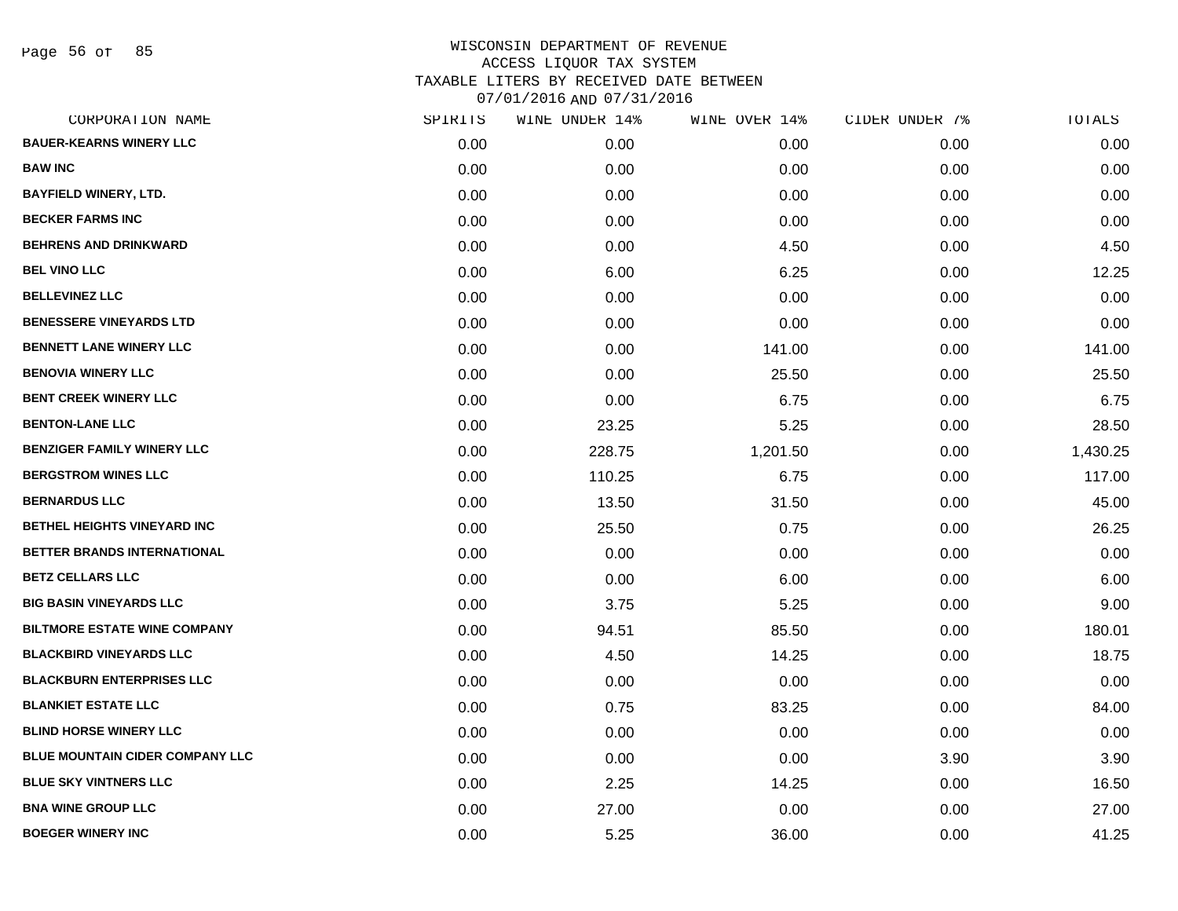WISCONSIN DEPARTMENT OF REVENUE
ACCESS LIQUOR TAX SYSTEM
TAXABLE LITERS BY RECEIVED DATE BETWEEN
07/01/2016 AND 07/31/2016

| CORPORATION NAME | SPIRITS | WINE UNDER 14% | WINE OVER 14% | CIDER UNDER 7% | TOTALS |
|---|---|---|---|---|---|
| BAUER-KEARNS WINERY LLC | 0.00 | 0.00 | 0.00 | 0.00 | 0.00 |
| BAW INC | 0.00 | 0.00 | 0.00 | 0.00 | 0.00 |
| BAYFIELD WINERY, LTD. | 0.00 | 0.00 | 0.00 | 0.00 | 0.00 |
| BECKER FARMS INC | 0.00 | 0.00 | 0.00 | 0.00 | 0.00 |
| BEHRENS AND DRINKWARD | 0.00 | 0.00 | 4.50 | 0.00 | 4.50 |
| BEL VINO LLC | 0.00 | 6.00 | 6.25 | 0.00 | 12.25 |
| BELLEVINEZ LLC | 0.00 | 0.00 | 0.00 | 0.00 | 0.00 |
| BENESSERE VINEYARDS LTD | 0.00 | 0.00 | 0.00 | 0.00 | 0.00 |
| BENNETT LANE WINERY LLC | 0.00 | 0.00 | 141.00 | 0.00 | 141.00 |
| BENOVIA WINERY LLC | 0.00 | 0.00 | 25.50 | 0.00 | 25.50 |
| BENT CREEK WINERY LLC | 0.00 | 0.00 | 6.75 | 0.00 | 6.75 |
| BENTON-LANE LLC | 0.00 | 23.25 | 5.25 | 0.00 | 28.50 |
| BENZIGER FAMILY WINERY LLC | 0.00 | 228.75 | 1,201.50 | 0.00 | 1,430.25 |
| BERGSTROM WINES LLC | 0.00 | 110.25 | 6.75 | 0.00 | 117.00 |
| BERNARDUS LLC | 0.00 | 13.50 | 31.50 | 0.00 | 45.00 |
| BETHEL HEIGHTS VINEYARD INC | 0.00 | 25.50 | 0.75 | 0.00 | 26.25 |
| BETTER BRANDS INTERNATIONAL | 0.00 | 0.00 | 0.00 | 0.00 | 0.00 |
| BETZ CELLARS LLC | 0.00 | 0.00 | 6.00 | 0.00 | 6.00 |
| BIG BASIN VINEYARDS LLC | 0.00 | 3.75 | 5.25 | 0.00 | 9.00 |
| BILTMORE ESTATE WINE COMPANY | 0.00 | 94.51 | 85.50 | 0.00 | 180.01 |
| BLACKBIRD VINEYARDS LLC | 0.00 | 4.50 | 14.25 | 0.00 | 18.75 |
| BLACKBURN ENTERPRISES LLC | 0.00 | 0.00 | 0.00 | 0.00 | 0.00 |
| BLANKIET ESTATE LLC | 0.00 | 0.75 | 83.25 | 0.00 | 84.00 |
| BLIND HORSE WINERY LLC | 0.00 | 0.00 | 0.00 | 0.00 | 0.00 |
| BLUE MOUNTAIN CIDER COMPANY LLC | 0.00 | 0.00 | 0.00 | 3.90 | 3.90 |
| BLUE SKY VINTNERS LLC | 0.00 | 2.25 | 14.25 | 0.00 | 16.50 |
| BNA WINE GROUP LLC | 0.00 | 27.00 | 0.00 | 0.00 | 27.00 |
| BOEGER WINERY INC | 0.00 | 5.25 | 36.00 | 0.00 | 41.25 |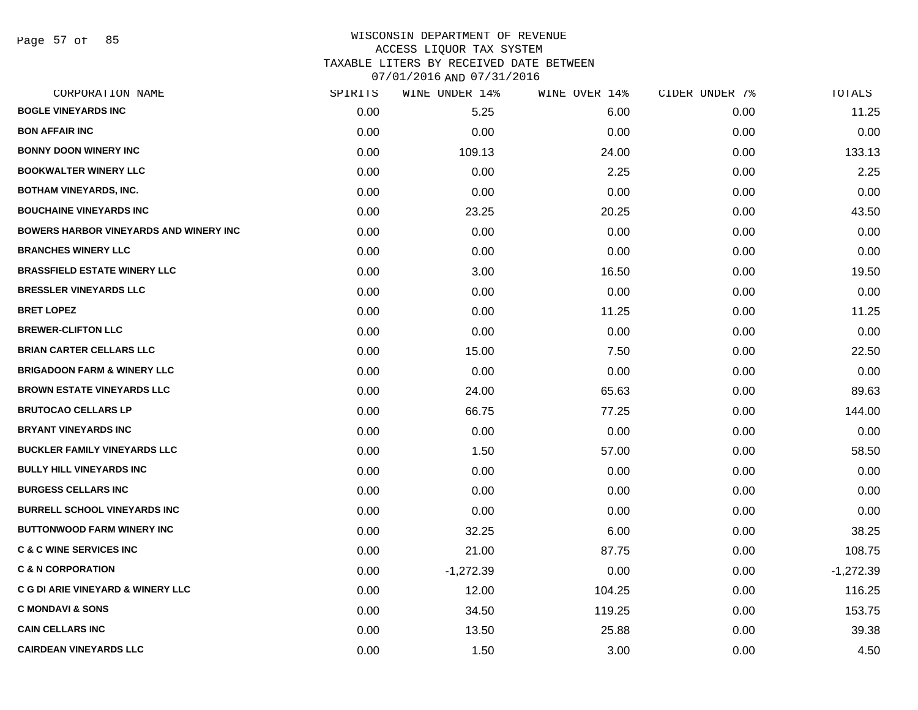# WISCONSIN DEPARTMENT OF REVENUE
## ACCESS LIQUOR TAX SYSTEM
## TAXABLE LITERS BY RECEIVED DATE BETWEEN 07/01/2016 AND 07/31/2016

| CORPORATION NAME | SPIRITS | WINE UNDER 14% | WINE OVER 14% | CIDER UNDER 7% | TOTALS |
|---|---|---|---|---|---|
| BOGLE VINEYARDS INC | 0.00 | 5.25 | 6.00 | 0.00 | 11.25 |
| BON AFFAIR INC | 0.00 | 0.00 | 0.00 | 0.00 | 0.00 |
| BONNY DOON WINERY INC | 0.00 | 109.13 | 24.00 | 0.00 | 133.13 |
| BOOKWALTER WINERY LLC | 0.00 | 0.00 | 2.25 | 0.00 | 2.25 |
| BOTHAM VINEYARDS, INC. | 0.00 | 0.00 | 0.00 | 0.00 | 0.00 |
| BOUCHAINE VINEYARDS INC | 0.00 | 23.25 | 20.25 | 0.00 | 43.50 |
| BOWERS HARBOR VINEYARDS AND WINERY INC | 0.00 | 0.00 | 0.00 | 0.00 | 0.00 |
| BRANCHES WINERY LLC | 0.00 | 0.00 | 0.00 | 0.00 | 0.00 |
| BRASSFIELD ESTATE WINERY LLC | 0.00 | 3.00 | 16.50 | 0.00 | 19.50 |
| BRESSLER VINEYARDS LLC | 0.00 | 0.00 | 0.00 | 0.00 | 0.00 |
| BRET LOPEZ | 0.00 | 0.00 | 11.25 | 0.00 | 11.25 |
| BREWER-CLIFTON LLC | 0.00 | 0.00 | 0.00 | 0.00 | 0.00 |
| BRIAN CARTER CELLARS LLC | 0.00 | 15.00 | 7.50 | 0.00 | 22.50 |
| BRIGADOON FARM & WINERY LLC | 0.00 | 0.00 | 0.00 | 0.00 | 0.00 |
| BROWN ESTATE VINEYARDS LLC | 0.00 | 24.00 | 65.63 | 0.00 | 89.63 |
| BRUTOCAO CELLARS LP | 0.00 | 66.75 | 77.25 | 0.00 | 144.00 |
| BRYANT VINEYARDS INC | 0.00 | 0.00 | 0.00 | 0.00 | 0.00 |
| BUCKLER FAMILY VINEYARDS LLC | 0.00 | 1.50 | 57.00 | 0.00 | 58.50 |
| BULLY HILL VINEYARDS INC | 0.00 | 0.00 | 0.00 | 0.00 | 0.00 |
| BURGESS CELLARS INC | 0.00 | 0.00 | 0.00 | 0.00 | 0.00 |
| BURRELL SCHOOL VINEYARDS INC | 0.00 | 0.00 | 0.00 | 0.00 | 0.00 |
| BUTTONWOOD FARM WINERY INC | 0.00 | 32.25 | 6.00 | 0.00 | 38.25 |
| C & C WINE SERVICES INC | 0.00 | 21.00 | 87.75 | 0.00 | 108.75 |
| C & N CORPORATION | 0.00 | -1,272.39 | 0.00 | 0.00 | -1,272.39 |
| C G DI ARIE VINEYARD & WINERY LLC | 0.00 | 12.00 | 104.25 | 0.00 | 116.25 |
| C MONDAVI & SONS | 0.00 | 34.50 | 119.25 | 0.00 | 153.75 |
| CAIN CELLARS INC | 0.00 | 13.50 | 25.88 | 0.00 | 39.38 |
| CAIRDEAN VINEYARDS LLC | 0.00 | 1.50 | 3.00 | 0.00 | 4.50 |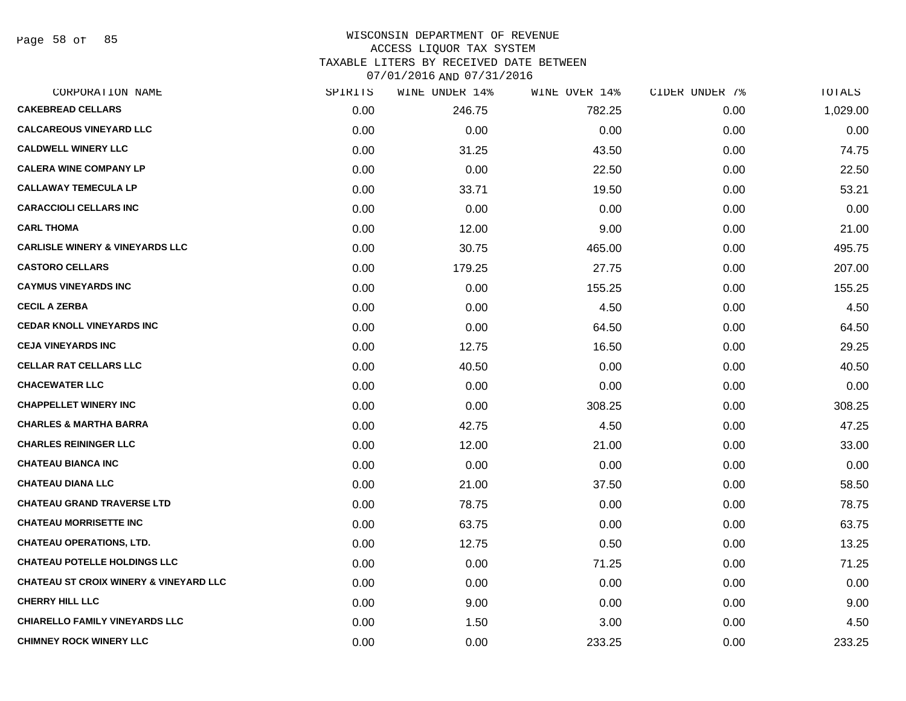# WISCONSIN DEPARTMENT OF REVENUE
## ACCESS LIQUOR TAX SYSTEM
### TAXABLE LITERS BY RECEIVED DATE BETWEEN 07/01/2016 AND 07/31/2016

| CORPORATION NAME | SPIRITS | WINE UNDER 14% | WINE OVER 14% | CIDER UNDER 7% | TOTALS |
|---|---|---|---|---|---|
| CAKEBREAD CELLARS | 0.00 | 246.75 | 782.25 | 0.00 | 1,029.00 |
| CALCAREOUS VINEYARD LLC | 0.00 | 0.00 | 0.00 | 0.00 | 0.00 |
| CALDWELL WINERY LLC | 0.00 | 31.25 | 43.50 | 0.00 | 74.75 |
| CALERA WINE COMPANY LP | 0.00 | 0.00 | 22.50 | 0.00 | 22.50 |
| CALLAWAY TEMECULA LP | 0.00 | 33.71 | 19.50 | 0.00 | 53.21 |
| CARACCIOLI CELLARS INC | 0.00 | 0.00 | 0.00 | 0.00 | 0.00 |
| CARL THOMA | 0.00 | 12.00 | 9.00 | 0.00 | 21.00 |
| CARLISLE WINERY & VINEYARDS LLC | 0.00 | 30.75 | 465.00 | 0.00 | 495.75 |
| CASTORO CELLARS | 0.00 | 179.25 | 27.75 | 0.00 | 207.00 |
| CAYMUS VINEYARDS INC | 0.00 | 0.00 | 155.25 | 0.00 | 155.25 |
| CECIL A ZERBA | 0.00 | 0.00 | 4.50 | 0.00 | 4.50 |
| CEDAR KNOLL VINEYARDS INC | 0.00 | 0.00 | 64.50 | 0.00 | 64.50 |
| CEJA VINEYARDS INC | 0.00 | 12.75 | 16.50 | 0.00 | 29.25 |
| CELLAR RAT CELLARS LLC | 0.00 | 40.50 | 0.00 | 0.00 | 40.50 |
| CHACEWATER LLC | 0.00 | 0.00 | 0.00 | 0.00 | 0.00 |
| CHAPPELLET WINERY INC | 0.00 | 0.00 | 308.25 | 0.00 | 308.25 |
| CHARLES & MARTHA BARRA | 0.00 | 42.75 | 4.50 | 0.00 | 47.25 |
| CHARLES REININGER LLC | 0.00 | 12.00 | 21.00 | 0.00 | 33.00 |
| CHATEAU BIANCA INC | 0.00 | 0.00 | 0.00 | 0.00 | 0.00 |
| CHATEAU DIANA LLC | 0.00 | 21.00 | 37.50 | 0.00 | 58.50 |
| CHATEAU GRAND TRAVERSE LTD | 0.00 | 78.75 | 0.00 | 0.00 | 78.75 |
| CHATEAU MORRISETTE INC | 0.00 | 63.75 | 0.00 | 0.00 | 63.75 |
| CHATEAU OPERATIONS, LTD. | 0.00 | 12.75 | 0.50 | 0.00 | 13.25 |
| CHATEAU POTELLE HOLDINGS LLC | 0.00 | 0.00 | 71.25 | 0.00 | 71.25 |
| CHATEAU ST CROIX WINERY & VINEYARD LLC | 0.00 | 0.00 | 0.00 | 0.00 | 0.00 |
| CHERRY HILL LLC | 0.00 | 9.00 | 0.00 | 0.00 | 9.00 |
| CHIARELLO FAMILY VINEYARDS LLC | 0.00 | 1.50 | 3.00 | 0.00 | 4.50 |
| CHIMNEY ROCK WINERY LLC | 0.00 | 0.00 | 233.25 | 0.00 | 233.25 |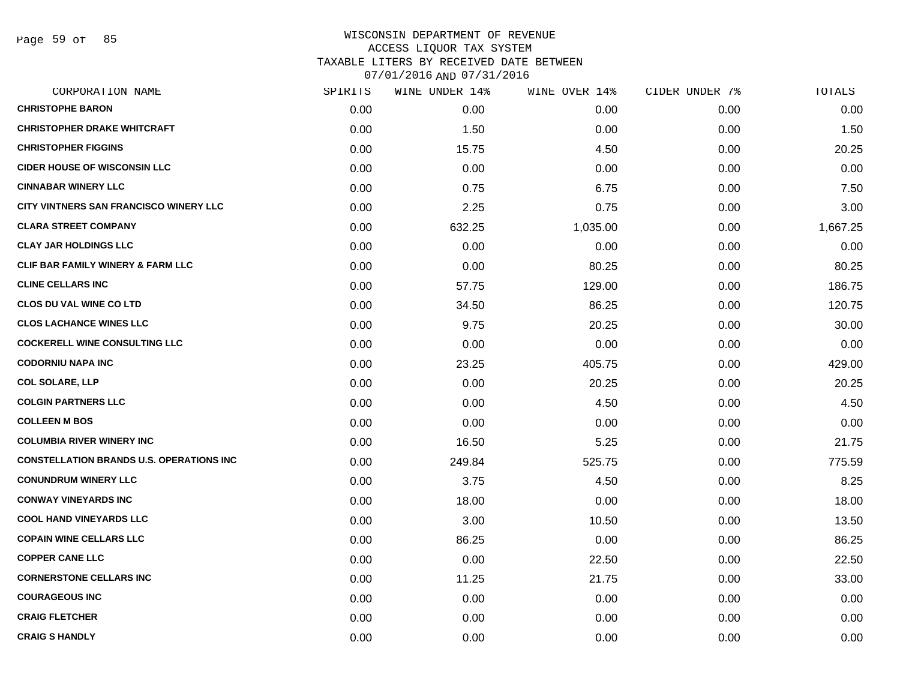WISCONSIN DEPARTMENT OF REVENUE
ACCESS LIQUOR TAX SYSTEM
TAXABLE LITERS BY RECEIVED DATE BETWEEN
07/01/2016 AND 07/31/2016

| CORPORATION NAME | SPIRITS | WINE UNDER 14% | WINE OVER 14% | CIDER UNDER 7% | TOTALS |
|---|---|---|---|---|---|
| CHRISTOPHE BARON | 0.00 | 0.00 | 0.00 | 0.00 | 0.00 |
| CHRISTOPHER DRAKE WHITCRAFT | 0.00 | 1.50 | 0.00 | 0.00 | 1.50 |
| CHRISTOPHER FIGGINS | 0.00 | 15.75 | 4.50 | 0.00 | 20.25 |
| CIDER HOUSE OF WISCONSIN LLC | 0.00 | 0.00 | 0.00 | 0.00 | 0.00 |
| CINNABAR WINERY LLC | 0.00 | 0.75 | 6.75 | 0.00 | 7.50 |
| CITY VINTNERS SAN FRANCISCO WINERY LLC | 0.00 | 2.25 | 0.75 | 0.00 | 3.00 |
| CLARA STREET COMPANY | 0.00 | 632.25 | 1,035.00 | 0.00 | 1,667.25 |
| CLAY JAR HOLDINGS LLC | 0.00 | 0.00 | 0.00 | 0.00 | 0.00 |
| CLIF BAR FAMILY WINERY & FARM LLC | 0.00 | 0.00 | 80.25 | 0.00 | 80.25 |
| CLINE CELLARS INC | 0.00 | 57.75 | 129.00 | 0.00 | 186.75 |
| CLOS DU VAL WINE CO LTD | 0.00 | 34.50 | 86.25 | 0.00 | 120.75 |
| CLOS LACHANCE WINES LLC | 0.00 | 9.75 | 20.25 | 0.00 | 30.00 |
| COCKERELL WINE CONSULTING LLC | 0.00 | 0.00 | 0.00 | 0.00 | 0.00 |
| CODORNIU NAPA INC | 0.00 | 23.25 | 405.75 | 0.00 | 429.00 |
| COL SOLARE, LLP | 0.00 | 0.00 | 20.25 | 0.00 | 20.25 |
| COLGIN PARTNERS LLC | 0.00 | 0.00 | 4.50 | 0.00 | 4.50 |
| COLLEEN M BOS | 0.00 | 0.00 | 0.00 | 0.00 | 0.00 |
| COLUMBIA RIVER WINERY INC | 0.00 | 16.50 | 5.25 | 0.00 | 21.75 |
| CONSTELLATION BRANDS U.S. OPERATIONS INC | 0.00 | 249.84 | 525.75 | 0.00 | 775.59 |
| CONUNDRUM WINERY LLC | 0.00 | 3.75 | 4.50 | 0.00 | 8.25 |
| CONWAY VINEYARDS INC | 0.00 | 18.00 | 0.00 | 0.00 | 18.00 |
| COOL HAND VINEYARDS LLC | 0.00 | 3.00 | 10.50 | 0.00 | 13.50 |
| COPAIN WINE CELLARS LLC | 0.00 | 86.25 | 0.00 | 0.00 | 86.25 |
| COPPER CANE LLC | 0.00 | 0.00 | 22.50 | 0.00 | 22.50 |
| CORNERSTONE CELLARS INC | 0.00 | 11.25 | 21.75 | 0.00 | 33.00 |
| COURAGEOUS INC | 0.00 | 0.00 | 0.00 | 0.00 | 0.00 |
| CRAIG FLETCHER | 0.00 | 0.00 | 0.00 | 0.00 | 0.00 |
| CRAIG S HANDLY | 0.00 | 0.00 | 0.00 | 0.00 | 0.00 |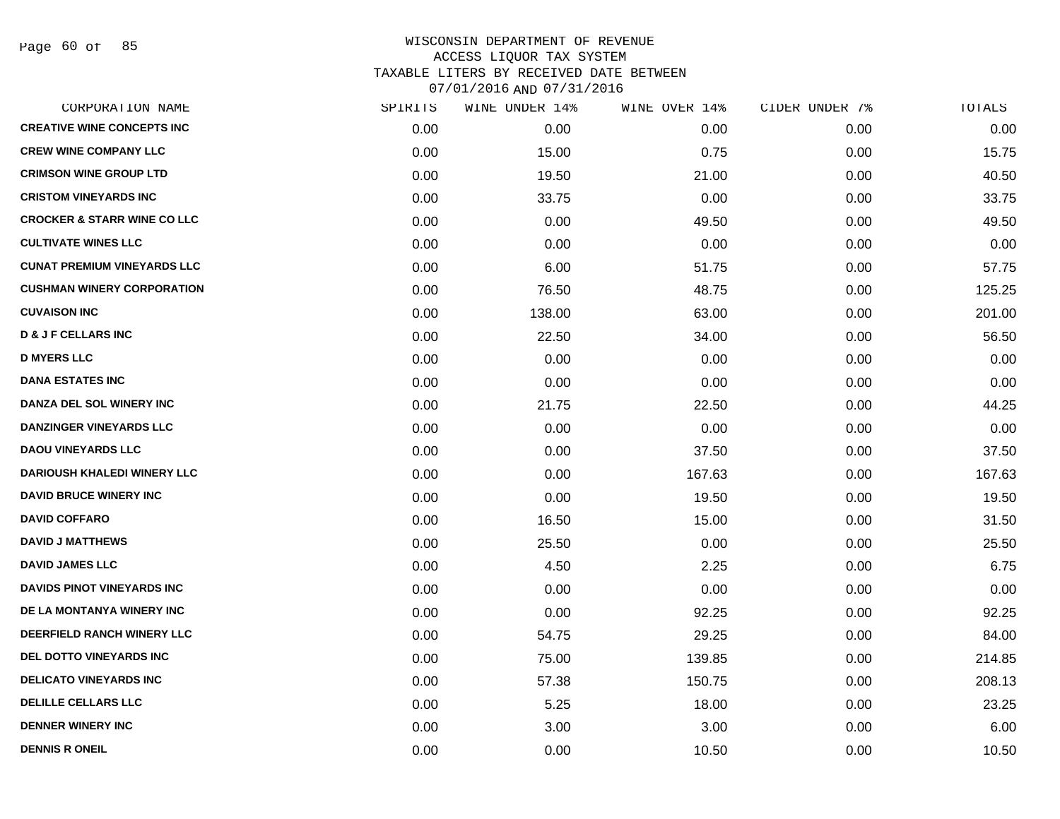# WISCONSIN DEPARTMENT OF REVENUE
## ACCESS LIQUOR TAX SYSTEM
### TAXABLE LITERS BY RECEIVED DATE BETWEEN 07/01/2016 AND 07/31/2016

| CORPORATION NAME | SPIRITS | WINE UNDER 14% | WINE OVER 14% | CIDER UNDER 7% | TOTALS |
|---|---|---|---|---|---|
| CREATIVE WINE CONCEPTS INC | 0.00 | 0.00 | 0.00 | 0.00 | 0.00 |
| CREW WINE COMPANY LLC | 0.00 | 15.00 | 0.75 | 0.00 | 15.75 |
| CRIMSON WINE GROUP LTD | 0.00 | 19.50 | 21.00 | 0.00 | 40.50 |
| CRISTOM VINEYARDS INC | 0.00 | 33.75 | 0.00 | 0.00 | 33.75 |
| CROCKER & STARR WINE CO LLC | 0.00 | 0.00 | 49.50 | 0.00 | 49.50 |
| CULTIVATE WINES LLC | 0.00 | 0.00 | 0.00 | 0.00 | 0.00 |
| CUNAT PREMIUM VINEYARDS LLC | 0.00 | 6.00 | 51.75 | 0.00 | 57.75 |
| CUSHMAN WINERY CORPORATION | 0.00 | 76.50 | 48.75 | 0.00 | 125.25 |
| CUVAISON INC | 0.00 | 138.00 | 63.00 | 0.00 | 201.00 |
| D & J F CELLARS INC | 0.00 | 22.50 | 34.00 | 0.00 | 56.50 |
| D MYERS LLC | 0.00 | 0.00 | 0.00 | 0.00 | 0.00 |
| DANA ESTATES INC | 0.00 | 0.00 | 0.00 | 0.00 | 0.00 |
| DANZA DEL SOL WINERY INC | 0.00 | 21.75 | 22.50 | 0.00 | 44.25 |
| DANZINGER VINEYARDS LLC | 0.00 | 0.00 | 0.00 | 0.00 | 0.00 |
| DAOU VINEYARDS LLC | 0.00 | 0.00 | 37.50 | 0.00 | 37.50 |
| DARIOUSH KHALEDI WINERY LLC | 0.00 | 0.00 | 167.63 | 0.00 | 167.63 |
| DAVID BRUCE WINERY INC | 0.00 | 0.00 | 19.50 | 0.00 | 19.50 |
| DAVID COFFARO | 0.00 | 16.50 | 15.00 | 0.00 | 31.50 |
| DAVID J MATTHEWS | 0.00 | 25.50 | 0.00 | 0.00 | 25.50 |
| DAVID JAMES LLC | 0.00 | 4.50 | 2.25 | 0.00 | 6.75 |
| DAVIDS PINOT VINEYARDS INC | 0.00 | 0.00 | 0.00 | 0.00 | 0.00 |
| DE LA MONTANYA WINERY INC | 0.00 | 0.00 | 92.25 | 0.00 | 92.25 |
| DEERFIELD RANCH WINERY LLC | 0.00 | 54.75 | 29.25 | 0.00 | 84.00 |
| DEL DOTTO VINEYARDS INC | 0.00 | 75.00 | 139.85 | 0.00 | 214.85 |
| DELICATO VINEYARDS INC | 0.00 | 57.38 | 150.75 | 0.00 | 208.13 |
| DELILLE CELLARS LLC | 0.00 | 5.25 | 18.00 | 0.00 | 23.25 |
| DENNER WINERY INC | 0.00 | 3.00 | 3.00 | 0.00 | 6.00 |
| DENNIS R ONEIL | 0.00 | 0.00 | 10.50 | 0.00 | 10.50 |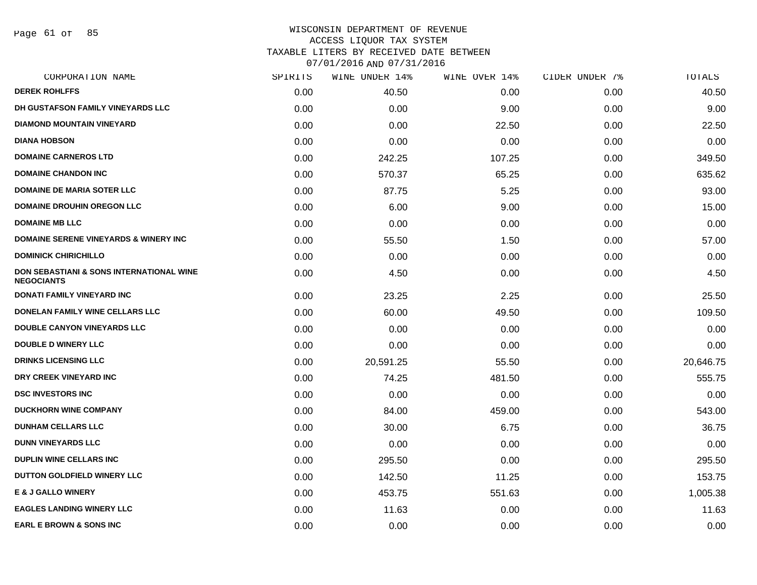WISCONSIN DEPARTMENT OF REVENUE
ACCESS LIQUOR TAX SYSTEM
TAXABLE LITERS BY RECEIVED DATE BETWEEN
07/01/2016 AND 07/31/2016

| CORPORATION NAME | SPIRITS | WINE UNDER 14% | WINE OVER 14% | CIDER UNDER 7% | TOTALS |
|---|---|---|---|---|---|
| DEREK ROHLFFS | 0.00 | 40.50 | 0.00 | 0.00 | 40.50 |
| DH GUSTAFSON FAMILY VINEYARDS LLC | 0.00 | 0.00 | 9.00 | 0.00 | 9.00 |
| DIAMOND MOUNTAIN VINEYARD | 0.00 | 0.00 | 22.50 | 0.00 | 22.50 |
| DIANA HOBSON | 0.00 | 0.00 | 0.00 | 0.00 | 0.00 |
| DOMAINE CARNEROS LTD | 0.00 | 242.25 | 107.25 | 0.00 | 349.50 |
| DOMAINE CHANDON INC | 0.00 | 570.37 | 65.25 | 0.00 | 635.62 |
| DOMAINE DE MARIA SOTER LLC | 0.00 | 87.75 | 5.25 | 0.00 | 93.00 |
| DOMAINE DROUHIN OREGON LLC | 0.00 | 6.00 | 9.00 | 0.00 | 15.00 |
| DOMAINE MB LLC | 0.00 | 0.00 | 0.00 | 0.00 | 0.00 |
| DOMAINE SERENE VINEYARDS & WINERY INC | 0.00 | 55.50 | 1.50 | 0.00 | 57.00 |
| DOMINICK CHIRICHILLO | 0.00 | 0.00 | 0.00 | 0.00 | 0.00 |
| DON SEBASTIANI & SONS INTERNATIONAL WINE NEGOCIANTS | 0.00 | 4.50 | 0.00 | 0.00 | 4.50 |
| DONATI FAMILY VINEYARD INC | 0.00 | 23.25 | 2.25 | 0.00 | 25.50 |
| DONELAN FAMILY WINE CELLARS LLC | 0.00 | 60.00 | 49.50 | 0.00 | 109.50 |
| DOUBLE CANYON VINEYARDS LLC | 0.00 | 0.00 | 0.00 | 0.00 | 0.00 |
| DOUBLE D WINERY LLC | 0.00 | 0.00 | 0.00 | 0.00 | 0.00 |
| DRINKS LICENSING LLC | 0.00 | 20,591.25 | 55.50 | 0.00 | 20,646.75 |
| DRY CREEK VINEYARD INC | 0.00 | 74.25 | 481.50 | 0.00 | 555.75 |
| DSC INVESTORS INC | 0.00 | 0.00 | 0.00 | 0.00 | 0.00 |
| DUCKHORN WINE COMPANY | 0.00 | 84.00 | 459.00 | 0.00 | 543.00 |
| DUNHAM CELLARS LLC | 0.00 | 30.00 | 6.75 | 0.00 | 36.75 |
| DUNN VINEYARDS LLC | 0.00 | 0.00 | 0.00 | 0.00 | 0.00 |
| DUPLIN WINE CELLARS INC | 0.00 | 295.50 | 0.00 | 0.00 | 295.50 |
| DUTTON GOLDFIELD WINERY LLC | 0.00 | 142.50 | 11.25 | 0.00 | 153.75 |
| E & J GALLO WINERY | 0.00 | 453.75 | 551.63 | 0.00 | 1,005.38 |
| EAGLES LANDING WINERY LLC | 0.00 | 11.63 | 0.00 | 0.00 | 11.63 |
| EARL E BROWN & SONS INC | 0.00 | 0.00 | 0.00 | 0.00 | 0.00 |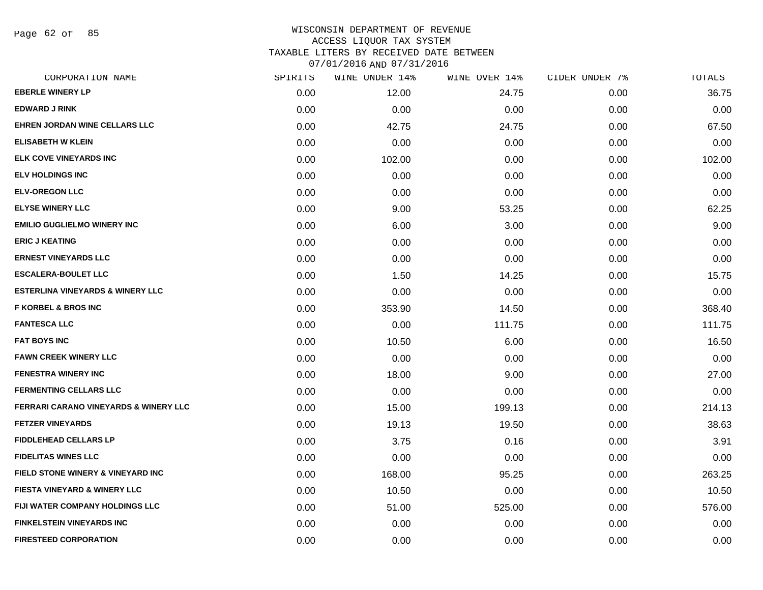# WISCONSIN DEPARTMENT OF REVENUE
## ACCESS LIQUOR TAX SYSTEM
### TAXABLE LITERS BY RECEIVED DATE BETWEEN 07/01/2016 AND 07/31/2016

| CORPORATION NAME | SPIRITS | WINE UNDER 14% | WINE OVER 14% | CIDER UNDER 7% | TOTALS |
|---|---|---|---|---|---|
| EBERLE WINERY LP | 0.00 | 12.00 | 24.75 | 0.00 | 36.75 |
| EDWARD J RINK | 0.00 | 0.00 | 0.00 | 0.00 | 0.00 |
| EHREN JORDAN WINE CELLARS LLC | 0.00 | 42.75 | 24.75 | 0.00 | 67.50 |
| ELISABETH W KLEIN | 0.00 | 0.00 | 0.00 | 0.00 | 0.00 |
| ELK COVE VINEYARDS INC | 0.00 | 102.00 | 0.00 | 0.00 | 102.00 |
| ELV HOLDINGS INC | 0.00 | 0.00 | 0.00 | 0.00 | 0.00 |
| ELV-OREGON LLC | 0.00 | 0.00 | 0.00 | 0.00 | 0.00 |
| ELYSE WINERY LLC | 0.00 | 9.00 | 53.25 | 0.00 | 62.25 |
| EMILIO GUGLIELMO WINERY INC | 0.00 | 6.00 | 3.00 | 0.00 | 9.00 |
| ERIC J KEATING | 0.00 | 0.00 | 0.00 | 0.00 | 0.00 |
| ERNEST VINEYARDS LLC | 0.00 | 0.00 | 0.00 | 0.00 | 0.00 |
| ESCALERA-BOULET LLC | 0.00 | 1.50 | 14.25 | 0.00 | 15.75 |
| ESTERLINA VINEYARDS & WINERY LLC | 0.00 | 0.00 | 0.00 | 0.00 | 0.00 |
| F KORBEL & BROS INC | 0.00 | 353.90 | 14.50 | 0.00 | 368.40 |
| FANTESCA LLC | 0.00 | 0.00 | 111.75 | 0.00 | 111.75 |
| FAT BOYS INC | 0.00 | 10.50 | 6.00 | 0.00 | 16.50 |
| FAWN CREEK WINERY LLC | 0.00 | 0.00 | 0.00 | 0.00 | 0.00 |
| FENESTRA WINERY INC | 0.00 | 18.00 | 9.00 | 0.00 | 27.00 |
| FERMENTING CELLARS LLC | 0.00 | 0.00 | 0.00 | 0.00 | 0.00 |
| FERRARI CARANO VINEYARDS & WINERY LLC | 0.00 | 15.00 | 199.13 | 0.00 | 214.13 |
| FETZER VINEYARDS | 0.00 | 19.13 | 19.50 | 0.00 | 38.63 |
| FIDDLEHEAD CELLARS LP | 0.00 | 3.75 | 0.16 | 0.00 | 3.91 |
| FIDELITAS WINES LLC | 0.00 | 0.00 | 0.00 | 0.00 | 0.00 |
| FIELD STONE WINERY & VINEYARD INC | 0.00 | 168.00 | 95.25 | 0.00 | 263.25 |
| FIESTA VINEYARD & WINERY LLC | 0.00 | 10.50 | 0.00 | 0.00 | 10.50 |
| FIJI WATER COMPANY HOLDINGS LLC | 0.00 | 51.00 | 525.00 | 0.00 | 576.00 |
| FINKELSTEIN VINEYARDS INC | 0.00 | 0.00 | 0.00 | 0.00 | 0.00 |
| FIRESTEED CORPORATION | 0.00 | 0.00 | 0.00 | 0.00 | 0.00 |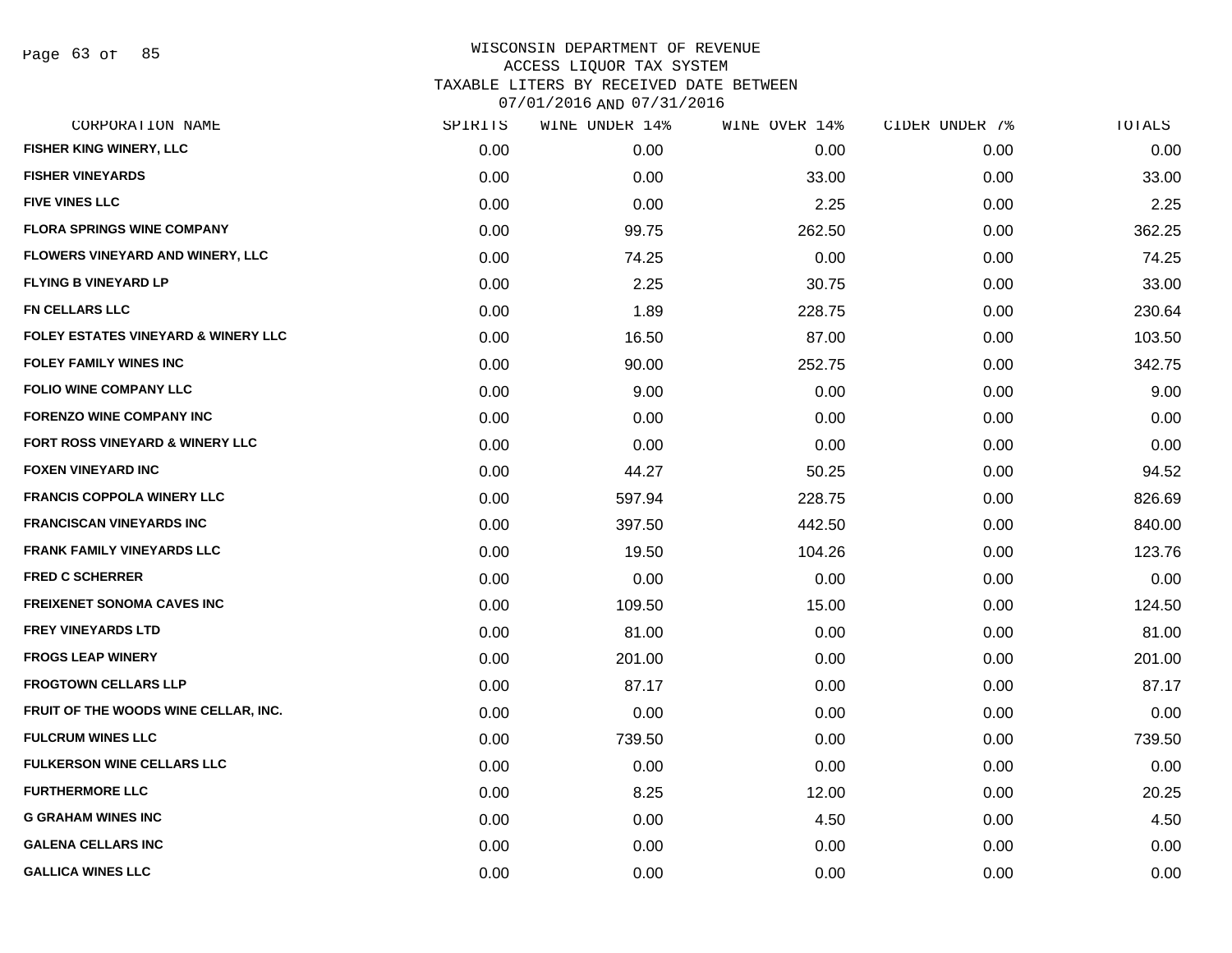WISCONSIN DEPARTMENT OF REVENUE
ACCESS LIQUOR TAX SYSTEM
TAXABLE LITERS BY RECEIVED DATE BETWEEN
07/01/2016 AND 07/31/2016

| CORPORATION NAME | SPIRITS | WINE UNDER 14% | WINE OVER 14% | CIDER UNDER 7% | TOTALS |
|---|---|---|---|---|---|
| FISHER KING WINERY, LLC | 0.00 | 0.00 | 0.00 | 0.00 | 0.00 |
| FISHER VINEYARDS | 0.00 | 0.00 | 33.00 | 0.00 | 33.00 |
| FIVE VINES LLC | 0.00 | 0.00 | 2.25 | 0.00 | 2.25 |
| FLORA SPRINGS WINE COMPANY | 0.00 | 99.75 | 262.50 | 0.00 | 362.25 |
| FLOWERS VINEYARD AND WINERY, LLC | 0.00 | 74.25 | 0.00 | 0.00 | 74.25 |
| FLYING B VINEYARD LP | 0.00 | 2.25 | 30.75 | 0.00 | 33.00 |
| FN CELLARS LLC | 0.00 | 1.89 | 228.75 | 0.00 | 230.64 |
| FOLEY ESTATES VINEYARD & WINERY LLC | 0.00 | 16.50 | 87.00 | 0.00 | 103.50 |
| FOLEY FAMILY WINES INC | 0.00 | 90.00 | 252.75 | 0.00 | 342.75 |
| FOLIO WINE COMPANY LLC | 0.00 | 9.00 | 0.00 | 0.00 | 9.00 |
| FORENZO WINE COMPANY INC | 0.00 | 0.00 | 0.00 | 0.00 | 0.00 |
| FORT ROSS VINEYARD & WINERY LLC | 0.00 | 0.00 | 0.00 | 0.00 | 0.00 |
| FOXEN VINEYARD INC | 0.00 | 44.27 | 50.25 | 0.00 | 94.52 |
| FRANCIS COPPOLA WINERY LLC | 0.00 | 597.94 | 228.75 | 0.00 | 826.69 |
| FRANCISCAN VINEYARDS INC | 0.00 | 397.50 | 442.50 | 0.00 | 840.00 |
| FRANK FAMILY VINEYARDS LLC | 0.00 | 19.50 | 104.26 | 0.00 | 123.76 |
| FRED C SCHERRER | 0.00 | 0.00 | 0.00 | 0.00 | 0.00 |
| FREIXENET SONOMA CAVES INC | 0.00 | 109.50 | 15.00 | 0.00 | 124.50 |
| FREY VINEYARDS LTD | 0.00 | 81.00 | 0.00 | 0.00 | 81.00 |
| FROGS LEAP WINERY | 0.00 | 201.00 | 0.00 | 0.00 | 201.00 |
| FROGTOWN CELLARS LLP | 0.00 | 87.17 | 0.00 | 0.00 | 87.17 |
| FRUIT OF THE WOODS WINE CELLAR, INC. | 0.00 | 0.00 | 0.00 | 0.00 | 0.00 |
| FULCRUM WINES LLC | 0.00 | 739.50 | 0.00 | 0.00 | 739.50 |
| FULKERSON WINE CELLARS LLC | 0.00 | 0.00 | 0.00 | 0.00 | 0.00 |
| FURTHERMORE LLC | 0.00 | 8.25 | 12.00 | 0.00 | 20.25 |
| G GRAHAM WINES INC | 0.00 | 0.00 | 4.50 | 0.00 | 4.50 |
| GALENA CELLARS INC | 0.00 | 0.00 | 0.00 | 0.00 | 0.00 |
| GALLICA WINES LLC | 0.00 | 0.00 | 0.00 | 0.00 | 0.00 |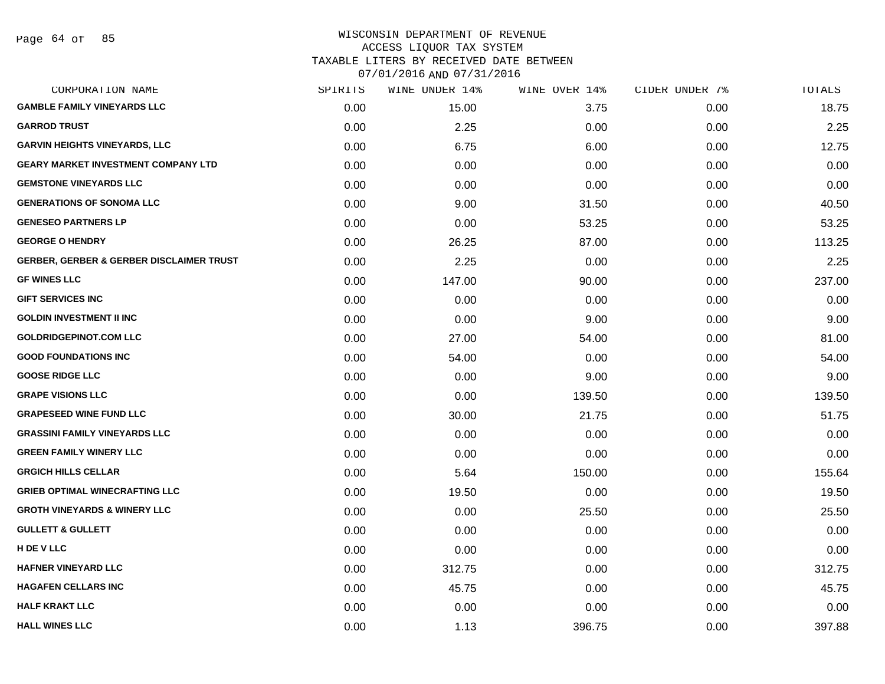# WISCONSIN DEPARTMENT OF REVENUE
## ACCESS LIQUOR TAX SYSTEM
### TAXABLE LITERS BY RECEIVED DATE BETWEEN 07/01/2016 AND 07/31/2016

| CORPORATION NAME | SPIRITS | WINE UNDER 14% | WINE OVER 14% | CIDER UNDER 7% | TOTALS |
|---|---|---|---|---|---|
| GAMBLE FAMILY VINEYARDS LLC | 0.00 | 15.00 | 3.75 | 0.00 | 18.75 |
| GARROD TRUST | 0.00 | 2.25 | 0.00 | 0.00 | 2.25 |
| GARVIN HEIGHTS VINEYARDS, LLC | 0.00 | 6.75 | 6.00 | 0.00 | 12.75 |
| GEARY MARKET INVESTMENT COMPANY LTD | 0.00 | 0.00 | 0.00 | 0.00 | 0.00 |
| GEMSTONE VINEYARDS LLC | 0.00 | 0.00 | 0.00 | 0.00 | 0.00 |
| GENERATIONS OF SONOMA LLC | 0.00 | 9.00 | 31.50 | 0.00 | 40.50 |
| GENESEO PARTNERS LP | 0.00 | 0.00 | 53.25 | 0.00 | 53.25 |
| GEORGE O HENDRY | 0.00 | 26.25 | 87.00 | 0.00 | 113.25 |
| GERBER, GERBER & GERBER DISCLAIMER TRUST | 0.00 | 2.25 | 0.00 | 0.00 | 2.25 |
| GF WINES LLC | 0.00 | 147.00 | 90.00 | 0.00 | 237.00 |
| GIFT SERVICES INC | 0.00 | 0.00 | 0.00 | 0.00 | 0.00 |
| GOLDIN INVESTMENT II INC | 0.00 | 0.00 | 9.00 | 0.00 | 9.00 |
| GOLDRIDGEPINOT.COM LLC | 0.00 | 27.00 | 54.00 | 0.00 | 81.00 |
| GOOD FOUNDATIONS INC | 0.00 | 54.00 | 0.00 | 0.00 | 54.00 |
| GOOSE RIDGE LLC | 0.00 | 0.00 | 9.00 | 0.00 | 9.00 |
| GRAPE VISIONS LLC | 0.00 | 0.00 | 139.50 | 0.00 | 139.50 |
| GRAPESEED WINE FUND LLC | 0.00 | 30.00 | 21.75 | 0.00 | 51.75 |
| GRASSINI FAMILY VINEYARDS LLC | 0.00 | 0.00 | 0.00 | 0.00 | 0.00 |
| GREEN FAMILY WINERY LLC | 0.00 | 0.00 | 0.00 | 0.00 | 0.00 |
| GRGICH HILLS CELLAR | 0.00 | 5.64 | 150.00 | 0.00 | 155.64 |
| GRIEB OPTIMAL WINECRAFTING LLC | 0.00 | 19.50 | 0.00 | 0.00 | 19.50 |
| GROTH VINEYARDS & WINERY LLC | 0.00 | 0.00 | 25.50 | 0.00 | 25.50 |
| GULLETT & GULLETT | 0.00 | 0.00 | 0.00 | 0.00 | 0.00 |
| H DE V LLC | 0.00 | 0.00 | 0.00 | 0.00 | 0.00 |
| HAFNER VINEYARD LLC | 0.00 | 312.75 | 0.00 | 0.00 | 312.75 |
| HAGAFEN CELLARS INC | 0.00 | 45.75 | 0.00 | 0.00 | 45.75 |
| HALF KRAKT LLC | 0.00 | 0.00 | 0.00 | 0.00 | 0.00 |
| HALL WINES LLC | 0.00 | 1.13 | 396.75 | 0.00 | 397.88 |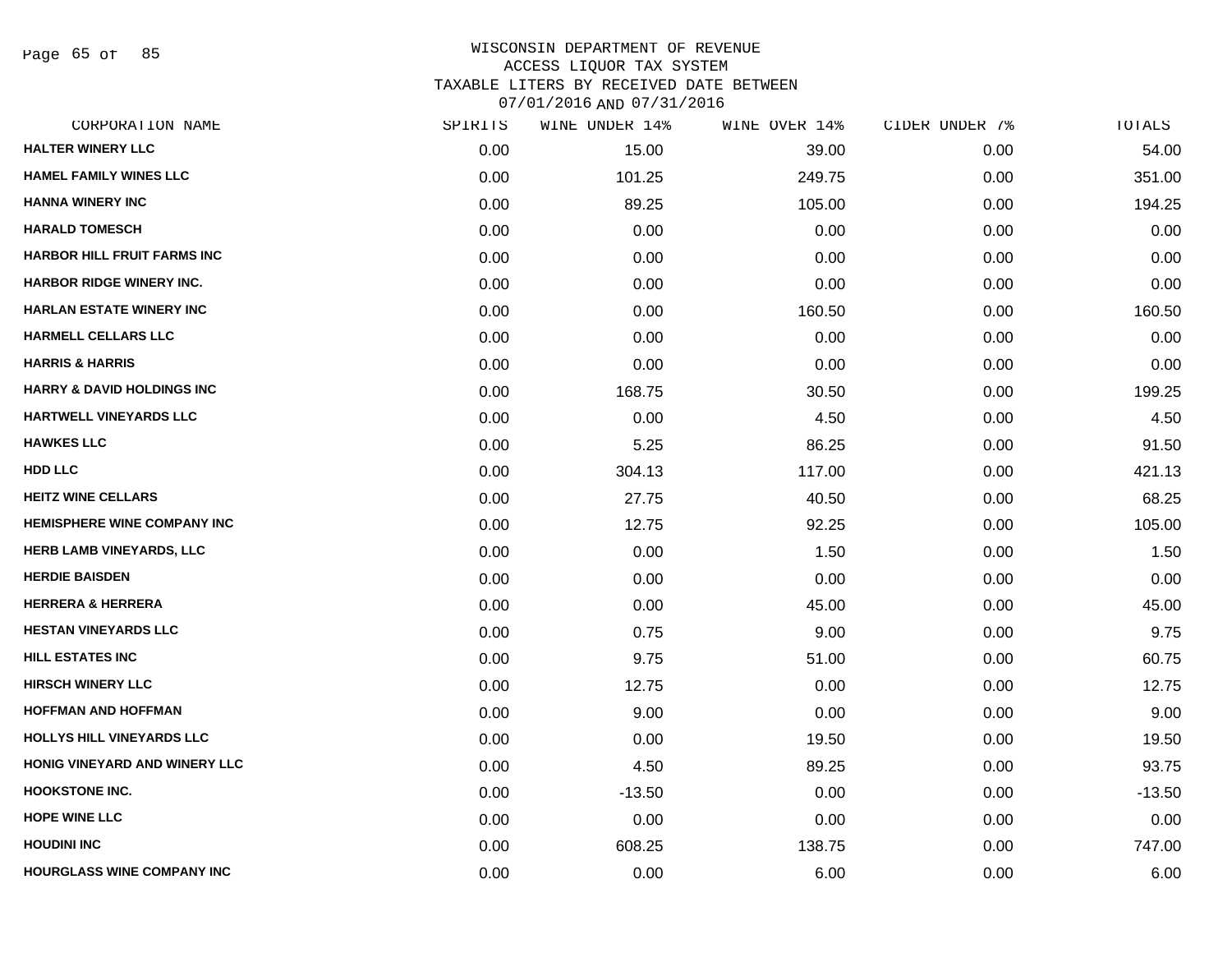# WISCONSIN DEPARTMENT OF REVENUE
## ACCESS LIQUOR TAX SYSTEM
## TAXABLE LITERS BY RECEIVED DATE BETWEEN 07/01/2016 AND 07/31/2016

| CORPORATION NAME | SPIRITS | WINE UNDER 14% | WINE OVER 14% | CIDER UNDER 7% | TOTALS |
|---|---|---|---|---|---|
| HALTER WINERY LLC | 0.00 | 15.00 | 39.00 | 0.00 | 54.00 |
| HAMEL FAMILY WINES LLC | 0.00 | 101.25 | 249.75 | 0.00 | 351.00 |
| HANNA WINERY INC | 0.00 | 89.25 | 105.00 | 0.00 | 194.25 |
| HARALD TOMESCH | 0.00 | 0.00 | 0.00 | 0.00 | 0.00 |
| HARBOR HILL FRUIT FARMS INC | 0.00 | 0.00 | 0.00 | 0.00 | 0.00 |
| HARBOR RIDGE WINERY INC. | 0.00 | 0.00 | 0.00 | 0.00 | 0.00 |
| HARLAN ESTATE WINERY INC | 0.00 | 0.00 | 160.50 | 0.00 | 160.50 |
| HARMELL CELLARS LLC | 0.00 | 0.00 | 0.00 | 0.00 | 0.00 |
| HARRIS & HARRIS | 0.00 | 0.00 | 0.00 | 0.00 | 0.00 |
| HARRY & DAVID HOLDINGS INC | 0.00 | 168.75 | 30.50 | 0.00 | 199.25 |
| HARTWELL VINEYARDS LLC | 0.00 | 0.00 | 4.50 | 0.00 | 4.50 |
| HAWKES LLC | 0.00 | 5.25 | 86.25 | 0.00 | 91.50 |
| HDD LLC | 0.00 | 304.13 | 117.00 | 0.00 | 421.13 |
| HEITZ WINE CELLARS | 0.00 | 27.75 | 40.50 | 0.00 | 68.25 |
| HEMISPHERE WINE COMPANY INC | 0.00 | 12.75 | 92.25 | 0.00 | 105.00 |
| HERB LAMB VINEYARDS, LLC | 0.00 | 0.00 | 1.50 | 0.00 | 1.50 |
| HERDIE BAISDEN | 0.00 | 0.00 | 0.00 | 0.00 | 0.00 |
| HERRERA & HERRERA | 0.00 | 0.00 | 45.00 | 0.00 | 45.00 |
| HESTAN VINEYARDS LLC | 0.00 | 0.75 | 9.00 | 0.00 | 9.75 |
| HILL ESTATES INC | 0.00 | 9.75 | 51.00 | 0.00 | 60.75 |
| HIRSCH WINERY LLC | 0.00 | 12.75 | 0.00 | 0.00 | 12.75 |
| HOFFMAN AND HOFFMAN | 0.00 | 9.00 | 0.00 | 0.00 | 9.00 |
| HOLLYS HILL VINEYARDS LLC | 0.00 | 0.00 | 19.50 | 0.00 | 19.50 |
| HONIG VINEYARD AND WINERY LLC | 0.00 | 4.50 | 89.25 | 0.00 | 93.75 |
| HOOKSTONE INC. | 0.00 | -13.50 | 0.00 | 0.00 | -13.50 |
| HOPE WINE LLC | 0.00 | 0.00 | 0.00 | 0.00 | 0.00 |
| HOUDINI INC | 0.00 | 608.25 | 138.75 | 0.00 | 747.00 |
| HOURGLASS WINE COMPANY INC | 0.00 | 0.00 | 6.00 | 0.00 | 6.00 |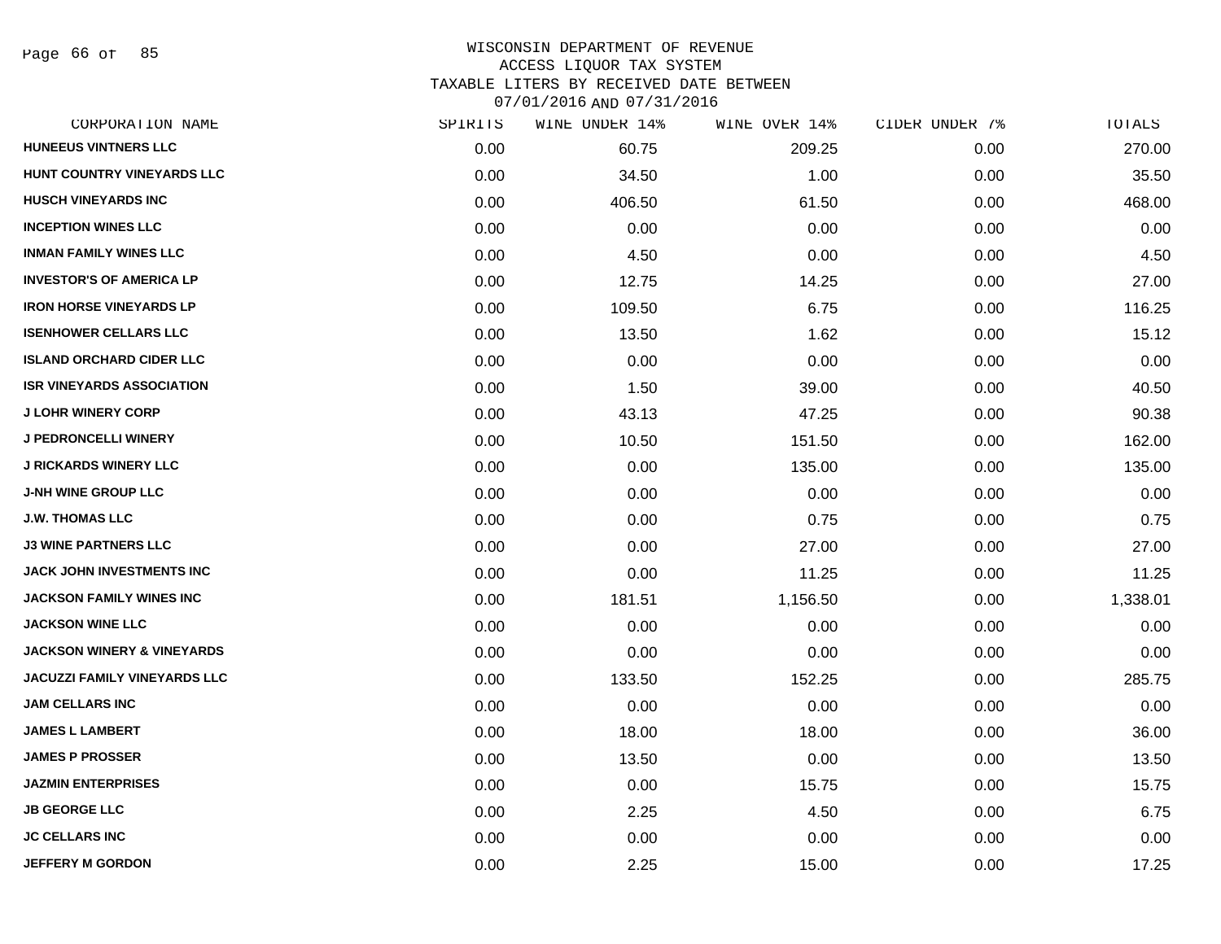# WISCONSIN DEPARTMENT OF REVENUE
## ACCESS LIQUOR TAX SYSTEM
## TAXABLE LITERS BY RECEIVED DATE BETWEEN 07/01/2016 AND 07/31/2016

| CORPORATION NAME | SPIRITS | WINE UNDER 14% | WINE OVER 14% | CIDER UNDER 7% | TOTALS |
|---|---|---|---|---|---|
| HUNEEUS VINTNERS LLC | 0.00 | 60.75 | 209.25 | 0.00 | 270.00 |
| HUNT COUNTRY VINEYARDS LLC | 0.00 | 34.50 | 1.00 | 0.00 | 35.50 |
| HUSCH VINEYARDS INC | 0.00 | 406.50 | 61.50 | 0.00 | 468.00 |
| INCEPTION WINES LLC | 0.00 | 0.00 | 0.00 | 0.00 | 0.00 |
| INMAN FAMILY WINES LLC | 0.00 | 4.50 | 0.00 | 0.00 | 4.50 |
| INVESTOR'S OF AMERICA LP | 0.00 | 12.75 | 14.25 | 0.00 | 27.00 |
| IRON HORSE VINEYARDS LP | 0.00 | 109.50 | 6.75 | 0.00 | 116.25 |
| ISENHOWER CELLARS LLC | 0.00 | 13.50 | 1.62 | 0.00 | 15.12 |
| ISLAND ORCHARD CIDER LLC | 0.00 | 0.00 | 0.00 | 0.00 | 0.00 |
| ISR VINEYARDS ASSOCIATION | 0.00 | 1.50 | 39.00 | 0.00 | 40.50 |
| J LOHR WINERY CORP | 0.00 | 43.13 | 47.25 | 0.00 | 90.38 |
| J PEDRONCELLI WINERY | 0.00 | 10.50 | 151.50 | 0.00 | 162.00 |
| J RICKARDS WINERY LLC | 0.00 | 0.00 | 135.00 | 0.00 | 135.00 |
| J-NH WINE GROUP LLC | 0.00 | 0.00 | 0.00 | 0.00 | 0.00 |
| J.W. THOMAS LLC | 0.00 | 0.00 | 0.75 | 0.00 | 0.75 |
| J3 WINE PARTNERS LLC | 0.00 | 0.00 | 27.00 | 0.00 | 27.00 |
| JACK JOHN INVESTMENTS INC | 0.00 | 0.00 | 11.25 | 0.00 | 11.25 |
| JACKSON FAMILY WINES INC | 0.00 | 181.51 | 1,156.50 | 0.00 | 1,338.01 |
| JACKSON WINE LLC | 0.00 | 0.00 | 0.00 | 0.00 | 0.00 |
| JACKSON WINERY & VINEYARDS | 0.00 | 0.00 | 0.00 | 0.00 | 0.00 |
| JACUZZI FAMILY VINEYARDS LLC | 0.00 | 133.50 | 152.25 | 0.00 | 285.75 |
| JAM CELLARS INC | 0.00 | 0.00 | 0.00 | 0.00 | 0.00 |
| JAMES L LAMBERT | 0.00 | 18.00 | 18.00 | 0.00 | 36.00 |
| JAMES P PROSSER | 0.00 | 13.50 | 0.00 | 0.00 | 13.50 |
| JAZMIN ENTERPRISES | 0.00 | 0.00 | 15.75 | 0.00 | 15.75 |
| JB GEORGE LLC | 0.00 | 2.25 | 4.50 | 0.00 | 6.75 |
| JC CELLARS INC | 0.00 | 0.00 | 0.00 | 0.00 | 0.00 |
| JEFFERY M GORDON | 0.00 | 2.25 | 15.00 | 0.00 | 17.25 |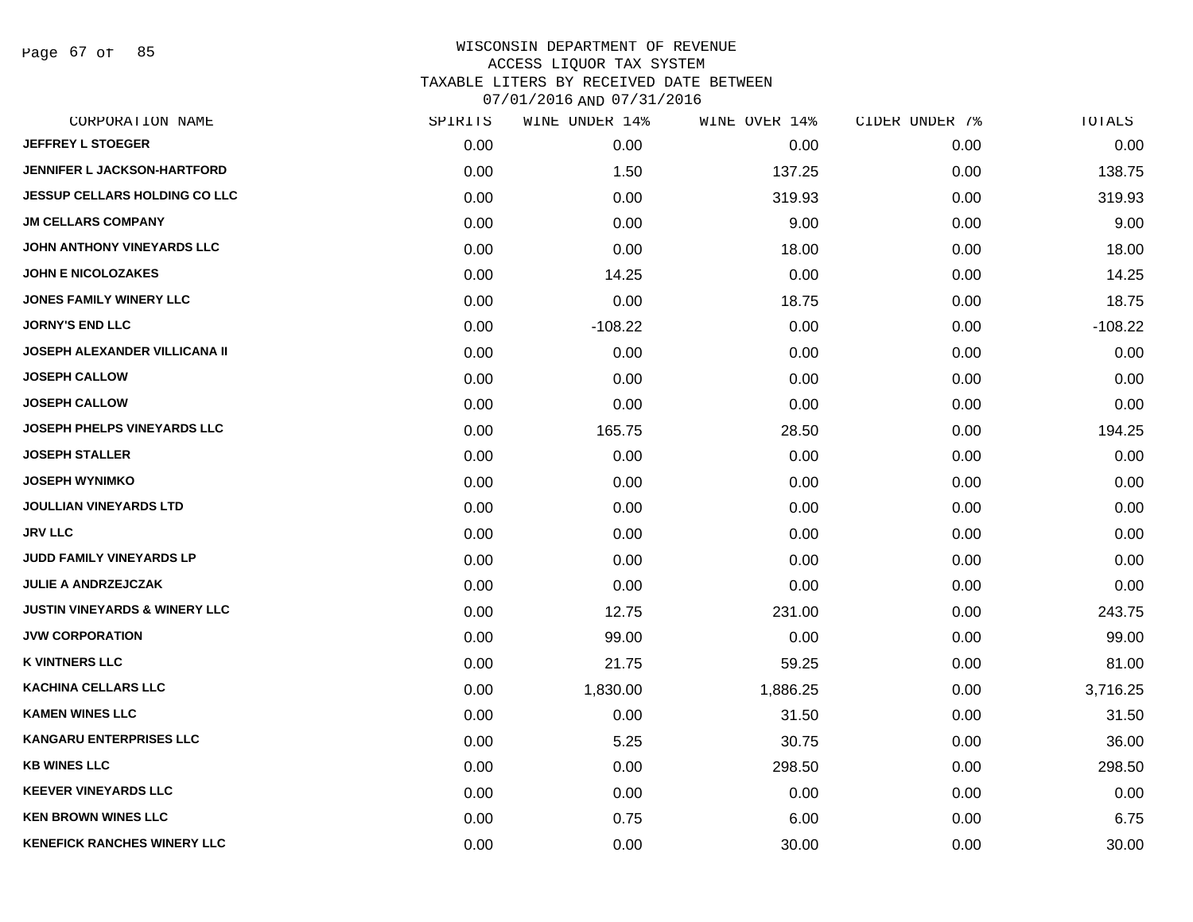# WISCONSIN DEPARTMENT OF REVENUE
## ACCESS LIQUOR TAX SYSTEM
## TAXABLE LITERS BY RECEIVED DATE BETWEEN 07/01/2016 AND 07/31/2016

| CORPORATION NAME | SPIRITS | WINE UNDER 14% | WINE OVER 14% | CIDER UNDER 7% | TOTALS |
|---|---|---|---|---|---|
| JEFFREY L STOEGER | 0.00 | 0.00 | 0.00 | 0.00 | 0.00 |
| JENNIFER L JACKSON-HARTFORD | 0.00 | 1.50 | 137.25 | 0.00 | 138.75 |
| JESSUP CELLARS HOLDING CO LLC | 0.00 | 0.00 | 319.93 | 0.00 | 319.93 |
| JM CELLARS COMPANY | 0.00 | 0.00 | 9.00 | 0.00 | 9.00 |
| JOHN ANTHONY VINEYARDS LLC | 0.00 | 0.00 | 18.00 | 0.00 | 18.00 |
| JOHN E NICOLOZAKES | 0.00 | 14.25 | 0.00 | 0.00 | 14.25 |
| JONES FAMILY WINERY LLC | 0.00 | 0.00 | 18.75 | 0.00 | 18.75 |
| JORNY'S END LLC | 0.00 | -108.22 | 0.00 | 0.00 | -108.22 |
| JOSEPH ALEXANDER VILLICANA II | 0.00 | 0.00 | 0.00 | 0.00 | 0.00 |
| JOSEPH CALLOW | 0.00 | 0.00 | 0.00 | 0.00 | 0.00 |
| JOSEPH CALLOW | 0.00 | 0.00 | 0.00 | 0.00 | 0.00 |
| JOSEPH PHELPS VINEYARDS LLC | 0.00 | 165.75 | 28.50 | 0.00 | 194.25 |
| JOSEPH STALLER | 0.00 | 0.00 | 0.00 | 0.00 | 0.00 |
| JOSEPH WYNIMKO | 0.00 | 0.00 | 0.00 | 0.00 | 0.00 |
| JOULLIAN VINEYARDS LTD | 0.00 | 0.00 | 0.00 | 0.00 | 0.00 |
| JRV LLC | 0.00 | 0.00 | 0.00 | 0.00 | 0.00 |
| JUDD FAMILY VINEYARDS LP | 0.00 | 0.00 | 0.00 | 0.00 | 0.00 |
| JULIE A ANDRZEJCZAK | 0.00 | 0.00 | 0.00 | 0.00 | 0.00 |
| JUSTIN VINEYARDS & WINERY LLC | 0.00 | 12.75 | 231.00 | 0.00 | 243.75 |
| JVW CORPORATION | 0.00 | 99.00 | 0.00 | 0.00 | 99.00 |
| K VINTNERS LLC | 0.00 | 21.75 | 59.25 | 0.00 | 81.00 |
| KACHINA CELLARS LLC | 0.00 | 1,830.00 | 1,886.25 | 0.00 | 3,716.25 |
| KAMEN WINES LLC | 0.00 | 0.00 | 31.50 | 0.00 | 31.50 |
| KANGARU ENTERPRISES LLC | 0.00 | 5.25 | 30.75 | 0.00 | 36.00 |
| KB WINES LLC | 0.00 | 0.00 | 298.50 | 0.00 | 298.50 |
| KEEVER VINEYARDS LLC | 0.00 | 0.00 | 0.00 | 0.00 | 0.00 |
| KEN BROWN WINES LLC | 0.00 | 0.75 | 6.00 | 0.00 | 6.75 |
| KENEFICK RANCHES WINERY LLC | 0.00 | 0.00 | 30.00 | 0.00 | 30.00 |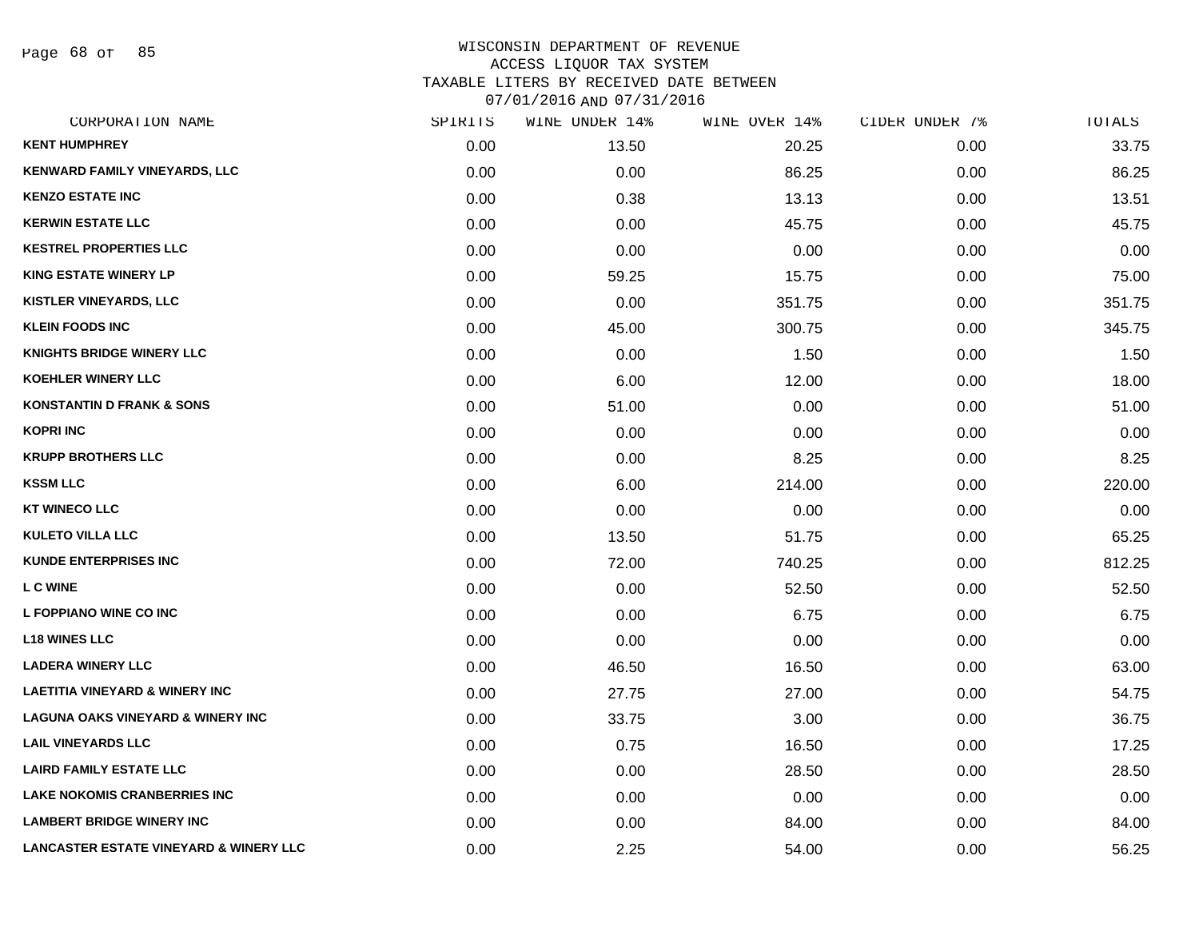WISCONSIN DEPARTMENT OF REVENUE
ACCESS LIQUOR TAX SYSTEM
TAXABLE LITERS BY RECEIVED DATE BETWEEN
07/01/2016 AND 07/31/2016

| CORPORATION NAME | SPIRITS | WINE UNDER 14% | WINE OVER 14% | CIDER UNDER 7% | TOTALS |
|---|---|---|---|---|---|
| KENT HUMPHREY | 0.00 | 13.50 | 20.25 | 0.00 | 33.75 |
| KENWARD FAMILY VINEYARDS, LLC | 0.00 | 0.00 | 86.25 | 0.00 | 86.25 |
| KENZO ESTATE INC | 0.00 | 0.38 | 13.13 | 0.00 | 13.51 |
| KERWIN ESTATE LLC | 0.00 | 0.00 | 45.75 | 0.00 | 45.75 |
| KESTREL PROPERTIES LLC | 0.00 | 0.00 | 0.00 | 0.00 | 0.00 |
| KING ESTATE WINERY LP | 0.00 | 59.25 | 15.75 | 0.00 | 75.00 |
| KISTLER VINEYARDS, LLC | 0.00 | 0.00 | 351.75 | 0.00 | 351.75 |
| KLEIN FOODS INC | 0.00 | 45.00 | 300.75 | 0.00 | 345.75 |
| KNIGHTS BRIDGE WINERY LLC | 0.00 | 0.00 | 1.50 | 0.00 | 1.50 |
| KOEHLER WINERY LLC | 0.00 | 6.00 | 12.00 | 0.00 | 18.00 |
| KONSTANTIN D FRANK & SONS | 0.00 | 51.00 | 0.00 | 0.00 | 51.00 |
| KOPRI INC | 0.00 | 0.00 | 0.00 | 0.00 | 0.00 |
| KRUPP BROTHERS LLC | 0.00 | 0.00 | 8.25 | 0.00 | 8.25 |
| KSSM LLC | 0.00 | 6.00 | 214.00 | 0.00 | 220.00 |
| KT WINECO LLC | 0.00 | 0.00 | 0.00 | 0.00 | 0.00 |
| KULETO VILLA LLC | 0.00 | 13.50 | 51.75 | 0.00 | 65.25 |
| KUNDE ENTERPRISES INC | 0.00 | 72.00 | 740.25 | 0.00 | 812.25 |
| L C WINE | 0.00 | 0.00 | 52.50 | 0.00 | 52.50 |
| L FOPPIANO WINE CO INC | 0.00 | 0.00 | 6.75 | 0.00 | 6.75 |
| L18 WINES LLC | 0.00 | 0.00 | 0.00 | 0.00 | 0.00 |
| LADERA WINERY LLC | 0.00 | 46.50 | 16.50 | 0.00 | 63.00 |
| LAETITIA VINEYARD & WINERY INC | 0.00 | 27.75 | 27.00 | 0.00 | 54.75 |
| LAGUNA OAKS VINEYARD & WINERY INC | 0.00 | 33.75 | 3.00 | 0.00 | 36.75 |
| LAIL VINEYARDS LLC | 0.00 | 0.75 | 16.50 | 0.00 | 17.25 |
| LAIRD FAMILY ESTATE LLC | 0.00 | 0.00 | 28.50 | 0.00 | 28.50 |
| LAKE NOKOMIS CRANBERRIES INC | 0.00 | 0.00 | 0.00 | 0.00 | 0.00 |
| LAMBERT BRIDGE WINERY INC | 0.00 | 0.00 | 84.00 | 0.00 | 84.00 |
| LANCASTER ESTATE VINEYARD & WINERY LLC | 0.00 | 2.25 | 54.00 | 0.00 | 56.25 |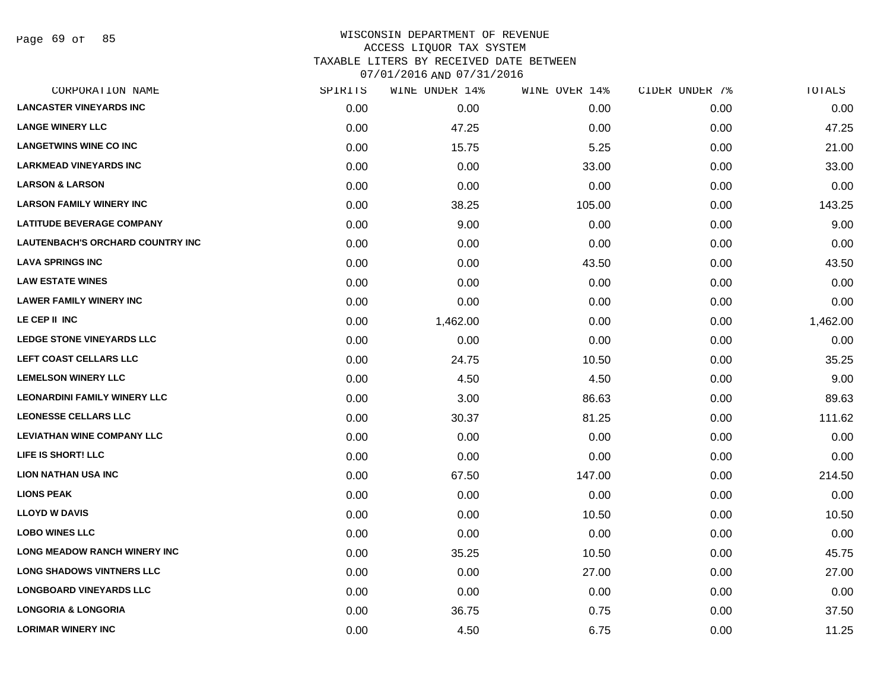# WISCONSIN DEPARTMENT OF REVENUE
## ACCESS LIQUOR TAX SYSTEM
### TAXABLE LITERS BY RECEIVED DATE BETWEEN 07/01/2016 AND 07/31/2016

| CORPORATION NAME | SPIRITS | WINE UNDER 14% | WINE OVER 14% | CIDER UNDER 7% | TOTALS |
|---|---|---|---|---|---|
| LANCASTER VINEYARDS INC | 0.00 | 0.00 | 0.00 | 0.00 | 0.00 |
| LANGE WINERY LLC | 0.00 | 47.25 | 0.00 | 0.00 | 47.25 |
| LANGETWINS WINE CO INC | 0.00 | 15.75 | 5.25 | 0.00 | 21.00 |
| LARKMEAD VINEYARDS INC | 0.00 | 0.00 | 33.00 | 0.00 | 33.00 |
| LARSON & LARSON | 0.00 | 0.00 | 0.00 | 0.00 | 0.00 |
| LARSON FAMILY WINERY INC | 0.00 | 38.25 | 105.00 | 0.00 | 143.25 |
| LATITUDE BEVERAGE COMPANY | 0.00 | 9.00 | 0.00 | 0.00 | 9.00 |
| LAUTENBACH'S ORCHARD COUNTRY INC | 0.00 | 0.00 | 0.00 | 0.00 | 0.00 |
| LAVA SPRINGS INC | 0.00 | 0.00 | 43.50 | 0.00 | 43.50 |
| LAW ESTATE WINES | 0.00 | 0.00 | 0.00 | 0.00 | 0.00 |
| LAWER FAMILY WINERY INC | 0.00 | 0.00 | 0.00 | 0.00 | 0.00 |
| LE CEP II INC | 0.00 | 1,462.00 | 0.00 | 0.00 | 1,462.00 |
| LEDGE STONE VINEYARDS LLC | 0.00 | 0.00 | 0.00 | 0.00 | 0.00 |
| LEFT COAST CELLARS LLC | 0.00 | 24.75 | 10.50 | 0.00 | 35.25 |
| LEMELSON WINERY LLC | 0.00 | 4.50 | 4.50 | 0.00 | 9.00 |
| LEONARDINI FAMILY WINERY LLC | 0.00 | 3.00 | 86.63 | 0.00 | 89.63 |
| LEONESSE CELLARS LLC | 0.00 | 30.37 | 81.25 | 0.00 | 111.62 |
| LEVIATHAN WINE COMPANY LLC | 0.00 | 0.00 | 0.00 | 0.00 | 0.00 |
| LIFE IS SHORT! LLC | 0.00 | 0.00 | 0.00 | 0.00 | 0.00 |
| LION NATHAN USA INC | 0.00 | 67.50 | 147.00 | 0.00 | 214.50 |
| LIONS PEAK | 0.00 | 0.00 | 0.00 | 0.00 | 0.00 |
| LLOYD W DAVIS | 0.00 | 0.00 | 10.50 | 0.00 | 10.50 |
| LOBO WINES LLC | 0.00 | 0.00 | 0.00 | 0.00 | 0.00 |
| LONG MEADOW RANCH WINERY INC | 0.00 | 35.25 | 10.50 | 0.00 | 45.75 |
| LONG SHADOWS VINTNERS LLC | 0.00 | 0.00 | 27.00 | 0.00 | 27.00 |
| LONGBOARD VINEYARDS LLC | 0.00 | 0.00 | 0.00 | 0.00 | 0.00 |
| LONGORIA & LONGORIA | 0.00 | 36.75 | 0.75 | 0.00 | 37.50 |
| LORIMAR WINERY INC | 0.00 | 4.50 | 6.75 | 0.00 | 11.25 |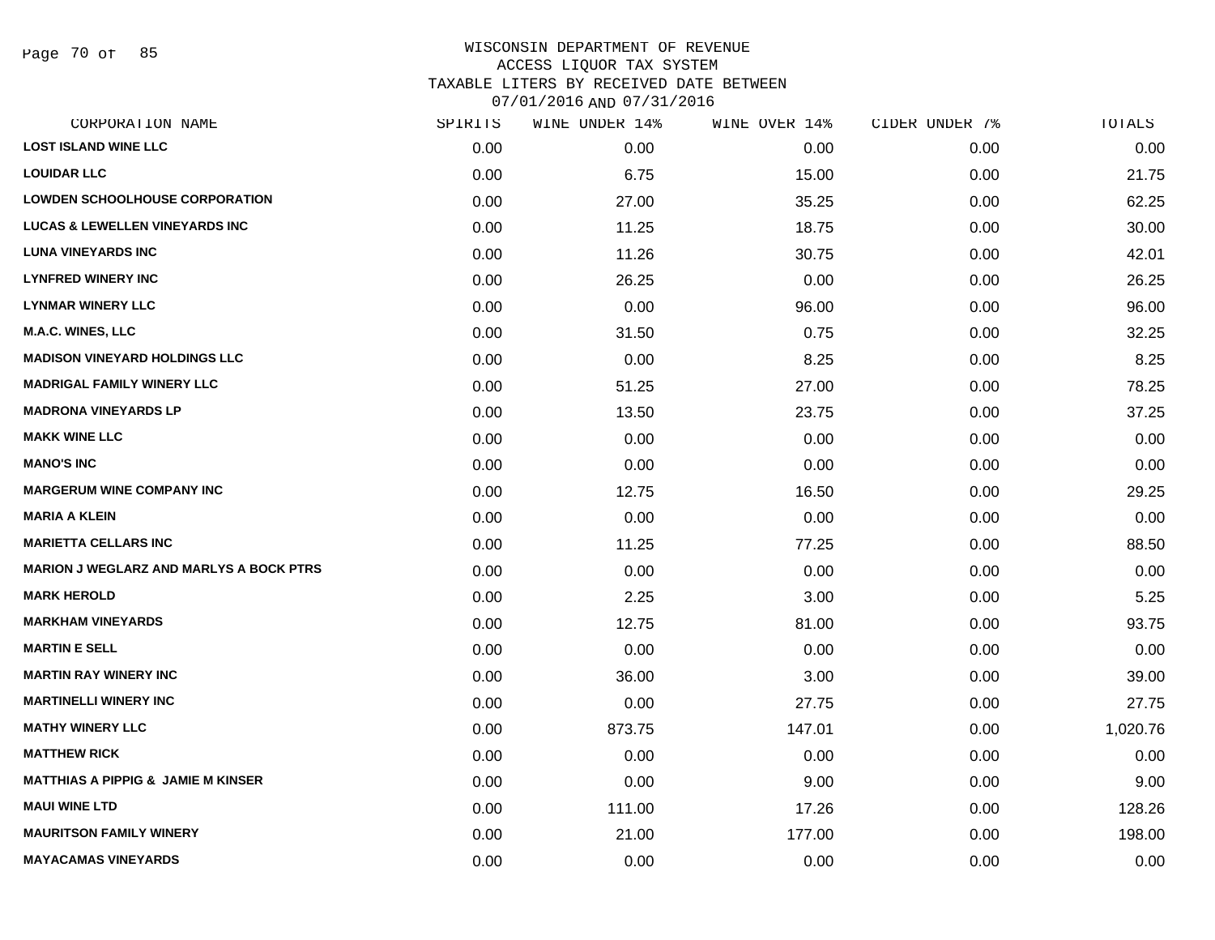WISCONSIN DEPARTMENT OF REVENUE
ACCESS LIQUOR TAX SYSTEM
TAXABLE LITERS BY RECEIVED DATE BETWEEN
07/01/2016 AND 07/31/2016

| CORPORATION NAME | SPIRITS | WINE UNDER 14% | WINE OVER 14% | CIDER UNDER 7% | TOTALS |
|---|---|---|---|---|---|
| LOST ISLAND WINE LLC | 0.00 | 0.00 | 0.00 | 0.00 | 0.00 |
| LOUIDAR LLC | 0.00 | 6.75 | 15.00 | 0.00 | 21.75 |
| LOWDEN SCHOOLHOUSE CORPORATION | 0.00 | 27.00 | 35.25 | 0.00 | 62.25 |
| LUCAS & LEWELLEN VINEYARDS INC | 0.00 | 11.25 | 18.75 | 0.00 | 30.00 |
| LUNA VINEYARDS INC | 0.00 | 11.26 | 30.75 | 0.00 | 42.01 |
| LYNFRED WINERY INC | 0.00 | 26.25 | 0.00 | 0.00 | 26.25 |
| LYNMAR WINERY LLC | 0.00 | 0.00 | 96.00 | 0.00 | 96.00 |
| M.A.C. WINES, LLC | 0.00 | 31.50 | 0.75 | 0.00 | 32.25 |
| MADISON VINEYARD HOLDINGS LLC | 0.00 | 0.00 | 8.25 | 0.00 | 8.25 |
| MADRIGAL FAMILY WINERY LLC | 0.00 | 51.25 | 27.00 | 0.00 | 78.25 |
| MADRONA VINEYARDS LP | 0.00 | 13.50 | 23.75 | 0.00 | 37.25 |
| MAKK WINE LLC | 0.00 | 0.00 | 0.00 | 0.00 | 0.00 |
| MANO'S INC | 0.00 | 0.00 | 0.00 | 0.00 | 0.00 |
| MARGERUM WINE COMPANY INC | 0.00 | 12.75 | 16.50 | 0.00 | 29.25 |
| MARIA A KLEIN | 0.00 | 0.00 | 0.00 | 0.00 | 0.00 |
| MARIETTA CELLARS INC | 0.00 | 11.25 | 77.25 | 0.00 | 88.50 |
| MARION J WEGLARZ AND MARLYS A BOCK PTRS | 0.00 | 0.00 | 0.00 | 0.00 | 0.00 |
| MARK HEROLD | 0.00 | 2.25 | 3.00 | 0.00 | 5.25 |
| MARKHAM VINEYARDS | 0.00 | 12.75 | 81.00 | 0.00 | 93.75 |
| MARTIN E SELL | 0.00 | 0.00 | 0.00 | 0.00 | 0.00 |
| MARTIN RAY WINERY INC | 0.00 | 36.00 | 3.00 | 0.00 | 39.00 |
| MARTINELLI WINERY INC | 0.00 | 0.00 | 27.75 | 0.00 | 27.75 |
| MATHY WINERY LLC | 0.00 | 873.75 | 147.01 | 0.00 | 1,020.76 |
| MATTHEW RICK | 0.00 | 0.00 | 0.00 | 0.00 | 0.00 |
| MATTHIAS A PIPPIG & JAMIE M KINSER | 0.00 | 0.00 | 9.00 | 0.00 | 9.00 |
| MAUI WINE LTD | 0.00 | 111.00 | 17.26 | 0.00 | 128.26 |
| MAURITSON FAMILY WINERY | 0.00 | 21.00 | 177.00 | 0.00 | 198.00 |
| MAYACAMAS VINEYARDS | 0.00 | 0.00 | 0.00 | 0.00 | 0.00 |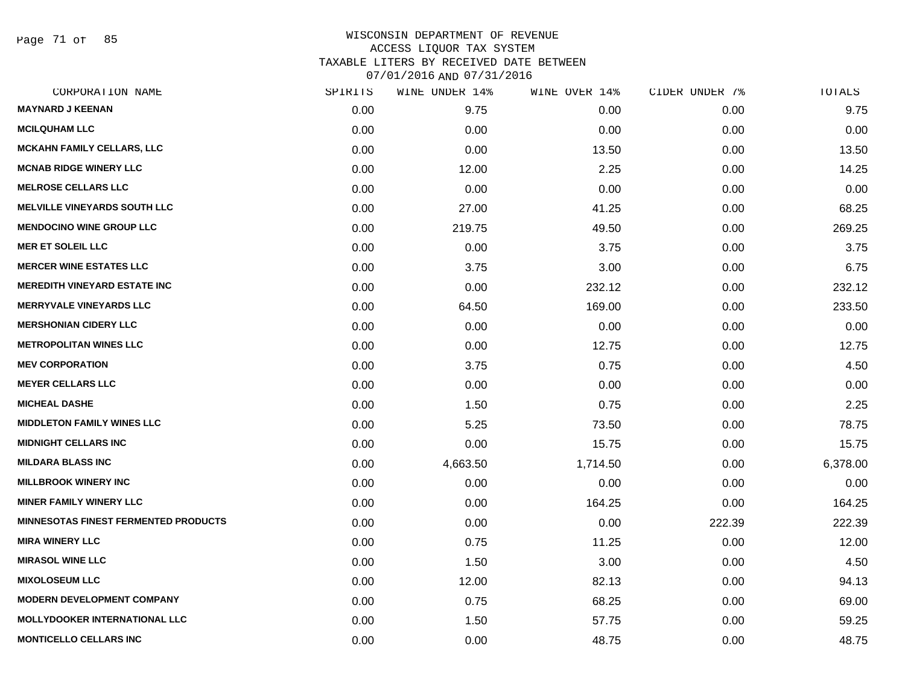WISCONSIN DEPARTMENT OF REVENUE
ACCESS LIQUOR TAX SYSTEM
TAXABLE LITERS BY RECEIVED DATE BETWEEN
07/01/2016 AND 07/31/2016

| CORPORATION NAME | SPIRITS | WINE UNDER 14% | WINE OVER 14% | CIDER UNDER 7% | TOTALS |
|---|---|---|---|---|---|
| MAYNARD J KEENAN | 0.00 | 9.75 | 0.00 | 0.00 | 9.75 |
| MCILQUHAM LLC | 0.00 | 0.00 | 0.00 | 0.00 | 0.00 |
| MCKAHN FAMILY CELLARS, LLC | 0.00 | 0.00 | 13.50 | 0.00 | 13.50 |
| MCNAB RIDGE WINERY LLC | 0.00 | 12.00 | 2.25 | 0.00 | 14.25 |
| MELROSE CELLARS LLC | 0.00 | 0.00 | 0.00 | 0.00 | 0.00 |
| MELVILLE VINEYARDS SOUTH LLC | 0.00 | 27.00 | 41.25 | 0.00 | 68.25 |
| MENDOCINO WINE GROUP LLC | 0.00 | 219.75 | 49.50 | 0.00 | 269.25 |
| MER ET SOLEIL LLC | 0.00 | 0.00 | 3.75 | 0.00 | 3.75 |
| MERCER WINE ESTATES LLC | 0.00 | 3.75 | 3.00 | 0.00 | 6.75 |
| MEREDITH VINEYARD ESTATE INC | 0.00 | 0.00 | 232.12 | 0.00 | 232.12 |
| MERRYVALE VINEYARDS LLC | 0.00 | 64.50 | 169.00 | 0.00 | 233.50 |
| MERSHONIAN CIDERY LLC | 0.00 | 0.00 | 0.00 | 0.00 | 0.00 |
| METROPOLITAN WINES LLC | 0.00 | 0.00 | 12.75 | 0.00 | 12.75 |
| MEV CORPORATION | 0.00 | 3.75 | 0.75 | 0.00 | 4.50 |
| MEYER CELLARS LLC | 0.00 | 0.00 | 0.00 | 0.00 | 0.00 |
| MICHEAL DASHE | 0.00 | 1.50 | 0.75 | 0.00 | 2.25 |
| MIDDLETON FAMILY WINES LLC | 0.00 | 5.25 | 73.50 | 0.00 | 78.75 |
| MIDNIGHT CELLARS INC | 0.00 | 0.00 | 15.75 | 0.00 | 15.75 |
| MILDARA BLASS INC | 0.00 | 4,663.50 | 1,714.50 | 0.00 | 6,378.00 |
| MILLBROOK WINERY INC | 0.00 | 0.00 | 0.00 | 0.00 | 0.00 |
| MINER FAMILY WINERY LLC | 0.00 | 0.00 | 164.25 | 0.00 | 164.25 |
| MINNESOTAS FINEST FERMENTED PRODUCTS | 0.00 | 0.00 | 0.00 | 222.39 | 222.39 |
| MIRA WINERY LLC | 0.00 | 0.75 | 11.25 | 0.00 | 12.00 |
| MIRASOL WINE LLC | 0.00 | 1.50 | 3.00 | 0.00 | 4.50 |
| MIXOLOSEUM LLC | 0.00 | 12.00 | 82.13 | 0.00 | 94.13 |
| MODERN DEVELOPMENT COMPANY | 0.00 | 0.75 | 68.25 | 0.00 | 69.00 |
| MOLLYDOOKER INTERNATIONAL LLC | 0.00 | 1.50 | 57.75 | 0.00 | 59.25 |
| MONTICELLO CELLARS INC | 0.00 | 0.00 | 48.75 | 0.00 | 48.75 |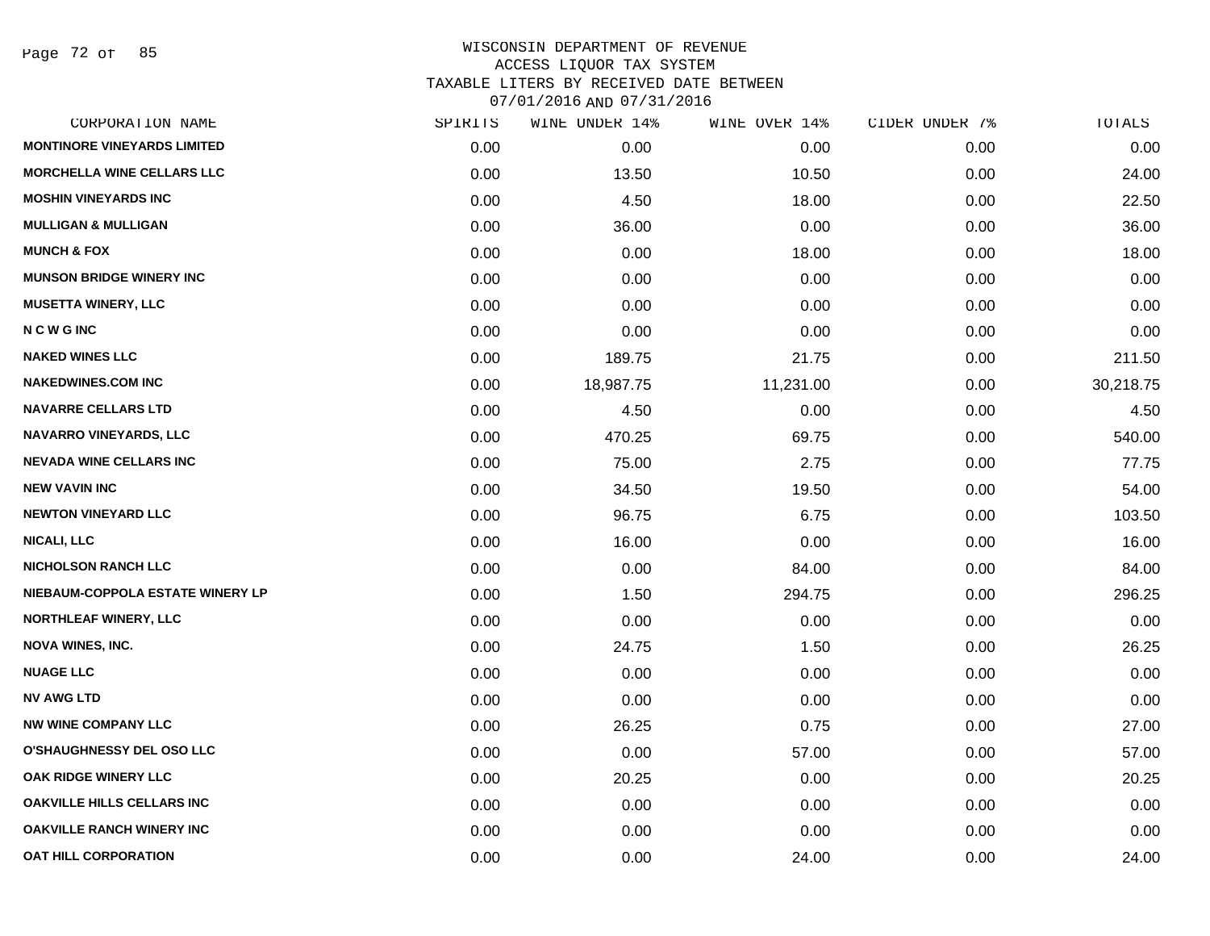WISCONSIN DEPARTMENT OF REVENUE
ACCESS LIQUOR TAX SYSTEM
TAXABLE LITERS BY RECEIVED DATE BETWEEN
07/01/2016 AND 07/31/2016

| CORPORATION NAME | SPIRITS | WINE UNDER 14% | WINE OVER 14% | CIDER UNDER 7% | TOTALS |
|---|---|---|---|---|---|
| MONTINORE VINEYARDS LIMITED | 0.00 | 0.00 | 0.00 | 0.00 | 0.00 |
| MORCHELLA WINE CELLARS LLC | 0.00 | 13.50 | 10.50 | 0.00 | 24.00 |
| MOSHIN VINEYARDS INC | 0.00 | 4.50 | 18.00 | 0.00 | 22.50 |
| MULLIGAN & MULLIGAN | 0.00 | 36.00 | 0.00 | 0.00 | 36.00 |
| MUNCH & FOX | 0.00 | 0.00 | 18.00 | 0.00 | 18.00 |
| MUNSON BRIDGE WINERY INC | 0.00 | 0.00 | 0.00 | 0.00 | 0.00 |
| MUSETTA WINERY, LLC | 0.00 | 0.00 | 0.00 | 0.00 | 0.00 |
| N C W G INC | 0.00 | 0.00 | 0.00 | 0.00 | 0.00 |
| NAKED WINES LLC | 0.00 | 189.75 | 21.75 | 0.00 | 211.50 |
| NAKEDWINES.COM INC | 0.00 | 18,987.75 | 11,231.00 | 0.00 | 30,218.75 |
| NAVARRE CELLARS LTD | 0.00 | 4.50 | 0.00 | 0.00 | 4.50 |
| NAVARRO VINEYARDS, LLC | 0.00 | 470.25 | 69.75 | 0.00 | 540.00 |
| NEVADA WINE CELLARS INC | 0.00 | 75.00 | 2.75 | 0.00 | 77.75 |
| NEW VAVIN INC | 0.00 | 34.50 | 19.50 | 0.00 | 54.00 |
| NEWTON VINEYARD LLC | 0.00 | 96.75 | 6.75 | 0.00 | 103.50 |
| NICALI, LLC | 0.00 | 16.00 | 0.00 | 0.00 | 16.00 |
| NICHOLSON RANCH LLC | 0.00 | 0.00 | 84.00 | 0.00 | 84.00 |
| NIEBAUM-COPPOLA ESTATE WINERY LP | 0.00 | 1.50 | 294.75 | 0.00 | 296.25 |
| NORTHLEAF WINERY, LLC | 0.00 | 0.00 | 0.00 | 0.00 | 0.00 |
| NOVA WINES, INC. | 0.00 | 24.75 | 1.50 | 0.00 | 26.25 |
| NUAGE LLC | 0.00 | 0.00 | 0.00 | 0.00 | 0.00 |
| NV AWG LTD | 0.00 | 0.00 | 0.00 | 0.00 | 0.00 |
| NW WINE COMPANY LLC | 0.00 | 26.25 | 0.75 | 0.00 | 27.00 |
| O'SHAUGHNESSY DEL OSO LLC | 0.00 | 0.00 | 57.00 | 0.00 | 57.00 |
| OAK RIDGE WINERY LLC | 0.00 | 20.25 | 0.00 | 0.00 | 20.25 |
| OAKVILLE HILLS CELLARS INC | 0.00 | 0.00 | 0.00 | 0.00 | 0.00 |
| OAKVILLE RANCH WINERY INC | 0.00 | 0.00 | 0.00 | 0.00 | 0.00 |
| OAT HILL CORPORATION | 0.00 | 0.00 | 24.00 | 0.00 | 24.00 |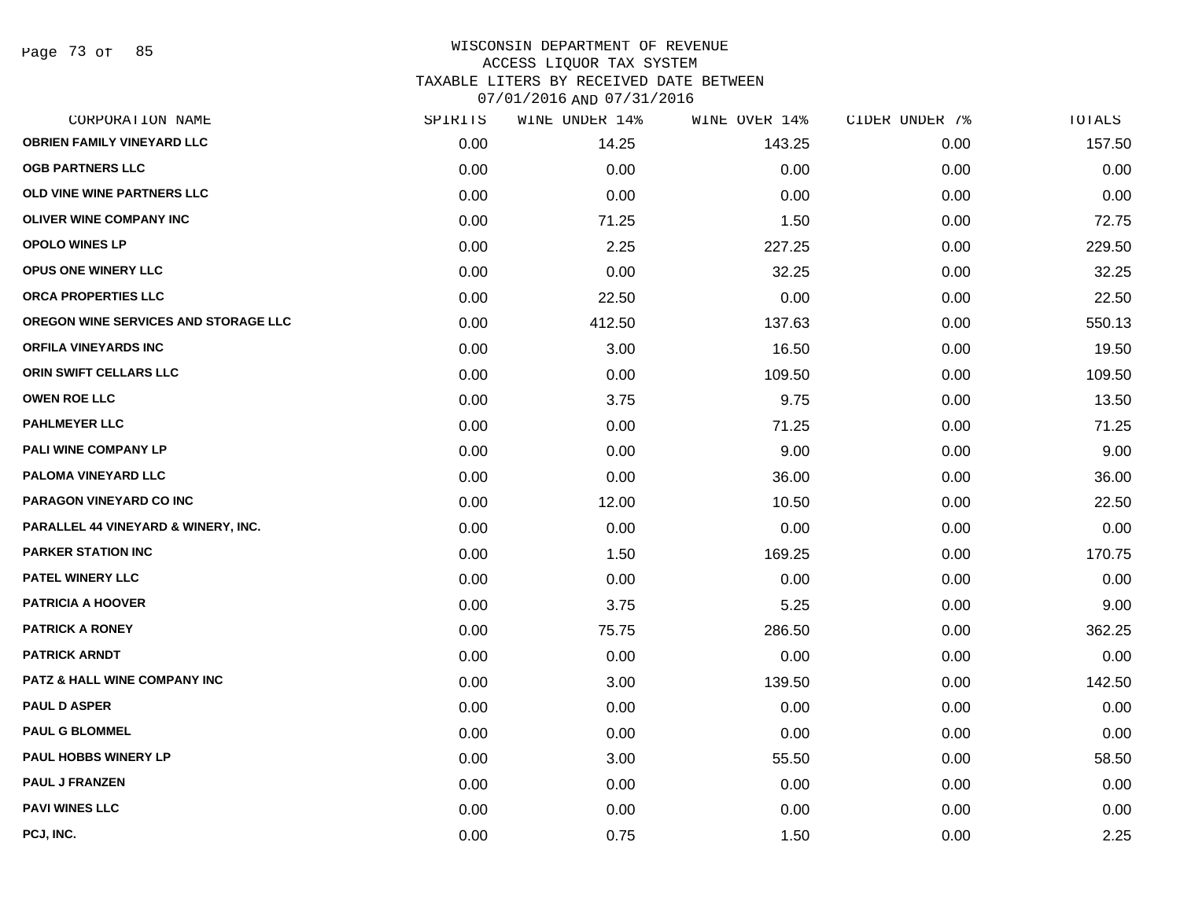WISCONSIN DEPARTMENT OF REVENUE
ACCESS LIQUOR TAX SYSTEM
TAXABLE LITERS BY RECEIVED DATE BETWEEN
07/01/2016 AND 07/31/2016

| CORPORATION NAME | SPIRITS | WINE UNDER 14% | WINE OVER 14% | CIDER UNDER 7% | TOTALS |
|---|---|---|---|---|---|
| OBRIEN FAMILY VINEYARD LLC | 0.00 | 14.25 | 143.25 | 0.00 | 157.50 |
| OGB PARTNERS LLC | 0.00 | 0.00 | 0.00 | 0.00 | 0.00 |
| OLD VINE WINE PARTNERS LLC | 0.00 | 0.00 | 0.00 | 0.00 | 0.00 |
| OLIVER WINE COMPANY INC | 0.00 | 71.25 | 1.50 | 0.00 | 72.75 |
| OPOLO WINES LP | 0.00 | 2.25 | 227.25 | 0.00 | 229.50 |
| OPUS ONE WINERY LLC | 0.00 | 0.00 | 32.25 | 0.00 | 32.25 |
| ORCA PROPERTIES LLC | 0.00 | 22.50 | 0.00 | 0.00 | 22.50 |
| OREGON WINE SERVICES AND STORAGE LLC | 0.00 | 412.50 | 137.63 | 0.00 | 550.13 |
| ORFILA VINEYARDS INC | 0.00 | 3.00 | 16.50 | 0.00 | 19.50 |
| ORIN SWIFT CELLARS LLC | 0.00 | 0.00 | 109.50 | 0.00 | 109.50 |
| OWEN ROE LLC | 0.00 | 3.75 | 9.75 | 0.00 | 13.50 |
| PAHLMEYER LLC | 0.00 | 0.00 | 71.25 | 0.00 | 71.25 |
| PALI WINE COMPANY LP | 0.00 | 0.00 | 9.00 | 0.00 | 9.00 |
| PALOMA VINEYARD LLC | 0.00 | 0.00 | 36.00 | 0.00 | 36.00 |
| PARAGON VINEYARD CO INC | 0.00 | 12.00 | 10.50 | 0.00 | 22.50 |
| PARALLEL 44 VINEYARD & WINERY, INC. | 0.00 | 0.00 | 0.00 | 0.00 | 0.00 |
| PARKER STATION INC | 0.00 | 1.50 | 169.25 | 0.00 | 170.75 |
| PATEL WINERY LLC | 0.00 | 0.00 | 0.00 | 0.00 | 0.00 |
| PATRICIA A HOOVER | 0.00 | 3.75 | 5.25 | 0.00 | 9.00 |
| PATRICK A RONEY | 0.00 | 75.75 | 286.50 | 0.00 | 362.25 |
| PATRICK ARNDT | 0.00 | 0.00 | 0.00 | 0.00 | 0.00 |
| PATZ & HALL WINE COMPANY INC | 0.00 | 3.00 | 139.50 | 0.00 | 142.50 |
| PAUL D ASPER | 0.00 | 0.00 | 0.00 | 0.00 | 0.00 |
| PAUL G BLOMMEL | 0.00 | 0.00 | 0.00 | 0.00 | 0.00 |
| PAUL HOBBS WINERY LP | 0.00 | 3.00 | 55.50 | 0.00 | 58.50 |
| PAUL J FRANZEN | 0.00 | 0.00 | 0.00 | 0.00 | 0.00 |
| PAVI WINES LLC | 0.00 | 0.00 | 0.00 | 0.00 | 0.00 |
| PCJ, INC. | 0.00 | 0.75 | 1.50 | 0.00 | 2.25 |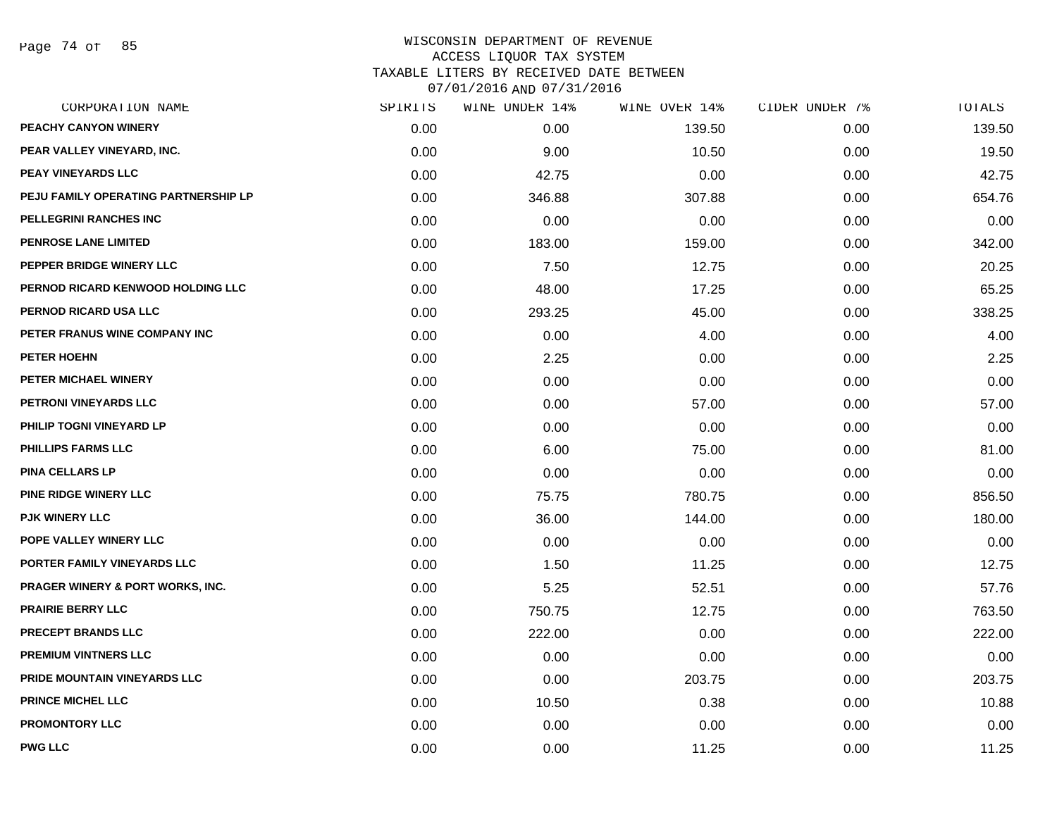# WISCONSIN DEPARTMENT OF REVENUE
## ACCESS LIQUOR TAX SYSTEM
## TAXABLE LITERS BY RECEIVED DATE BETWEEN 07/01/2016 AND 07/31/2016

| CORPORATION NAME | SPIRITS | WINE UNDER 14% | WINE OVER 14% | CIDER UNDER 7% | TOTALS |
|---|---|---|---|---|---|
| PEACHY CANYON WINERY | 0.00 | 0.00 | 139.50 | 0.00 | 139.50 |
| PEAR VALLEY VINEYARD, INC. | 0.00 | 9.00 | 10.50 | 0.00 | 19.50 |
| PEAY VINEYARDS LLC | 0.00 | 42.75 | 0.00 | 0.00 | 42.75 |
| PEJU FAMILY OPERATING PARTNERSHIP LP | 0.00 | 346.88 | 307.88 | 0.00 | 654.76 |
| PELLEGRINI RANCHES INC | 0.00 | 0.00 | 0.00 | 0.00 | 0.00 |
| PENROSE LANE LIMITED | 0.00 | 183.00 | 159.00 | 0.00 | 342.00 |
| PEPPER BRIDGE WINERY LLC | 0.00 | 7.50 | 12.75 | 0.00 | 20.25 |
| PERNOD RICARD KENWOOD HOLDING LLC | 0.00 | 48.00 | 17.25 | 0.00 | 65.25 |
| PERNOD RICARD USA LLC | 0.00 | 293.25 | 45.00 | 0.00 | 338.25 |
| PETER FRANUS WINE COMPANY INC | 0.00 | 0.00 | 4.00 | 0.00 | 4.00 |
| PETER HOEHN | 0.00 | 2.25 | 0.00 | 0.00 | 2.25 |
| PETER MICHAEL WINERY | 0.00 | 0.00 | 0.00 | 0.00 | 0.00 |
| PETRONI VINEYARDS LLC | 0.00 | 0.00 | 57.00 | 0.00 | 57.00 |
| PHILIP TOGNI VINEYARD LP | 0.00 | 0.00 | 0.00 | 0.00 | 0.00 |
| PHILLIPS FARMS LLC | 0.00 | 6.00 | 75.00 | 0.00 | 81.00 |
| PINA CELLARS LP | 0.00 | 0.00 | 0.00 | 0.00 | 0.00 |
| PINE RIDGE WINERY LLC | 0.00 | 75.75 | 780.75 | 0.00 | 856.50 |
| PJK WINERY LLC | 0.00 | 36.00 | 144.00 | 0.00 | 180.00 |
| POPE VALLEY WINERY LLC | 0.00 | 0.00 | 0.00 | 0.00 | 0.00 |
| PORTER FAMILY VINEYARDS LLC | 0.00 | 1.50 | 11.25 | 0.00 | 12.75 |
| PRAGER WINERY & PORT WORKS, INC. | 0.00 | 5.25 | 52.51 | 0.00 | 57.76 |
| PRAIRIE BERRY LLC | 0.00 | 750.75 | 12.75 | 0.00 | 763.50 |
| PRECEPT BRANDS LLC | 0.00 | 222.00 | 0.00 | 0.00 | 222.00 |
| PREMIUM VINTNERS LLC | 0.00 | 0.00 | 0.00 | 0.00 | 0.00 |
| PRIDE MOUNTAIN VINEYARDS LLC | 0.00 | 0.00 | 203.75 | 0.00 | 203.75 |
| PRINCE MICHEL LLC | 0.00 | 10.50 | 0.38 | 0.00 | 10.88 |
| PROMONTORY LLC | 0.00 | 0.00 | 0.00 | 0.00 | 0.00 |
| PWG LLC | 0.00 | 0.00 | 11.25 | 0.00 | 11.25 |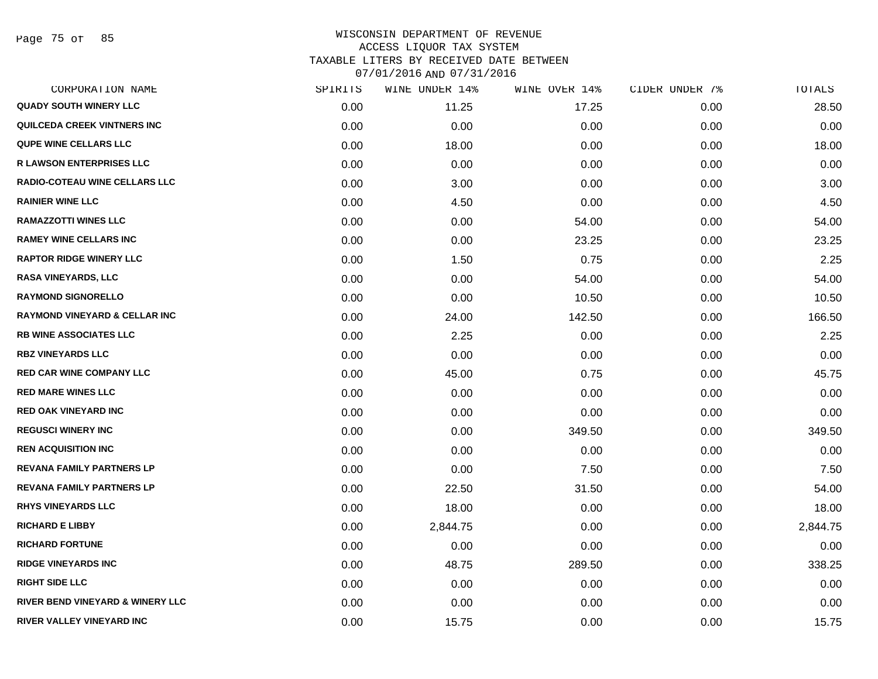WISCONSIN DEPARTMENT OF REVENUE
ACCESS LIQUOR TAX SYSTEM
TAXABLE LITERS BY RECEIVED DATE BETWEEN
07/01/2016 AND 07/31/2016

| CORPORATION NAME | SPIRITS | WINE UNDER 14% | WINE OVER 14% | CIDER UNDER 7% | TOTALS |
|---|---|---|---|---|---|
| QUADY SOUTH WINERY LLC | 0.00 | 11.25 | 17.25 | 0.00 | 28.50 |
| QUILCEDA CREEK VINTNERS INC | 0.00 | 0.00 | 0.00 | 0.00 | 0.00 |
| QUPE WINE CELLARS LLC | 0.00 | 18.00 | 0.00 | 0.00 | 18.00 |
| R LAWSON ENTERPRISES LLC | 0.00 | 0.00 | 0.00 | 0.00 | 0.00 |
| RADIO-COTEAU WINE CELLARS LLC | 0.00 | 3.00 | 0.00 | 0.00 | 3.00 |
| RAINIER WINE LLC | 0.00 | 4.50 | 0.00 | 0.00 | 4.50 |
| RAMAZZOTTI WINES LLC | 0.00 | 0.00 | 54.00 | 0.00 | 54.00 |
| RAMEY WINE CELLARS INC | 0.00 | 0.00 | 23.25 | 0.00 | 23.25 |
| RAPTOR RIDGE WINERY LLC | 0.00 | 1.50 | 0.75 | 0.00 | 2.25 |
| RASA VINEYARDS, LLC | 0.00 | 0.00 | 54.00 | 0.00 | 54.00 |
| RAYMOND SIGNORELLO | 0.00 | 0.00 | 10.50 | 0.00 | 10.50 |
| RAYMOND VINEYARD & CELLAR INC | 0.00 | 24.00 | 142.50 | 0.00 | 166.50 |
| RB WINE ASSOCIATES LLC | 0.00 | 2.25 | 0.00 | 0.00 | 2.25 |
| RBZ VINEYARDS LLC | 0.00 | 0.00 | 0.00 | 0.00 | 0.00 |
| RED CAR WINE COMPANY LLC | 0.00 | 45.00 | 0.75 | 0.00 | 45.75 |
| RED MARE WINES LLC | 0.00 | 0.00 | 0.00 | 0.00 | 0.00 |
| RED OAK VINEYARD INC | 0.00 | 0.00 | 0.00 | 0.00 | 0.00 |
| REGUSCI WINERY INC | 0.00 | 0.00 | 349.50 | 0.00 | 349.50 |
| REN ACQUISITION INC | 0.00 | 0.00 | 0.00 | 0.00 | 0.00 |
| REVANA FAMILY PARTNERS LP | 0.00 | 0.00 | 7.50 | 0.00 | 7.50 |
| REVANA FAMILY PARTNERS LP | 0.00 | 22.50 | 31.50 | 0.00 | 54.00 |
| RHYS VINEYARDS LLC | 0.00 | 18.00 | 0.00 | 0.00 | 18.00 |
| RICHARD E LIBBY | 0.00 | 2,844.75 | 0.00 | 0.00 | 2,844.75 |
| RICHARD FORTUNE | 0.00 | 0.00 | 0.00 | 0.00 | 0.00 |
| RIDGE VINEYARDS INC | 0.00 | 48.75 | 289.50 | 0.00 | 338.25 |
| RIGHT SIDE LLC | 0.00 | 0.00 | 0.00 | 0.00 | 0.00 |
| RIVER BEND VINEYARD & WINERY LLC | 0.00 | 0.00 | 0.00 | 0.00 | 0.00 |
| RIVER VALLEY VINEYARD INC | 0.00 | 15.75 | 0.00 | 0.00 | 15.75 |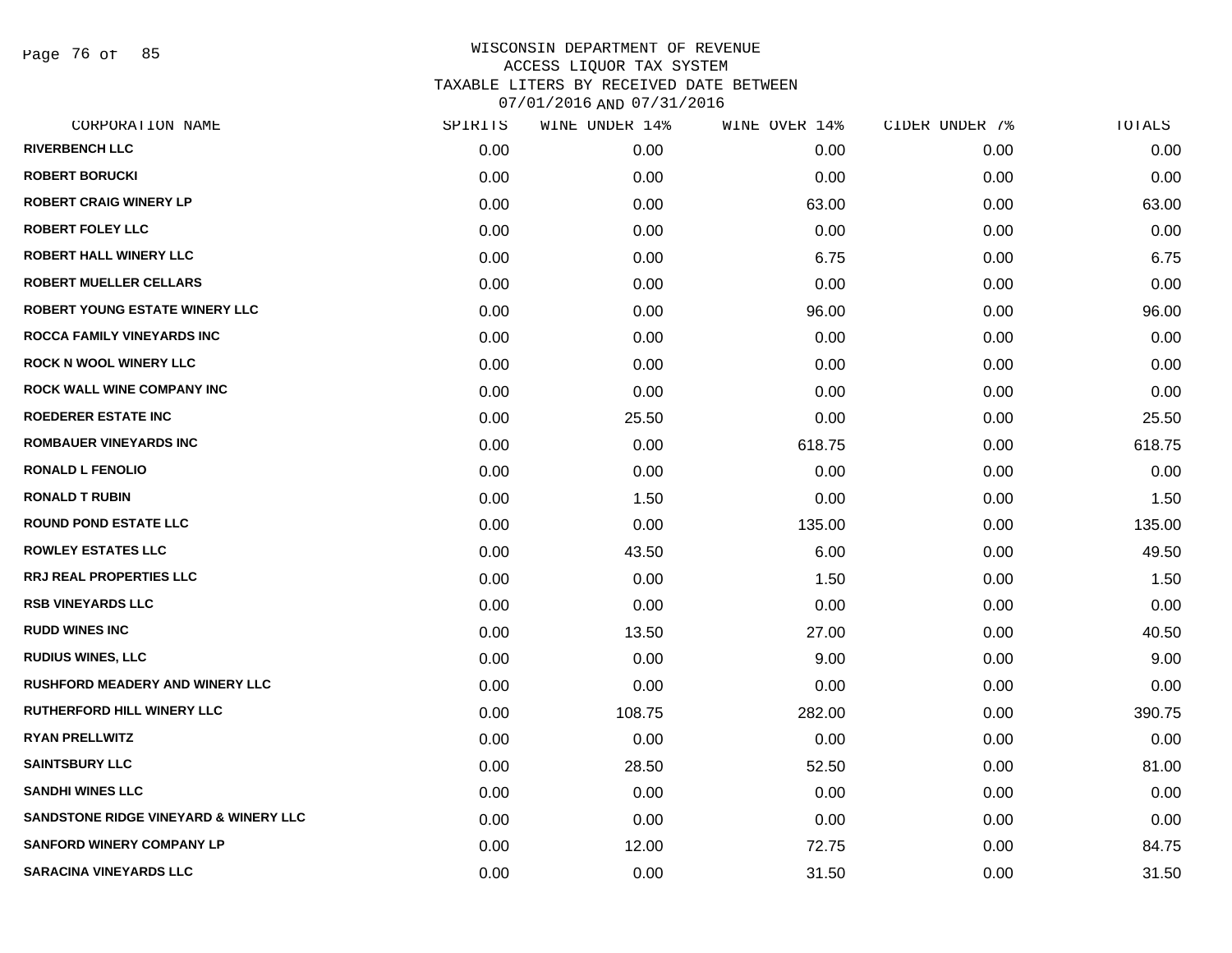# WISCONSIN DEPARTMENT OF REVENUE
## ACCESS LIQUOR TAX SYSTEM
## TAXABLE LITERS BY RECEIVED DATE BETWEEN 07/01/2016 AND 07/31/2016

| CORPORATION NAME | SPIRITS | WINE UNDER 14% | WINE OVER 14% | CIDER UNDER 7% | TOTALS |
|---|---|---|---|---|---|
| RIVERBENCH LLC | 0.00 | 0.00 | 0.00 | 0.00 | 0.00 |
| ROBERT BORUCKI | 0.00 | 0.00 | 0.00 | 0.00 | 0.00 |
| ROBERT CRAIG WINERY LP | 0.00 | 0.00 | 63.00 | 0.00 | 63.00 |
| ROBERT FOLEY LLC | 0.00 | 0.00 | 0.00 | 0.00 | 0.00 |
| ROBERT HALL WINERY LLC | 0.00 | 0.00 | 6.75 | 0.00 | 6.75 |
| ROBERT MUELLER CELLARS | 0.00 | 0.00 | 0.00 | 0.00 | 0.00 |
| ROBERT YOUNG ESTATE WINERY LLC | 0.00 | 0.00 | 96.00 | 0.00 | 96.00 |
| ROCCA FAMILY VINEYARDS INC | 0.00 | 0.00 | 0.00 | 0.00 | 0.00 |
| ROCK N WOOL WINERY LLC | 0.00 | 0.00 | 0.00 | 0.00 | 0.00 |
| ROCK WALL WINE COMPANY INC | 0.00 | 0.00 | 0.00 | 0.00 | 0.00 |
| ROEDERER ESTATE INC | 0.00 | 25.50 | 0.00 | 0.00 | 25.50 |
| ROMBAUER VINEYARDS INC | 0.00 | 0.00 | 618.75 | 0.00 | 618.75 |
| RONALD L FENOLIO | 0.00 | 0.00 | 0.00 | 0.00 | 0.00 |
| RONALD T RUBIN | 0.00 | 1.50 | 0.00 | 0.00 | 1.50 |
| ROUND POND ESTATE LLC | 0.00 | 0.00 | 135.00 | 0.00 | 135.00 |
| ROWLEY ESTATES LLC | 0.00 | 43.50 | 6.00 | 0.00 | 49.50 |
| RRJ REAL PROPERTIES LLC | 0.00 | 0.00 | 1.50 | 0.00 | 1.50 |
| RSB VINEYARDS LLC | 0.00 | 0.00 | 0.00 | 0.00 | 0.00 |
| RUDD WINES INC | 0.00 | 13.50 | 27.00 | 0.00 | 40.50 |
| RUDIUS WINES, LLC | 0.00 | 0.00 | 9.00 | 0.00 | 9.00 |
| RUSHFORD MEADERY AND WINERY LLC | 0.00 | 0.00 | 0.00 | 0.00 | 0.00 |
| RUTHERFORD HILL WINERY LLC | 0.00 | 108.75 | 282.00 | 0.00 | 390.75 |
| RYAN PRELLWITZ | 0.00 | 0.00 | 0.00 | 0.00 | 0.00 |
| SAINTSBURY LLC | 0.00 | 28.50 | 52.50 | 0.00 | 81.00 |
| SANDHI WINES LLC | 0.00 | 0.00 | 0.00 | 0.00 | 0.00 |
| SANDSTONE RIDGE VINEYARD & WINERY LLC | 0.00 | 0.00 | 0.00 | 0.00 | 0.00 |
| SANFORD WINERY COMPANY LP | 0.00 | 12.00 | 72.75 | 0.00 | 84.75 |
| SARACINA VINEYARDS LLC | 0.00 | 0.00 | 31.50 | 0.00 | 31.50 |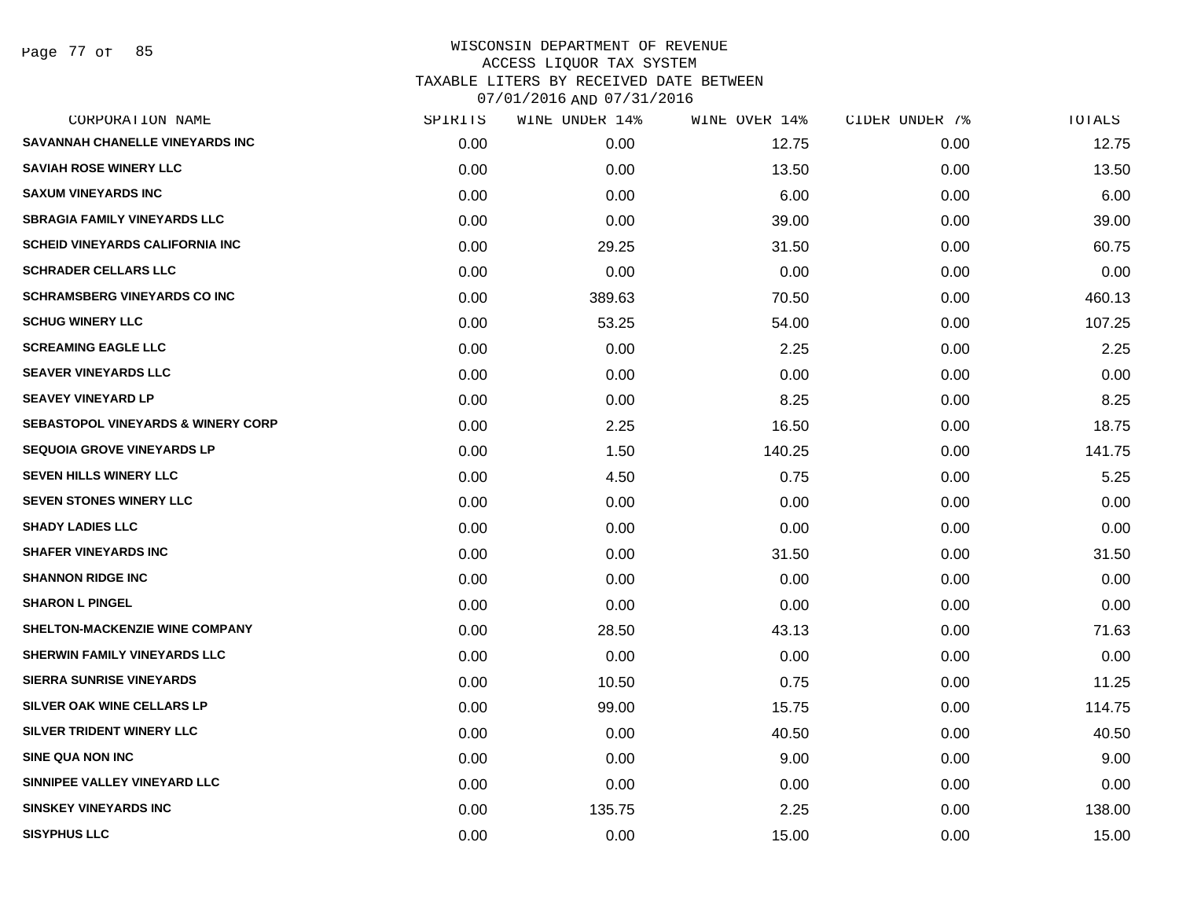# WISCONSIN DEPARTMENT OF REVENUE
## ACCESS LIQUOR TAX SYSTEM
## TAXABLE LITERS BY RECEIVED DATE BETWEEN 07/01/2016 AND 07/31/2016

| CORPORATION NAME | SPIRITS | WINE UNDER 14% | WINE OVER 14% | CIDER UNDER 7% | TOTALS |
|---|---|---|---|---|---|
| SAVANNAH CHANELLE VINEYARDS INC | 0.00 | 0.00 | 12.75 | 0.00 | 12.75 |
| SAVIAH ROSE WINERY LLC | 0.00 | 0.00 | 13.50 | 0.00 | 13.50 |
| SAXUM VINEYARDS INC | 0.00 | 0.00 | 6.00 | 0.00 | 6.00 |
| SBRAGIA FAMILY VINEYARDS LLC | 0.00 | 0.00 | 39.00 | 0.00 | 39.00 |
| SCHEID VINEYARDS CALIFORNIA INC | 0.00 | 29.25 | 31.50 | 0.00 | 60.75 |
| SCHRADER CELLARS LLC | 0.00 | 0.00 | 0.00 | 0.00 | 0.00 |
| SCHRAMSBERG VINEYARDS CO INC | 0.00 | 389.63 | 70.50 | 0.00 | 460.13 |
| SCHUG WINERY LLC | 0.00 | 53.25 | 54.00 | 0.00 | 107.25 |
| SCREAMING EAGLE LLC | 0.00 | 0.00 | 2.25 | 0.00 | 2.25 |
| SEAVER VINEYARDS LLC | 0.00 | 0.00 | 0.00 | 0.00 | 0.00 |
| SEAVEY VINEYARD LP | 0.00 | 0.00 | 8.25 | 0.00 | 8.25 |
| SEBASTOPOL VINEYARDS & WINERY CORP | 0.00 | 2.25 | 16.50 | 0.00 | 18.75 |
| SEQUOIA GROVE VINEYARDS LP | 0.00 | 1.50 | 140.25 | 0.00 | 141.75 |
| SEVEN HILLS WINERY LLC | 0.00 | 4.50 | 0.75 | 0.00 | 5.25 |
| SEVEN STONES WINERY LLC | 0.00 | 0.00 | 0.00 | 0.00 | 0.00 |
| SHADY LADIES LLC | 0.00 | 0.00 | 0.00 | 0.00 | 0.00 |
| SHAFER VINEYARDS INC | 0.00 | 0.00 | 31.50 | 0.00 | 31.50 |
| SHANNON RIDGE INC | 0.00 | 0.00 | 0.00 | 0.00 | 0.00 |
| SHARON L PINGEL | 0.00 | 0.00 | 0.00 | 0.00 | 0.00 |
| SHELTON-MACKENZIE WINE COMPANY | 0.00 | 28.50 | 43.13 | 0.00 | 71.63 |
| SHERWIN FAMILY VINEYARDS LLC | 0.00 | 0.00 | 0.00 | 0.00 | 0.00 |
| SIERRA SUNRISE VINEYARDS | 0.00 | 10.50 | 0.75 | 0.00 | 11.25 |
| SILVER OAK WINE CELLARS LP | 0.00 | 99.00 | 15.75 | 0.00 | 114.75 |
| SILVER TRIDENT WINERY LLC | 0.00 | 0.00 | 40.50 | 0.00 | 40.50 |
| SINE QUA NON INC | 0.00 | 0.00 | 9.00 | 0.00 | 9.00 |
| SINNIPEE VALLEY VINEYARD LLC | 0.00 | 0.00 | 0.00 | 0.00 | 0.00 |
| SINSKEY VINEYARDS INC | 0.00 | 135.75 | 2.25 | 0.00 | 138.00 |
| SISYPHUS LLC | 0.00 | 0.00 | 15.00 | 0.00 | 15.00 |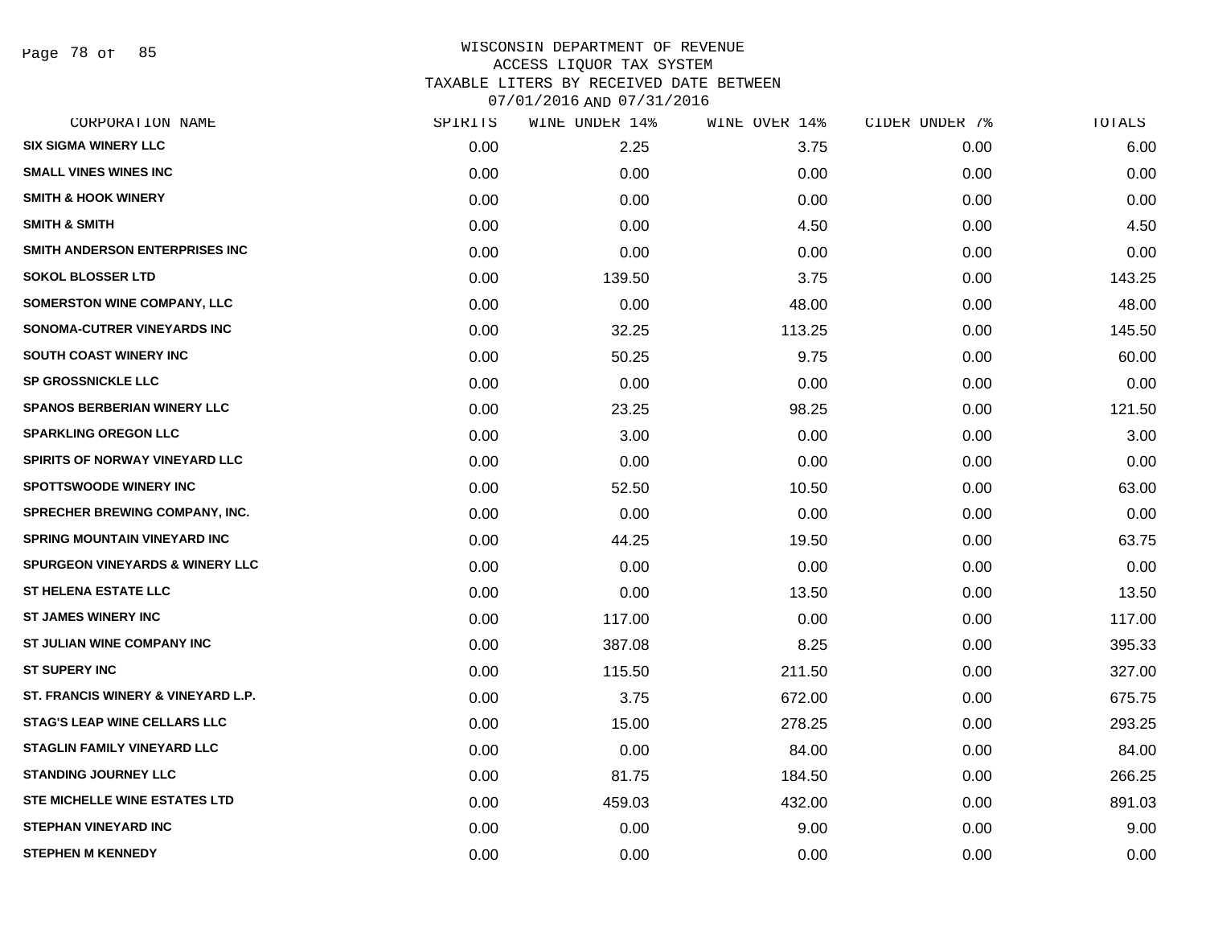# WISCONSIN DEPARTMENT OF REVENUE
## ACCESS LIQUOR TAX SYSTEM
## TAXABLE LITERS BY RECEIVED DATE BETWEEN 07/01/2016 AND 07/31/2016

| CORPORATION NAME | SPIRITS | WINE UNDER 14% | WINE OVER 14% | CIDER UNDER 7% | TOTALS |
|---|---|---|---|---|---|
| SIX SIGMA WINERY LLC | 0.00 | 2.25 | 3.75 | 0.00 | 6.00 |
| SMALL VINES WINES INC | 0.00 | 0.00 | 0.00 | 0.00 | 0.00 |
| SMITH & HOOK WINERY | 0.00 | 0.00 | 0.00 | 0.00 | 0.00 |
| SMITH & SMITH | 0.00 | 0.00 | 4.50 | 0.00 | 4.50 |
| SMITH ANDERSON ENTERPRISES INC | 0.00 | 0.00 | 0.00 | 0.00 | 0.00 |
| SOKOL BLOSSER LTD | 0.00 | 139.50 | 3.75 | 0.00 | 143.25 |
| SOMERSTON WINE COMPANY, LLC | 0.00 | 0.00 | 48.00 | 0.00 | 48.00 |
| SONOMA-CUTRER VINEYARDS INC | 0.00 | 32.25 | 113.25 | 0.00 | 145.50 |
| SOUTH COAST WINERY INC | 0.00 | 50.25 | 9.75 | 0.00 | 60.00 |
| SP GROSSNICKLE LLC | 0.00 | 0.00 | 0.00 | 0.00 | 0.00 |
| SPANOS BERBERIAN WINERY LLC | 0.00 | 23.25 | 98.25 | 0.00 | 121.50 |
| SPARKLING OREGON LLC | 0.00 | 3.00 | 0.00 | 0.00 | 3.00 |
| SPIRITS OF NORWAY VINEYARD LLC | 0.00 | 0.00 | 0.00 | 0.00 | 0.00 |
| SPOTTSWOODE WINERY INC | 0.00 | 52.50 | 10.50 | 0.00 | 63.00 |
| SPRECHER BREWING COMPANY, INC. | 0.00 | 0.00 | 0.00 | 0.00 | 0.00 |
| SPRING MOUNTAIN VINEYARD INC | 0.00 | 44.25 | 19.50 | 0.00 | 63.75 |
| SPURGEON VINEYARDS & WINERY LLC | 0.00 | 0.00 | 0.00 | 0.00 | 0.00 |
| ST HELENA ESTATE LLC | 0.00 | 0.00 | 13.50 | 0.00 | 13.50 |
| ST JAMES WINERY INC | 0.00 | 117.00 | 0.00 | 0.00 | 117.00 |
| ST JULIAN WINE COMPANY INC | 0.00 | 387.08 | 8.25 | 0.00 | 395.33 |
| ST SUPERY INC | 0.00 | 115.50 | 211.50 | 0.00 | 327.00 |
| ST. FRANCIS WINERY & VINEYARD L.P. | 0.00 | 3.75 | 672.00 | 0.00 | 675.75 |
| STAG'S LEAP WINE CELLARS LLC | 0.00 | 15.00 | 278.25 | 0.00 | 293.25 |
| STAGLIN FAMILY VINEYARD LLC | 0.00 | 0.00 | 84.00 | 0.00 | 84.00 |
| STANDING JOURNEY LLC | 0.00 | 81.75 | 184.50 | 0.00 | 266.25 |
| STE MICHELLE WINE ESTATES LTD | 0.00 | 459.03 | 432.00 | 0.00 | 891.03 |
| STEPHAN VINEYARD INC | 0.00 | 0.00 | 9.00 | 0.00 | 9.00 |
| STEPHEN M KENNEDY | 0.00 | 0.00 | 0.00 | 0.00 | 0.00 |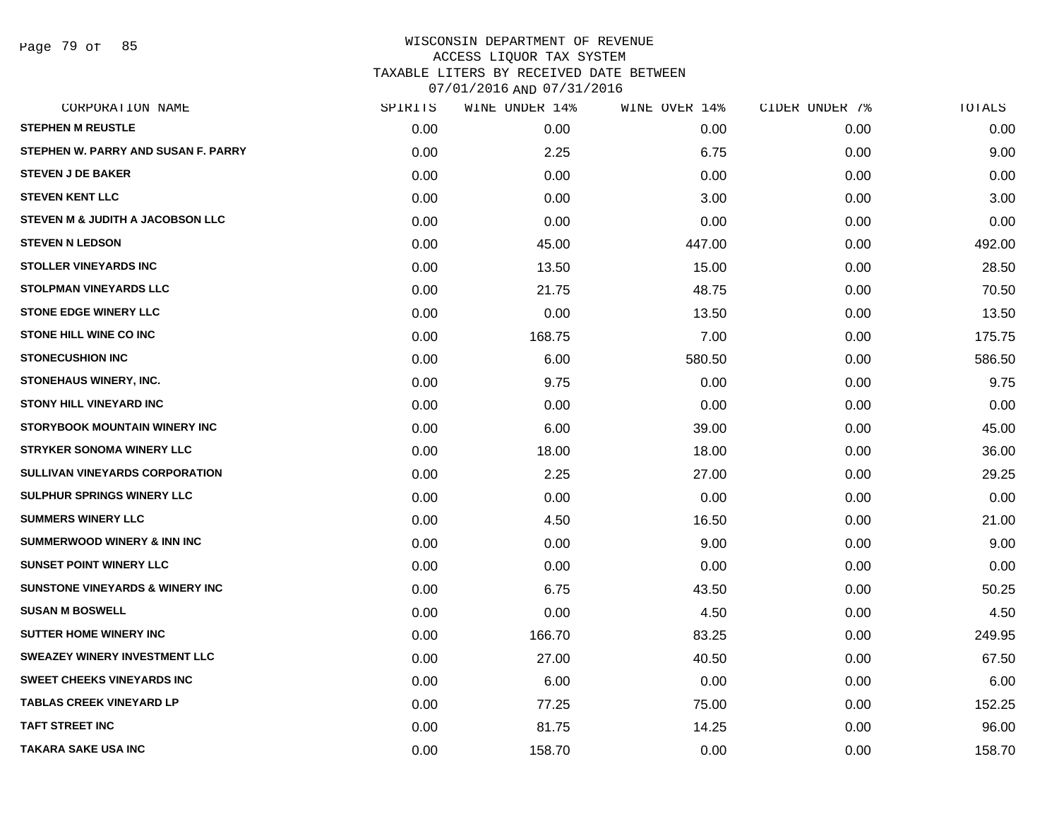# WISCONSIN DEPARTMENT OF REVENUE
## ACCESS LIQUOR TAX SYSTEM
## TAXABLE LITERS BY RECEIVED DATE BETWEEN 07/01/2016 AND 07/31/2016

| CORPORATION NAME | SPIRITS | WINE UNDER 14% | WINE OVER 14% | CIDER UNDER 7% | TOTALS |
|---|---|---|---|---|---|
| STEPHEN M REUSTLE | 0.00 | 0.00 | 0.00 | 0.00 | 0.00 |
| STEPHEN W. PARRY AND SUSAN F. PARRY | 0.00 | 2.25 | 6.75 | 0.00 | 9.00 |
| STEVEN J DE BAKER | 0.00 | 0.00 | 0.00 | 0.00 | 0.00 |
| STEVEN KENT LLC | 0.00 | 0.00 | 3.00 | 0.00 | 3.00 |
| STEVEN M & JUDITH A JACOBSON LLC | 0.00 | 0.00 | 0.00 | 0.00 | 0.00 |
| STEVEN N LEDSON | 0.00 | 45.00 | 447.00 | 0.00 | 492.00 |
| STOLLER VINEYARDS INC | 0.00 | 13.50 | 15.00 | 0.00 | 28.50 |
| STOLPMAN VINEYARDS LLC | 0.00 | 21.75 | 48.75 | 0.00 | 70.50 |
| STONE EDGE WINERY LLC | 0.00 | 0.00 | 13.50 | 0.00 | 13.50 |
| STONE HILL WINE CO INC | 0.00 | 168.75 | 7.00 | 0.00 | 175.75 |
| STONECUSHION INC | 0.00 | 6.00 | 580.50 | 0.00 | 586.50 |
| STONEHAUS WINERY, INC. | 0.00 | 9.75 | 0.00 | 0.00 | 9.75 |
| STONY HILL VINEYARD INC | 0.00 | 0.00 | 0.00 | 0.00 | 0.00 |
| STORYBOOK MOUNTAIN WINERY INC | 0.00 | 6.00 | 39.00 | 0.00 | 45.00 |
| STRYKER SONOMA WINERY LLC | 0.00 | 18.00 | 18.00 | 0.00 | 36.00 |
| SULLIVAN VINEYARDS CORPORATION | 0.00 | 2.25 | 27.00 | 0.00 | 29.25 |
| SULPHUR SPRINGS WINERY LLC | 0.00 | 0.00 | 0.00 | 0.00 | 0.00 |
| SUMMERS WINERY LLC | 0.00 | 4.50 | 16.50 | 0.00 | 21.00 |
| SUMMERWOOD WINERY & INN INC | 0.00 | 0.00 | 9.00 | 0.00 | 9.00 |
| SUNSET POINT WINERY LLC | 0.00 | 0.00 | 0.00 | 0.00 | 0.00 |
| SUNSTONE VINEYARDS & WINERY INC | 0.00 | 6.75 | 43.50 | 0.00 | 50.25 |
| SUSAN M BOSWELL | 0.00 | 0.00 | 4.50 | 0.00 | 4.50 |
| SUTTER HOME WINERY INC | 0.00 | 166.70 | 83.25 | 0.00 | 249.95 |
| SWEAZEY WINERY INVESTMENT LLC | 0.00 | 27.00 | 40.50 | 0.00 | 67.50 |
| SWEET CHEEKS VINEYARDS INC | 0.00 | 6.00 | 0.00 | 0.00 | 6.00 |
| TABLAS CREEK VINEYARD LP | 0.00 | 77.25 | 75.00 | 0.00 | 152.25 |
| TAFT STREET INC | 0.00 | 81.75 | 14.25 | 0.00 | 96.00 |
| TAKARA SAKE USA INC | 0.00 | 158.70 | 0.00 | 0.00 | 158.70 |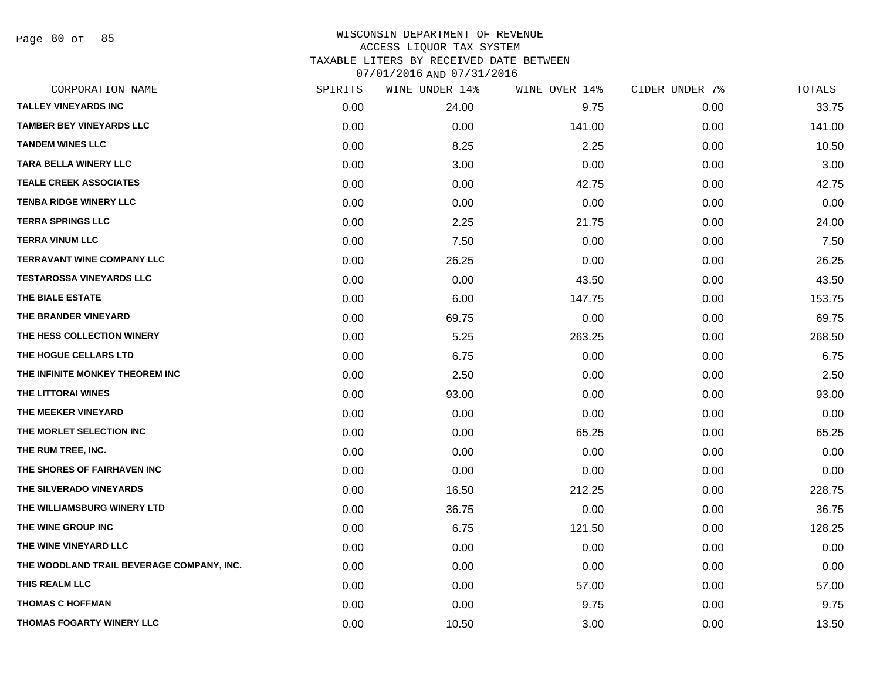WISCONSIN DEPARTMENT OF REVENUE
ACCESS LIQUOR TAX SYSTEM
TAXABLE LITERS BY RECEIVED DATE BETWEEN
07/01/2016 AND 07/31/2016

| CORPORATION NAME | SPIRITS | WINE UNDER 14% | WINE OVER 14% | CIDER UNDER 7% | TOTALS |
|---|---|---|---|---|---|
| TALLEY VINEYARDS INC | 0.00 | 24.00 | 9.75 | 0.00 | 33.75 |
| TAMBER BEY VINEYARDS LLC | 0.00 | 0.00 | 141.00 | 0.00 | 141.00 |
| TANDEM WINES LLC | 0.00 | 8.25 | 2.25 | 0.00 | 10.50 |
| TARA BELLA WINERY LLC | 0.00 | 3.00 | 0.00 | 0.00 | 3.00 |
| TEALE CREEK ASSOCIATES | 0.00 | 0.00 | 42.75 | 0.00 | 42.75 |
| TENBA RIDGE WINERY LLC | 0.00 | 0.00 | 0.00 | 0.00 | 0.00 |
| TERRA SPRINGS LLC | 0.00 | 2.25 | 21.75 | 0.00 | 24.00 |
| TERRA VINUM LLC | 0.00 | 7.50 | 0.00 | 0.00 | 7.50 |
| TERRAVANT WINE COMPANY LLC | 0.00 | 26.25 | 0.00 | 0.00 | 26.25 |
| TESTAROSSA VINEYARDS LLC | 0.00 | 0.00 | 43.50 | 0.00 | 43.50 |
| THE BIALE ESTATE | 0.00 | 6.00 | 147.75 | 0.00 | 153.75 |
| THE BRANDER VINEYARD | 0.00 | 69.75 | 0.00 | 0.00 | 69.75 |
| THE HESS COLLECTION WINERY | 0.00 | 5.25 | 263.25 | 0.00 | 268.50 |
| THE HOGUE CELLARS LTD | 0.00 | 6.75 | 0.00 | 0.00 | 6.75 |
| THE INFINITE MONKEY THEOREM INC | 0.00 | 2.50 | 0.00 | 0.00 | 2.50 |
| THE LITTORAI WINES | 0.00 | 93.00 | 0.00 | 0.00 | 93.00 |
| THE MEEKER VINEYARD | 0.00 | 0.00 | 0.00 | 0.00 | 0.00 |
| THE MORLET SELECTION INC | 0.00 | 0.00 | 65.25 | 0.00 | 65.25 |
| THE RUM TREE, INC. | 0.00 | 0.00 | 0.00 | 0.00 | 0.00 |
| THE SHORES OF FAIRHAVEN INC | 0.00 | 0.00 | 0.00 | 0.00 | 0.00 |
| THE SILVERADO VINEYARDS | 0.00 | 16.50 | 212.25 | 0.00 | 228.75 |
| THE WILLIAMSBURG WINERY LTD | 0.00 | 36.75 | 0.00 | 0.00 | 36.75 |
| THE WINE GROUP INC | 0.00 | 6.75 | 121.50 | 0.00 | 128.25 |
| THE WINE VINEYARD LLC | 0.00 | 0.00 | 0.00 | 0.00 | 0.00 |
| THE WOODLAND TRAIL BEVERAGE COMPANY, INC. | 0.00 | 0.00 | 0.00 | 0.00 | 0.00 |
| THIS REALM LLC | 0.00 | 0.00 | 57.00 | 0.00 | 57.00 |
| THOMAS C HOFFMAN | 0.00 | 0.00 | 9.75 | 0.00 | 9.75 |
| THOMAS FOGARTY WINERY LLC | 0.00 | 10.50 | 3.00 | 0.00 | 13.50 |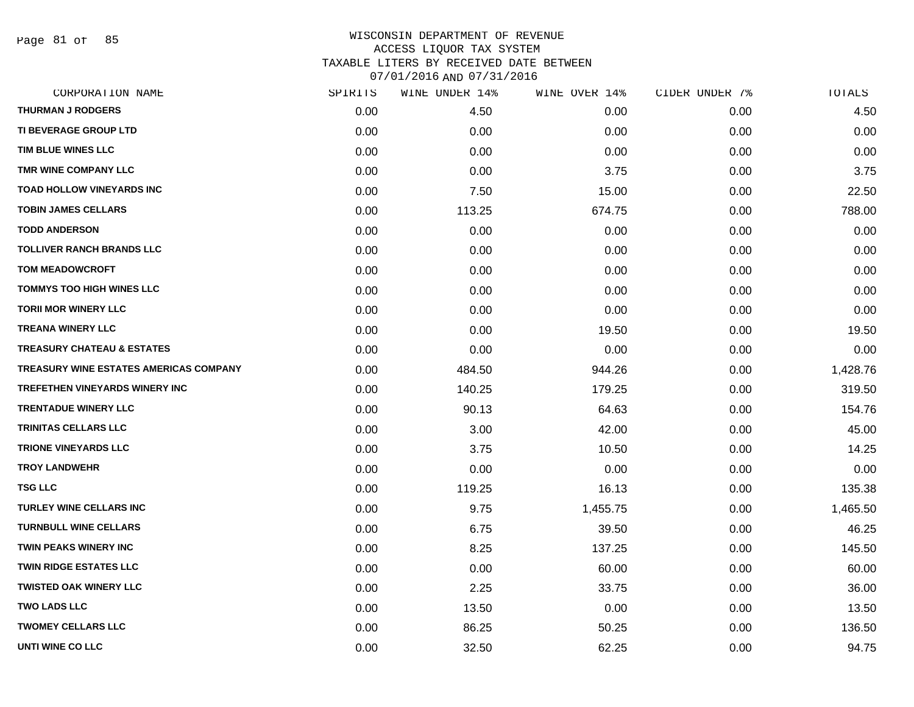WISCONSIN DEPARTMENT OF REVENUE
ACCESS LIQUOR TAX SYSTEM
TAXABLE LITERS BY RECEIVED DATE BETWEEN
07/01/2016 AND 07/31/2016

| CORPORATION NAME | SPIRITS | WINE UNDER 14% | WINE OVER 14% | CIDER UNDER 7% | TOTALS |
|---|---|---|---|---|---|
| THURMAN J RODGERS | 0.00 | 4.50 | 0.00 | 0.00 | 4.50 |
| TI BEVERAGE GROUP LTD | 0.00 | 0.00 | 0.00 | 0.00 | 0.00 |
| TIM BLUE WINES LLC | 0.00 | 0.00 | 0.00 | 0.00 | 0.00 |
| TMR WINE COMPANY LLC | 0.00 | 0.00 | 3.75 | 0.00 | 3.75 |
| TOAD HOLLOW VINEYARDS INC | 0.00 | 7.50 | 15.00 | 0.00 | 22.50 |
| TOBIN JAMES CELLARS | 0.00 | 113.25 | 674.75 | 0.00 | 788.00 |
| TODD ANDERSON | 0.00 | 0.00 | 0.00 | 0.00 | 0.00 |
| TOLLIVER RANCH BRANDS LLC | 0.00 | 0.00 | 0.00 | 0.00 | 0.00 |
| TOM MEADOWCROFT | 0.00 | 0.00 | 0.00 | 0.00 | 0.00 |
| TOMMYS TOO HIGH WINES LLC | 0.00 | 0.00 | 0.00 | 0.00 | 0.00 |
| TORII MOR WINERY LLC | 0.00 | 0.00 | 0.00 | 0.00 | 0.00 |
| TREANA WINERY LLC | 0.00 | 0.00 | 19.50 | 0.00 | 19.50 |
| TREASURY CHATEAU & ESTATES | 0.00 | 0.00 | 0.00 | 0.00 | 0.00 |
| TREASURY WINE ESTATES AMERICAS COMPANY | 0.00 | 484.50 | 944.26 | 0.00 | 1,428.76 |
| TREFETHEN VINEYARDS WINERY INC | 0.00 | 140.25 | 179.25 | 0.00 | 319.50 |
| TRENTADUE WINERY LLC | 0.00 | 90.13 | 64.63 | 0.00 | 154.76 |
| TRINITAS CELLARS LLC | 0.00 | 3.00 | 42.00 | 0.00 | 45.00 |
| TRIONE VINEYARDS LLC | 0.00 | 3.75 | 10.50 | 0.00 | 14.25 |
| TROY LANDWEHR | 0.00 | 0.00 | 0.00 | 0.00 | 0.00 |
| TSG LLC | 0.00 | 119.25 | 16.13 | 0.00 | 135.38 |
| TURLEY WINE CELLARS INC | 0.00 | 9.75 | 1,455.75 | 0.00 | 1,465.50 |
| TURNBULL WINE CELLARS | 0.00 | 6.75 | 39.50 | 0.00 | 46.25 |
| TWIN PEAKS WINERY INC | 0.00 | 8.25 | 137.25 | 0.00 | 145.50 |
| TWIN RIDGE ESTATES LLC | 0.00 | 0.00 | 60.00 | 0.00 | 60.00 |
| TWISTED OAK WINERY LLC | 0.00 | 2.25 | 33.75 | 0.00 | 36.00 |
| TWO LADS LLC | 0.00 | 13.50 | 0.00 | 0.00 | 13.50 |
| TWOMEY CELLARS LLC | 0.00 | 86.25 | 50.25 | 0.00 | 136.50 |
| UNTI WINE CO LLC | 0.00 | 32.50 | 62.25 | 0.00 | 94.75 |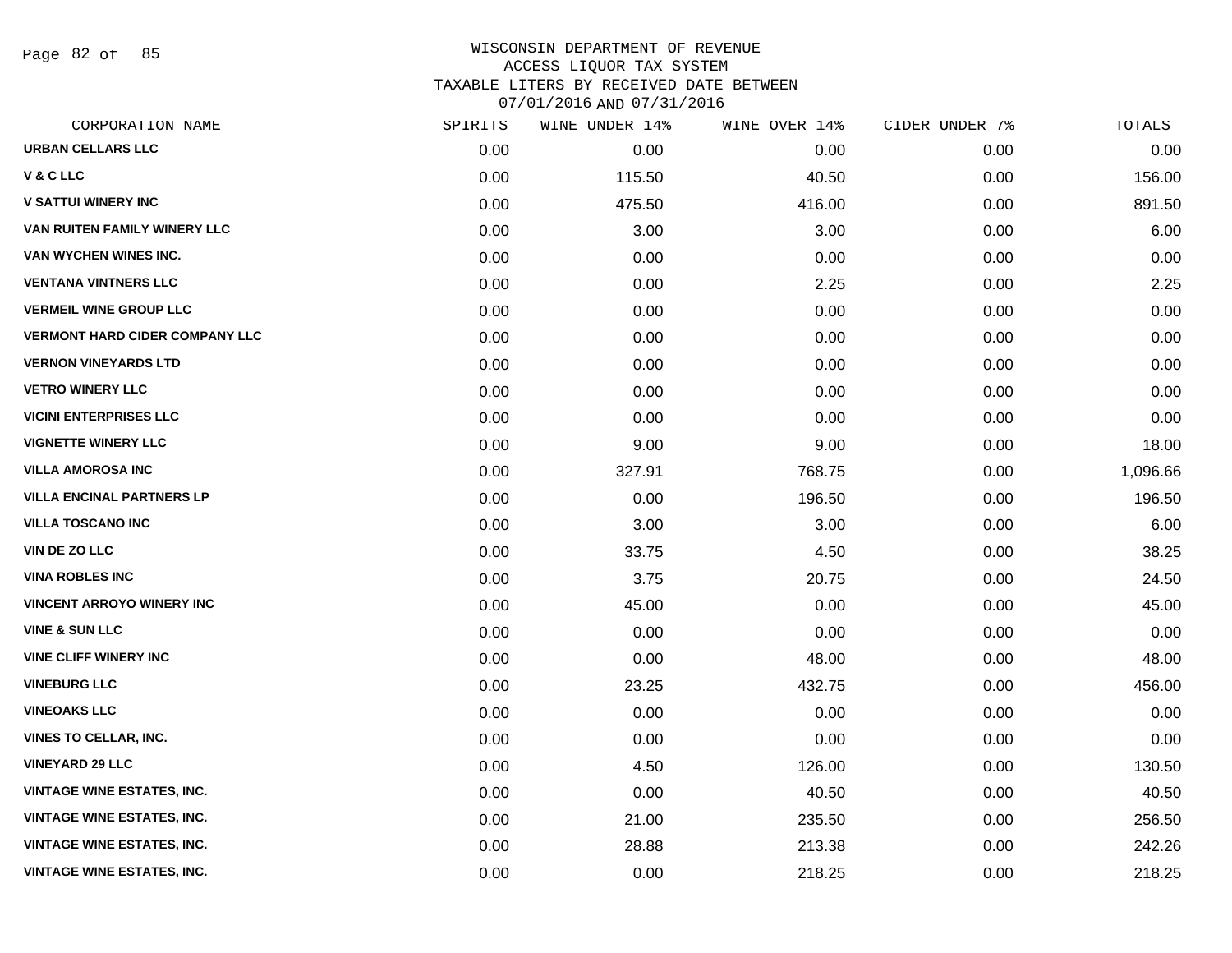# WISCONSIN DEPARTMENT OF REVENUE
## ACCESS LIQUOR TAX SYSTEM
## TAXABLE LITERS BY RECEIVED DATE BETWEEN 07/01/2016 AND 07/31/2016

| CORPORATION NAME | SPIRITS | WINE UNDER 14% | WINE OVER 14% | CIDER UNDER 7% | TOTALS |
|---|---|---|---|---|---|
| URBAN CELLARS LLC | 0.00 | 0.00 | 0.00 | 0.00 | 0.00 |
| V & C LLC | 0.00 | 115.50 | 40.50 | 0.00 | 156.00 |
| V SATTUI WINERY INC | 0.00 | 475.50 | 416.00 | 0.00 | 891.50 |
| VAN RUITEN FAMILY WINERY LLC | 0.00 | 3.00 | 3.00 | 0.00 | 6.00 |
| VAN WYCHEN WINES INC. | 0.00 | 0.00 | 0.00 | 0.00 | 0.00 |
| VENTANA VINTNERS LLC | 0.00 | 0.00 | 2.25 | 0.00 | 2.25 |
| VERMEIL WINE GROUP LLC | 0.00 | 0.00 | 0.00 | 0.00 | 0.00 |
| VERMONT HARD CIDER COMPANY LLC | 0.00 | 0.00 | 0.00 | 0.00 | 0.00 |
| VERNON VINEYARDS LTD | 0.00 | 0.00 | 0.00 | 0.00 | 0.00 |
| VETRO WINERY LLC | 0.00 | 0.00 | 0.00 | 0.00 | 0.00 |
| VICINI ENTERPRISES LLC | 0.00 | 0.00 | 0.00 | 0.00 | 0.00 |
| VIGNETTE WINERY LLC | 0.00 | 9.00 | 9.00 | 0.00 | 18.00 |
| VILLA AMOROSA INC | 0.00 | 327.91 | 768.75 | 0.00 | 1,096.66 |
| VILLA ENCINAL PARTNERS LP | 0.00 | 0.00 | 196.50 | 0.00 | 196.50 |
| VILLA TOSCANO INC | 0.00 | 3.00 | 3.00 | 0.00 | 6.00 |
| VIN DE ZO LLC | 0.00 | 33.75 | 4.50 | 0.00 | 38.25 |
| VINA ROBLES INC | 0.00 | 3.75 | 20.75 | 0.00 | 24.50 |
| VINCENT ARROYO WINERY INC | 0.00 | 45.00 | 0.00 | 0.00 | 45.00 |
| VINE & SUN LLC | 0.00 | 0.00 | 0.00 | 0.00 | 0.00 |
| VINE CLIFF WINERY INC | 0.00 | 0.00 | 48.00 | 0.00 | 48.00 |
| VINEBURG LLC | 0.00 | 23.25 | 432.75 | 0.00 | 456.00 |
| VINEOAKS LLC | 0.00 | 0.00 | 0.00 | 0.00 | 0.00 |
| VINES TO CELLAR, INC. | 0.00 | 0.00 | 0.00 | 0.00 | 0.00 |
| VINEYARD 29 LLC | 0.00 | 4.50 | 126.00 | 0.00 | 130.50 |
| VINTAGE WINE ESTATES, INC. | 0.00 | 0.00 | 40.50 | 0.00 | 40.50 |
| VINTAGE WINE ESTATES, INC. | 0.00 | 21.00 | 235.50 | 0.00 | 256.50 |
| VINTAGE WINE ESTATES, INC. | 0.00 | 28.88 | 213.38 | 0.00 | 242.26 |
| VINTAGE WINE ESTATES, INC. | 0.00 | 0.00 | 218.25 | 0.00 | 218.25 |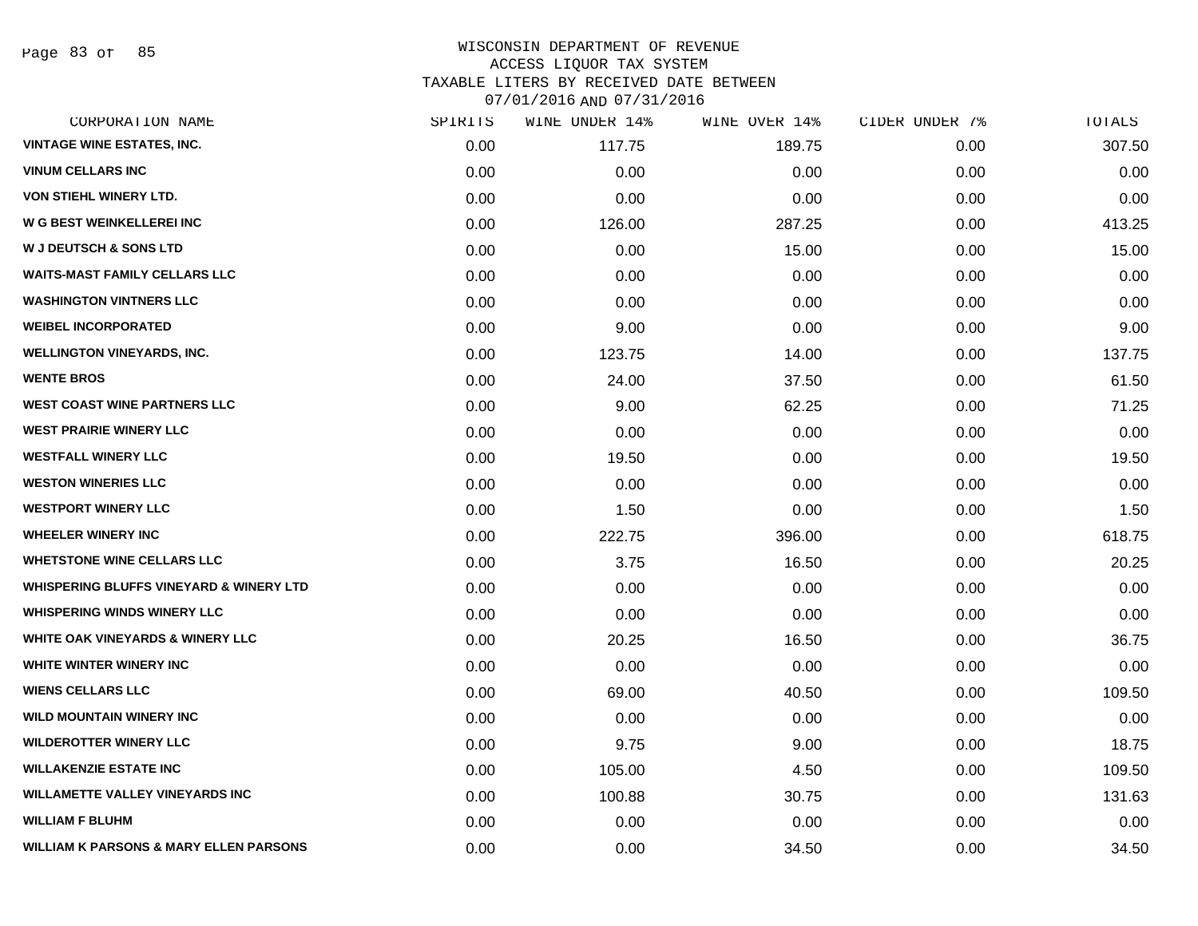WISCONSIN DEPARTMENT OF REVENUE
ACCESS LIQUOR TAX SYSTEM
TAXABLE LITERS BY RECEIVED DATE BETWEEN
07/01/2016 AND 07/31/2016

| CORPORATION NAME | SPIRITS | WINE UNDER 14% | WINE OVER 14% | CIDER UNDER 7% | TOTALS |
|---|---|---|---|---|---|
| VINTAGE WINE ESTATES, INC. | 0.00 | 117.75 | 189.75 | 0.00 | 307.50 |
| VINUM CELLARS INC | 0.00 | 0.00 | 0.00 | 0.00 | 0.00 |
| VON STIEHL WINERY LTD. | 0.00 | 0.00 | 0.00 | 0.00 | 0.00 |
| W G BEST WEINKELLEREI INC | 0.00 | 126.00 | 287.25 | 0.00 | 413.25 |
| W J DEUTSCH & SONS LTD | 0.00 | 0.00 | 15.00 | 0.00 | 15.00 |
| WAITS-MAST FAMILY CELLARS LLC | 0.00 | 0.00 | 0.00 | 0.00 | 0.00 |
| WASHINGTON VINTNERS LLC | 0.00 | 0.00 | 0.00 | 0.00 | 0.00 |
| WEIBEL INCORPORATED | 0.00 | 9.00 | 0.00 | 0.00 | 9.00 |
| WELLINGTON VINEYARDS, INC. | 0.00 | 123.75 | 14.00 | 0.00 | 137.75 |
| WENTE BROS | 0.00 | 24.00 | 37.50 | 0.00 | 61.50 |
| WEST COAST WINE PARTNERS LLC | 0.00 | 9.00 | 62.25 | 0.00 | 71.25 |
| WEST PRAIRIE WINERY LLC | 0.00 | 0.00 | 0.00 | 0.00 | 0.00 |
| WESTFALL WINERY LLC | 0.00 | 19.50 | 0.00 | 0.00 | 19.50 |
| WESTON WINERIES LLC | 0.00 | 0.00 | 0.00 | 0.00 | 0.00 |
| WESTPORT WINERY LLC | 0.00 | 1.50 | 0.00 | 0.00 | 1.50 |
| WHEELER WINERY INC | 0.00 | 222.75 | 396.00 | 0.00 | 618.75 |
| WHETSTONE WINE CELLARS LLC | 0.00 | 3.75 | 16.50 | 0.00 | 20.25 |
| WHISPERING BLUFFS VINEYARD & WINERY LTD | 0.00 | 0.00 | 0.00 | 0.00 | 0.00 |
| WHISPERING WINDS WINERY LLC | 0.00 | 0.00 | 0.00 | 0.00 | 0.00 |
| WHITE OAK VINEYARDS & WINERY LLC | 0.00 | 20.25 | 16.50 | 0.00 | 36.75 |
| WHITE WINTER WINERY INC | 0.00 | 0.00 | 0.00 | 0.00 | 0.00 |
| WIENS CELLARS LLC | 0.00 | 69.00 | 40.50 | 0.00 | 109.50 |
| WILD MOUNTAIN WINERY INC | 0.00 | 0.00 | 0.00 | 0.00 | 0.00 |
| WILDEROTTER WINERY LLC | 0.00 | 9.75 | 9.00 | 0.00 | 18.75 |
| WILLAKENZIE ESTATE INC | 0.00 | 105.00 | 4.50 | 0.00 | 109.50 |
| WILLAMETTE VALLEY VINEYARDS INC | 0.00 | 100.88 | 30.75 | 0.00 | 131.63 |
| WILLIAM F BLUHM | 0.00 | 0.00 | 0.00 | 0.00 | 0.00 |
| WILLIAM K PARSONS & MARY ELLEN PARSONS | 0.00 | 0.00 | 34.50 | 0.00 | 34.50 |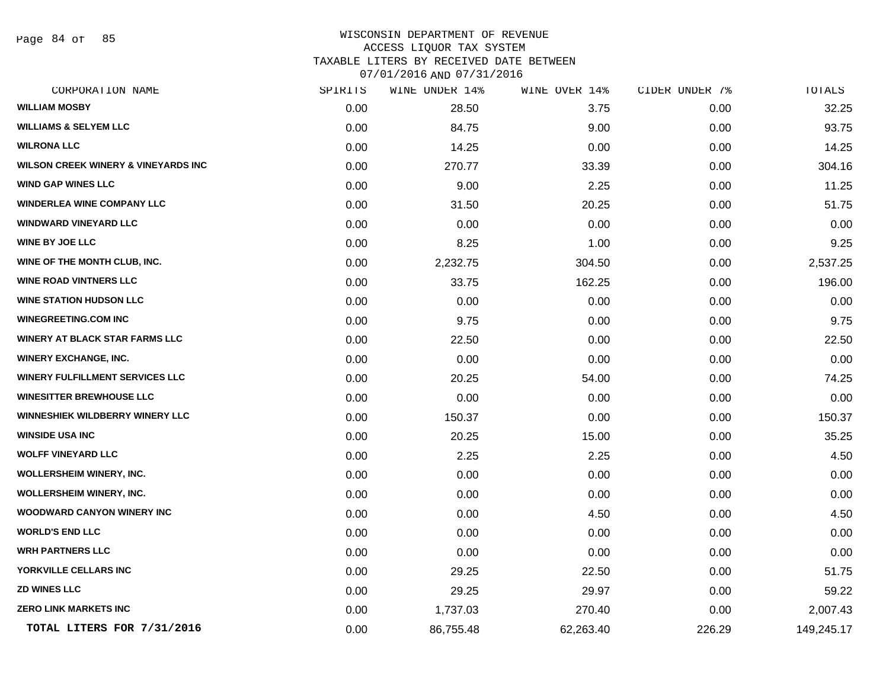WISCONSIN DEPARTMENT OF REVENUE
ACCESS LIQUOR TAX SYSTEM
TAXABLE LITERS BY RECEIVED DATE BETWEEN
07/01/2016 AND 07/31/2016

| CORPORATION NAME | SPIRITS | WINE UNDER 14% | WINE OVER 14% | CIDER UNDER 7% | TOTALS |
|---|---|---|---|---|---|
| WILLIAM MOSBY | 0.00 | 28.50 | 3.75 | 0.00 | 32.25 |
| WILLIAMS & SELYEM LLC | 0.00 | 84.75 | 9.00 | 0.00 | 93.75 |
| WILRONA LLC | 0.00 | 14.25 | 0.00 | 0.00 | 14.25 |
| WILSON CREEK WINERY & VINEYARDS INC | 0.00 | 270.77 | 33.39 | 0.00 | 304.16 |
| WIND GAP WINES LLC | 0.00 | 9.00 | 2.25 | 0.00 | 11.25 |
| WINDERLEA WINE COMPANY LLC | 0.00 | 31.50 | 20.25 | 0.00 | 51.75 |
| WINDWARD VINEYARD LLC | 0.00 | 0.00 | 0.00 | 0.00 | 0.00 |
| WINE BY JOE LLC | 0.00 | 8.25 | 1.00 | 0.00 | 9.25 |
| WINE OF THE MONTH CLUB, INC. | 0.00 | 2,232.75 | 304.50 | 0.00 | 2,537.25 |
| WINE ROAD VINTNERS LLC | 0.00 | 33.75 | 162.25 | 0.00 | 196.00 |
| WINE STATION HUDSON LLC | 0.00 | 0.00 | 0.00 | 0.00 | 0.00 |
| WINEGREETING.COM INC | 0.00 | 9.75 | 0.00 | 0.00 | 9.75 |
| WINERY AT BLACK STAR FARMS LLC | 0.00 | 22.50 | 0.00 | 0.00 | 22.50 |
| WINERY EXCHANGE, INC. | 0.00 | 0.00 | 0.00 | 0.00 | 0.00 |
| WINERY FULFILLMENT SERVICES LLC | 0.00 | 20.25 | 54.00 | 0.00 | 74.25 |
| WINESITTER BREWHOUSE LLC | 0.00 | 0.00 | 0.00 | 0.00 | 0.00 |
| WINNESHIEK WILDBERRY WINERY LLC | 0.00 | 150.37 | 0.00 | 0.00 | 150.37 |
| WINSIDE USA INC | 0.00 | 20.25 | 15.00 | 0.00 | 35.25 |
| WOLFF VINEYARD LLC | 0.00 | 2.25 | 2.25 | 0.00 | 4.50 |
| WOLLERSHEIM WINERY, INC. | 0.00 | 0.00 | 0.00 | 0.00 | 0.00 |
| WOLLERSHEIM WINERY, INC. | 0.00 | 0.00 | 0.00 | 0.00 | 0.00 |
| WOODWARD CANYON WINERY INC | 0.00 | 0.00 | 4.50 | 0.00 | 4.50 |
| WORLD'S END LLC | 0.00 | 0.00 | 0.00 | 0.00 | 0.00 |
| WRH PARTNERS LLC | 0.00 | 0.00 | 0.00 | 0.00 | 0.00 |
| YORKVILLE CELLARS INC | 0.00 | 29.25 | 22.50 | 0.00 | 51.75 |
| ZD WINES LLC | 0.00 | 29.25 | 29.97 | 0.00 | 59.22 |
| ZERO LINK MARKETS INC | 0.00 | 1,737.03 | 270.40 | 0.00 | 2,007.43 |
| **TOTAL LITERS FOR 7/31/2016** | 0.00 | 86,755.48 | 62,263.40 | 226.29 | 149,245.17 |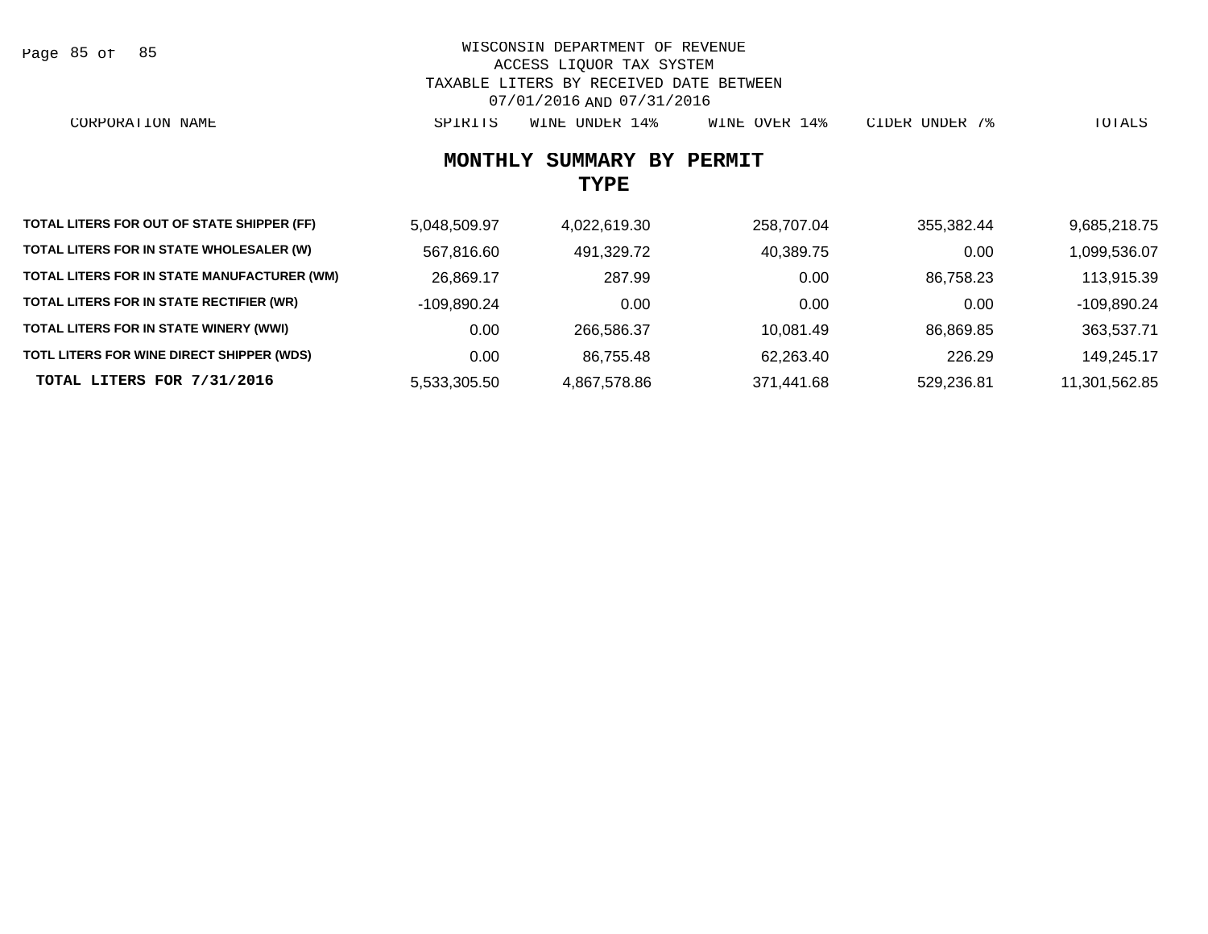WISCONSIN DEPARTMENT OF REVENUE
ACCESS LIQUOR TAX SYSTEM
TAXABLE LITERS BY RECEIVED DATE BETWEEN
07/01/2016 AND 07/31/2016

## MONTHLY SUMMARY BY PERMIT TYPE

| CORPORATION NAME | SPIRITS | WINE UNDER 14% | WINE OVER 14% | CIDER UNDER 7% | TOTALS |
|---|---|---|---|---|---|
| TOTAL LITERS FOR OUT OF STATE SHIPPER (FF) | 5,048,509.97 | 4,022,619.30 | 258,707.04 | 355,382.44 | 9,685,218.75 |
| TOTAL LITERS FOR IN STATE WHOLESALER (W) | 567,816.60 | 491,329.72 | 40,389.75 | 0.00 | 1,099,536.07 |
| TOTAL LITERS FOR IN STATE MANUFACTURER (WM) | 26,869.17 | 287.99 | 0.00 | 86,758.23 | 113,915.39 |
| TOTAL LITERS FOR IN STATE RECTIFIER (WR) | -109,890.24 | 0.00 | 0.00 | 0.00 | -109,890.24 |
| TOTAL LITERS FOR IN STATE WINERY (WWI) | 0.00 | 266,586.37 | 10,081.49 | 86,869.85 | 363,537.71 |
| TOTL LITERS FOR WINE DIRECT SHIPPER (WDS) | 0.00 | 86,755.48 | 62,263.40 | 226.29 | 149,245.17 |
| **TOTAL LITERS FOR 7/31/2016** | 5,533,305.50 | 4,867,578.86 | 371,441.68 | 529,236.81 | 11,301,562.85 |